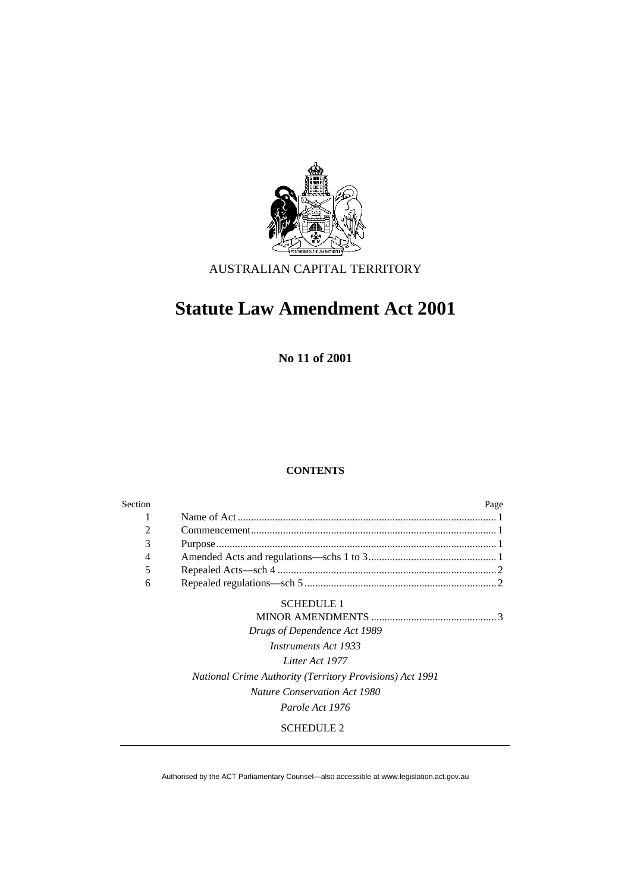AUSTRALIAN CAPITAL TERRITORY

# Statute Law Amendment Act 2001

**No 11 of 2001**

**CONTENTS**

| Section | | Page |
|---|---|---|
| 1 | Name of Act | 1 |
| 2 | Commencement | 1 |
| 3 | Purpose | 1 |
| 4 | Amended Acts and regulations—schs 1 to 3 | 1 |
| 5 | Repealed Acts—sch 4 | 2 |
| 6 | Repealed regulations—sch 5 | 2 |

SCHEDULE 1

MINOR AMENDMENTS .............................................. 3

*Drugs of Dependence Act 1989*

*Instruments Act 1933*

*Litter Act 1977*

*National Crime Authority (Territory Provisions) Act 1991*

*Nature Conservation Act 1980*

*Parole Act 1976*

SCHEDULE 2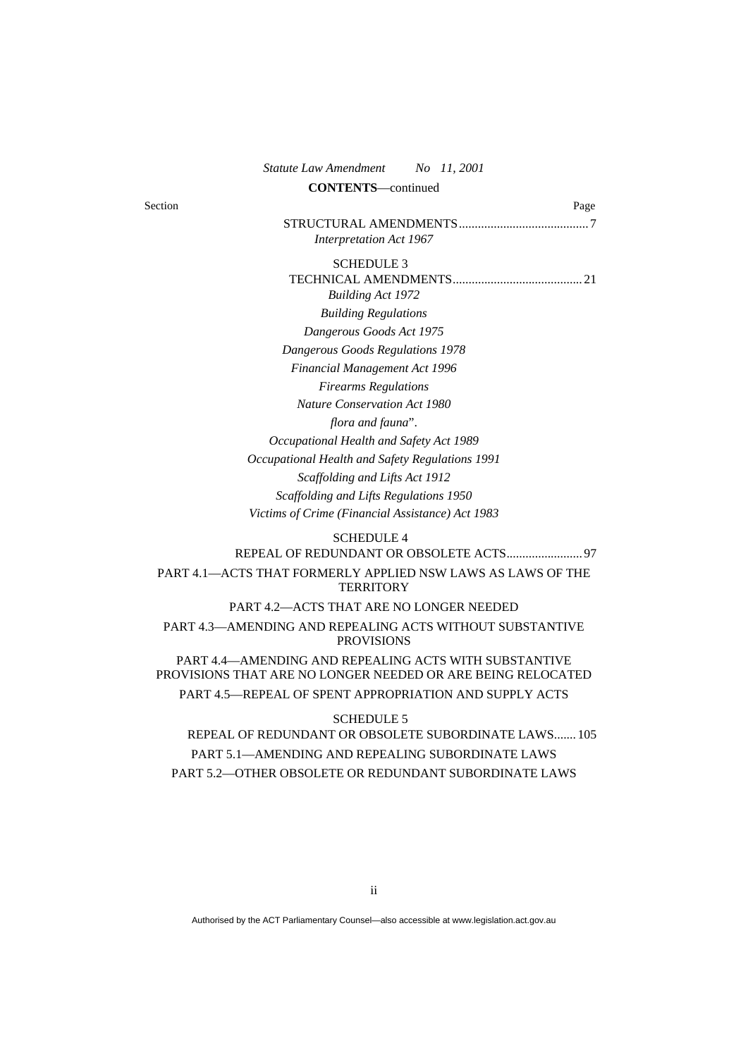*Statute Law Amendment No 11, 2001*

**CONTENTS**—continued

Section Page

STRUCTURAL AMENDMENTS......................................... 7

*Interpretation Act 1967*

SCHEDULE 3

TECHNICAL AMENDMENTS......................................... 21

*Building Act 1972*

*Building Regulations*

*Dangerous Goods Act 1975*

*Dangerous Goods Regulations 1978*

*Financial Management Act 1996*

*Firearms Regulations*

*Nature Conservation Act 1980*

*flora and fauna*".

*Occupational Health and Safety Act 1989*

*Occupational Health and Safety Regulations 1991*

*Scaffolding and Lifts Act 1912*

*Scaffolding and Lifts Regulations 1950*

*Victims of Crime (Financial Assistance) Act 1983*

SCHEDULE 4

REPEAL OF REDUNDANT OR OBSOLETE ACTS........................ 97

PART 4.1—ACTS THAT FORMERLY APPLIED NSW LAWS AS LAWS OF THE TERRITORY

PART 4.2—ACTS THAT ARE NO LONGER NEEDED

PART 4.3—AMENDING AND REPEALING ACTS WITHOUT SUBSTANTIVE PROVISIONS

PART 4.4—AMENDING AND REPEALING ACTS WITH SUBSTANTIVE PROVISIONS THAT ARE NO LONGER NEEDED OR ARE BEING RELOCATED

PART 4.5—REPEAL OF SPENT APPROPRIATION AND SUPPLY ACTS

SCHEDULE 5

REPEAL OF REDUNDANT OR OBSOLETE SUBORDINATE LAWS....... 105

PART 5.1—AMENDING AND REPEALING SUBORDINATE LAWS

PART 5.2—OTHER OBSOLETE OR REDUNDANT SUBORDINATE LAWS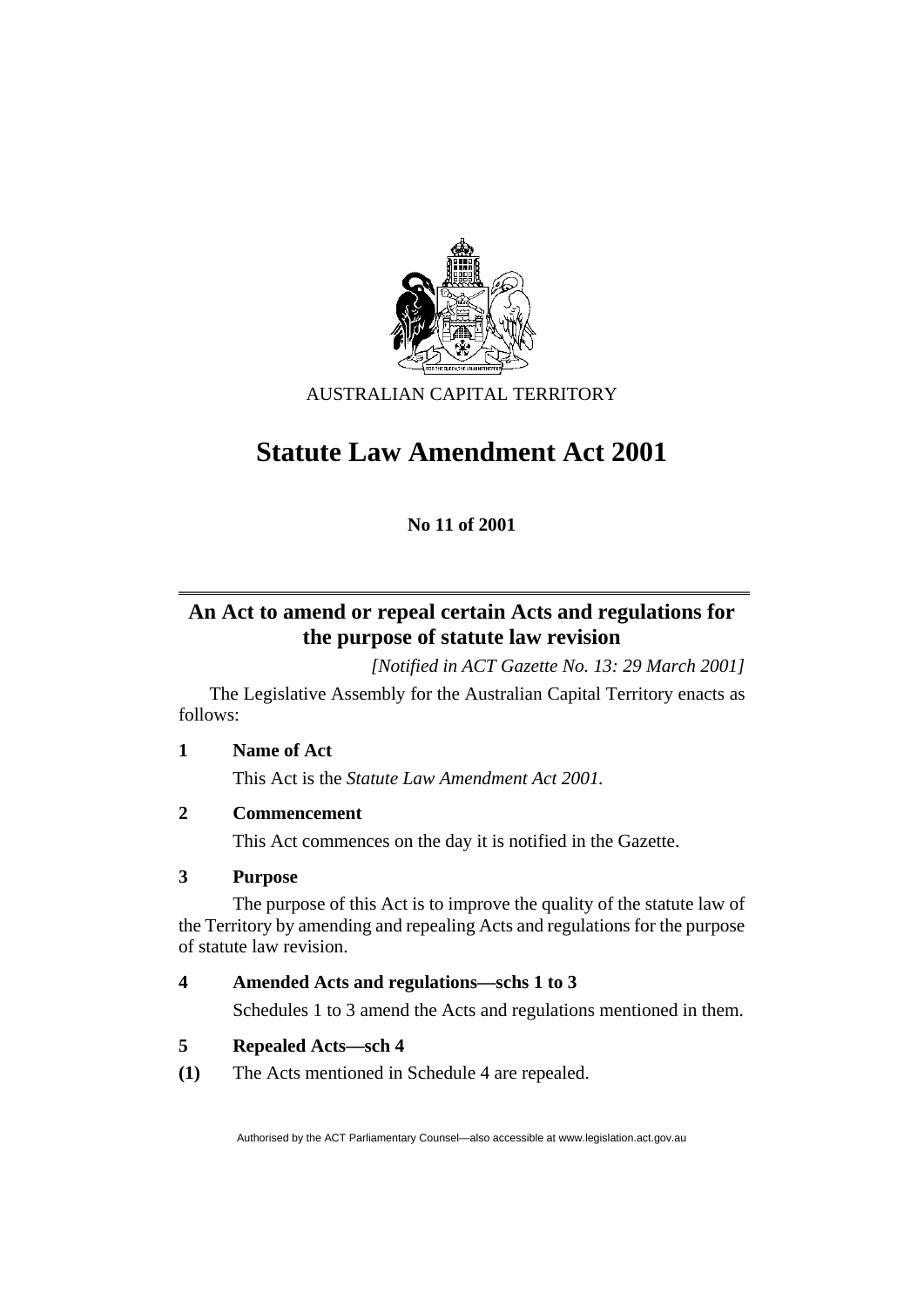AUSTRALIAN CAPITAL TERRITORY

# Statute Law Amendment Act 2001

**No 11 of 2001**

## An Act to amend or repeal certain Acts and regulations for the purpose of statute law revision

*[Notified in ACT Gazette No. 13: 29 March 2001]*

The Legislative Assembly for the Australian Capital Territory enacts as follows:

### 1 Name of Act

This Act is the *Statute Law Amendment Act 2001*.

### 2 Commencement

This Act commences on the day it is notified in the Gazette.

### 3 Purpose

The purpose of this Act is to improve the quality of the statute law of the Territory by amending and repealing Acts and regulations for the purpose of statute law revision.

### 4 Amended Acts and regulations—schs 1 to 3

Schedules 1 to 3 amend the Acts and regulations mentioned in them.

### 5 Repealed Acts—sch 4

**(1)** The Acts mentioned in Schedule 4 are repealed.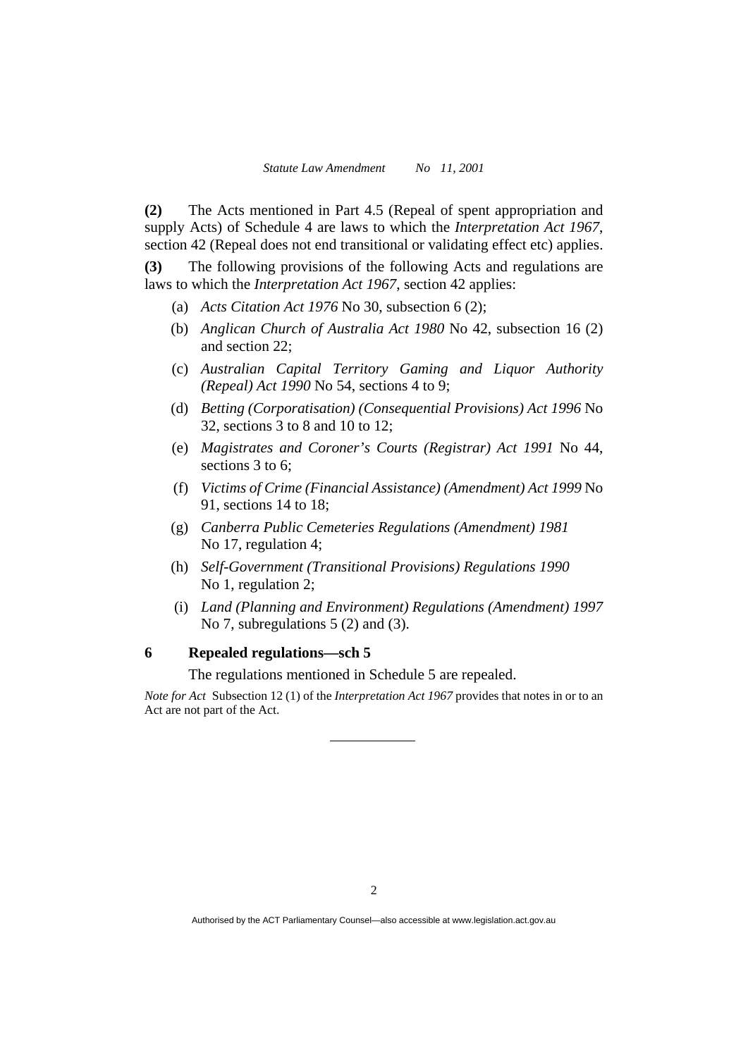**(2)** The Acts mentioned in Part 4.5 (Repeal of spent appropriation and supply Acts) of Schedule 4 are laws to which the *Interpretation Act 1967*, section 42 (Repeal does not end transitional or validating effect etc) applies.

**(3)** The following provisions of the following Acts and regulations are laws to which the *Interpretation Act 1967*, section 42 applies:

(a) *Acts Citation Act 1976* No 30, subsection 6 (2);

(b) *Anglican Church of Australia Act 1980* No 42, subsection 16 (2) and section 22;

(c) *Australian Capital Territory Gaming and Liquor Authority (Repeal) Act 1990* No 54, sections 4 to 9;

(d) *Betting (Corporatisation) (Consequential Provisions) Act 1996* No 32, sections 3 to 8 and 10 to 12;

(e) *Magistrates and Coroner's Courts (Registrar) Act 1991* No 44, sections 3 to 6;

(f) *Victims of Crime (Financial Assistance) (Amendment) Act 1999* No 91, sections 14 to 18;

(g) *Canberra Public Cemeteries Regulations (Amendment) 1981* No 17, regulation 4;

(h) *Self-Government (Transitional Provisions) Regulations 1990* No 1, regulation 2;

(i) *Land (Planning and Environment) Regulations (Amendment) 1997* No 7, subregulations 5 (2) and (3).

### 6 Repealed regulations—sch 5

The regulations mentioned in Schedule 5 are repealed.

*Note for Act* Subsection 12 (1) of the *Interpretation Act 1967* provides that notes in or to an Act are not part of the Act.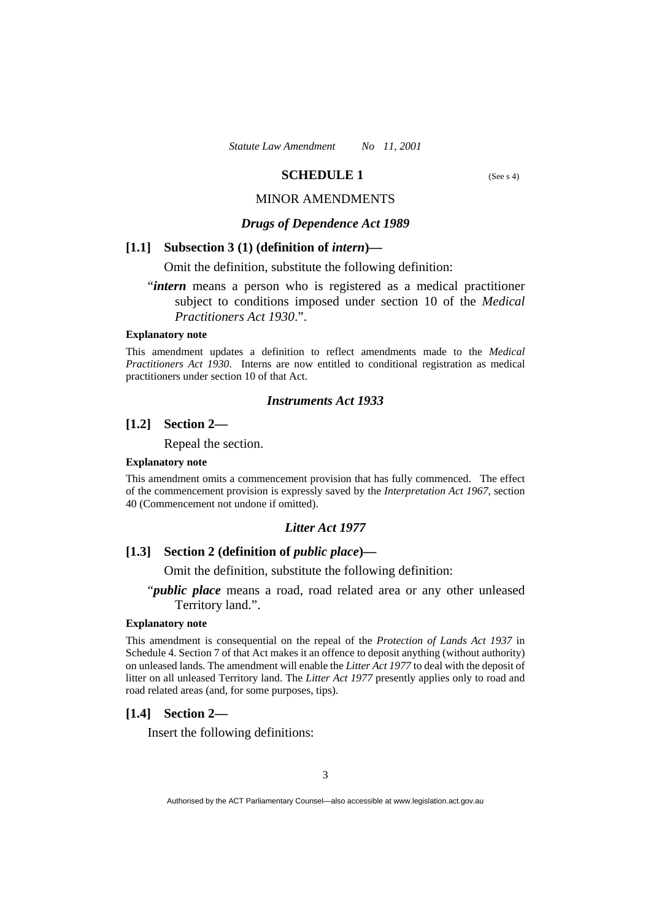## SCHEDULE 1

(See s 4)

MINOR AMENDMENTS

### *Drugs of Dependence Act 1989*

**[1.1] Subsection 3 (1) (definition of *intern*)—**

Omit the definition, substitute the following definition:

"***intern*** means a person who is registered as a medical practitioner subject to conditions imposed under section 10 of the *Medical Practitioners Act 1930*.".

**Explanatory note**

This amendment updates a definition to reflect amendments made to the *Medical Practitioners Act 1930*. Interns are now entitled to conditional registration as medical practitioners under section 10 of that Act.

### *Instruments Act 1933*

**[1.2] Section 2—**

Repeal the section.

**Explanatory note**

This amendment omits a commencement provision that has fully commenced. The effect of the commencement provision is expressly saved by the *Interpretation Act 1967*, section 40 (Commencement not undone if omitted).

### *Litter Act 1977*

**[1.3] Section 2 (definition of *public place*)—**

Omit the definition, substitute the following definition:

"***public place*** means a road, road related area or any other unleased Territory land.".

**Explanatory note**

This amendment is consequential on the repeal of the *Protection of Lands Act 1937* in Schedule 4. Section 7 of that Act makes it an offence to deposit anything (without authority) on unleased lands. The amendment will enable the *Litter Act 1977* to deal with the deposit of litter on all unleased Territory land. The *Litter Act 1977* presently applies only to road and road related areas (and, for some purposes, tips).

**[1.4] Section 2—**

Insert the following definitions: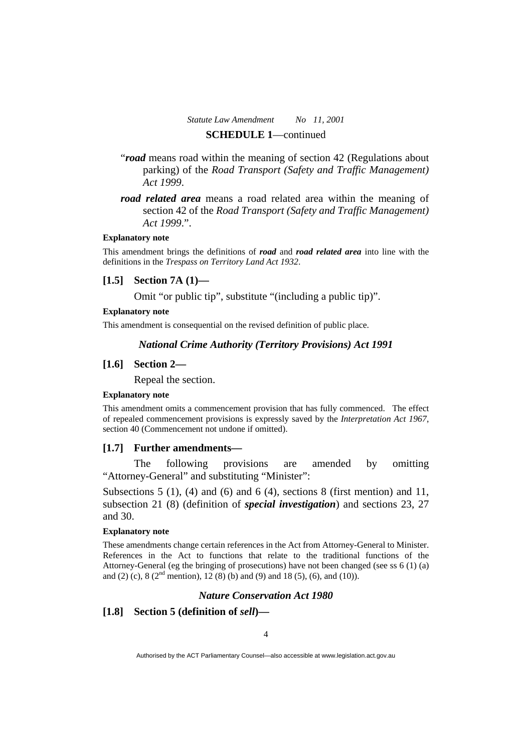"***road*** means road within the meaning of section 42 (Regulations about parking) of the *Road Transport (Safety and Traffic Management) Act 1999*.

***road related area*** means a road related area within the meaning of section 42 of the *Road Transport (Safety and Traffic Management) Act 1999*.".

**Explanatory note**

This amendment brings the definitions of ***road*** and ***road related area*** into line with the definitions in the *Trespass on Territory Land Act 1932*.

**[1.5] Section 7A (1)—**

Omit "or public tip", substitute "(including a public tip)".

**Explanatory note**

This amendment is consequential on the revised definition of public place.

### *National Crime Authority (Territory Provisions) Act 1991*

**[1.6] Section 2—**

Repeal the section.

**Explanatory note**

This amendment omits a commencement provision that has fully commenced. The effect of repealed commencement provisions is expressly saved by the *Interpretation Act 1967*, section 40 (Commencement not undone if omitted).

**[1.7] Further amendments—**

The following provisions are amended by omitting "Attorney-General" and substituting "Minister":

Subsections 5 (1), (4) and (6) and 6 (4), sections 8 (first mention) and 11, subsection 21 (8) (definition of ***special investigation***) and sections 23, 27 and 30.

**Explanatory note**

These amendments change certain references in the Act from Attorney-General to Minister. References in the Act to functions that relate to the traditional functions of the Attorney-General (eg the bringing of prosecutions) have not been changed (see ss 6 (1) (a) and (2) (c), 8 (2nd mention), 12 (8) (b) and (9) and 18 (5), (6), and (10)).

### *Nature Conservation Act 1980*

**[1.8] Section 5 (definition of *sell*)—**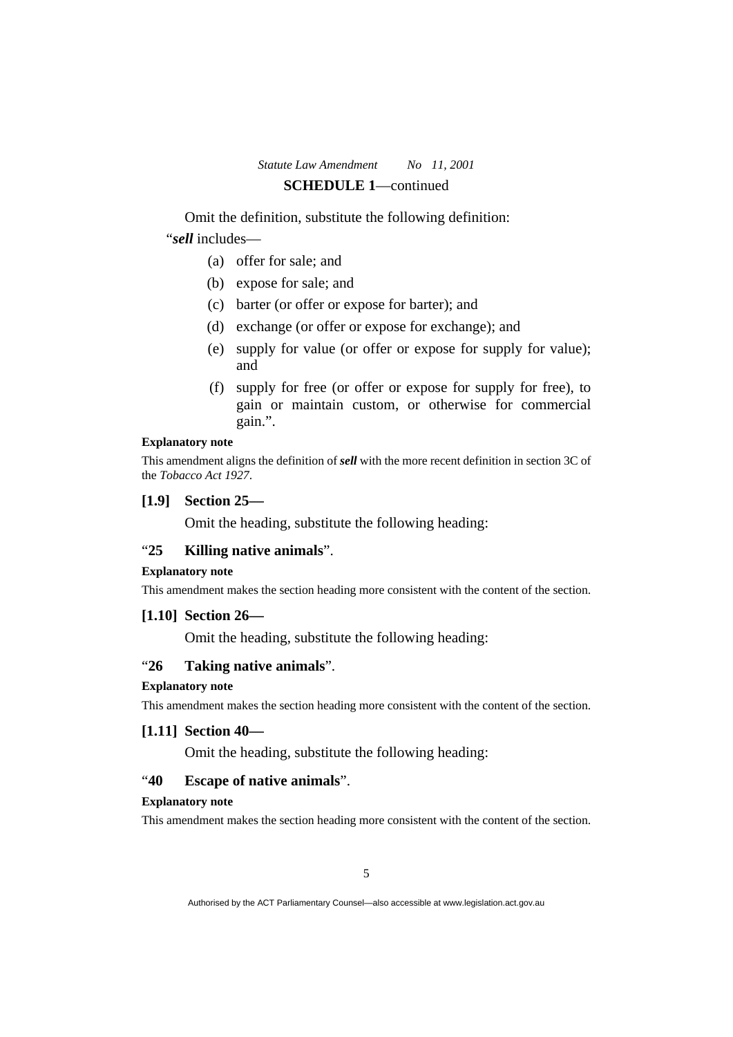Omit the definition, substitute the following definition:

"***sell*** includes—

(a) offer for sale; and

(b) expose for sale; and

(c) barter (or offer or expose for barter); and

(d) exchange (or offer or expose for exchange); and

(e) supply for value (or offer or expose for supply for value); and

(f) supply for free (or offer or expose for supply for free), to gain or maintain custom, or otherwise for commercial gain.".

**Explanatory note**

This amendment aligns the definition of ***sell*** with the more recent definition in section 3C of the *Tobacco Act 1927*.

**[1.9] Section 25—**

Omit the heading, substitute the following heading:

"**25 Killing native animals**".

**Explanatory note**

This amendment makes the section heading more consistent with the content of the section.

**[1.10] Section 26—**

Omit the heading, substitute the following heading:

"**26 Taking native animals**".

**Explanatory note**

This amendment makes the section heading more consistent with the content of the section.

**[1.11] Section 40—**

Omit the heading, substitute the following heading:

"**40 Escape of native animals**".

**Explanatory note**

This amendment makes the section heading more consistent with the content of the section.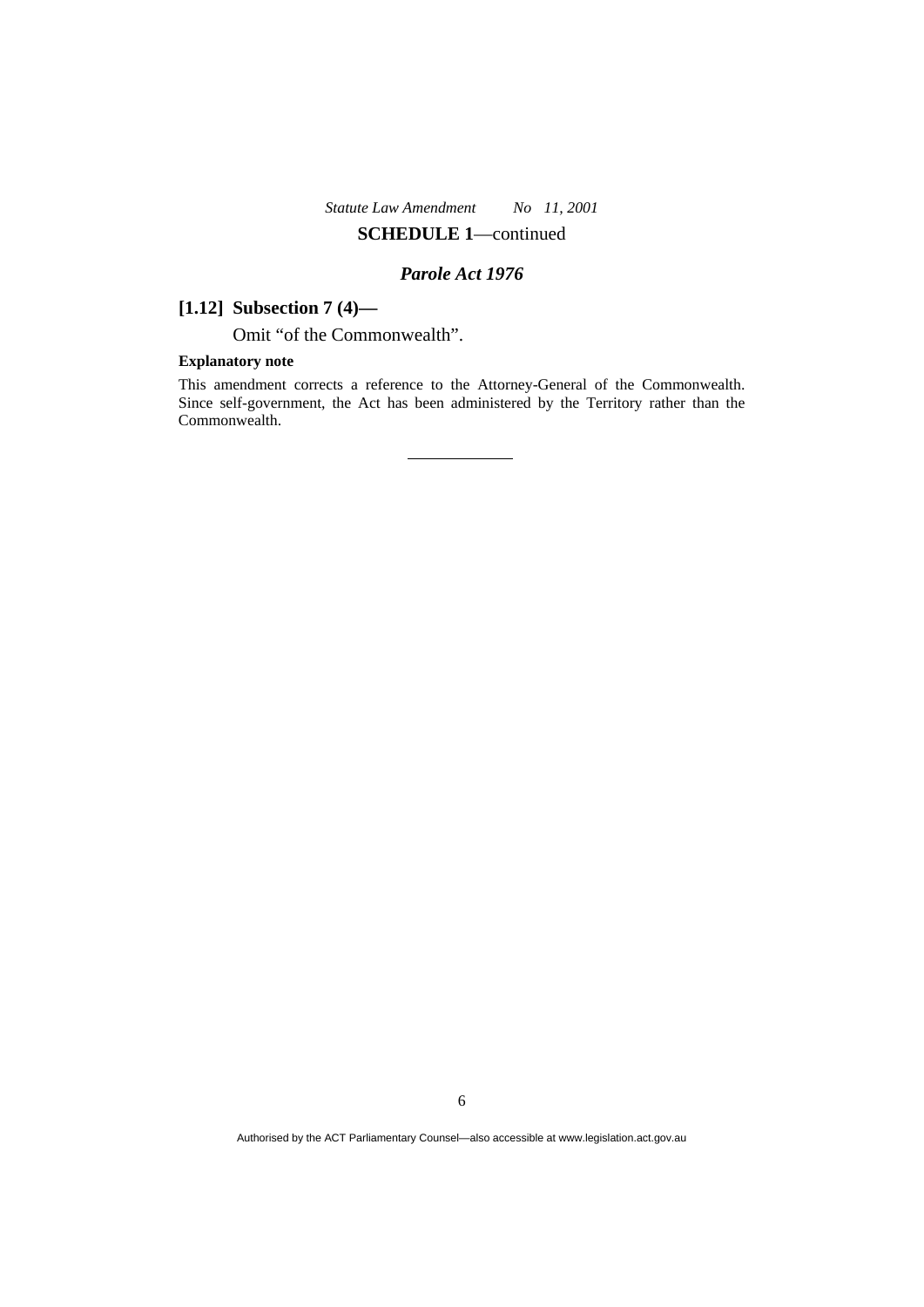**SCHEDULE 1**—continued

## *Parole Act 1976*

### [1.12] Subsection 7 (4)—

Omit “of the Commonwealth”.

**Explanatory note**

This amendment corrects a reference to the Attorney-General of the Commonwealth. Since self-government, the Act has been administered by the Territory rather than the Commonwealth.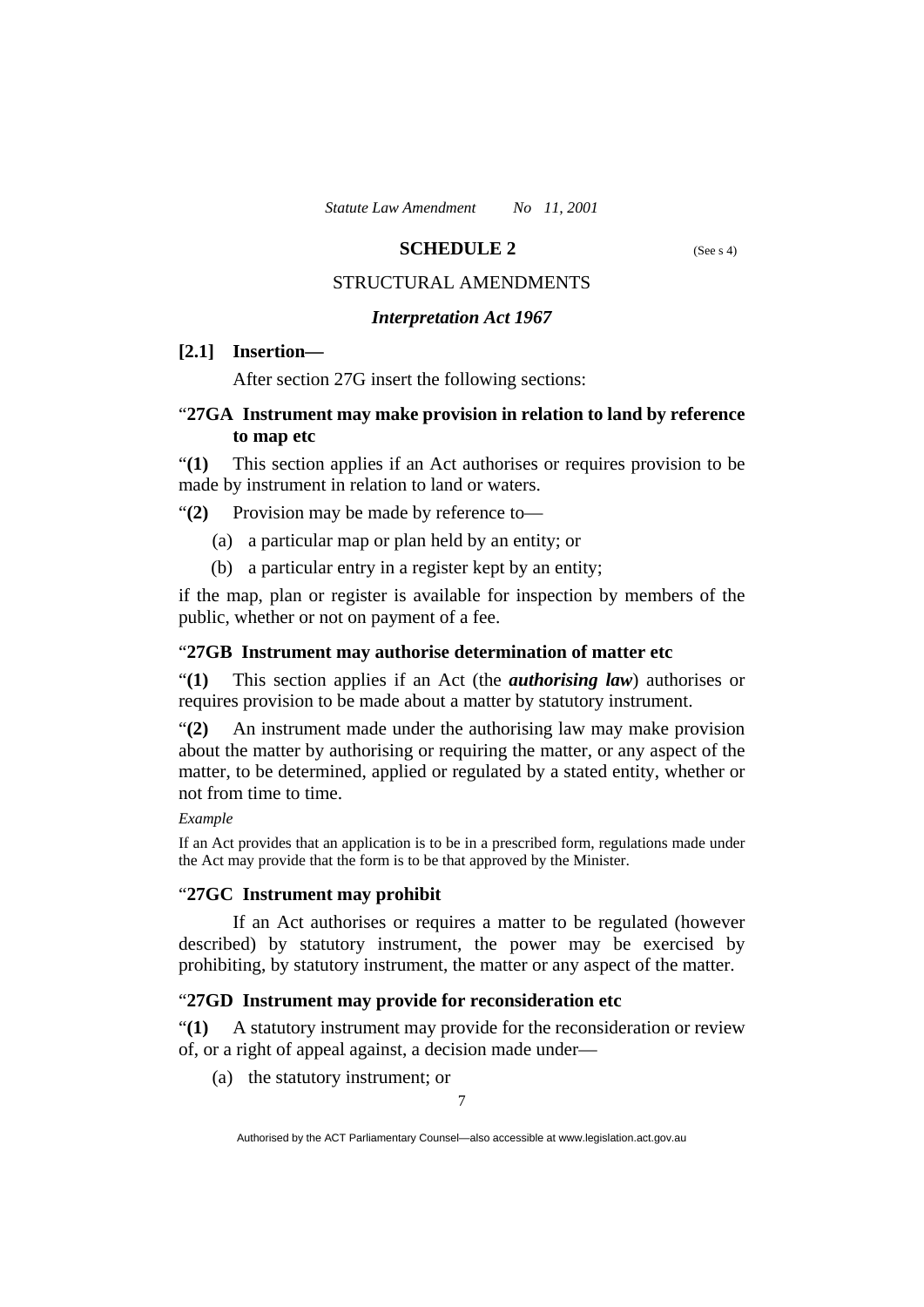## SCHEDULE 2 (See s 4)

STRUCTURAL AMENDMENTS

### *Interpretation Act 1967*

**[2.1] Insertion—**

After section 27G insert the following sections:

"**27GA Instrument may make provision in relation to land by reference to map etc**

"**(1)** This section applies if an Act authorises or requires provision to be made by instrument in relation to land or waters.

"**(2)** Provision may be made by reference to—

(a) a particular map or plan held by an entity; or

(b) a particular entry in a register kept by an entity;

if the map, plan or register is available for inspection by members of the public, whether or not on payment of a fee.

"**27GB Instrument may authorise determination of matter etc**

"**(1)** This section applies if an Act (the ***authorising law***) authorises or requires provision to be made about a matter by statutory instrument.

"**(2)** An instrument made under the authorising law may make provision about the matter by authorising or requiring the matter, or any aspect of the matter, to be determined, applied or regulated by a stated entity, whether or not from time to time.

*Example*

If an Act provides that an application is to be in a prescribed form, regulations made under the Act may provide that the form is to be that approved by the Minister.

"**27GC Instrument may prohibit**

If an Act authorises or requires a matter to be regulated (however described) by statutory instrument, the power may be exercised by prohibiting, by statutory instrument, the matter or any aspect of the matter.

"**27GD Instrument may provide for reconsideration etc**

"**(1)** A statutory instrument may provide for the reconsideration or review of, or a right of appeal against, a decision made under—

(a) the statutory instrument; or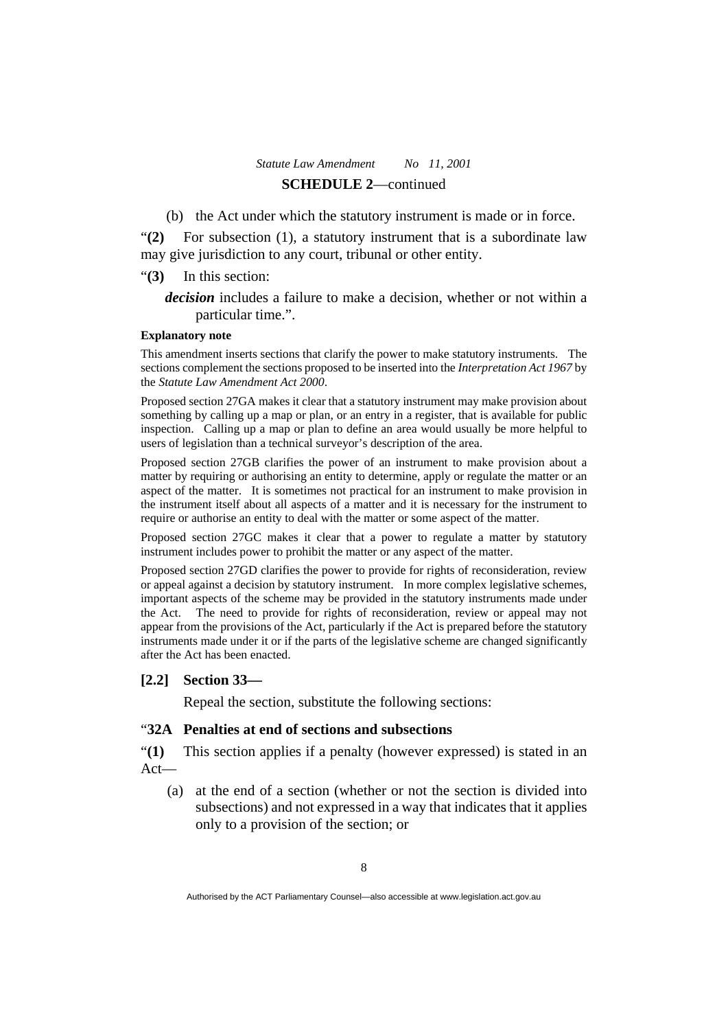(b) the Act under which the statutory instrument is made or in force.

"**(2)** For subsection (1), a statutory instrument that is a subordinate law may give jurisdiction to any court, tribunal or other entity.

"**(3)** In this section:

***decision*** includes a failure to make a decision, whether or not within a particular time.".

**Explanatory note**

This amendment inserts sections that clarify the power to make statutory instruments. The sections complement the sections proposed to be inserted into the *Interpretation Act 1967* by the *Statute Law Amendment Act 2000*.

Proposed section 27GA makes it clear that a statutory instrument may make provision about something by calling up a map or plan, or an entry in a register, that is available for public inspection. Calling up a map or plan to define an area would usually be more helpful to users of legislation than a technical surveyor's description of the area.

Proposed section 27GB clarifies the power of an instrument to make provision about a matter by requiring or authorising an entity to determine, apply or regulate the matter or an aspect of the matter. It is sometimes not practical for an instrument to make provision in the instrument itself about all aspects of a matter and it is necessary for the instrument to require or authorise an entity to deal with the matter or some aspect of the matter.

Proposed section 27GC makes it clear that a power to regulate a matter by statutory instrument includes power to prohibit the matter or any aspect of the matter.

Proposed section 27GD clarifies the power to provide for rights of reconsideration, review or appeal against a decision by statutory instrument. In more complex legislative schemes, important aspects of the scheme may be provided in the statutory instruments made under the Act. The need to provide for rights of reconsideration, review or appeal may not appear from the provisions of the Act, particularly if the Act is prepared before the statutory instruments made under it or if the parts of the legislative scheme are changed significantly after the Act has been enacted.

**[2.2] Section 33—**

Repeal the section, substitute the following sections:

"**32A Penalties at end of sections and subsections**

"**(1)** This section applies if a penalty (however expressed) is stated in an Act—

(a) at the end of a section (whether or not the section is divided into subsections) and not expressed in a way that indicates that it applies only to a provision of the section; or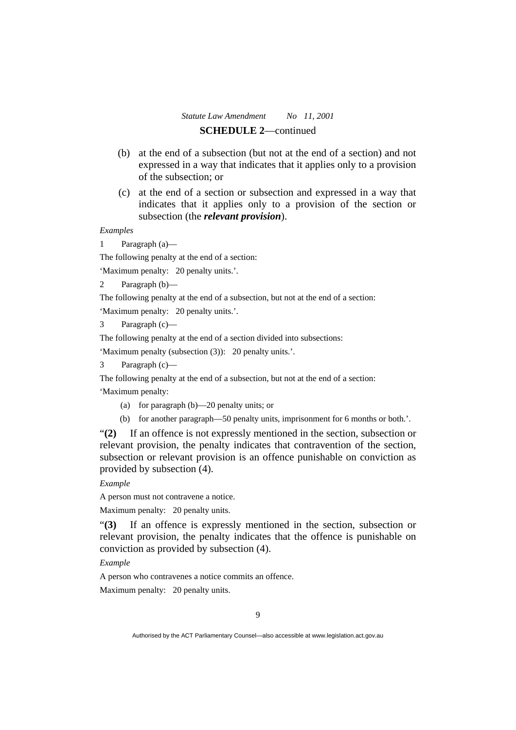(b) at the end of a subsection (but not at the end of a section) and not expressed in a way that indicates that it applies only to a provision of the subsection; or

(c) at the end of a section or subsection and expressed in a way that indicates that it applies only to a provision of the section or subsection (the ***relevant provision***).

*Examples*

1 Paragraph (a)—

The following penalty at the end of a section:

'Maximum penalty: 20 penalty units.'.

2 Paragraph (b)—

The following penalty at the end of a subsection, but not at the end of a section:

'Maximum penalty: 20 penalty units.'.

3 Paragraph (c)—

The following penalty at the end of a section divided into subsections:

'Maximum penalty (subsection (3)): 20 penalty units.'.

3 Paragraph (c)—

The following penalty at the end of a subsection, but not at the end of a section:

'Maximum penalty:

(a) for paragraph (b)—20 penalty units; or

(b) for another paragraph—50 penalty units, imprisonment for 6 months or both.'.

"**(2)** If an offence is not expressly mentioned in the section, subsection or relevant provision, the penalty indicates that contravention of the section, subsection or relevant provision is an offence punishable on conviction as provided by subsection (4).

*Example*

A person must not contravene a notice.

Maximum penalty: 20 penalty units.

"**(3)** If an offence is expressly mentioned in the section, subsection or relevant provision, the penalty indicates that the offence is punishable on conviction as provided by subsection (4).

*Example*

A person who contravenes a notice commits an offence.

Maximum penalty: 20 penalty units.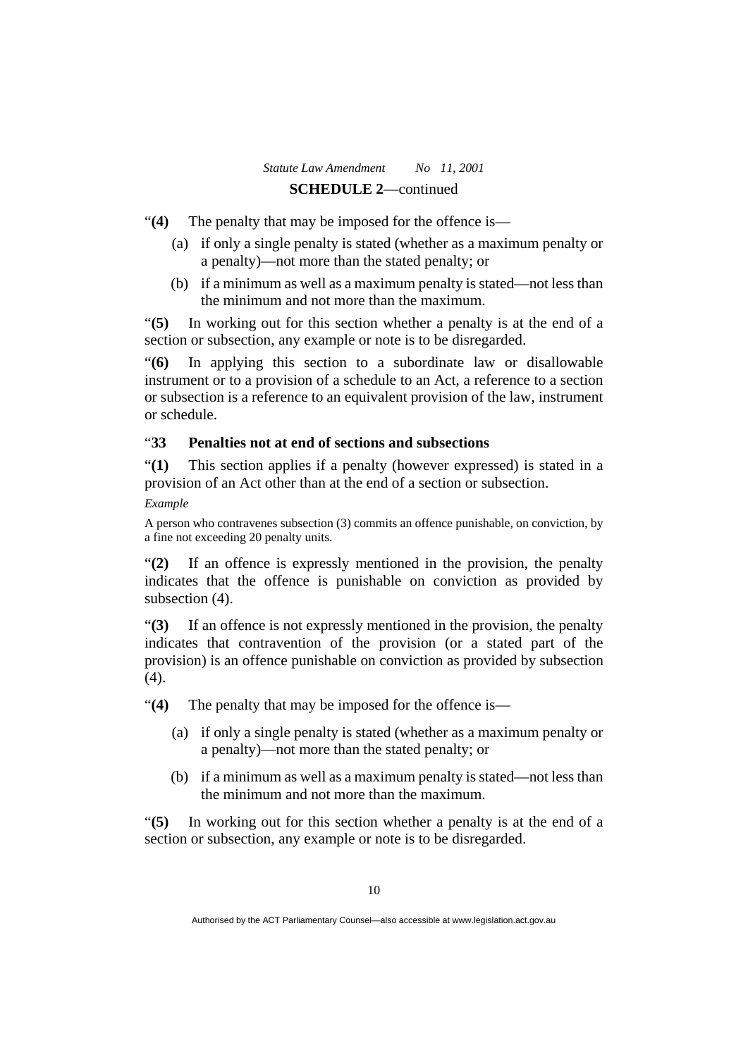"**(4)** The penalty that may be imposed for the offence is—

(a) if only a single penalty is stated (whether as a maximum penalty or a penalty)—not more than the stated penalty; or

(b) if a minimum as well as a maximum penalty is stated—not less than the minimum and not more than the maximum.

"**(5)** In working out for this section whether a penalty is at the end of a section or subsection, any example or note is to be disregarded.

"**(6)** In applying this section to a subordinate law or disallowable instrument or to a provision of a schedule to an Act, a reference to a section or subsection is a reference to an equivalent provision of the law, instrument or schedule.

"**33 Penalties not at end of sections and subsections**

"**(1)** This section applies if a penalty (however expressed) is stated in a provision of an Act other than at the end of a section or subsection.

*Example*

A person who contravenes subsection (3) commits an offence punishable, on conviction, by a fine not exceeding 20 penalty units.

"**(2)** If an offence is expressly mentioned in the provision, the penalty indicates that the offence is punishable on conviction as provided by subsection (4).

"**(3)** If an offence is not expressly mentioned in the provision, the penalty indicates that contravention of the provision (or a stated part of the provision) is an offence punishable on conviction as provided by subsection (4).

"**(4)** The penalty that may be imposed for the offence is—

(a) if only a single penalty is stated (whether as a maximum penalty or a penalty)—not more than the stated penalty; or

(b) if a minimum as well as a maximum penalty is stated—not less than the minimum and not more than the maximum.

"**(5)** In working out for this section whether a penalty is at the end of a section or subsection, any example or note is to be disregarded.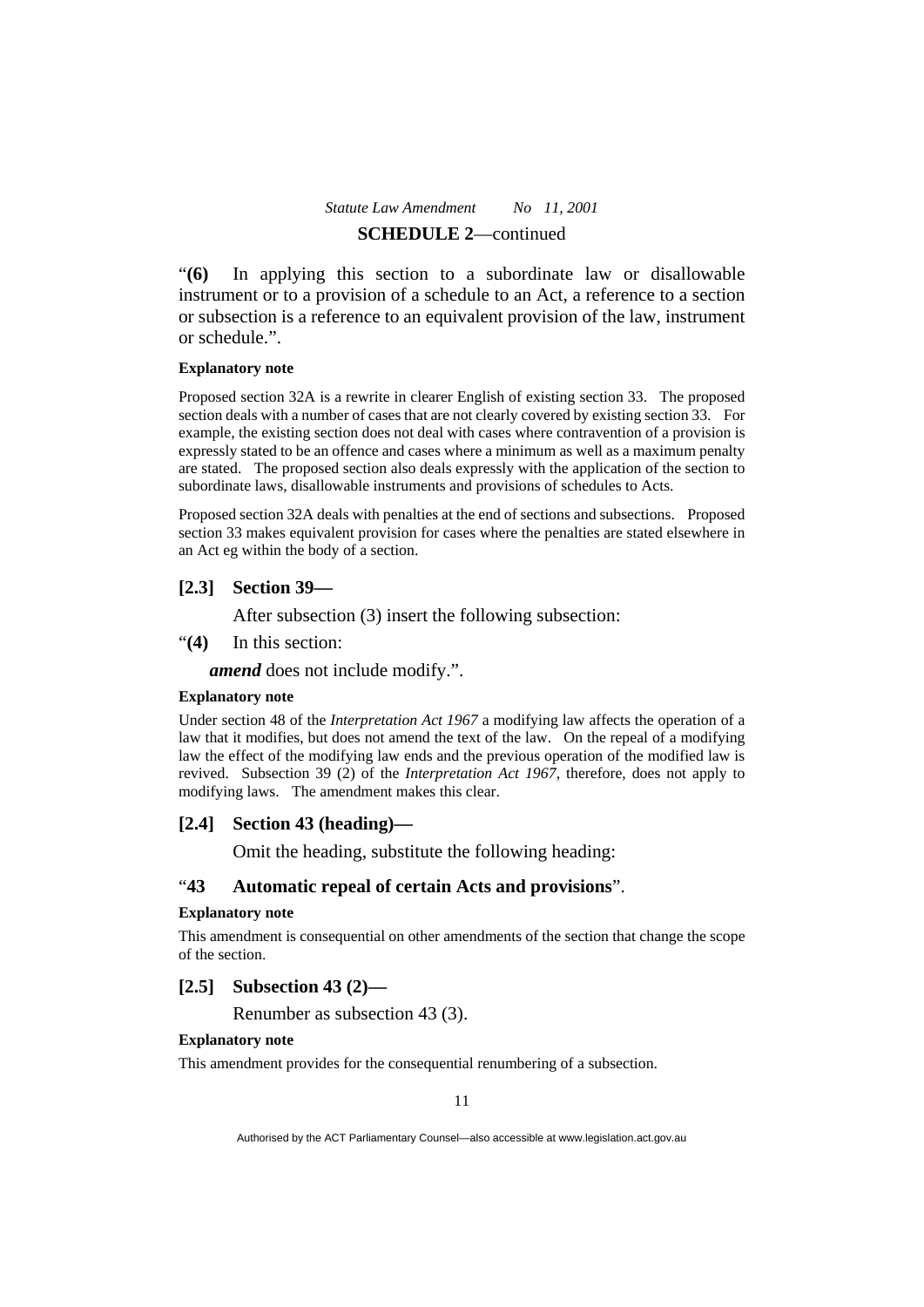"**(6)** In applying this section to a subordinate law or disallowable instrument or to a provision of a schedule to an Act, a reference to a section or subsection is a reference to an equivalent provision of the law, instrument or schedule.".

**Explanatory note**

Proposed section 32A is a rewrite in clearer English of existing section 33. The proposed section deals with a number of cases that are not clearly covered by existing section 33. For example, the existing section does not deal with cases where contravention of a provision is expressly stated to be an offence and cases where a minimum as well as a maximum penalty are stated. The proposed section also deals expressly with the application of the section to subordinate laws, disallowable instruments and provisions of schedules to Acts.

Proposed section 32A deals with penalties at the end of sections and subsections. Proposed section 33 makes equivalent provision for cases where the penalties are stated elsewhere in an Act eg within the body of a section.

### [2.3] Section 39—

After subsection (3) insert the following subsection:

"**(4)** In this section:

***amend*** does not include modify.".

**Explanatory note**

Under section 48 of the *Interpretation Act 1967* a modifying law affects the operation of a law that it modifies, but does not amend the text of the law. On the repeal of a modifying law the effect of the modifying law ends and the previous operation of the modified law is revived. Subsection 39 (2) of the *Interpretation Act 1967*, therefore, does not apply to modifying laws. The amendment makes this clear.

### [2.4] Section 43 (heading)—

Omit the heading, substitute the following heading:

"**43 Automatic repeal of certain Acts and provisions**".

**Explanatory note**

This amendment is consequential on other amendments of the section that change the scope of the section.

### [2.5] Subsection 43 (2)—

Renumber as subsection 43 (3).

**Explanatory note**

This amendment provides for the consequential renumbering of a subsection.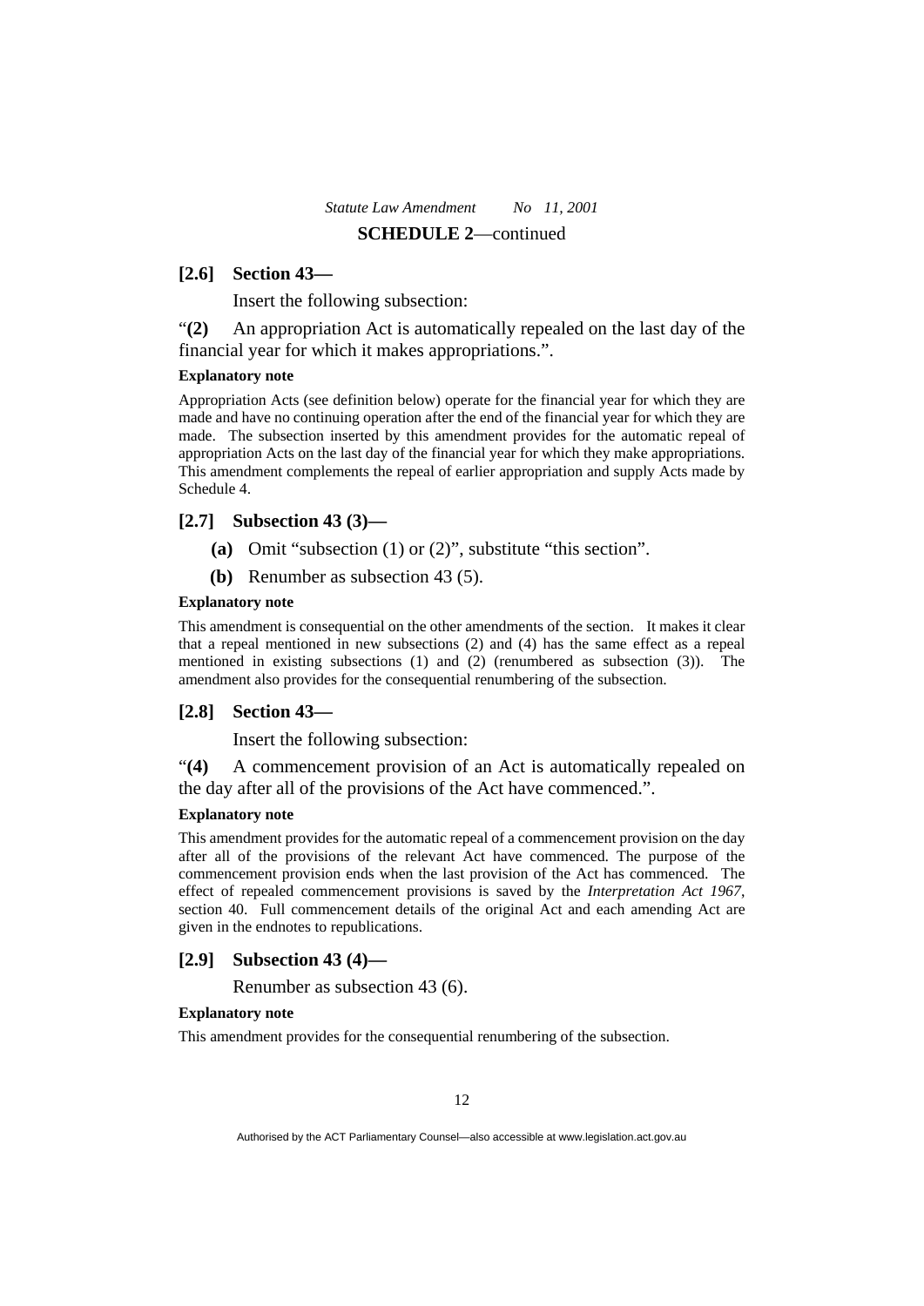**SCHEDULE 2**—continued

### [2.6] Section 43—

Insert the following subsection:

"**(2)** An appropriation Act is automatically repealed on the last day of the financial year for which it makes appropriations.".

**Explanatory note**

Appropriation Acts (see definition below) operate for the financial year for which they are made and have no continuing operation after the end of the financial year for which they are made. The subsection inserted by this amendment provides for the automatic repeal of appropriation Acts on the last day of the financial year for which they make appropriations. This amendment complements the repeal of earlier appropriation and supply Acts made by Schedule 4.

### [2.7] Subsection 43 (3)—

**(a)** Omit "subsection (1) or (2)", substitute "this section".

**(b)** Renumber as subsection 43 (5).

**Explanatory note**

This amendment is consequential on the other amendments of the section. It makes it clear that a repeal mentioned in new subsections (2) and (4) has the same effect as a repeal mentioned in existing subsections (1) and (2) (renumbered as subsection (3)). The amendment also provides for the consequential renumbering of the subsection.

### [2.8] Section 43—

Insert the following subsection:

"**(4)** A commencement provision of an Act is automatically repealed on the day after all of the provisions of the Act have commenced.".

**Explanatory note**

This amendment provides for the automatic repeal of a commencement provision on the day after all of the provisions of the relevant Act have commenced. The purpose of the commencement provision ends when the last provision of the Act has commenced. The effect of repealed commencement provisions is saved by the *Interpretation Act 1967*, section 40. Full commencement details of the original Act and each amending Act are given in the endnotes to republications.

### [2.9] Subsection 43 (4)—

Renumber as subsection 43 (6).

**Explanatory note**

This amendment provides for the consequential renumbering of the subsection.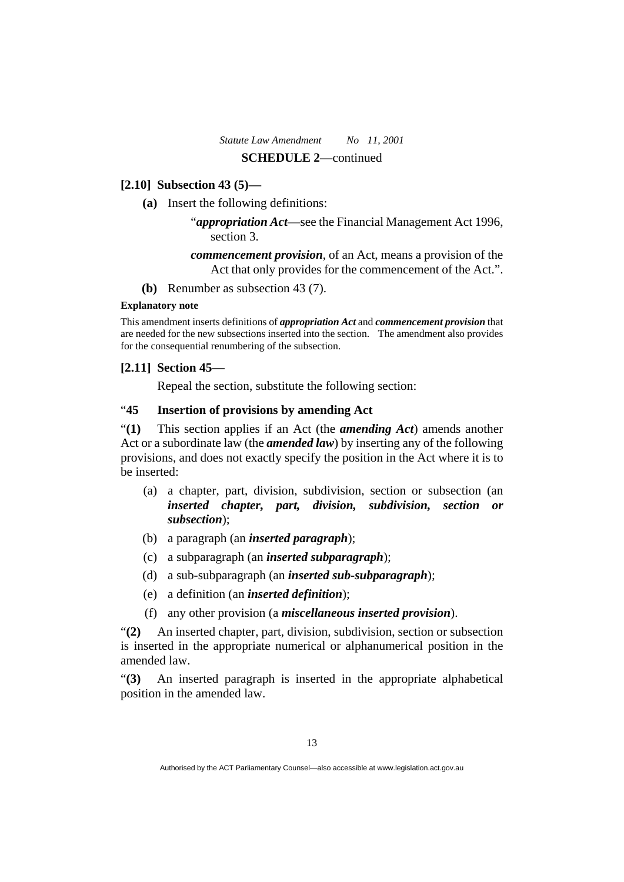**[2.10] Subsection 43 (5)—**

**(a)** Insert the following definitions:

"***appropriation Act***—see the Financial Management Act 1996, section 3.

***commencement provision***, of an Act, means a provision of the Act that only provides for the commencement of the Act.".

**(b)** Renumber as subsection 43 (7).

**Explanatory note**

This amendment inserts definitions of ***appropriation Act*** and ***commencement provision*** that are needed for the new subsections inserted into the section. The amendment also provides for the consequential renumbering of the subsection.

**[2.11] Section 45—**

Repeal the section, substitute the following section:

"**45 Insertion of provisions by amending Act**

"**(1)** This section applies if an Act (the ***amending Act***) amends another Act or a subordinate law (the ***amended law***) by inserting any of the following provisions, and does not exactly specify the position in the Act where it is to be inserted:

(a) a chapter, part, division, subdivision, section or subsection (an ***inserted chapter, part, division, subdivision, section or subsection***);

(b) a paragraph (an ***inserted paragraph***);

(c) a subparagraph (an ***inserted subparagraph***);

(d) a sub-subparagraph (an ***inserted sub-subparagraph***);

(e) a definition (an ***inserted definition***);

(f) any other provision (a ***miscellaneous inserted provision***).

"**(2)** An inserted chapter, part, division, subdivision, section or subsection is inserted in the appropriate numerical or alphanumerical position in the amended law.

"**(3)** An inserted paragraph is inserted in the appropriate alphabetical position in the amended law.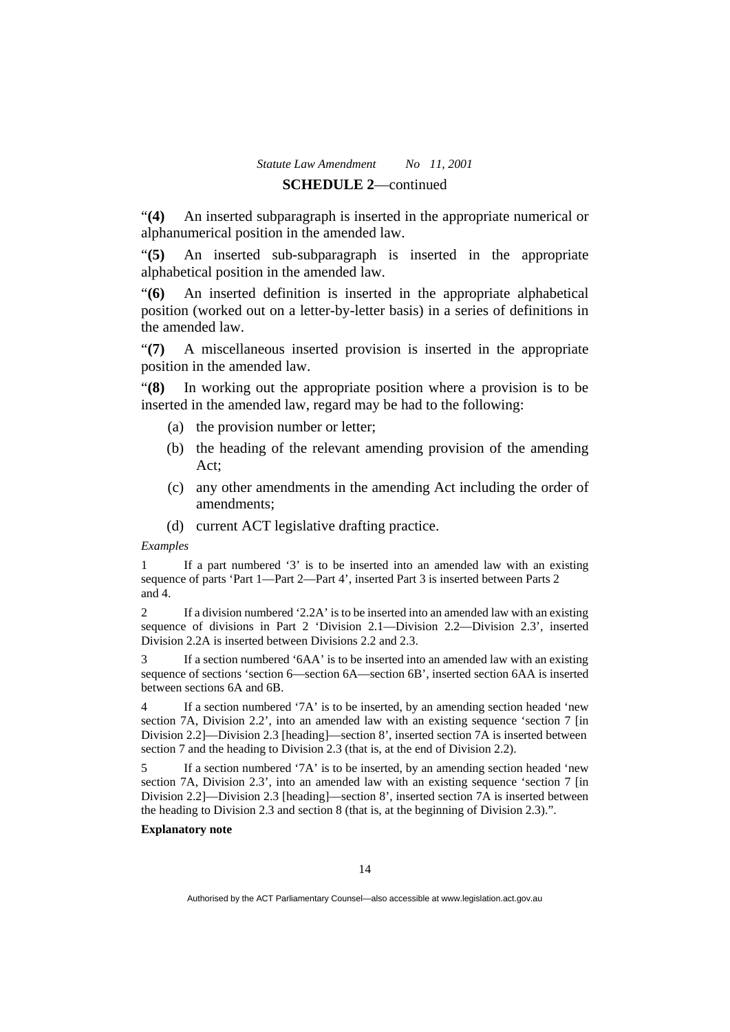**SCHEDULE 2**—continued

“**(4)** An inserted subparagraph is inserted in the appropriate numerical or alphanumerical position in the amended law.

“**(5)** An inserted sub-subparagraph is inserted in the appropriate alphabetical position in the amended law.

“**(6)** An inserted definition is inserted in the appropriate alphabetical position (worked out on a letter-by-letter basis) in a series of definitions in the amended law.

“**(7)** A miscellaneous inserted provision is inserted in the appropriate position in the amended law.

“**(8)** In working out the appropriate position where a provision is to be inserted in the amended law, regard may be had to the following:

(a) the provision number or letter;

(b) the heading of the relevant amending provision of the amending Act;

(c) any other amendments in the amending Act including the order of amendments;

(d) current ACT legislative drafting practice.

*Examples*

1 If a part numbered ‘3’ is to be inserted into an amended law with an existing sequence of parts ‘Part 1—Part 2—Part 4’, inserted Part 3 is inserted between Parts 2 and 4.

2 If a division numbered ‘2.2A’ is to be inserted into an amended law with an existing sequence of divisions in Part 2 ‘Division 2.1—Division 2.2—Division 2.3’, inserted Division 2.2A is inserted between Divisions 2.2 and 2.3.

3 If a section numbered ‘6AA’ is to be inserted into an amended law with an existing sequence of sections ‘section 6—section 6A—section 6B’, inserted section 6AA is inserted between sections 6A and 6B.

4 If a section numbered ‘7A’ is to be inserted, by an amending section headed ‘new section 7A, Division 2.2’, into an amended law with an existing sequence ‘section 7 [in Division 2.2]—Division 2.3 [heading]—section 8’, inserted section 7A is inserted between section 7 and the heading to Division 2.3 (that is, at the end of Division 2.2).

5 If a section numbered ‘7A’ is to be inserted, by an amending section headed ‘new section 7A, Division 2.3’, into an amended law with an existing sequence ‘section 7 [in Division 2.2]—Division 2.3 [heading]—section 8’, inserted section 7A is inserted between the heading to Division 2.3 and section 8 (that is, at the beginning of Division 2.3).”.

**Explanatory note**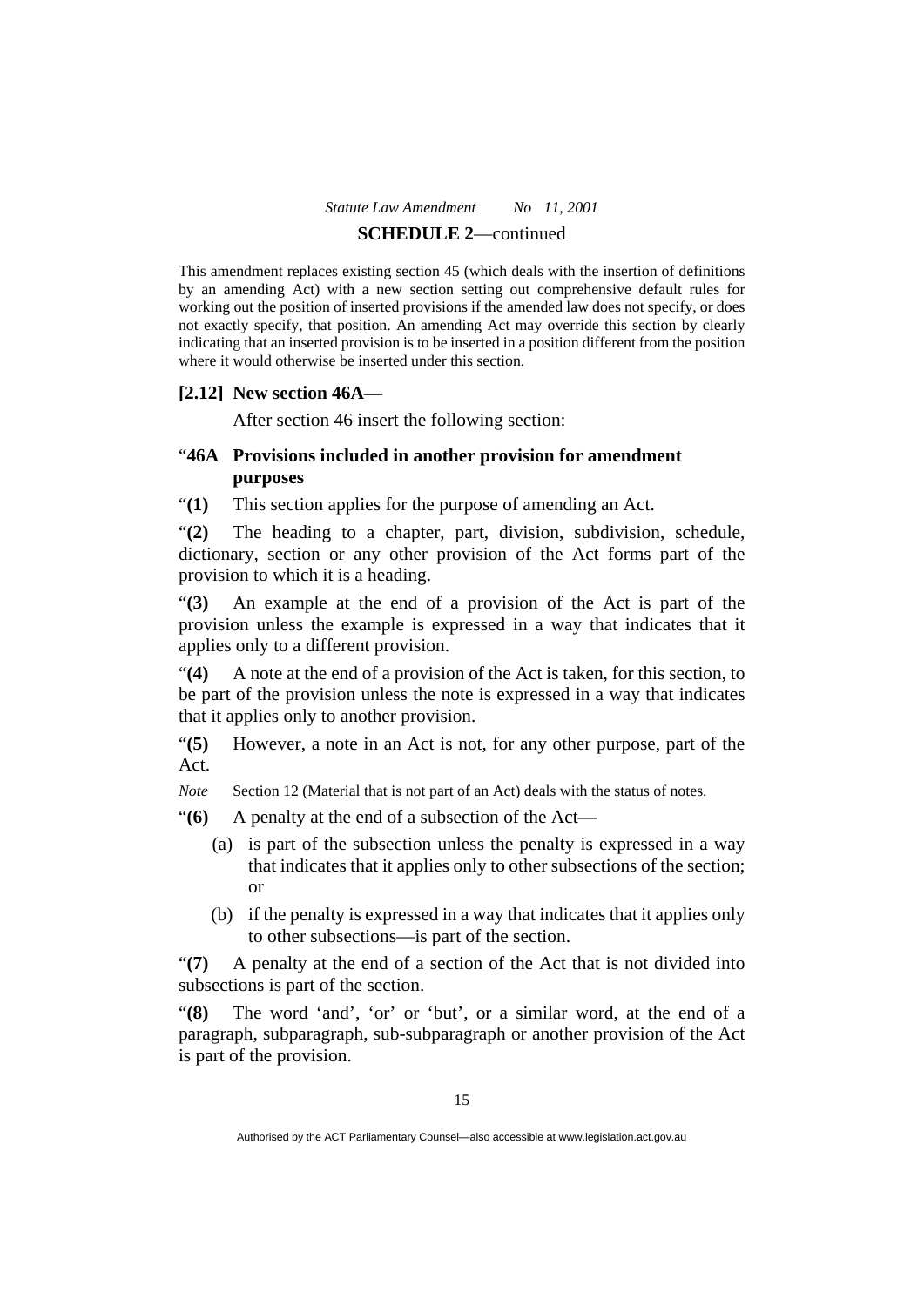This amendment replaces existing section 45 (which deals with the insertion of definitions by an amending Act) with a new section setting out comprehensive default rules for working out the position of inserted provisions if the amended law does not specify, or does not exactly specify, that position. An amending Act may override this section by clearly indicating that an inserted provision is to be inserted in a position different from the position where it would otherwise be inserted under this section.

### [2.12] New section 46A—

After section 46 insert the following section:

### "46A Provisions included in another provision for amendment purposes

"**(1)** This section applies for the purpose of amending an Act.

"**(2)** The heading to a chapter, part, division, subdivision, schedule, dictionary, section or any other provision of the Act forms part of the provision to which it is a heading.

"**(3)** An example at the end of a provision of the Act is part of the provision unless the example is expressed in a way that indicates that it applies only to a different provision.

"**(4)** A note at the end of a provision of the Act is taken, for this section, to be part of the provision unless the note is expressed in a way that indicates that it applies only to another provision.

"**(5)** However, a note in an Act is not, for any other purpose, part of the Act.

*Note* Section 12 (Material that is not part of an Act) deals with the status of notes.

"**(6)** A penalty at the end of a subsection of the Act—

(a) is part of the subsection unless the penalty is expressed in a way that indicates that it applies only to other subsections of the section; or

(b) if the penalty is expressed in a way that indicates that it applies only to other subsections—is part of the section.

"**(7)** A penalty at the end of a section of the Act that is not divided into subsections is part of the section.

"**(8)** The word 'and', 'or' or 'but', or a similar word, at the end of a paragraph, subparagraph, sub-subparagraph or another provision of the Act is part of the provision.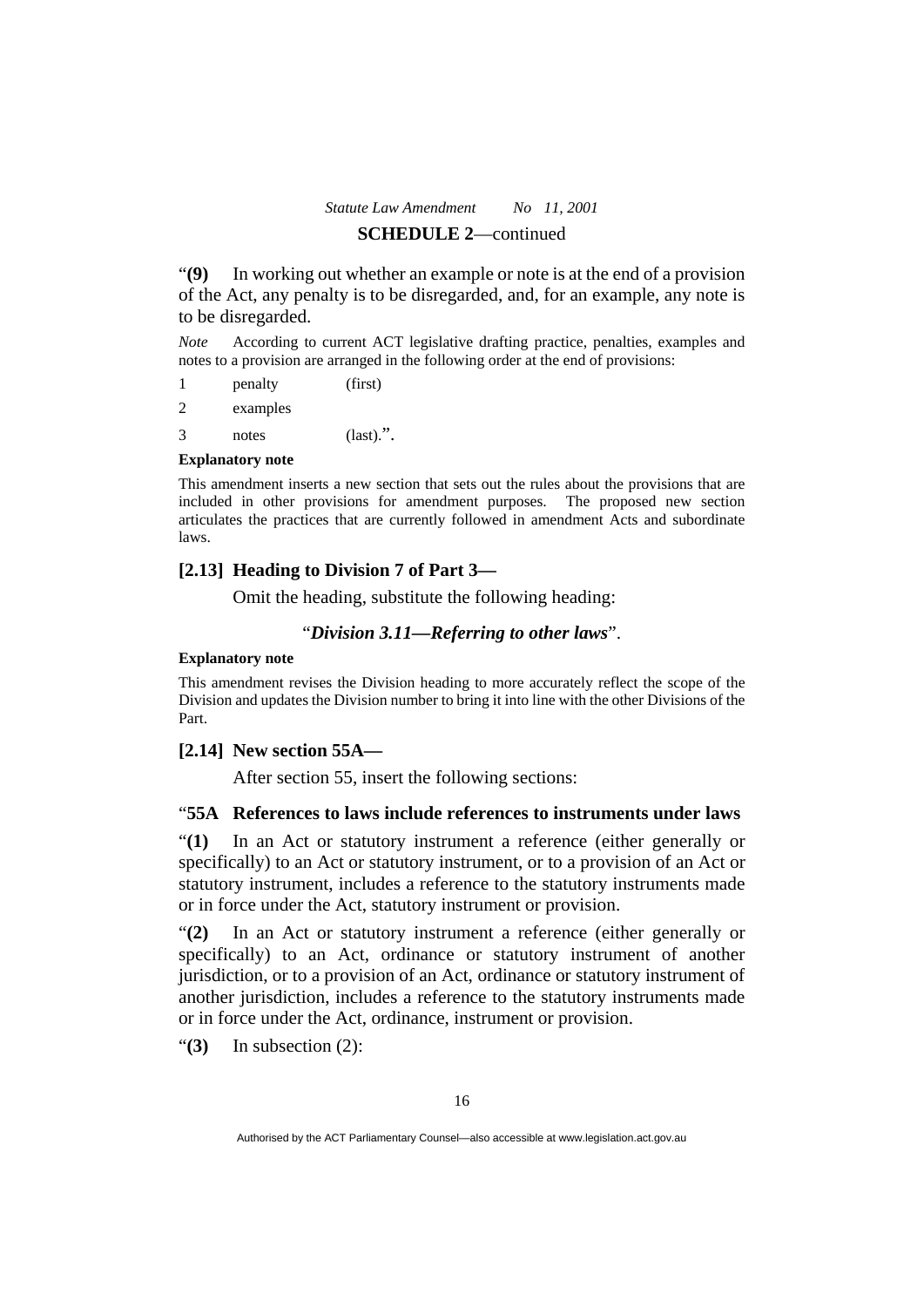"**(9)** In working out whether an example or note is at the end of a provision of the Act, any penalty is to be disregarded, and, for an example, any note is to be disregarded.

*Note* According to current ACT legislative drafting practice, penalties, examples and notes to a provision are arranged in the following order at the end of provisions:

1 penalty (first)

2 examples

3 notes (last).".

**Explanatory note**

This amendment inserts a new section that sets out the rules about the provisions that are included in other provisions for amendment purposes. The proposed new section articulates the practices that are currently followed in amendment Acts and subordinate laws.

### [2.13] Heading to Division 7 of Part 3—

Omit the heading, substitute the following heading:

"***Division 3.11—Referring to other laws***".

**Explanatory note**

This amendment revises the Division heading to more accurately reflect the scope of the Division and updates the Division number to bring it into line with the other Divisions of the Part.

### [2.14] New section 55A—

After section 55, insert the following sections:

"**55A References to laws include references to instruments under laws**

"**(1)** In an Act or statutory instrument a reference (either generally or specifically) to an Act or statutory instrument, or to a provision of an Act or statutory instrument, includes a reference to the statutory instruments made or in force under the Act, statutory instrument or provision.

"**(2)** In an Act or statutory instrument a reference (either generally or specifically) to an Act, ordinance or statutory instrument of another jurisdiction, or to a provision of an Act, ordinance or statutory instrument of another jurisdiction, includes a reference to the statutory instruments made or in force under the Act, ordinance, instrument or provision.

"**(3)** In subsection (2):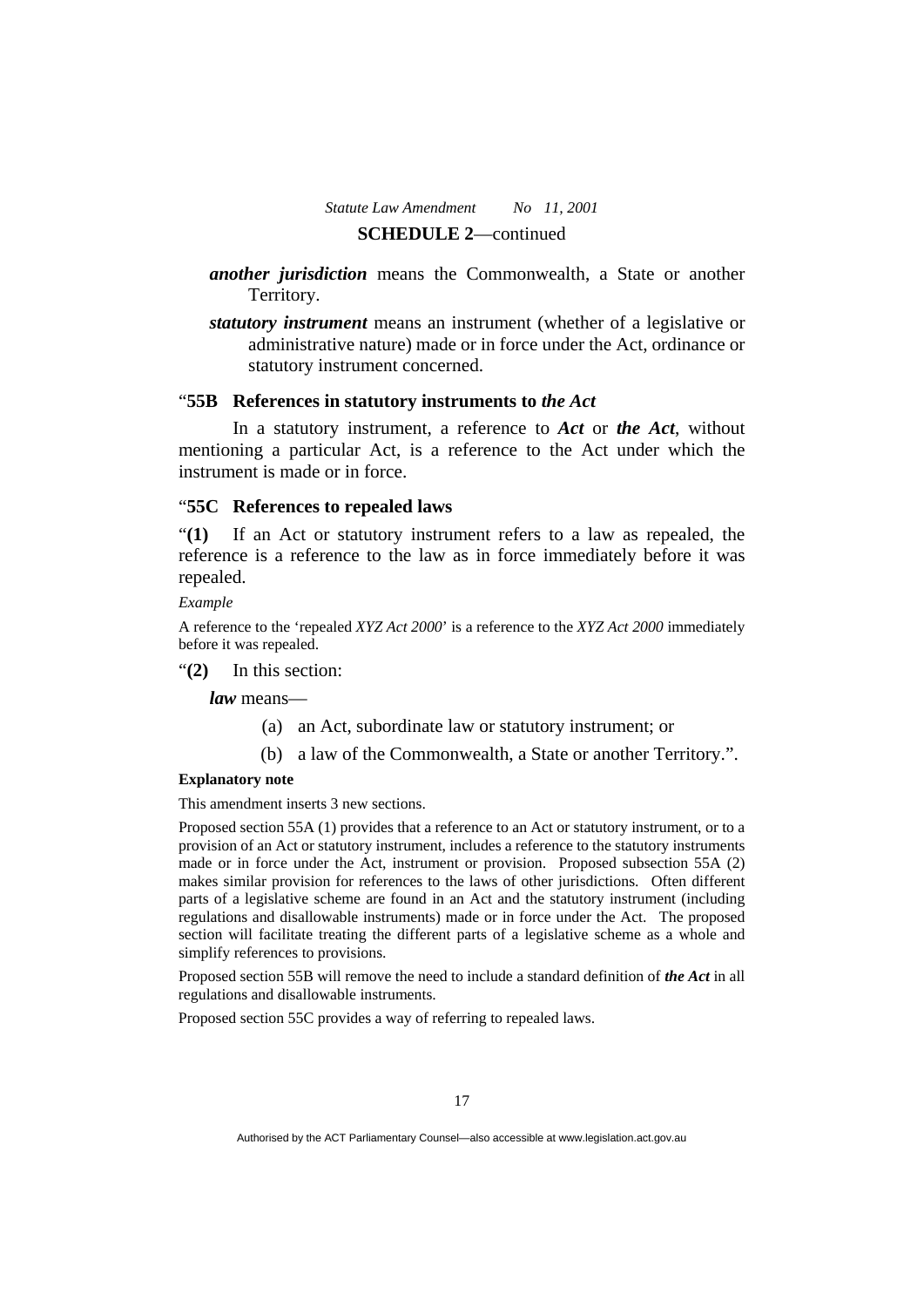**SCHEDULE 2**—continued

***another jurisdiction*** means the Commonwealth, a State or another Territory.

***statutory instrument*** means an instrument (whether of a legislative or administrative nature) made or in force under the Act, ordinance or statutory instrument concerned.

### "55B References in statutory instruments to *the Act*

In a statutory instrument, a reference to ***Act*** or ***the Act***, without mentioning a particular Act, is a reference to the Act under which the instrument is made or in force.

### "55C References to repealed laws

"**(1)** If an Act or statutory instrument refers to a law as repealed, the reference is a reference to the law as in force immediately before it was repealed.

*Example*

A reference to the 'repealed *XYZ Act 2000*' is a reference to the *XYZ Act 2000* immediately before it was repealed.

"**(2)** In this section:

***law*** means—

(a) an Act, subordinate law or statutory instrument; or

(b) a law of the Commonwealth, a State or another Territory.".

**Explanatory note**

This amendment inserts 3 new sections.

Proposed section 55A (1) provides that a reference to an Act or statutory instrument, or to a provision of an Act or statutory instrument, includes a reference to the statutory instruments made or in force under the Act, instrument or provision. Proposed subsection 55A (2) makes similar provision for references to the laws of other jurisdictions. Often different parts of a legislative scheme are found in an Act and the statutory instrument (including regulations and disallowable instruments) made or in force under the Act. The proposed section will facilitate treating the different parts of a legislative scheme as a whole and simplify references to provisions.

Proposed section 55B will remove the need to include a standard definition of ***the Act*** in all regulations and disallowable instruments.

Proposed section 55C provides a way of referring to repealed laws.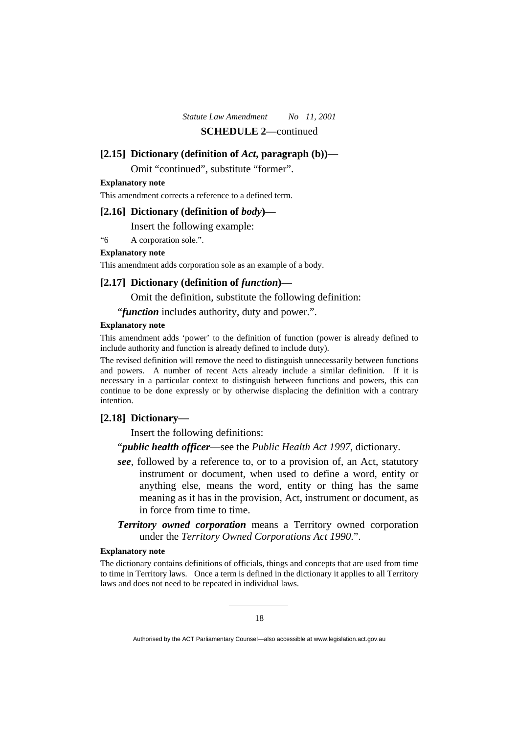**SCHEDULE 2**—continued

**[2.15] Dictionary (definition of *Act*, paragraph (b))—**

Omit "continued", substitute "former".

**Explanatory note**

This amendment corrects a reference to a defined term.

**[2.16] Dictionary (definition of *body*)—**

Insert the following example:

"6 A corporation sole.".

**Explanatory note**

This amendment adds corporation sole as an example of a body.

**[2.17] Dictionary (definition of *function*)—**

Omit the definition, substitute the following definition:

"***function*** includes authority, duty and power.".

**Explanatory note**

This amendment adds 'power' to the definition of function (power is already defined to include authority and function is already defined to include duty).

The revised definition will remove the need to distinguish unnecessarily between functions and powers. A number of recent Acts already include a similar definition. If it is necessary in a particular context to distinguish between functions and powers, this can continue to be done expressly or by otherwise displacing the definition with a contrary intention.

**[2.18] Dictionary—**

Insert the following definitions:

"***public health officer***—see the *Public Health Act 1997*, dictionary.

***see***, followed by a reference to, or to a provision of, an Act, statutory instrument or document, when used to define a word, entity or anything else, means the word, entity or thing has the same meaning as it has in the provision, Act, instrument or document, as in force from time to time.

***Territory owned corporation*** means a Territory owned corporation under the *Territory Owned Corporations Act 1990*.".

**Explanatory note**

The dictionary contains definitions of officials, things and concepts that are used from time to time in Territory laws. Once a term is defined in the dictionary it applies to all Territory laws and does not need to be repeated in individual laws.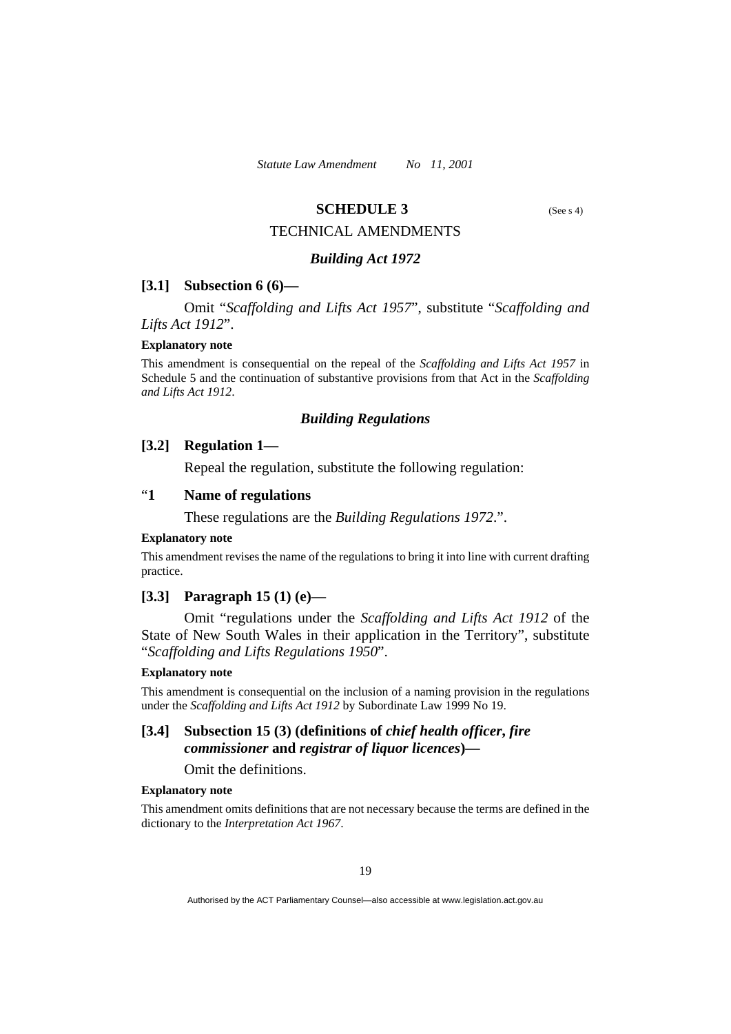## SCHEDULE 3

(See s 4)

## TECHNICAL AMENDMENTS

### *Building Act 1972*

**[3.1] Subsection 6 (6)—**

Omit "*Scaffolding and Lifts Act 1957*", substitute "*Scaffolding and Lifts Act 1912*".

**Explanatory note**

This amendment is consequential on the repeal of the *Scaffolding and Lifts Act 1957* in Schedule 5 and the continuation of substantive provisions from that Act in the *Scaffolding and Lifts Act 1912*.

### *Building Regulations*

**[3.2] Regulation 1—**

Repeal the regulation, substitute the following regulation:

"**1 Name of regulations**

These regulations are the *Building Regulations 1972*.".

**Explanatory note**

This amendment revises the name of the regulations to bring it into line with current drafting practice.

**[3.3] Paragraph 15 (1) (e)—**

Omit "regulations under the *Scaffolding and Lifts Act 1912* of the State of New South Wales in their application in the Territory", substitute "*Scaffolding and Lifts Regulations 1950*".

**Explanatory note**

This amendment is consequential on the inclusion of a naming provision in the regulations under the *Scaffolding and Lifts Act 1912* by Subordinate Law 1999 No 19.

**[3.4] Subsection 15 (3) (definitions of *chief health officer*, *fire commissioner* and *registrar of liquor licences*)—**

Omit the definitions.

**Explanatory note**

This amendment omits definitions that are not necessary because the terms are defined in the dictionary to the *Interpretation Act 1967*.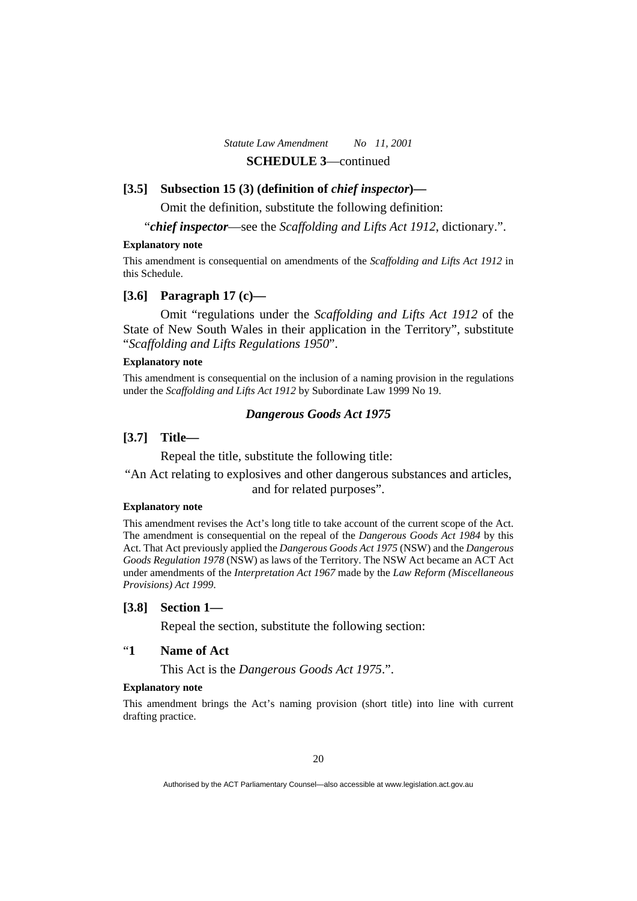**SCHEDULE 3**—continued

**[3.5] Subsection 15 (3) (definition of *chief inspector*)—**

Omit the definition, substitute the following definition:

"***chief inspector***—see the *Scaffolding and Lifts Act 1912*, dictionary.".

**Explanatory note**

This amendment is consequential on amendments of the *Scaffolding and Lifts Act 1912* in this Schedule.

**[3.6] Paragraph 17 (c)—**

Omit "regulations under the *Scaffolding and Lifts Act 1912* of the State of New South Wales in their application in the Territory", substitute "*Scaffolding and Lifts Regulations 1950*".

**Explanatory note**

This amendment is consequential on the inclusion of a naming provision in the regulations under the *Scaffolding and Lifts Act 1912* by Subordinate Law 1999 No 19.

### *Dangerous Goods Act 1975*

**[3.7] Title—**

Repeal the title, substitute the following title:

"An Act relating to explosives and other dangerous substances and articles, and for related purposes".

**Explanatory note**

This amendment revises the Act's long title to take account of the current scope of the Act. The amendment is consequential on the repeal of the *Dangerous Goods Act 1984* by this Act. That Act previously applied the *Dangerous Goods Act 1975* (NSW) and the *Dangerous Goods Regulation 1978* (NSW) as laws of the Territory. The NSW Act became an ACT Act under amendments of the *Interpretation Act 1967* made by the *Law Reform (Miscellaneous Provisions) Act 1999*.

**[3.8] Section 1—**

Repeal the section, substitute the following section:

"**1 Name of Act**

This Act is the *Dangerous Goods Act 1975*.".

**Explanatory note**

This amendment brings the Act's naming provision (short title) into line with current drafting practice.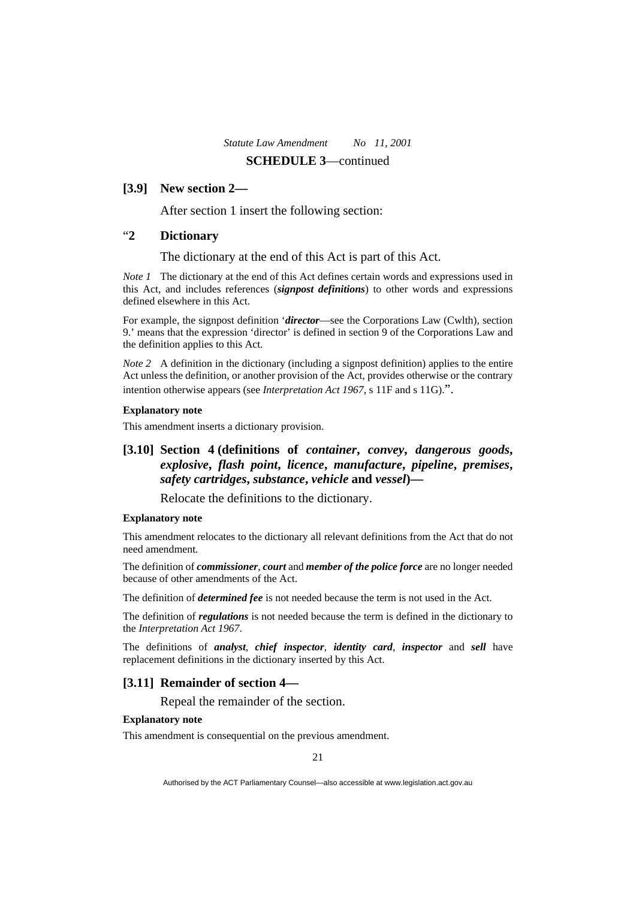### [3.9] New section 2—

After section 1 insert the following section:

### "2 Dictionary

The dictionary at the end of this Act is part of this Act.

*Note 1* The dictionary at the end of this Act defines certain words and expressions used in this Act, and includes references (***signpost definitions***) to other words and expressions defined elsewhere in this Act.

For example, the signpost definition '***director***—see the Corporations Law (Cwlth), section 9.' means that the expression 'director' is defined in section 9 of the Corporations Law and the definition applies to this Act.

*Note 2* A definition in the dictionary (including a signpost definition) applies to the entire Act unless the definition, or another provision of the Act, provides otherwise or the contrary intention otherwise appears (see *Interpretation Act 1967*, s 11F and s 11G).".

**Explanatory note**

This amendment inserts a dictionary provision.

### [3.10] Section 4 (definitions of *container*, *convey*, *dangerous goods*, *explosive*, *flash point*, *licence*, *manufacture*, *pipeline*, *premises*, *safety cartridges*, *substance*, *vehicle* and *vessel*)—

Relocate the definitions to the dictionary.

**Explanatory note**

This amendment relocates to the dictionary all relevant definitions from the Act that do not need amendment.

The definition of ***commissioner***, ***court*** and ***member of the police force*** are no longer needed because of other amendments of the Act.

The definition of ***determined fee*** is not needed because the term is not used in the Act.

The definition of ***regulations*** is not needed because the term is defined in the dictionary to the *Interpretation Act 1967*.

The definitions of ***analyst***, ***chief inspector***, ***identity card***, ***inspector*** and ***sell*** have replacement definitions in the dictionary inserted by this Act.

### [3.11] Remainder of section 4—

Repeal the remainder of the section.

**Explanatory note**

This amendment is consequential on the previous amendment.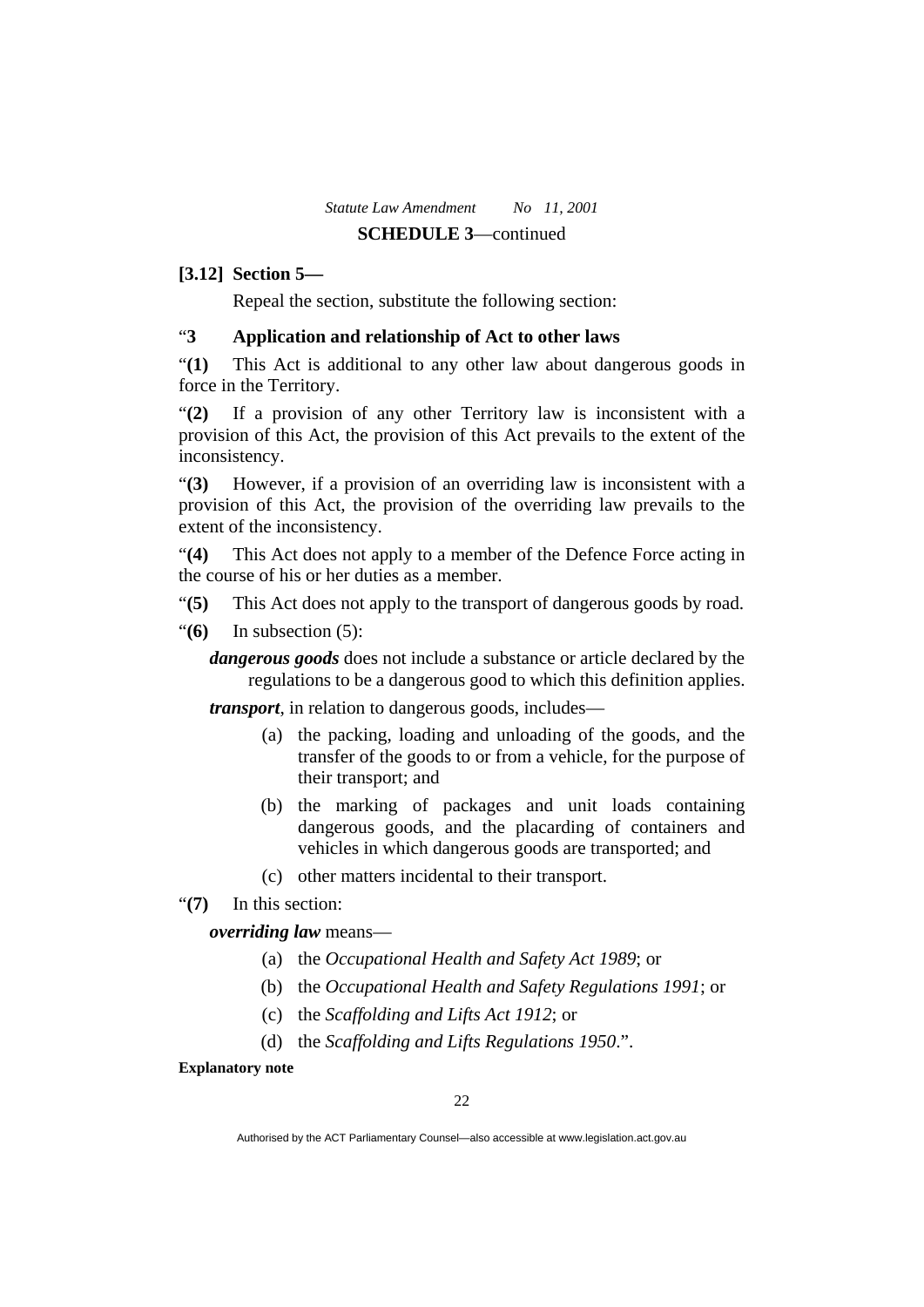**[3.12] Section 5—**

Repeal the section, substitute the following section:

“**3 Application and relationship of Act to other laws**

“**(1)** This Act is additional to any other law about dangerous goods in force in the Territory.

“**(2)** If a provision of any other Territory law is inconsistent with a provision of this Act, the provision of this Act prevails to the extent of the inconsistency.

“**(3)** However, if a provision of an overriding law is inconsistent with a provision of this Act, the provision of the overriding law prevails to the extent of the inconsistency.

“**(4)** This Act does not apply to a member of the Defence Force acting in the course of his or her duties as a member.

“**(5)** This Act does not apply to the transport of dangerous goods by road.

“**(6)** In subsection (5):

***dangerous goods*** does not include a substance or article declared by the regulations to be a dangerous good to which this definition applies.

***transport***, in relation to dangerous goods, includes—

(a) the packing, loading and unloading of the goods, and the transfer of the goods to or from a vehicle, for the purpose of their transport; and

(b) the marking of packages and unit loads containing dangerous goods, and the placarding of containers and vehicles in which dangerous goods are transported; and

(c) other matters incidental to their transport.

“**(7)** In this section:

***overriding law*** means—

(a) the *Occupational Health and Safety Act 1989*; or

(b) the *Occupational Health and Safety Regulations 1991*; or

(c) the *Scaffolding and Lifts Act 1912*; or

(d) the *Scaffolding and Lifts Regulations 1950*.”.

**Explanatory note**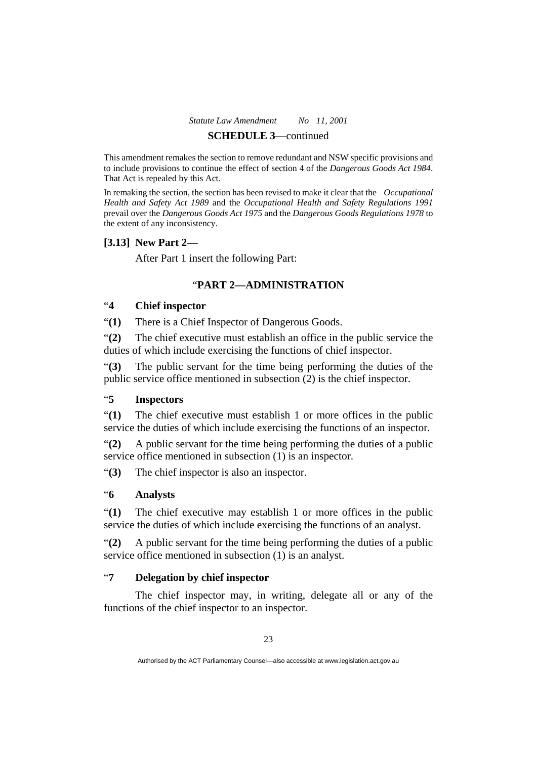This amendment remakes the section to remove redundant and NSW specific provisions and to include provisions to continue the effect of section 4 of the *Dangerous Goods Act 1984*. That Act is repealed by this Act.

In remaking the section, the section has been revised to make it clear that the *Occupational Health and Safety Act 1989* and the *Occupational Health and Safety Regulations 1991* prevail over the *Dangerous Goods Act 1975* and the *Dangerous Goods Regulations 1978* to the extent of any inconsistency.

**[3.13] New Part 2—**

After Part 1 insert the following Part:

“**PART 2—ADMINISTRATION**

“**4 Chief inspector**

“**(1)** There is a Chief Inspector of Dangerous Goods.

“**(2)** The chief executive must establish an office in the public service the duties of which include exercising the functions of chief inspector.

“**(3)** The public servant for the time being performing the duties of the public service office mentioned in subsection (2) is the chief inspector.

“**5 Inspectors**

“**(1)** The chief executive must establish 1 or more offices in the public service the duties of which include exercising the functions of an inspector.

“**(2)** A public servant for the time being performing the duties of a public service office mentioned in subsection (1) is an inspector.

“**(3)** The chief inspector is also an inspector.

“**6 Analysts**

“**(1)** The chief executive may establish 1 or more offices in the public service the duties of which include exercising the functions of an analyst.

“**(2)** A public servant for the time being performing the duties of a public service office mentioned in subsection (1) is an analyst.

“**7 Delegation by chief inspector**

The chief inspector may, in writing, delegate all or any of the functions of the chief inspector to an inspector.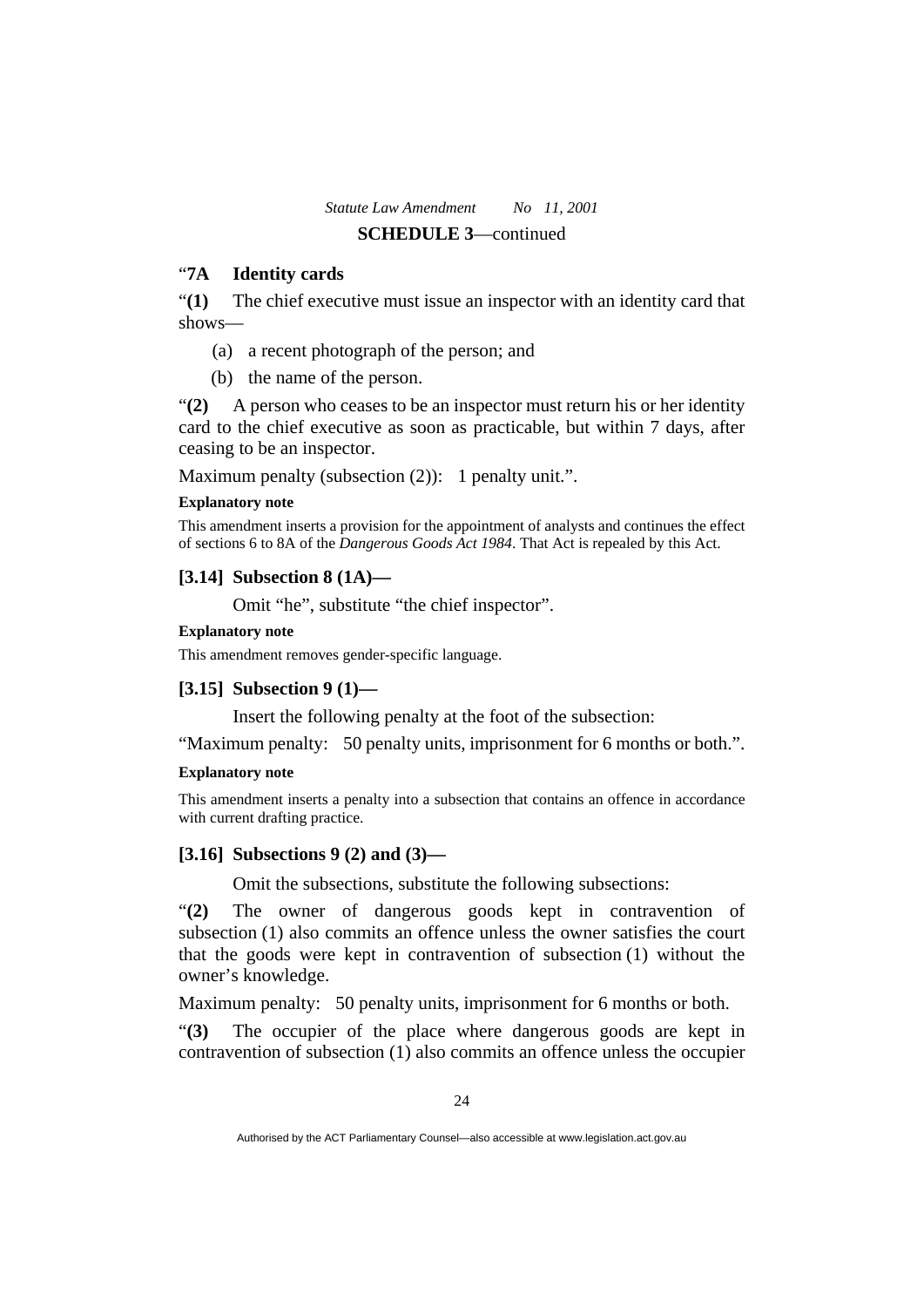**SCHEDULE 3**—continued

"**7A Identity cards**

"**(1)** The chief executive must issue an inspector with an identity card that shows—

(a) a recent photograph of the person; and

(b) the name of the person.

"**(2)** A person who ceases to be an inspector must return his or her identity card to the chief executive as soon as practicable, but within 7 days, after ceasing to be an inspector.

Maximum penalty (subsection (2)): 1 penalty unit.".

**Explanatory note**

This amendment inserts a provision for the appointment of analysts and continues the effect of sections 6 to 8A of the *Dangerous Goods Act 1984*. That Act is repealed by this Act.

**[3.14] Subsection 8 (1A)—**

Omit "he", substitute "the chief inspector".

**Explanatory note**

This amendment removes gender-specific language.

**[3.15] Subsection 9 (1)—**

Insert the following penalty at the foot of the subsection:

"Maximum penalty: 50 penalty units, imprisonment for 6 months or both.".

**Explanatory note**

This amendment inserts a penalty into a subsection that contains an offence in accordance with current drafting practice.

**[3.16] Subsections 9 (2) and (3)—**

Omit the subsections, substitute the following subsections:

"**(2)** The owner of dangerous goods kept in contravention of subsection (1) also commits an offence unless the owner satisfies the court that the goods were kept in contravention of subsection (1) without the owner's knowledge.

Maximum penalty: 50 penalty units, imprisonment for 6 months or both.

"**(3)** The occupier of the place where dangerous goods are kept in contravention of subsection (1) also commits an offence unless the occupier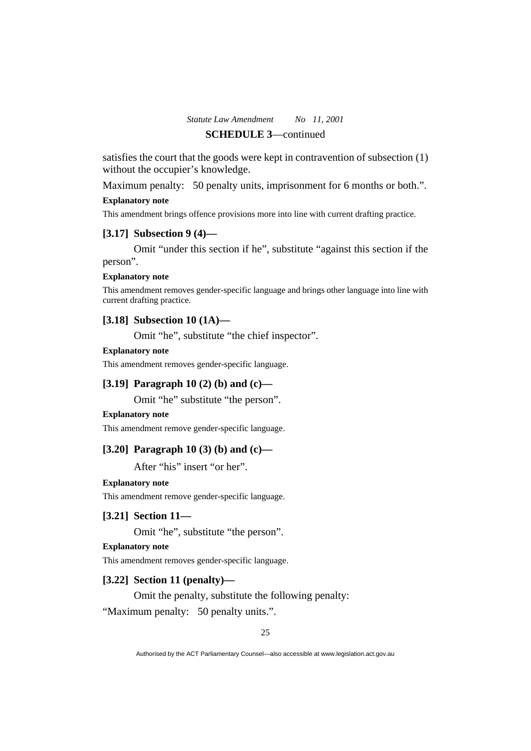satisfies the court that the goods were kept in contravention of subsection (1) without the occupier's knowledge.

Maximum penalty: 50 penalty units, imprisonment for 6 months or both.".

**Explanatory note**

This amendment brings offence provisions more into line with current drafting practice.

### [3.17] Subsection 9 (4)—

Omit "under this section if he", substitute "against this section if the person".

**Explanatory note**

This amendment removes gender-specific language and brings other language into line with current drafting practice.

### [3.18] Subsection 10 (1A)—

Omit "he", substitute "the chief inspector".

**Explanatory note**

This amendment removes gender-specific language.

### [3.19] Paragraph 10 (2) (b) and (c)—

Omit "he" substitute "the person".

**Explanatory note**

This amendment remove gender-specific language.

### [3.20] Paragraph 10 (3) (b) and (c)—

After "his" insert "or her".

**Explanatory note**

This amendment remove gender-specific language.

### [3.21] Section 11—

Omit "he", substitute "the person".

**Explanatory note**

This amendment removes gender-specific language.

### [3.22] Section 11 (penalty)—

Omit the penalty, substitute the following penalty:

"Maximum penalty: 50 penalty units.".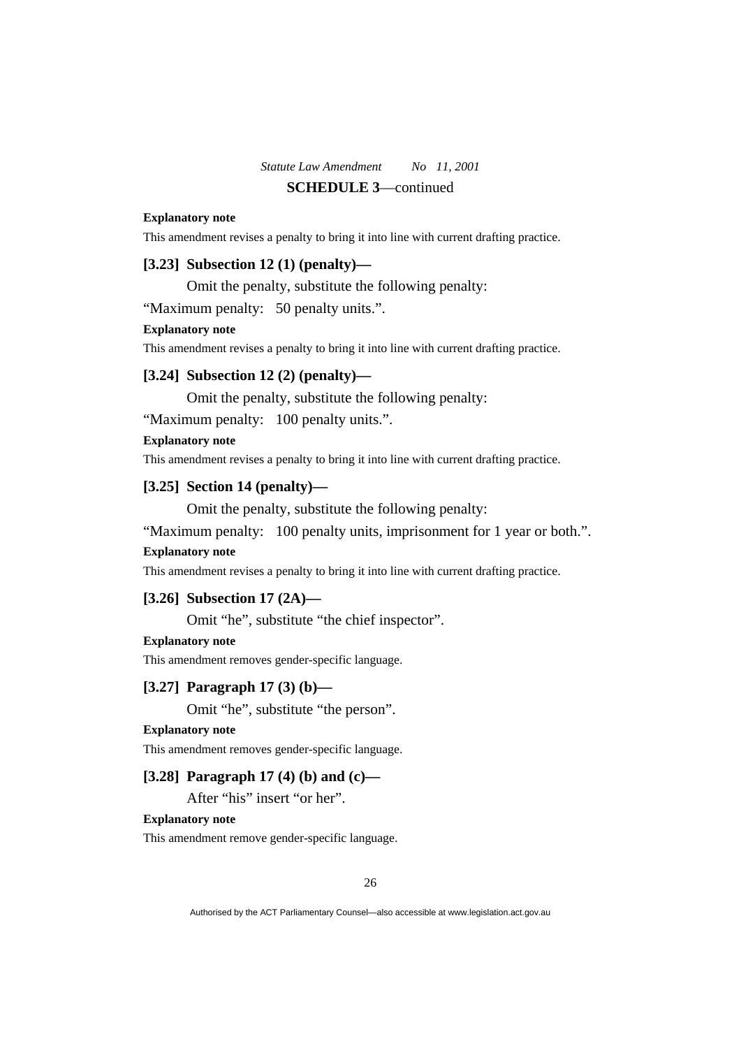**SCHEDULE 3**—continued

**Explanatory note**

This amendment revises a penalty to bring it into line with current drafting practice.

**[3.23] Subsection 12 (1) (penalty)—**

Omit the penalty, substitute the following penalty:

"Maximum penalty: 50 penalty units.".

**Explanatory note**

This amendment revises a penalty to bring it into line with current drafting practice.

**[3.24] Subsection 12 (2) (penalty)—**

Omit the penalty, substitute the following penalty:

"Maximum penalty: 100 penalty units.".

**Explanatory note**

This amendment revises a penalty to bring it into line with current drafting practice.

**[3.25] Section 14 (penalty)—**

Omit the penalty, substitute the following penalty:

"Maximum penalty: 100 penalty units, imprisonment for 1 year or both.".

**Explanatory note**

This amendment revises a penalty to bring it into line with current drafting practice.

**[3.26] Subsection 17 (2A)—**

Omit "he", substitute "the chief inspector".

**Explanatory note**

This amendment removes gender-specific language.

**[3.27] Paragraph 17 (3) (b)—**

Omit "he", substitute "the person".

**Explanatory note**

This amendment removes gender-specific language.

**[3.28] Paragraph 17 (4) (b) and (c)—**

After "his" insert "or her".

**Explanatory note**

This amendment remove gender-specific language.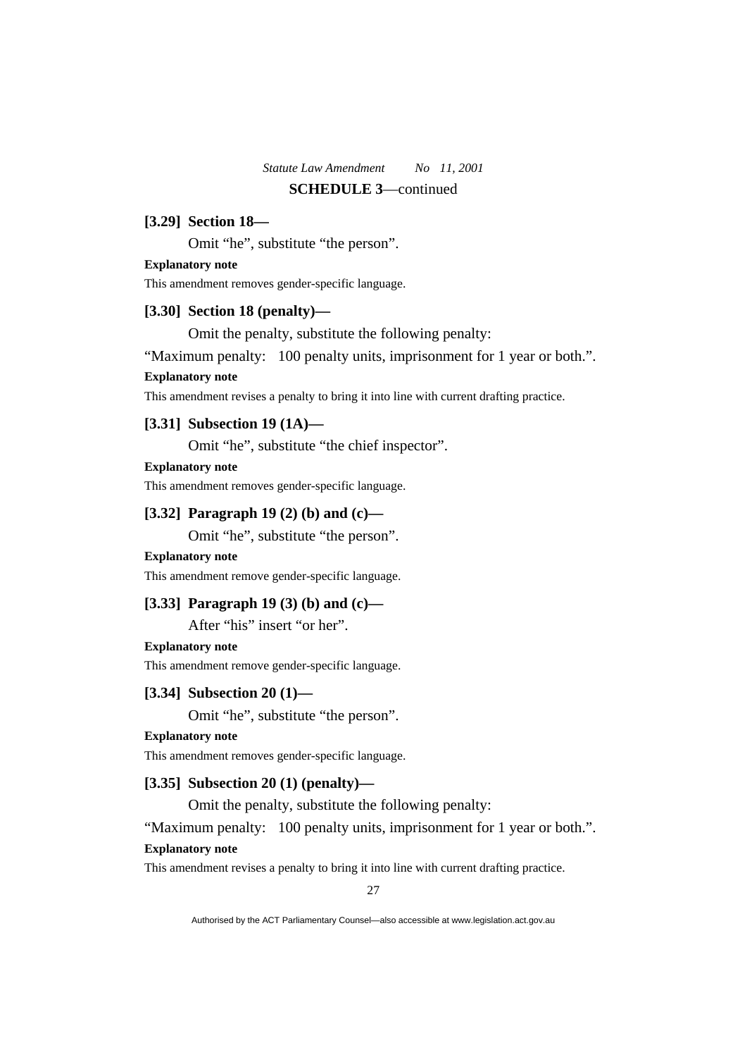**SCHEDULE 3**—continued

**[3.29] Section 18—**

Omit “he”, substitute “the person”.

**Explanatory note**

This amendment removes gender-specific language.

**[3.30] Section 18 (penalty)—**

Omit the penalty, substitute the following penalty:

“Maximum penalty: 100 penalty units, imprisonment for 1 year or both.”.

**Explanatory note**

This amendment revises a penalty to bring it into line with current drafting practice.

**[3.31] Subsection 19 (1A)—**

Omit “he”, substitute “the chief inspector”.

**Explanatory note**

This amendment removes gender-specific language.

**[3.32] Paragraph 19 (2) (b) and (c)—**

Omit “he”, substitute “the person”.

**Explanatory note**

This amendment remove gender-specific language.

**[3.33] Paragraph 19 (3) (b) and (c)—**

After “his” insert “or her”.

**Explanatory note**

This amendment remove gender-specific language.

**[3.34] Subsection 20 (1)—**

Omit “he”, substitute “the person”.

**Explanatory note**

This amendment removes gender-specific language.

**[3.35] Subsection 20 (1) (penalty)—**

Omit the penalty, substitute the following penalty:

“Maximum penalty: 100 penalty units, imprisonment for 1 year or both.”.

**Explanatory note**

This amendment revises a penalty to bring it into line with current drafting practice.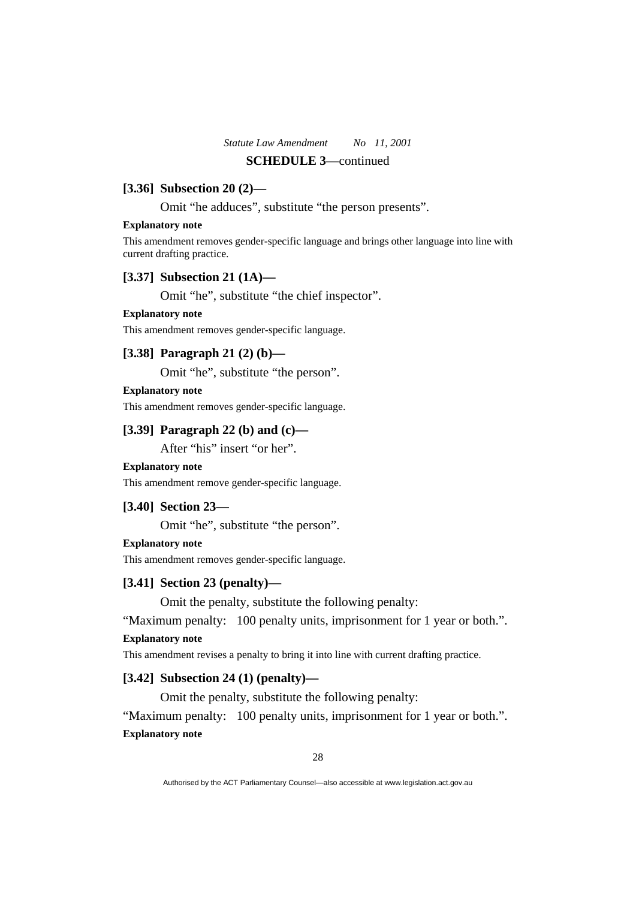**SCHEDULE 3**—continued

### [3.36] Subsection 20 (2)—

Omit "he adduces", substitute "the person presents".

**Explanatory note**

This amendment removes gender-specific language and brings other language into line with current drafting practice.

### [3.37] Subsection 21 (1A)—

Omit "he", substitute "the chief inspector".

**Explanatory note**

This amendment removes gender-specific language.

### [3.38] Paragraph 21 (2) (b)—

Omit "he", substitute "the person".

**Explanatory note**

This amendment removes gender-specific language.

### [3.39] Paragraph 22 (b) and (c)—

After "his" insert "or her".

**Explanatory note**

This amendment remove gender-specific language.

### [3.40] Section 23—

Omit "he", substitute "the person".

**Explanatory note**

This amendment removes gender-specific language.

### [3.41] Section 23 (penalty)—

Omit the penalty, substitute the following penalty:

"Maximum penalty: 100 penalty units, imprisonment for 1 year or both.".

**Explanatory note**

This amendment revises a penalty to bring it into line with current drafting practice.

### [3.42] Subsection 24 (1) (penalty)—

Omit the penalty, substitute the following penalty:

"Maximum penalty: 100 penalty units, imprisonment for 1 year or both.".

**Explanatory note**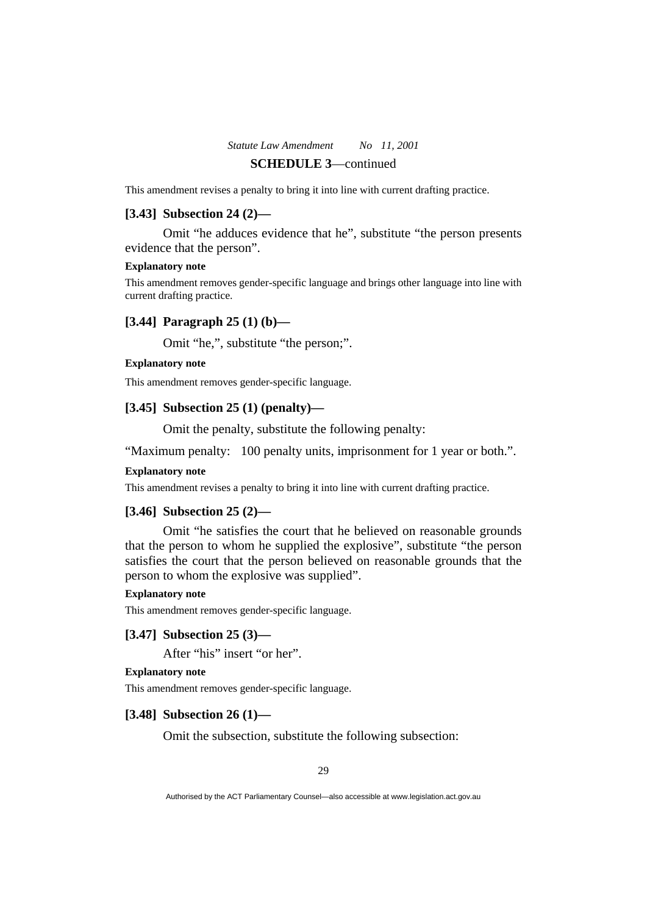This amendment revises a penalty to bring it into line with current drafting practice.

### [3.43] Subsection 24 (2)—

Omit "he adduces evidence that he", substitute "the person presents evidence that the person".

**Explanatory note**

This amendment removes gender-specific language and brings other language into line with current drafting practice.

### [3.44] Paragraph 25 (1) (b)—

Omit "he,", substitute "the person;".

**Explanatory note**

This amendment removes gender-specific language.

### [3.45] Subsection 25 (1) (penalty)—

Omit the penalty, substitute the following penalty:

"Maximum penalty: 100 penalty units, imprisonment for 1 year or both.".

**Explanatory note**

This amendment revises a penalty to bring it into line with current drafting practice.

### [3.46] Subsection 25 (2)—

Omit "he satisfies the court that he believed on reasonable grounds that the person to whom he supplied the explosive", substitute "the person satisfies the court that the person believed on reasonable grounds that the person to whom the explosive was supplied".

**Explanatory note**

This amendment removes gender-specific language.

### [3.47] Subsection 25 (3)—

After "his" insert "or her".

**Explanatory note**

This amendment removes gender-specific language.

### [3.48] Subsection 26 (1)—

Omit the subsection, substitute the following subsection: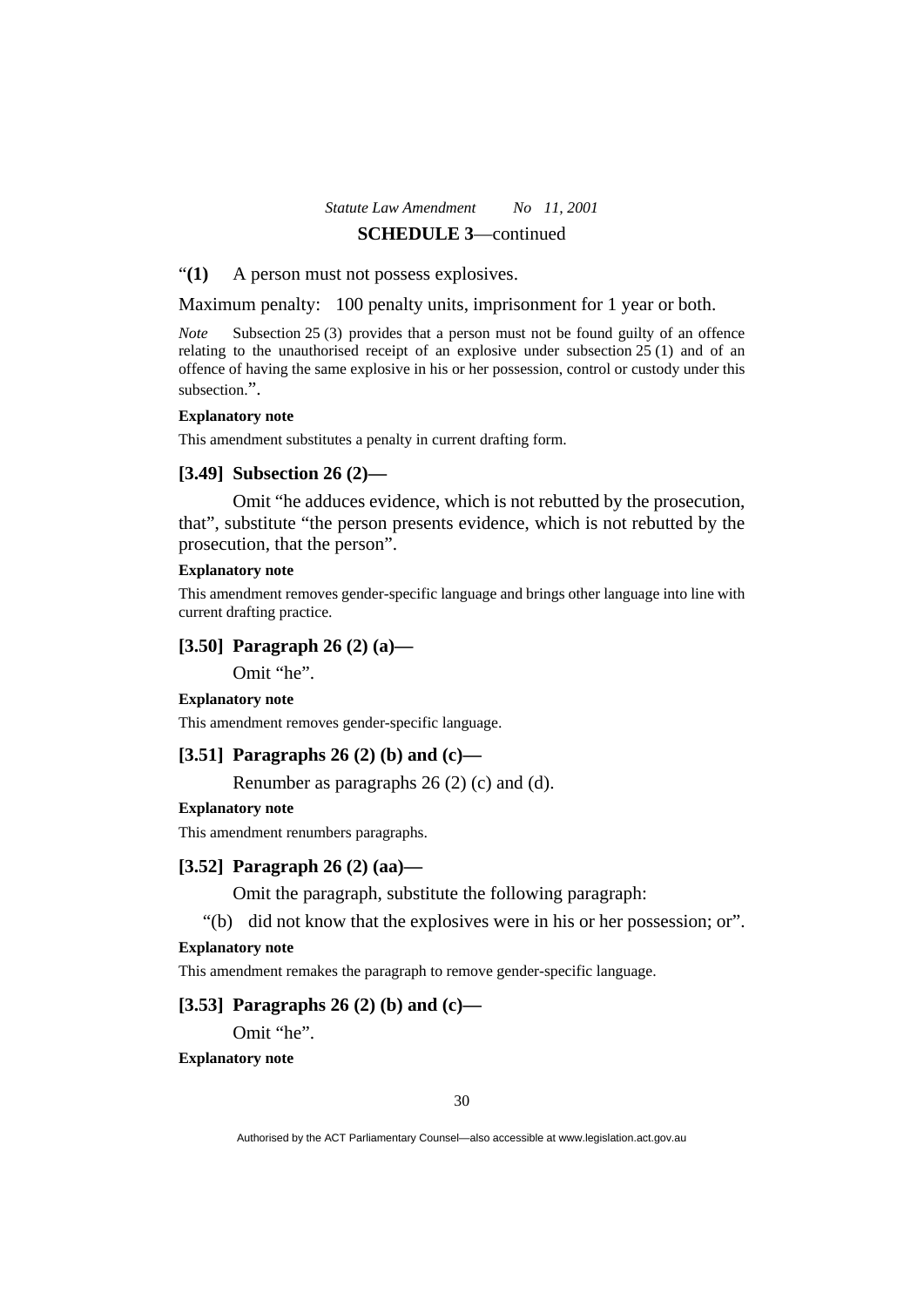“**(1)** A person must not possess explosives.

Maximum penalty: 100 penalty units, imprisonment for 1 year or both.

*Note* Subsection 25 (3) provides that a person must not be found guilty of an offence relating to the unauthorised receipt of an explosive under subsection 25 (1) and of an offence of having the same explosive in his or her possession, control or custody under this subsection.”.

**Explanatory note**

This amendment substitutes a penalty in current drafting form.

### [3.49] Subsection 26 (2)—

Omit “he adduces evidence, which is not rebutted by the prosecution, that”, substitute “the person presents evidence, which is not rebutted by the prosecution, that the person”.

**Explanatory note**

This amendment removes gender-specific language and brings other language into line with current drafting practice.

### [3.50] Paragraph 26 (2) (a)—

Omit “he”.

**Explanatory note**

This amendment removes gender-specific language.

### [3.51] Paragraphs 26 (2) (b) and (c)—

Renumber as paragraphs 26 (2) (c) and (d).

**Explanatory note**

This amendment renumbers paragraphs.

### [3.52] Paragraph 26 (2) (aa)—

Omit the paragraph, substitute the following paragraph:

“(b) did not know that the explosives were in his or her possession; or”.

**Explanatory note**

This amendment remakes the paragraph to remove gender-specific language.

### [3.53] Paragraphs 26 (2) (b) and (c)—

Omit “he”.

**Explanatory note**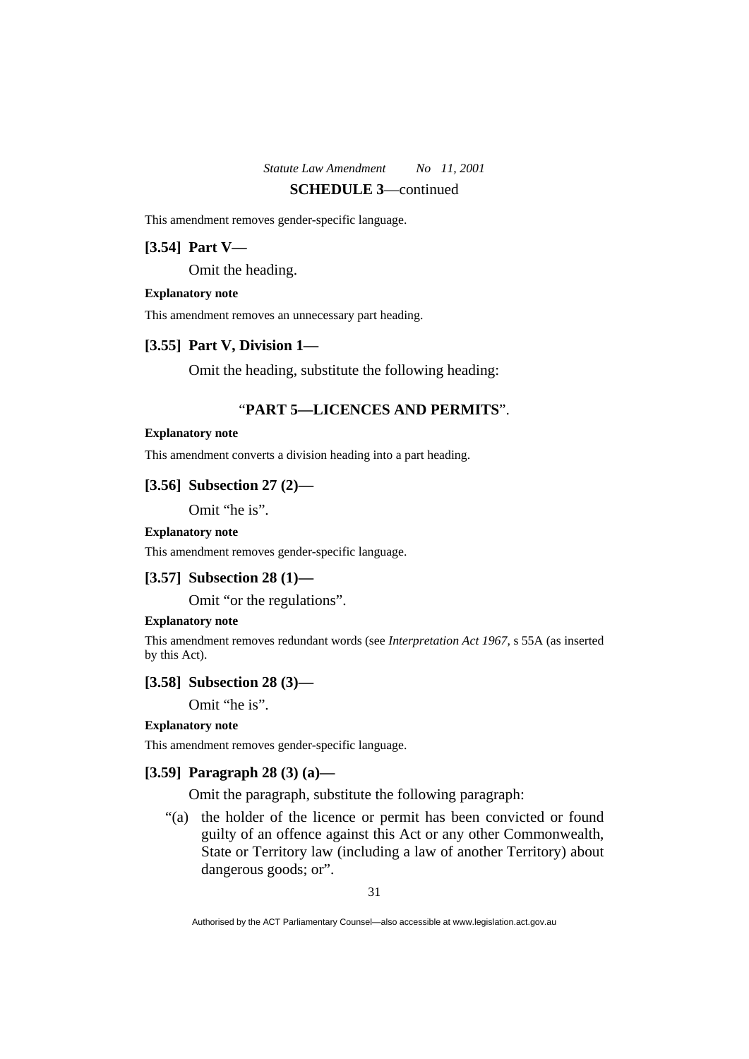This amendment removes gender-specific language.

### [3.54] Part V—

Omit the heading.

**Explanatory note**

This amendment removes an unnecessary part heading.

### [3.55] Part V, Division 1—

Omit the heading, substitute the following heading:

"**PART 5—LICENCES AND PERMITS**".

**Explanatory note**

This amendment converts a division heading into a part heading.

### [3.56] Subsection 27 (2)—

Omit "he is".

**Explanatory note**

This amendment removes gender-specific language.

### [3.57] Subsection 28 (1)—

Omit "or the regulations".

**Explanatory note**

This amendment removes redundant words (see *Interpretation Act 1967*, s 55A (as inserted by this Act).

### [3.58] Subsection 28 (3)—

Omit "he is".

**Explanatory note**

This amendment removes gender-specific language.

### [3.59] Paragraph 28 (3) (a)—

Omit the paragraph, substitute the following paragraph:

"(a) the holder of the licence or permit has been convicted or found guilty of an offence against this Act or any other Commonwealth, State or Territory law (including a law of another Territory) about dangerous goods; or".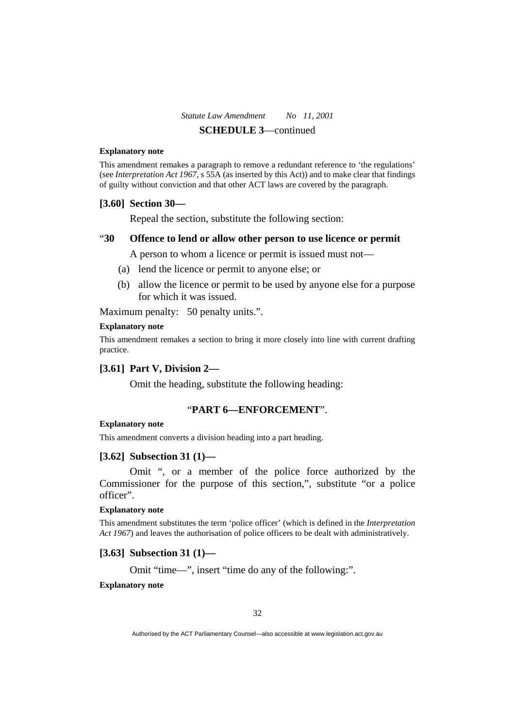**SCHEDULE 3**—continued

**Explanatory note**

This amendment remakes a paragraph to remove a redundant reference to 'the regulations' (see *Interpretation Act 1967*, s 55A (as inserted by this Act)) and to make clear that findings of guilty without conviction and that other ACT laws are covered by the paragraph.

### [3.60] Section 30—

Repeal the section, substitute the following section:

### "30 Offence to lend or allow other person to use licence or permit

A person to whom a licence or permit is issued must not—

(a) lend the licence or permit to anyone else; or

(b) allow the licence or permit to be used by anyone else for a purpose for which it was issued.

Maximum penalty: 50 penalty units.".

**Explanatory note**

This amendment remakes a section to bring it more closely into line with current drafting practice.

### [3.61] Part V, Division 2—

Omit the heading, substitute the following heading:

"**PART 6—ENFORCEMENT**".

**Explanatory note**

This amendment converts a division heading into a part heading.

### [3.62] Subsection 31 (1)—

Omit ", or a member of the police force authorized by the Commissioner for the purpose of this section,", substitute "or a police officer".

**Explanatory note**

This amendment substitutes the term 'police officer' (which is defined in the *Interpretation Act 1967*) and leaves the authorisation of police officers to be dealt with administratively.

### [3.63] Subsection 31 (1)—

Omit "time—", insert "time do any of the following:".

**Explanatory note**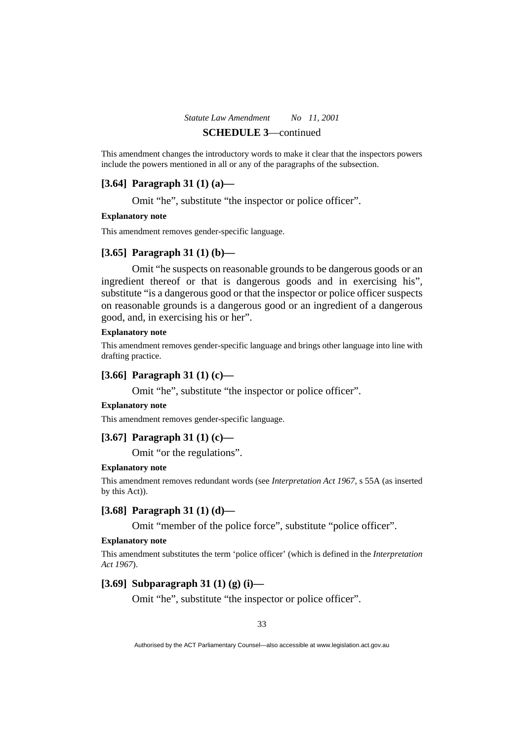This amendment changes the introductory words to make it clear that the inspectors powers include the powers mentioned in all or any of the paragraphs of the subsection.

### [3.64] Paragraph 31 (1) (a)—

Omit "he", substitute "the inspector or police officer".

**Explanatory note**

This amendment removes gender-specific language.

### [3.65] Paragraph 31 (1) (b)—

Omit "he suspects on reasonable grounds to be dangerous goods or an ingredient thereof or that is dangerous goods and in exercising his", substitute "is a dangerous good or that the inspector or police officer suspects on reasonable grounds is a dangerous good or an ingredient of a dangerous good, and, in exercising his or her".

**Explanatory note**

This amendment removes gender-specific language and brings other language into line with drafting practice.

### [3.66] Paragraph 31 (1) (c)—

Omit "he", substitute "the inspector or police officer".

**Explanatory note**

This amendment removes gender-specific language.

### [3.67] Paragraph 31 (1) (c)—

Omit "or the regulations".

**Explanatory note**

This amendment removes redundant words (see *Interpretation Act 1967*, s 55A (as inserted by this Act)).

### [3.68] Paragraph 31 (1) (d)—

Omit "member of the police force", substitute "police officer".

**Explanatory note**

This amendment substitutes the term 'police officer' (which is defined in the *Interpretation Act 1967*).

### [3.69] Subparagraph 31 (1) (g) (i)—

Omit "he", substitute "the inspector or police officer".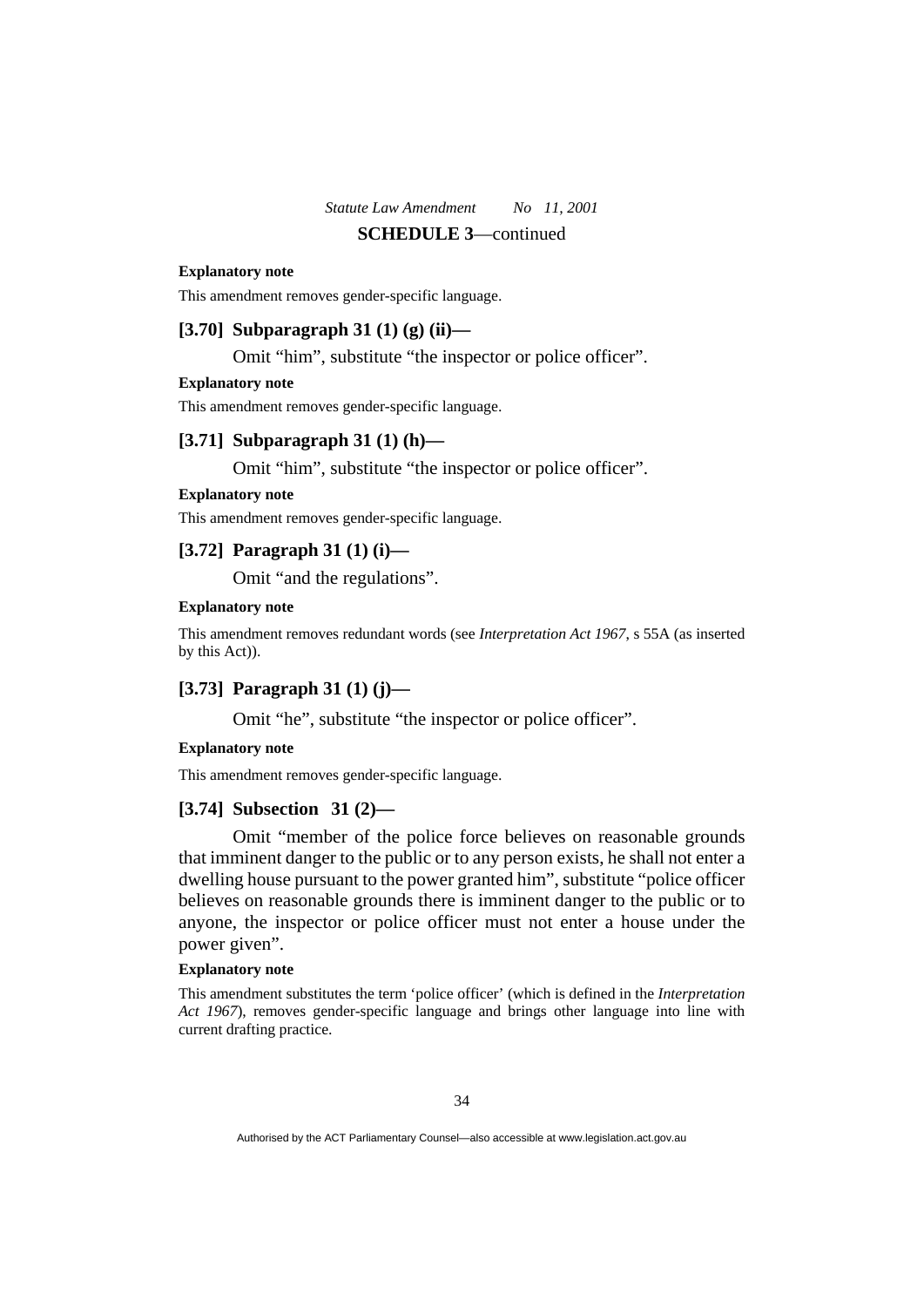**Explanatory note**

This amendment removes gender-specific language.

### [3.70] Subparagraph 31 (1) (g) (ii)—

Omit "him", substitute "the inspector or police officer".

**Explanatory note**

This amendment removes gender-specific language.

### [3.71] Subparagraph 31 (1) (h)—

Omit "him", substitute "the inspector or police officer".

**Explanatory note**

This amendment removes gender-specific language.

### [3.72] Paragraph 31 (1) (i)—

Omit "and the regulations".

**Explanatory note**

This amendment removes redundant words (see *Interpretation Act 1967*, s 55A (as inserted by this Act)).

### [3.73] Paragraph 31 (1) (j)—

Omit "he", substitute "the inspector or police officer".

**Explanatory note**

This amendment removes gender-specific language.

### [3.74] Subsection 31 (2)—

Omit "member of the police force believes on reasonable grounds that imminent danger to the public or to any person exists, he shall not enter a dwelling house pursuant to the power granted him", substitute "police officer believes on reasonable grounds there is imminent danger to the public or to anyone, the inspector or police officer must not enter a house under the power given".

**Explanatory note**

This amendment substitutes the term 'police officer' (which is defined in the *Interpretation Act 1967*), removes gender-specific language and brings other language into line with current drafting practice.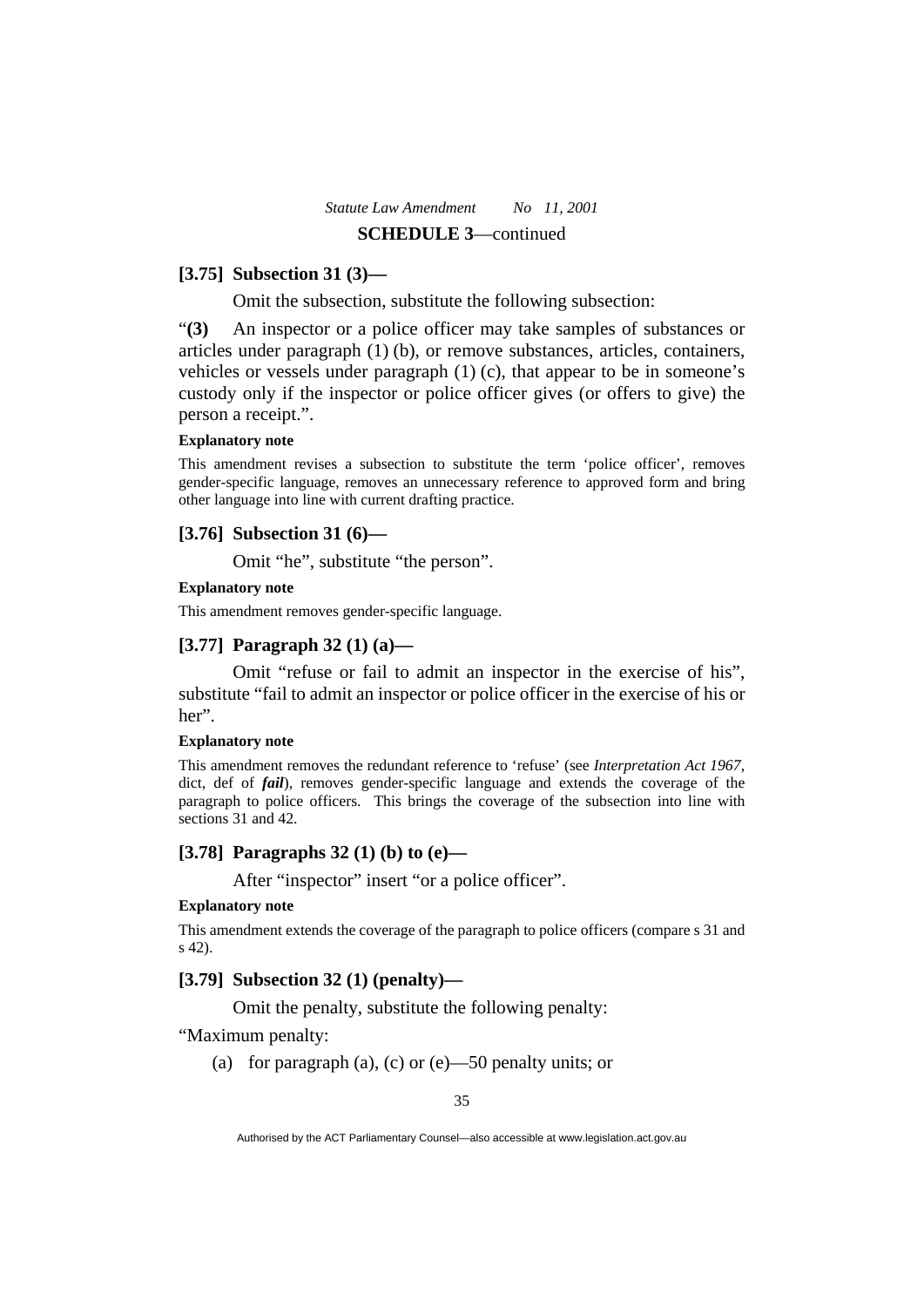**SCHEDULE 3**—continued

### [3.75] Subsection 31 (3)—

Omit the subsection, substitute the following subsection:

“**(3)** An inspector or a police officer may take samples of substances or articles under paragraph (1) (b), or remove substances, articles, containers, vehicles or vessels under paragraph (1) (c), that appear to be in someone’s custody only if the inspector or police officer gives (or offers to give) the person a receipt.”.

**Explanatory note**

This amendment revises a subsection to substitute the term ‘police officer’, removes gender-specific language, removes an unnecessary reference to approved form and bring other language into line with current drafting practice.

### [3.76] Subsection 31 (6)—

Omit “he”, substitute “the person”.

**Explanatory note**

This amendment removes gender-specific language.

### [3.77] Paragraph 32 (1) (a)—

Omit “refuse or fail to admit an inspector in the exercise of his”, substitute “fail to admit an inspector or police officer in the exercise of his or her”.

**Explanatory note**

This amendment removes the redundant reference to ‘refuse’ (see *Interpretation Act 1967*, dict, def of ***fail***), removes gender-specific language and extends the coverage of the paragraph to police officers. This brings the coverage of the subsection into line with sections 31 and 42.

### [3.78] Paragraphs 32 (1) (b) to (e)—

After “inspector” insert “or a police officer”.

**Explanatory note**

This amendment extends the coverage of the paragraph to police officers (compare s 31 and s 42).

### [3.79] Subsection 32 (1) (penalty)—

Omit the penalty, substitute the following penalty:

“Maximum penalty:

(a) for paragraph (a), (c) or (e)—50 penalty units; or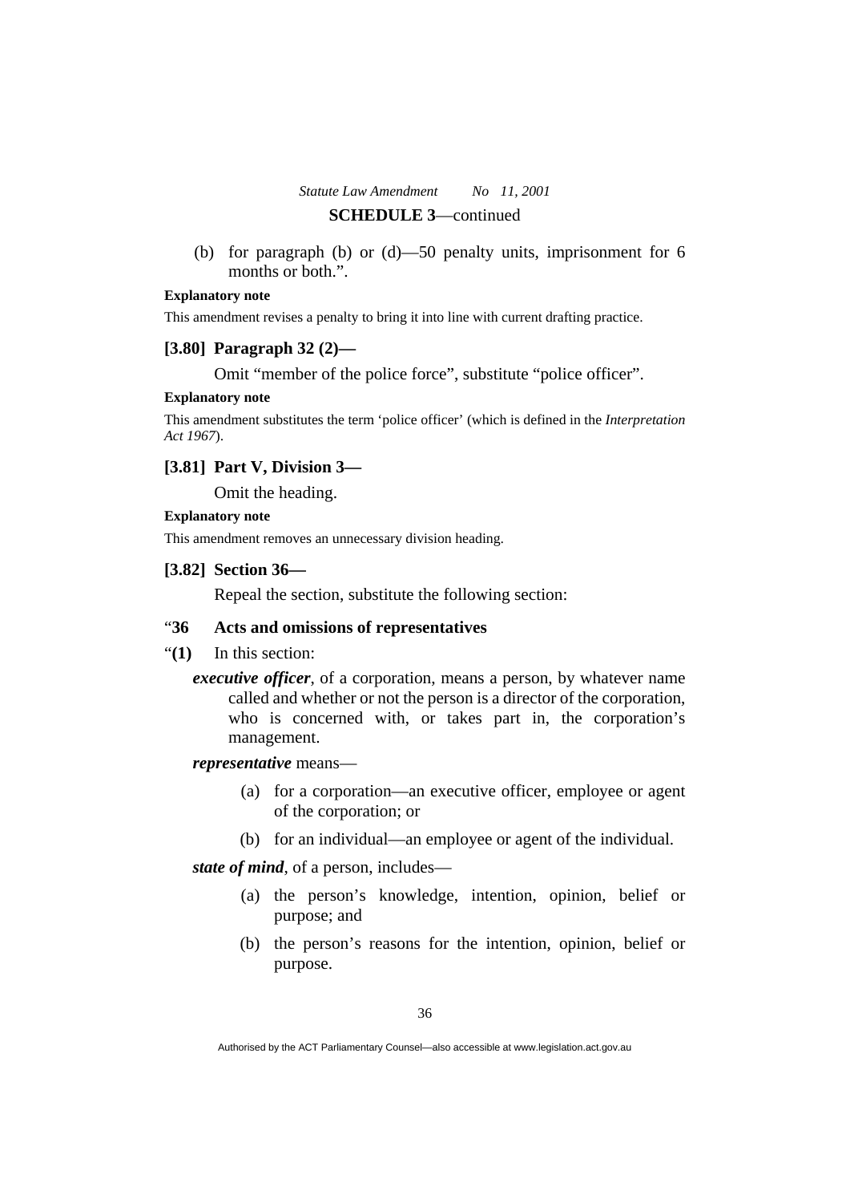(b) for paragraph (b) or (d)—50 penalty units, imprisonment for 6 months or both.".

**Explanatory note**

This amendment revises a penalty to bring it into line with current drafting practice.

### [3.80] Paragraph 32 (2)—

Omit "member of the police force", substitute "police officer".

**Explanatory note**

This amendment substitutes the term 'police officer' (which is defined in the *Interpretation Act 1967*).

### [3.81] Part V, Division 3—

Omit the heading.

**Explanatory note**

This amendment removes an unnecessary division heading.

### [3.82] Section 36—

Repeal the section, substitute the following section:

"**36 Acts and omissions of representatives**

"**(1)** In this section:

***executive officer***, of a corporation, means a person, by whatever name called and whether or not the person is a director of the corporation, who is concerned with, or takes part in, the corporation's management.

***representative*** means—

(a) for a corporation—an executive officer, employee or agent of the corporation; or

(b) for an individual—an employee or agent of the individual.

***state of mind***, of a person, includes—

(a) the person's knowledge, intention, opinion, belief or purpose; and

(b) the person's reasons for the intention, opinion, belief or purpose.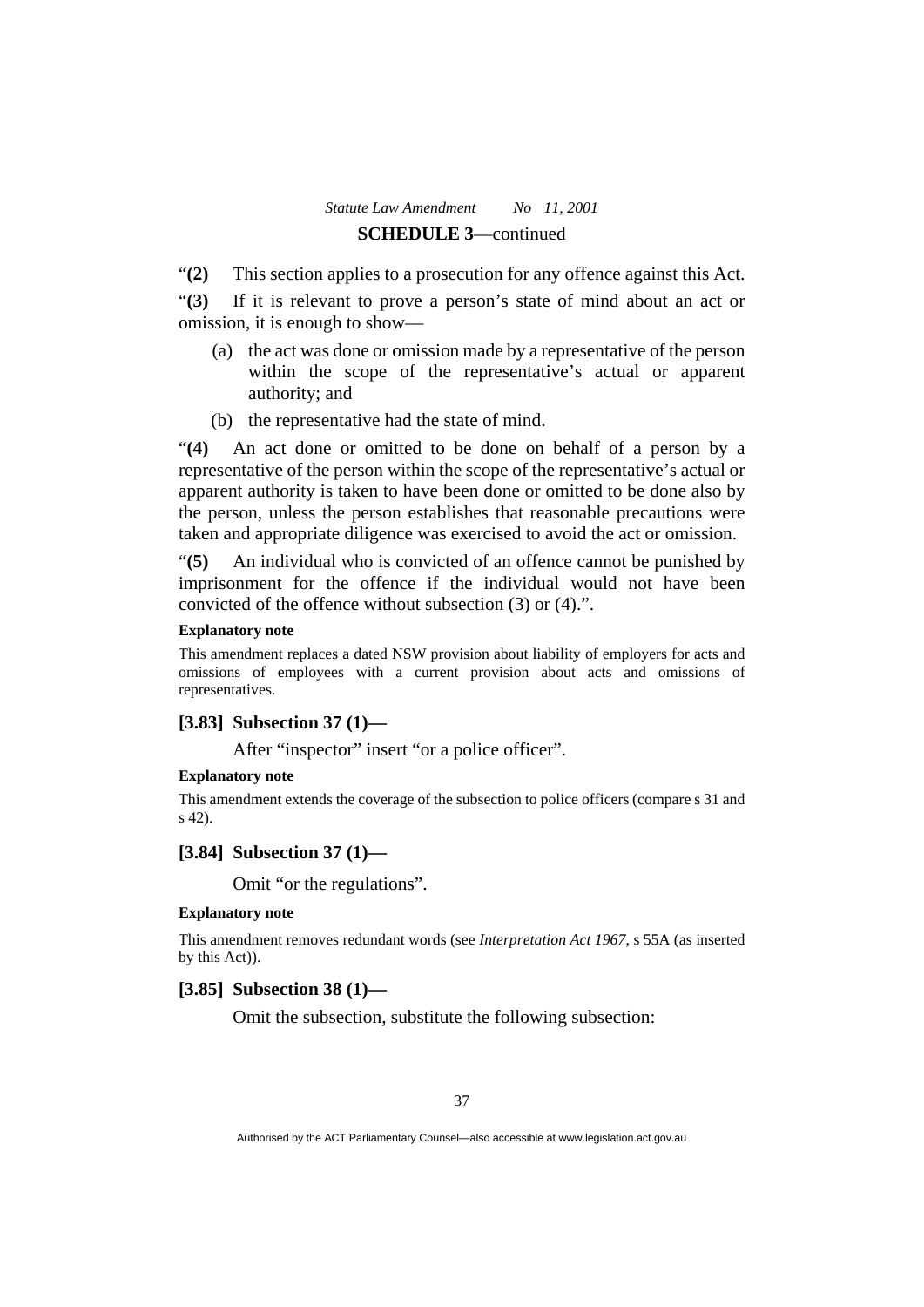“**(2)** This section applies to a prosecution for any offence against this Act.

“**(3)** If it is relevant to prove a person’s state of mind about an act or omission, it is enough to show—

(a) the act was done or omission made by a representative of the person within the scope of the representative’s actual or apparent authority; and

(b) the representative had the state of mind.

“**(4)** An act done or omitted to be done on behalf of a person by a representative of the person within the scope of the representative’s actual or apparent authority is taken to have been done or omitted to be done also by the person, unless the person establishes that reasonable precautions were taken and appropriate diligence was exercised to avoid the act or omission.

“**(5)** An individual who is convicted of an offence cannot be punished by imprisonment for the offence if the individual would not have been convicted of the offence without subsection (3) or (4).”.

**Explanatory note**

This amendment replaces a dated NSW provision about liability of employers for acts and omissions of employees with a current provision about acts and omissions of representatives.

### [3.83] Subsection 37 (1)—

After “inspector” insert “or a police officer”.

**Explanatory note**

This amendment extends the coverage of the subsection to police officers (compare s 31 and s 42).

### [3.84] Subsection 37 (1)—

Omit “or the regulations”.

**Explanatory note**

This amendment removes redundant words (see *Interpretation Act 1967*, s 55A (as inserted by this Act)).

### [3.85] Subsection 38 (1)—

Omit the subsection, substitute the following subsection: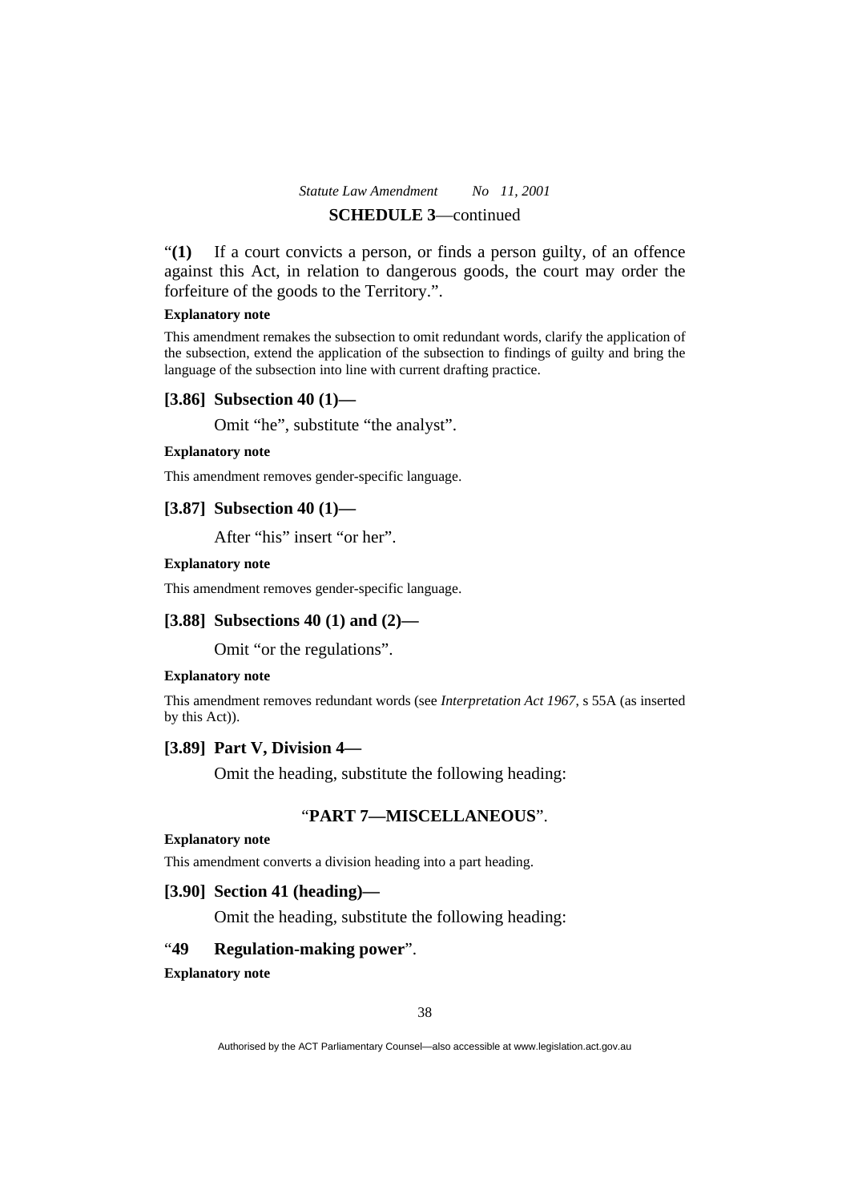“**(1)** If a court convicts a person, or finds a person guilty, of an offence against this Act, in relation to dangerous goods, the court may order the forfeiture of the goods to the Territory.”.

**Explanatory note**

This amendment remakes the subsection to omit redundant words, clarify the application of the subsection, extend the application of the subsection to findings of guilty and bring the language of the subsection into line with current drafting practice.

### [3.86] Subsection 40 (1)—

Omit “he”, substitute “the analyst”.

**Explanatory note**

This amendment removes gender-specific language.

### [3.87] Subsection 40 (1)—

After “his” insert “or her”.

**Explanatory note**

This amendment removes gender-specific language.

### [3.88] Subsections 40 (1) and (2)—

Omit “or the regulations”.

**Explanatory note**

This amendment removes redundant words (see *Interpretation Act 1967*, s 55A (as inserted by this Act)).

### [3.89] Part V, Division 4—

Omit the heading, substitute the following heading:

“**PART 7—MISCELLANEOUS**”.

**Explanatory note**

This amendment converts a division heading into a part heading.

### [3.90] Section 41 (heading)—

Omit the heading, substitute the following heading:

“**49 Regulation-making power**”.

**Explanatory note**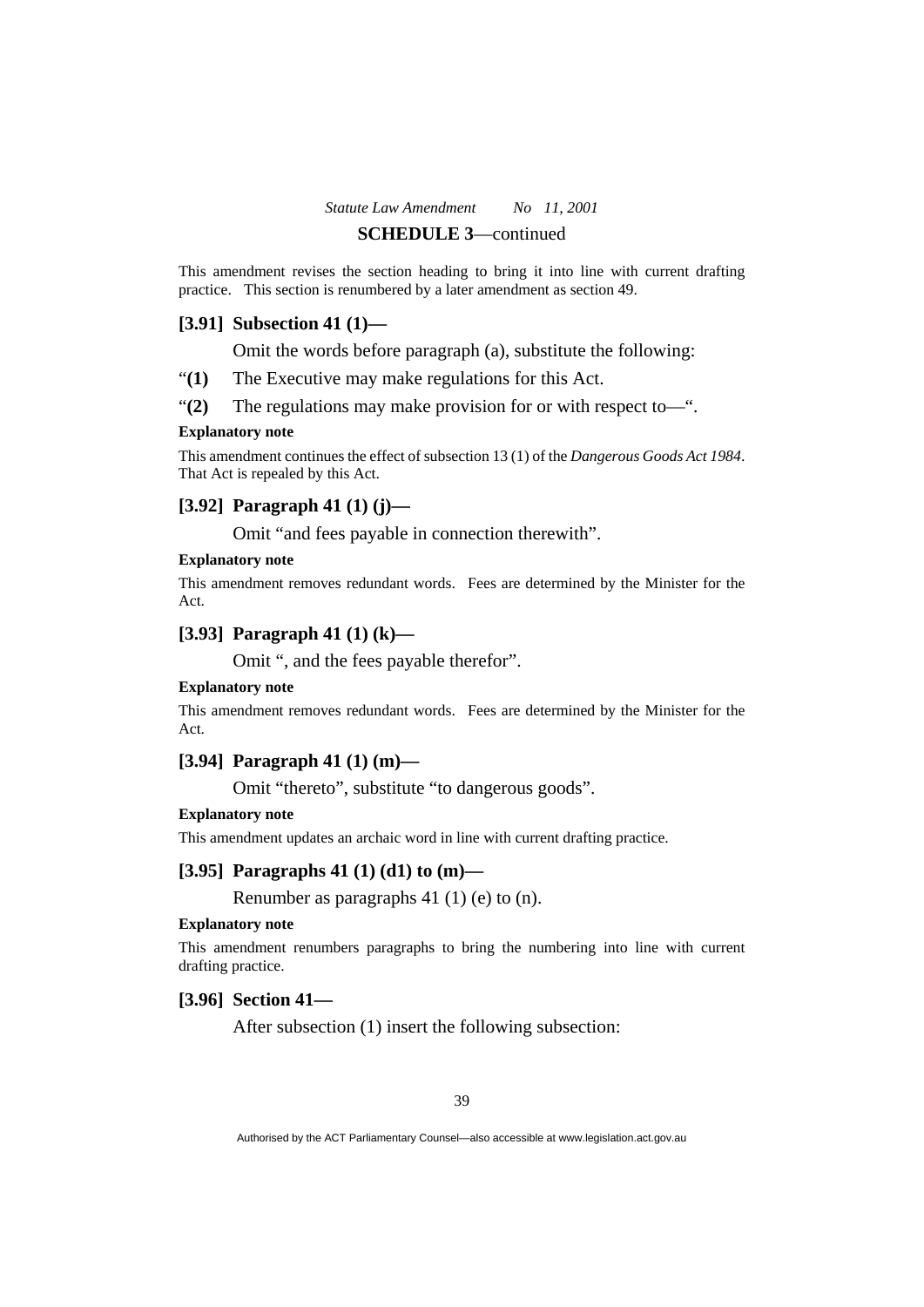This amendment revises the section heading to bring it into line with current drafting practice. This section is renumbered by a later amendment as section 49.

**[3.91] Subsection 41 (1)—**

Omit the words before paragraph (a), substitute the following:

"**(1)** The Executive may make regulations for this Act.

"**(2)** The regulations may make provision for or with respect to—".

**Explanatory note**

This amendment continues the effect of subsection 13 (1) of the *Dangerous Goods Act 1984*. That Act is repealed by this Act.

**[3.92] Paragraph 41 (1) (j)—**

Omit "and fees payable in connection therewith".

**Explanatory note**

This amendment removes redundant words. Fees are determined by the Minister for the Act.

**[3.93] Paragraph 41 (1) (k)—**

Omit ", and the fees payable therefor".

**Explanatory note**

This amendment removes redundant words. Fees are determined by the Minister for the Act.

**[3.94] Paragraph 41 (1) (m)—**

Omit "thereto", substitute "to dangerous goods".

**Explanatory note**

This amendment updates an archaic word in line with current drafting practice.

**[3.95] Paragraphs 41 (1) (d1) to (m)—**

Renumber as paragraphs 41 (1) (e) to (n).

**Explanatory note**

This amendment renumbers paragraphs to bring the numbering into line with current drafting practice.

**[3.96] Section 41—**

After subsection (1) insert the following subsection: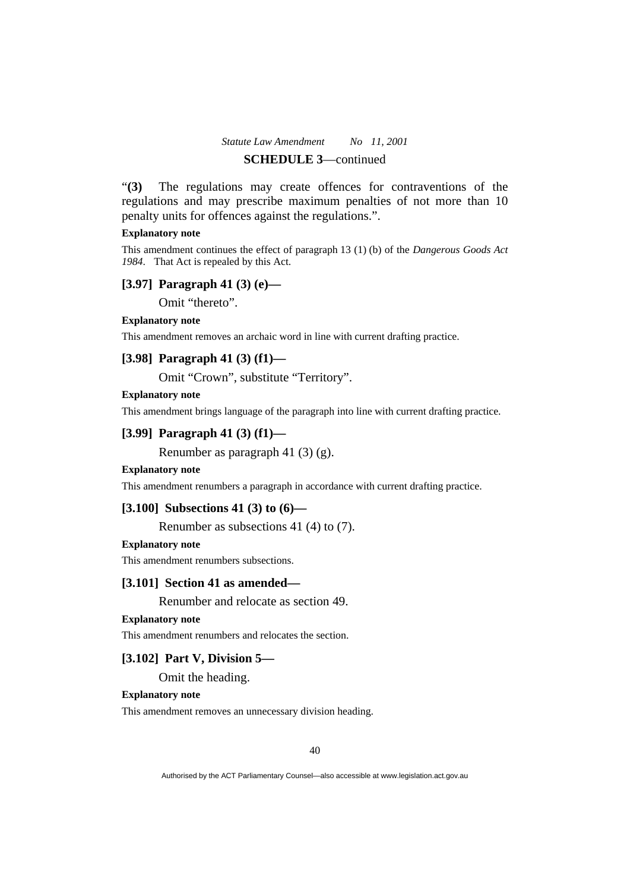"**(3)** The regulations may create offences for contraventions of the regulations and may prescribe maximum penalties of not more than 10 penalty units for offences against the regulations.".

**Explanatory note**

This amendment continues the effect of paragraph 13 (1) (b) of the *Dangerous Goods Act 1984*. That Act is repealed by this Act.

### [3.97] Paragraph 41 (3) (e)—

Omit "thereto".

**Explanatory note**

This amendment removes an archaic word in line with current drafting practice.

### [3.98] Paragraph 41 (3) (f1)—

Omit "Crown", substitute "Territory".

**Explanatory note**

This amendment brings language of the paragraph into line with current drafting practice.

### [3.99] Paragraph 41 (3) (f1)—

Renumber as paragraph 41 (3) (g).

**Explanatory note**

This amendment renumbers a paragraph in accordance with current drafting practice.

### [3.100] Subsections 41 (3) to (6)—

Renumber as subsections 41 (4) to (7).

**Explanatory note**

This amendment renumbers subsections.

### [3.101] Section 41 as amended—

Renumber and relocate as section 49.

**Explanatory note**

This amendment renumbers and relocates the section.

### [3.102] Part V, Division 5—

Omit the heading.

**Explanatory note**

This amendment removes an unnecessary division heading.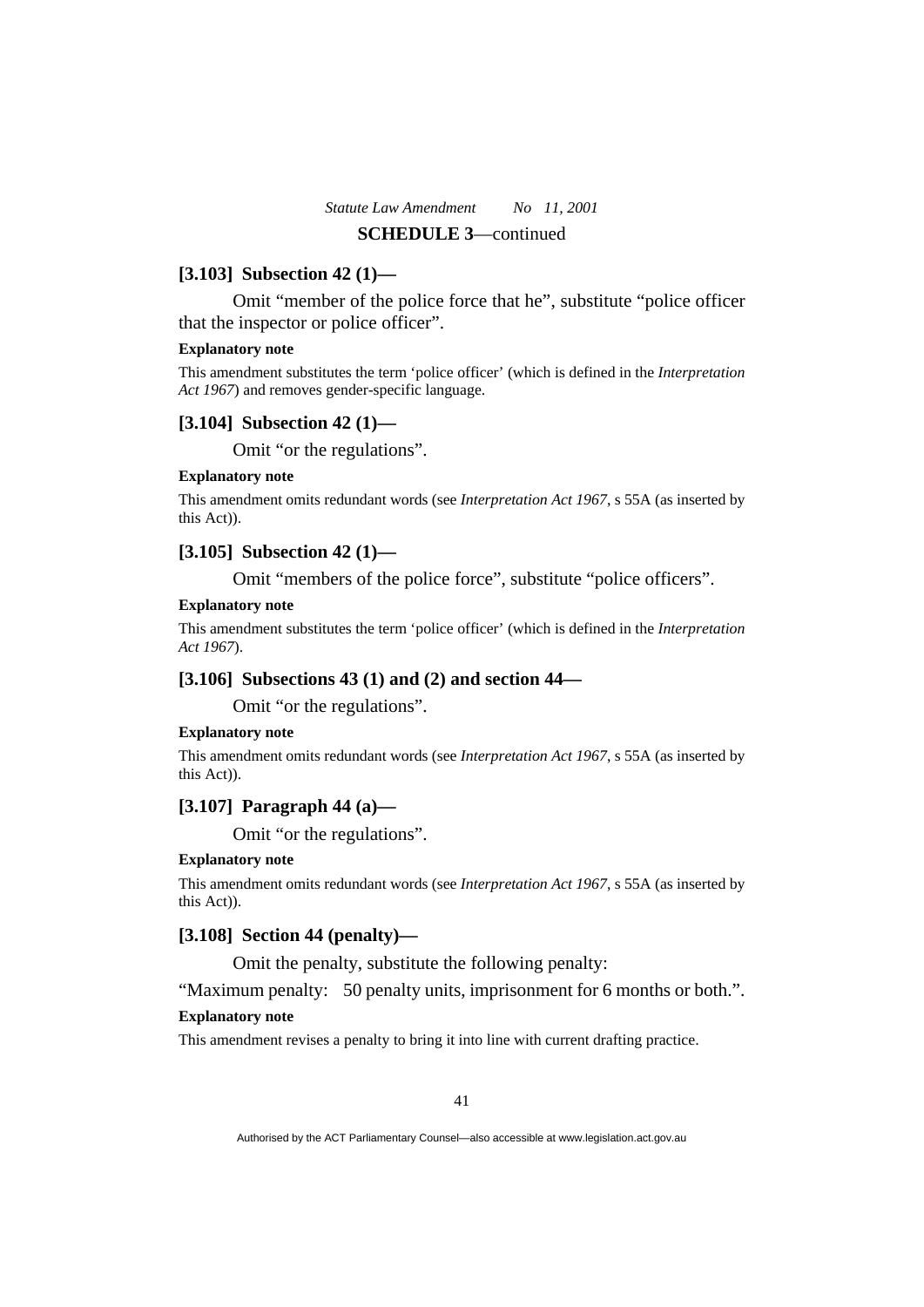**SCHEDULE 3**—continued

### [3.103] Subsection 42 (1)—

Omit “member of the police force that he”, substitute “police officer that the inspector or police officer”.

**Explanatory note**

This amendment substitutes the term ‘police officer’ (which is defined in the *Interpretation Act 1967*) and removes gender-specific language.

### [3.104] Subsection 42 (1)—

Omit “or the regulations”.

**Explanatory note**

This amendment omits redundant words (see *Interpretation Act 1967*, s 55A (as inserted by this Act)).

### [3.105] Subsection 42 (1)—

Omit “members of the police force”, substitute “police officers”.

**Explanatory note**

This amendment substitutes the term ‘police officer’ (which is defined in the *Interpretation Act 1967*).

### [3.106] Subsections 43 (1) and (2) and section 44—

Omit “or the regulations”.

**Explanatory note**

This amendment omits redundant words (see *Interpretation Act 1967*, s 55A (as inserted by this Act)).

### [3.107] Paragraph 44 (a)—

Omit “or the regulations”.

**Explanatory note**

This amendment omits redundant words (see *Interpretation Act 1967*, s 55A (as inserted by this Act)).

### [3.108] Section 44 (penalty)—

Omit the penalty, substitute the following penalty:

“Maximum penalty: 50 penalty units, imprisonment for 6 months or both.”.

**Explanatory note**

This amendment revises a penalty to bring it into line with current drafting practice.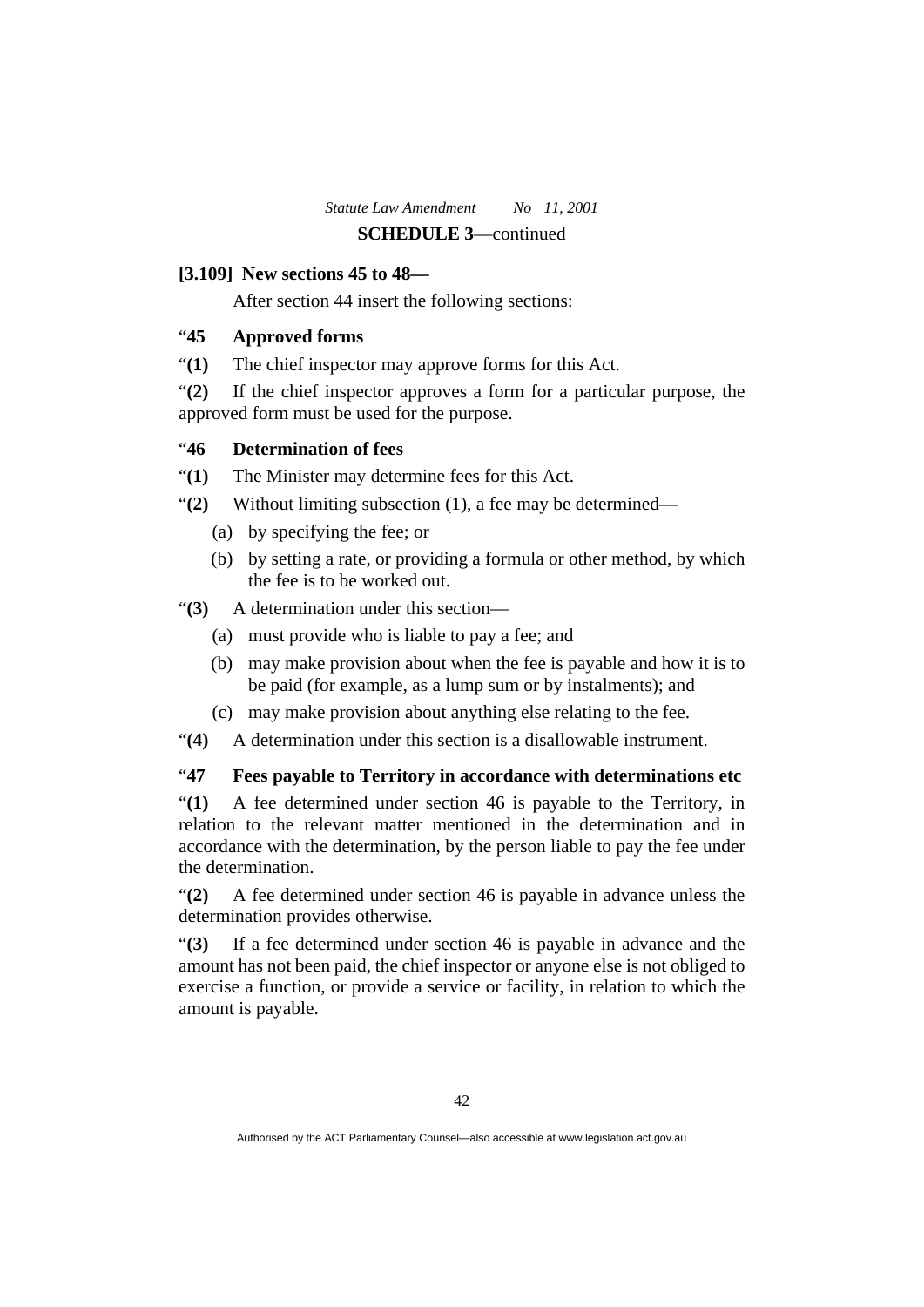**[3.109] New sections 45 to 48—**

After section 44 insert the following sections:

“**45 Approved forms**

“**(1)** The chief inspector may approve forms for this Act.

“**(2)** If the chief inspector approves a form for a particular purpose, the approved form must be used for the purpose.

“**46 Determination of fees**

“**(1)** The Minister may determine fees for this Act.

“**(2)** Without limiting subsection (1), a fee may be determined—

(a) by specifying the fee; or

(b) by setting a rate, or providing a formula or other method, by which the fee is to be worked out.

“**(3)** A determination under this section—

(a) must provide who is liable to pay a fee; and

(b) may make provision about when the fee is payable and how it is to be paid (for example, as a lump sum or by instalments); and

(c) may make provision about anything else relating to the fee.

“**(4)** A determination under this section is a disallowable instrument.

“**47 Fees payable to Territory in accordance with determinations etc**

“**(1)** A fee determined under section 46 is payable to the Territory, in relation to the relevant matter mentioned in the determination and in accordance with the determination, by the person liable to pay the fee under the determination.

“**(2)** A fee determined under section 46 is payable in advance unless the determination provides otherwise.

“**(3)** If a fee determined under section 46 is payable in advance and the amount has not been paid, the chief inspector or anyone else is not obliged to exercise a function, or provide a service or facility, in relation to which the amount is payable.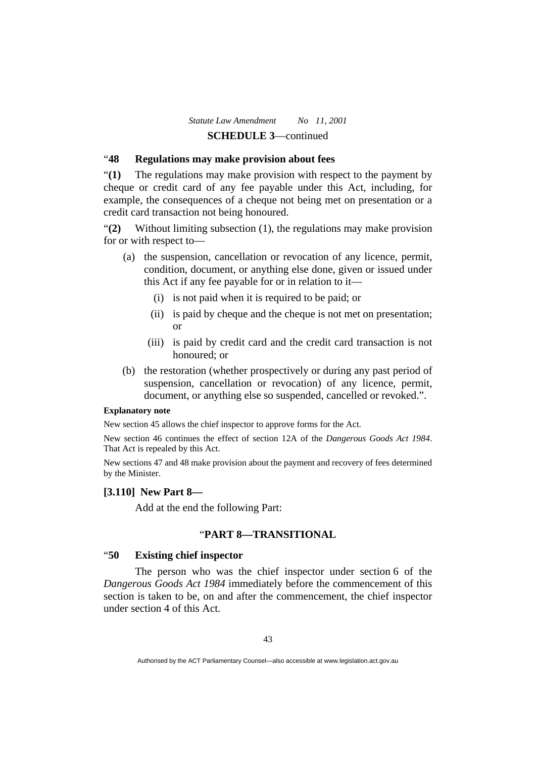"**48 Regulations may make provision about fees**

"**(1)** The regulations may make provision with respect to the payment by cheque or credit card of any fee payable under this Act, including, for example, the consequences of a cheque not being met on presentation or a credit card transaction not being honoured.

"**(2)** Without limiting subsection (1), the regulations may make provision for or with respect to—

(a) the suspension, cancellation or revocation of any licence, permit, condition, document, or anything else done, given or issued under this Act if any fee payable for or in relation to it—

 (i) is not paid when it is required to be paid; or

 (ii) is paid by cheque and the cheque is not met on presentation; or

 (iii) is paid by credit card and the credit card transaction is not honoured; or

(b) the restoration (whether prospectively or during any past period of suspension, cancellation or revocation) of any licence, permit, document, or anything else so suspended, cancelled or revoked.".

**Explanatory note**

New section 45 allows the chief inspector to approve forms for the Act.

New section 46 continues the effect of section 12A of the *Dangerous Goods Act 1984*. That Act is repealed by this Act.

New sections 47 and 48 make provision about the payment and recovery of fees determined by the Minister.

**[3.110] New Part 8—**

Add at the end the following Part:

"**PART 8—TRANSITIONAL**

"**50 Existing chief inspector**

The person who was the chief inspector under section 6 of the *Dangerous Goods Act 1984* immediately before the commencement of this section is taken to be, on and after the commencement, the chief inspector under section 4 of this Act.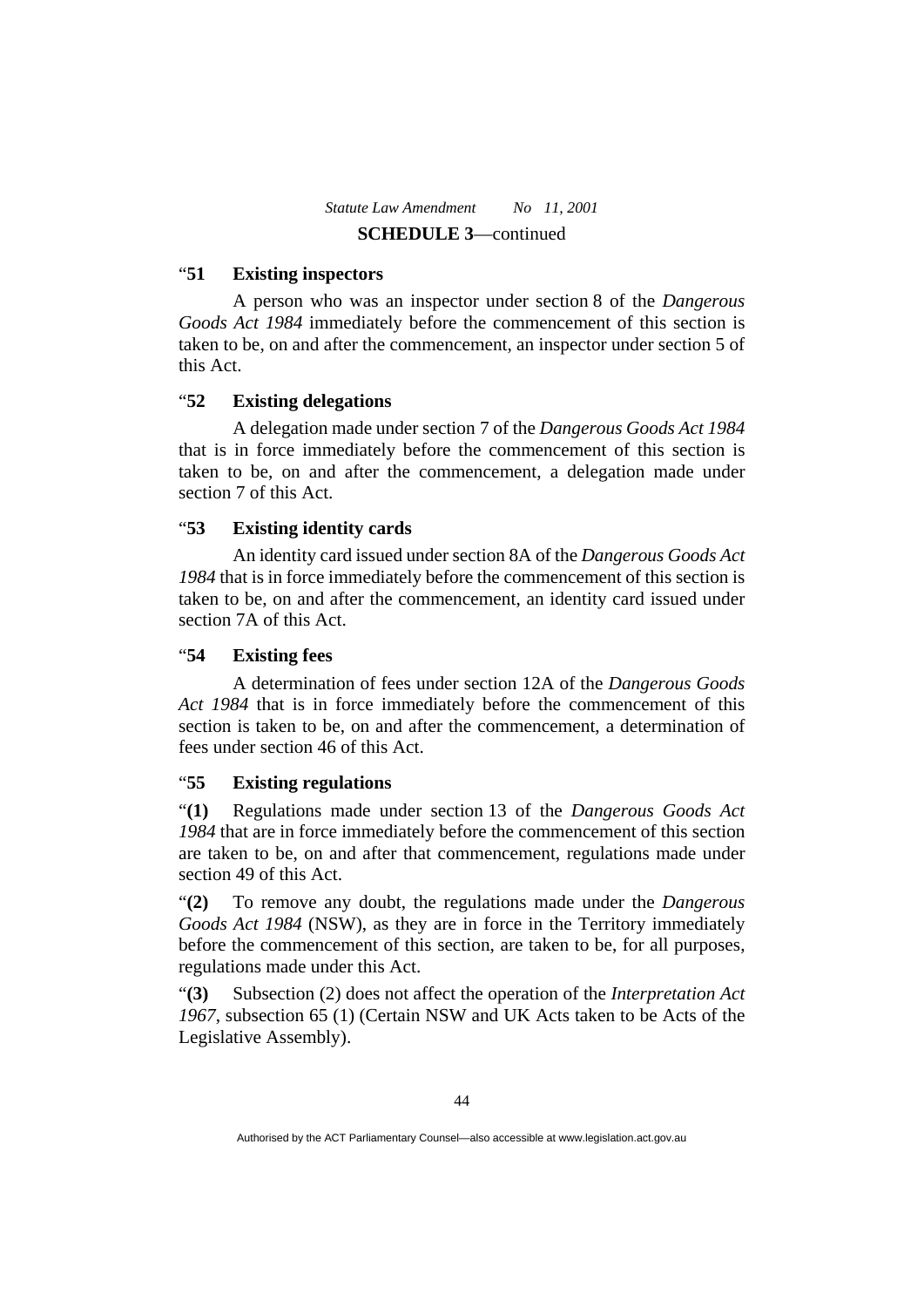**SCHEDULE 3**—continued

### "51 Existing inspectors

A person who was an inspector under section 8 of the *Dangerous Goods Act 1984* immediately before the commencement of this section is taken to be, on and after the commencement, an inspector under section 5 of this Act.

### "52 Existing delegations

A delegation made under section 7 of the *Dangerous Goods Act 1984* that is in force immediately before the commencement of this section is taken to be, on and after the commencement, a delegation made under section 7 of this Act.

### "53 Existing identity cards

An identity card issued under section 8A of the *Dangerous Goods Act 1984* that is in force immediately before the commencement of this section is taken to be, on and after the commencement, an identity card issued under section 7A of this Act.

### "54 Existing fees

A determination of fees under section 12A of the *Dangerous Goods Act 1984* that is in force immediately before the commencement of this section is taken to be, on and after the commencement, a determination of fees under section 46 of this Act.

### "55 Existing regulations

"**(1)** Regulations made under section 13 of the *Dangerous Goods Act 1984* that are in force immediately before the commencement of this section are taken to be, on and after that commencement, regulations made under section 49 of this Act.

"**(2)** To remove any doubt, the regulations made under the *Dangerous Goods Act 1984* (NSW), as they are in force in the Territory immediately before the commencement of this section, are taken to be, for all purposes, regulations made under this Act.

"**(3)** Subsection (2) does not affect the operation of the *Interpretation Act 1967*, subsection 65 (1) (Certain NSW and UK Acts taken to be Acts of the Legislative Assembly).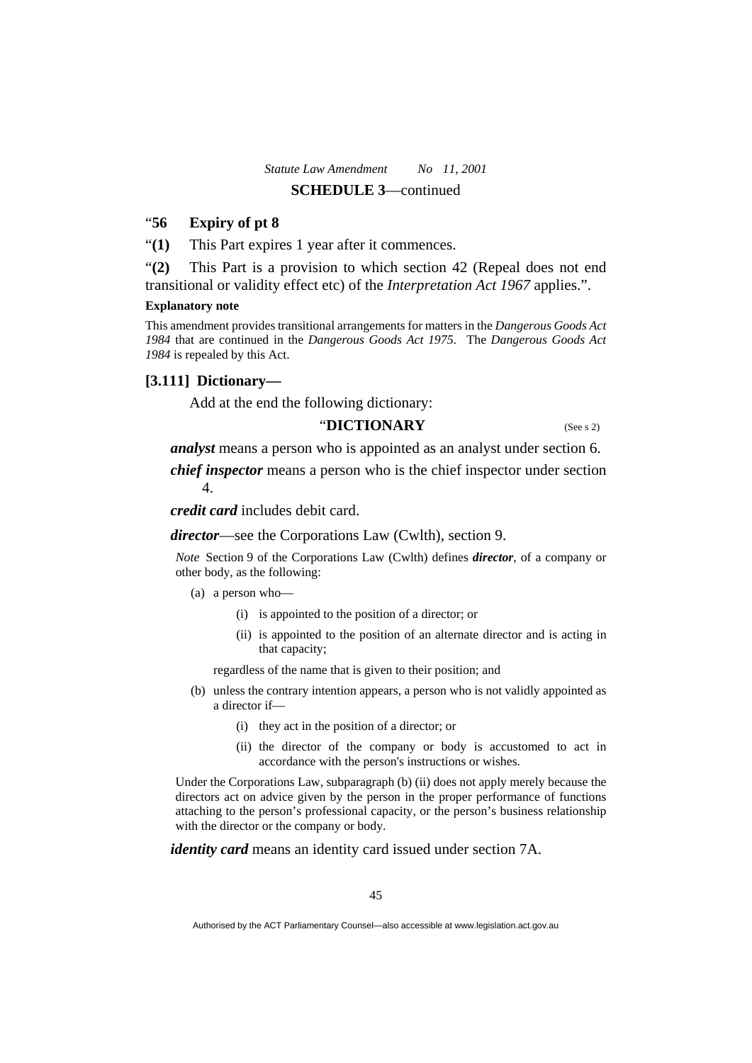**SCHEDULE 3**—continued

“**56 Expiry of pt 8**

“**(1)** This Part expires 1 year after it commences.

“**(2)** This Part is a provision to which section 42 (Repeal does not end transitional or validity effect etc) of the *Interpretation Act 1967* applies.”.

**Explanatory note**

This amendment provides transitional arrangements for matters in the *Dangerous Goods Act 1984* that are continued in the *Dangerous Goods Act 1975*. The *Dangerous Goods Act 1984* is repealed by this Act.

**[3.111] Dictionary—**

Add at the end the following dictionary:

“**DICTIONARY** (See s 2)

***analyst*** means a person who is appointed as an analyst under section 6.

***chief inspector*** means a person who is the chief inspector under section 4.

***credit card*** includes debit card.

***director***—see the Corporations Law (Cwlth), section 9.

*Note* Section 9 of the Corporations Law (Cwlth) defines ***director***, of a company or other body, as the following:

(a) a person who—

(i) is appointed to the position of a director; or

(ii) is appointed to the position of an alternate director and is acting in that capacity;

regardless of the name that is given to their position; and

(b) unless the contrary intention appears, a person who is not validly appointed as a director if—

(i) they act in the position of a director; or

(ii) the director of the company or body is accustomed to act in accordance with the person's instructions or wishes.

Under the Corporations Law, subparagraph (b) (ii) does not apply merely because the directors act on advice given by the person in the proper performance of functions attaching to the person’s professional capacity, or the person’s business relationship with the director or the company or body.

***identity card*** means an identity card issued under section 7A.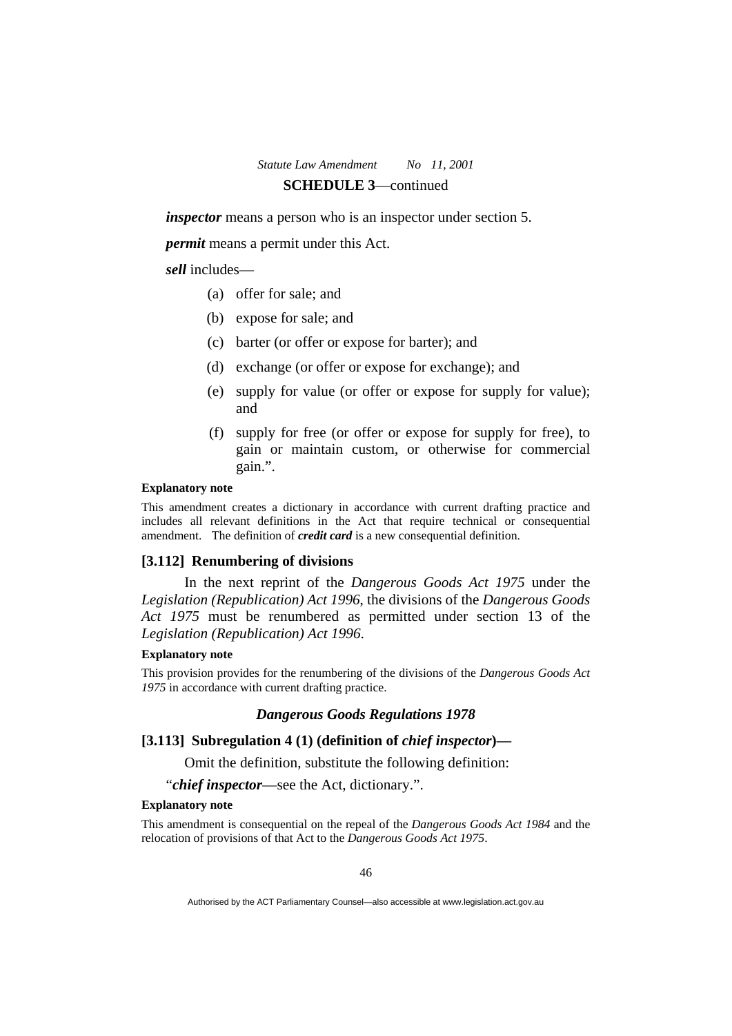*inspector* means a person who is an inspector under section 5.

*permit* means a permit under this Act.

*sell* includes—

(a) offer for sale; and

(b) expose for sale; and

(c) barter (or offer or expose for barter); and

(d) exchange (or offer or expose for exchange); and

(e) supply for value (or offer or expose for supply for value); and

(f) supply for free (or offer or expose for supply for free), to gain or maintain custom, or otherwise for commercial gain.".

**Explanatory note**

This amendment creates a dictionary in accordance with current drafting practice and includes all relevant definitions in the Act that require technical or consequential amendment. The definition of ***credit card*** is a new consequential definition.

### [3.112] Renumbering of divisions

In the next reprint of the *Dangerous Goods Act 1975* under the *Legislation (Republication) Act 1996*, the divisions of the *Dangerous Goods Act 1975* must be renumbered as permitted under section 13 of the *Legislation (Republication) Act 1996*.

**Explanatory note**

This provision provides for the renumbering of the divisions of the *Dangerous Goods Act 1975* in accordance with current drafting practice.

## *Dangerous Goods Regulations 1978*

### [3.113] Subregulation 4 (1) (definition of *chief inspector*)—

Omit the definition, substitute the following definition:

"***chief inspector***—see the Act, dictionary.".

**Explanatory note**

This amendment is consequential on the repeal of the *Dangerous Goods Act 1984* and the relocation of provisions of that Act to the *Dangerous Goods Act 1975*.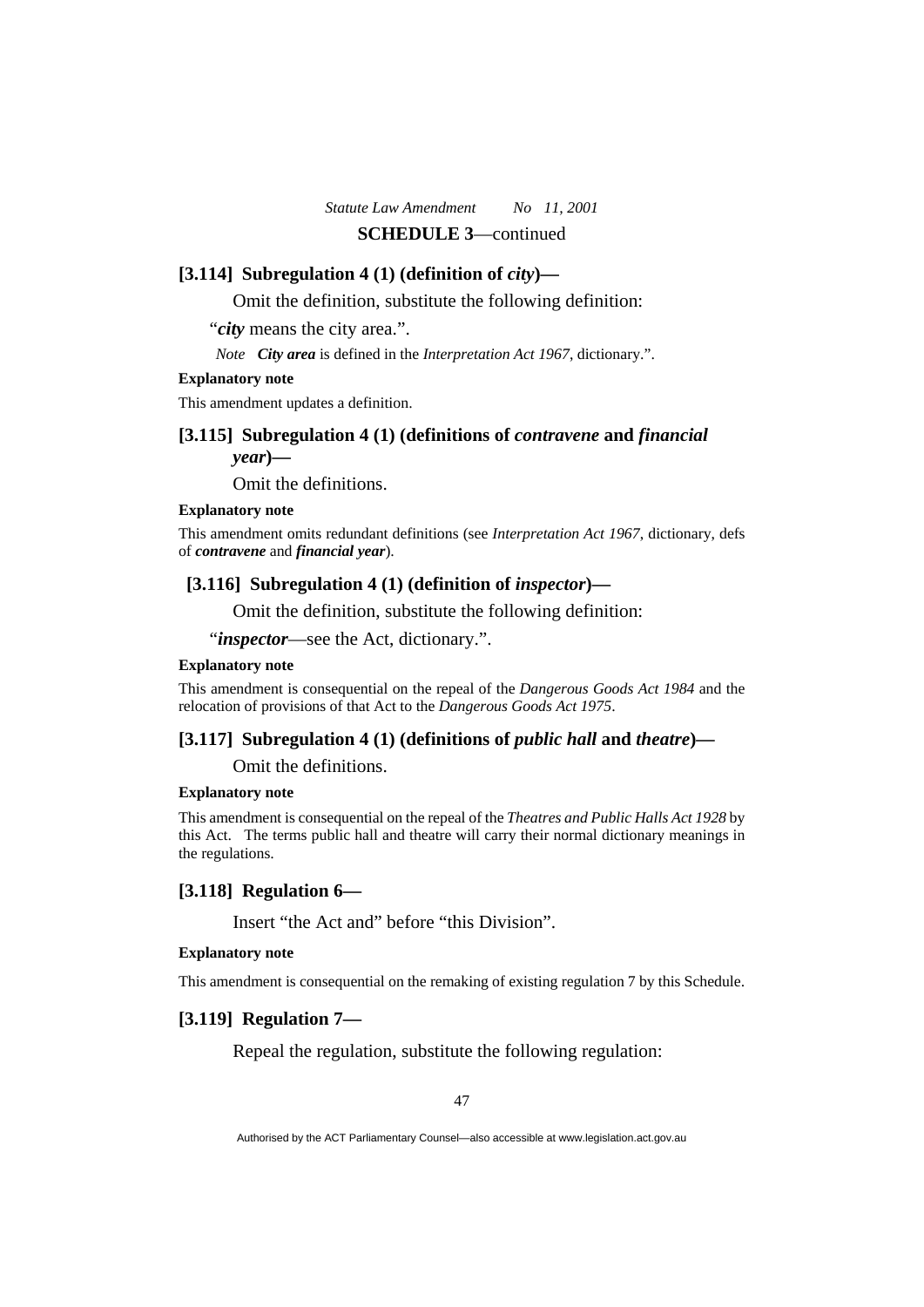### [3.114] Subregulation 4 (1) (definition of *city*)—

Omit the definition, substitute the following definition:

"***city*** means the city area.".

*Note* ***City area*** is defined in the *Interpretation Act 1967*, dictionary.".

**Explanatory note**

This amendment updates a definition.

### [3.115] Subregulation 4 (1) (definitions of *contravene* and *financial year*)—

Omit the definitions.

**Explanatory note**

This amendment omits redundant definitions (see *Interpretation Act 1967*, dictionary, defs of ***contravene*** and ***financial year***).

### [3.116] Subregulation 4 (1) (definition of *inspector*)—

Omit the definition, substitute the following definition:

"***inspector***—see the Act, dictionary.".

**Explanatory note**

This amendment is consequential on the repeal of the *Dangerous Goods Act 1984* and the relocation of provisions of that Act to the *Dangerous Goods Act 1975*.

### [3.117] Subregulation 4 (1) (definitions of *public hall* and *theatre*)—

Omit the definitions.

**Explanatory note**

This amendment is consequential on the repeal of the *Theatres and Public Halls Act 1928* by this Act. The terms public hall and theatre will carry their normal dictionary meanings in the regulations.

### [3.118] Regulation 6—

Insert "the Act and" before "this Division".

**Explanatory note**

This amendment is consequential on the remaking of existing regulation 7 by this Schedule.

### [3.119] Regulation 7—

Repeal the regulation, substitute the following regulation: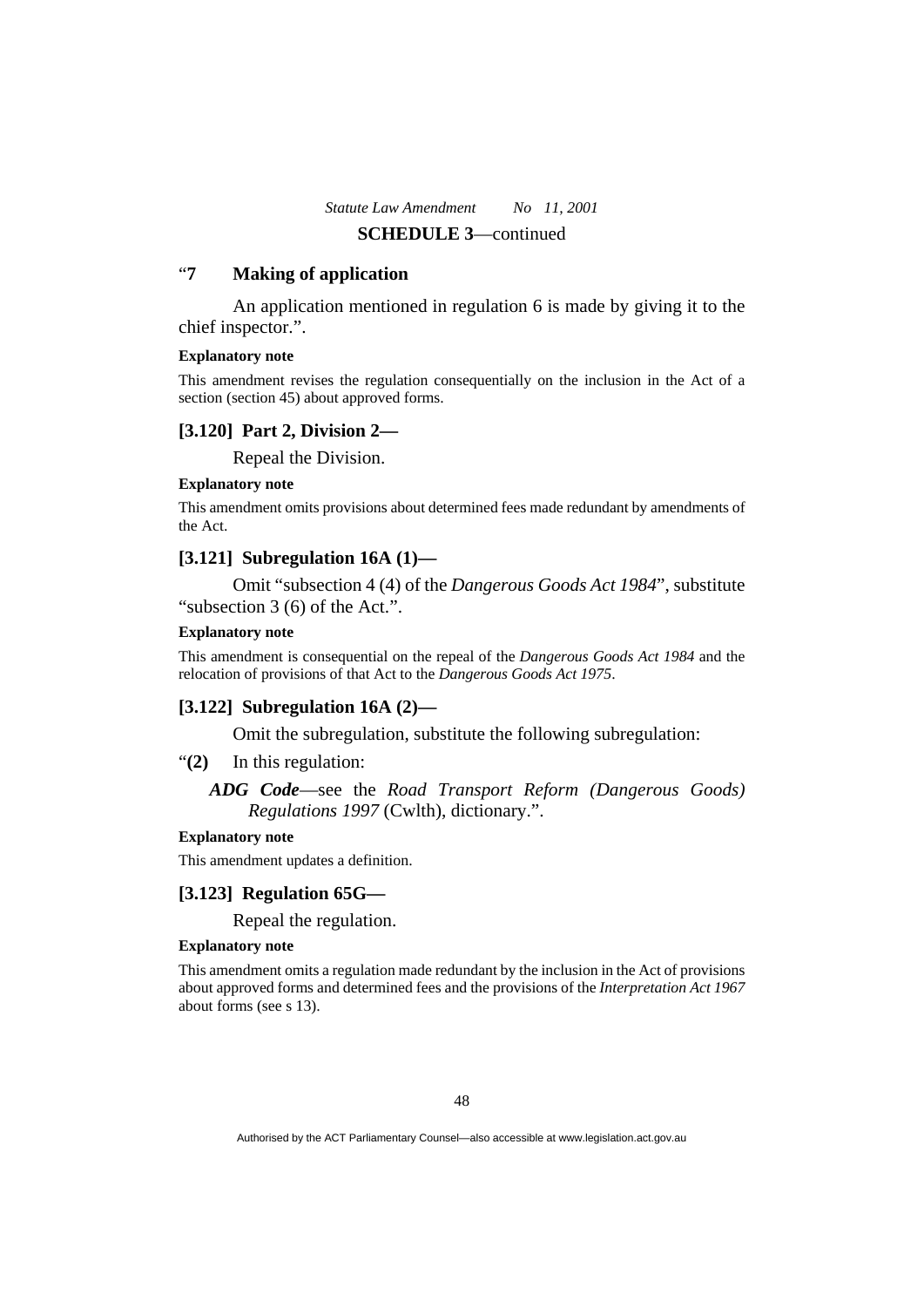**SCHEDULE 3**—continued

"**7 Making of application**

An application mentioned in regulation 6 is made by giving it to the chief inspector.".

**Explanatory note**

This amendment revises the regulation consequentially on the inclusion in the Act of a section (section 45) about approved forms.

### [3.120] Part 2, Division 2—

Repeal the Division.

**Explanatory note**

This amendment omits provisions about determined fees made redundant by amendments of the Act.

### [3.121] Subregulation 16A (1)—

Omit "subsection 4 (4) of the *Dangerous Goods Act 1984*", substitute "subsection 3 (6) of the Act.".

**Explanatory note**

This amendment is consequential on the repeal of the *Dangerous Goods Act 1984* and the relocation of provisions of that Act to the *Dangerous Goods Act 1975*.

### [3.122] Subregulation 16A (2)—

Omit the subregulation, substitute the following subregulation:

"**(2)** In this regulation:

***ADG Code***—see the *Road Transport Reform (Dangerous Goods) Regulations 1997* (Cwlth), dictionary.".

**Explanatory note**

This amendment updates a definition.

### [3.123] Regulation 65G—

Repeal the regulation.

**Explanatory note**

This amendment omits a regulation made redundant by the inclusion in the Act of provisions about approved forms and determined fees and the provisions of the *Interpretation Act 1967* about forms (see s 13).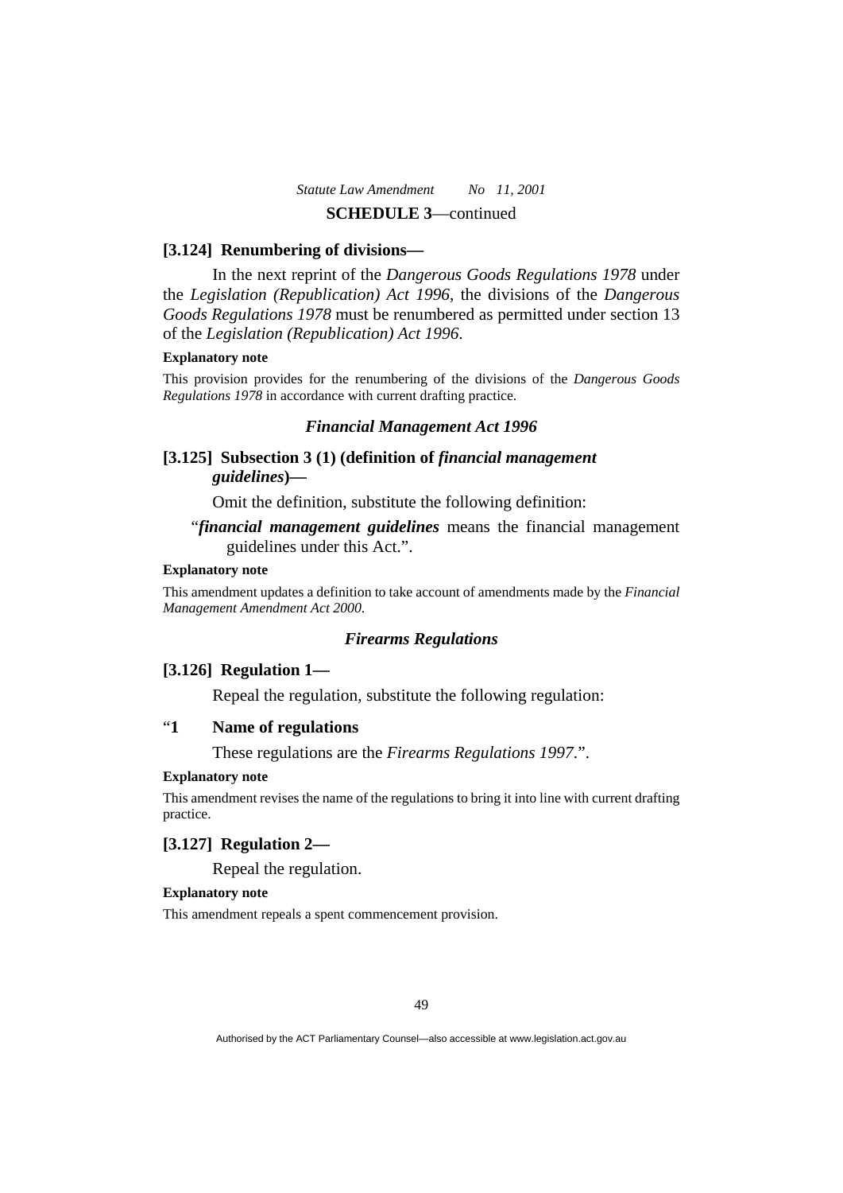**SCHEDULE 3**—continued

### [3.124] Renumbering of divisions—

In the next reprint of the *Dangerous Goods Regulations 1978* under the *Legislation (Republication) Act 1996*, the divisions of the *Dangerous Goods Regulations 1978* must be renumbered as permitted under section 13 of the *Legislation (Republication) Act 1996*.

**Explanatory note**

This provision provides for the renumbering of the divisions of the *Dangerous Goods Regulations 1978* in accordance with current drafting practice.

## *Financial Management Act 1996*

### [3.125] Subsection 3 (1) (definition of *financial management guidelines*)—

Omit the definition, substitute the following definition:

"***financial management guidelines*** means the financial management guidelines under this Act.".

**Explanatory note**

This amendment updates a definition to take account of amendments made by the *Financial Management Amendment Act 2000*.

## *Firearms Regulations*

### [3.126] Regulation 1—

Repeal the regulation, substitute the following regulation:

"**1 Name of regulations**

These regulations are the *Firearms Regulations 1997*.".

**Explanatory note**

This amendment revises the name of the regulations to bring it into line with current drafting practice.

### [3.127] Regulation 2—

Repeal the regulation.

**Explanatory note**

This amendment repeals a spent commencement provision.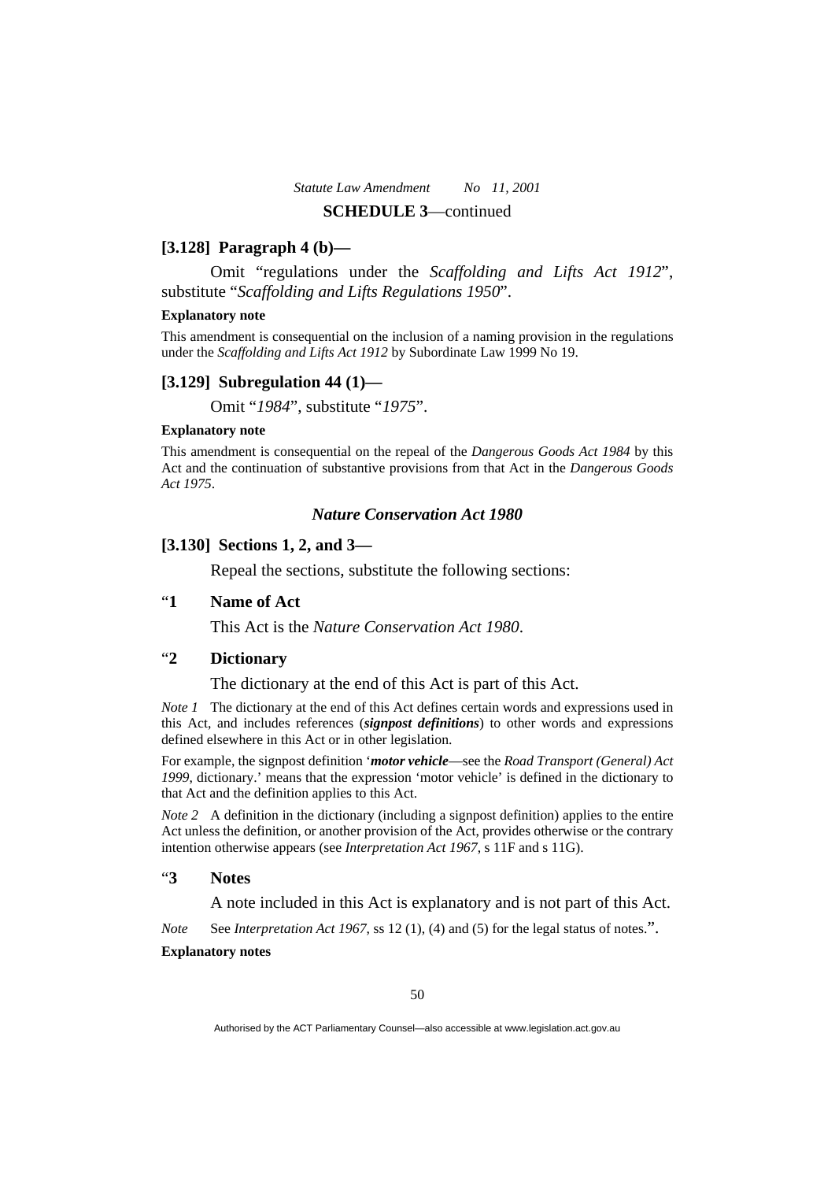**SCHEDULE 3**—continued

### [3.128] Paragraph 4 (b)—

Omit "regulations under the *Scaffolding and Lifts Act 1912*", substitute "*Scaffolding and Lifts Regulations 1950*".

**Explanatory note**

This amendment is consequential on the inclusion of a naming provision in the regulations under the *Scaffolding and Lifts Act 1912* by Subordinate Law 1999 No 19.

### [3.129] Subregulation 44 (1)—

Omit "*1984*", substitute "*1975*".

**Explanatory note**

This amendment is consequential on the repeal of the *Dangerous Goods Act 1984* by this Act and the continuation of substantive provisions from that Act in the *Dangerous Goods Act 1975*.

## *Nature Conservation Act 1980*

### [3.130] Sections 1, 2, and 3—

Repeal the sections, substitute the following sections:

"**1 Name of Act**

This Act is the *Nature Conservation Act 1980*.

"**2 Dictionary**

The dictionary at the end of this Act is part of this Act.

*Note 1* The dictionary at the end of this Act defines certain words and expressions used in this Act, and includes references (***signpost definitions***) to other words and expressions defined elsewhere in this Act or in other legislation.

For example, the signpost definition '***motor vehicle***—see the *Road Transport (General) Act 1999*, dictionary.' means that the expression 'motor vehicle' is defined in the dictionary to that Act and the definition applies to this Act.

*Note 2* A definition in the dictionary (including a signpost definition) applies to the entire Act unless the definition, or another provision of the Act, provides otherwise or the contrary intention otherwise appears (see *Interpretation Act 1967*, s 11F and s 11G).

"**3 Notes**

A note included in this Act is explanatory and is not part of this Act.

*Note* See *Interpretation Act 1967*, ss 12 (1), (4) and (5) for the legal status of notes.".

**Explanatory notes**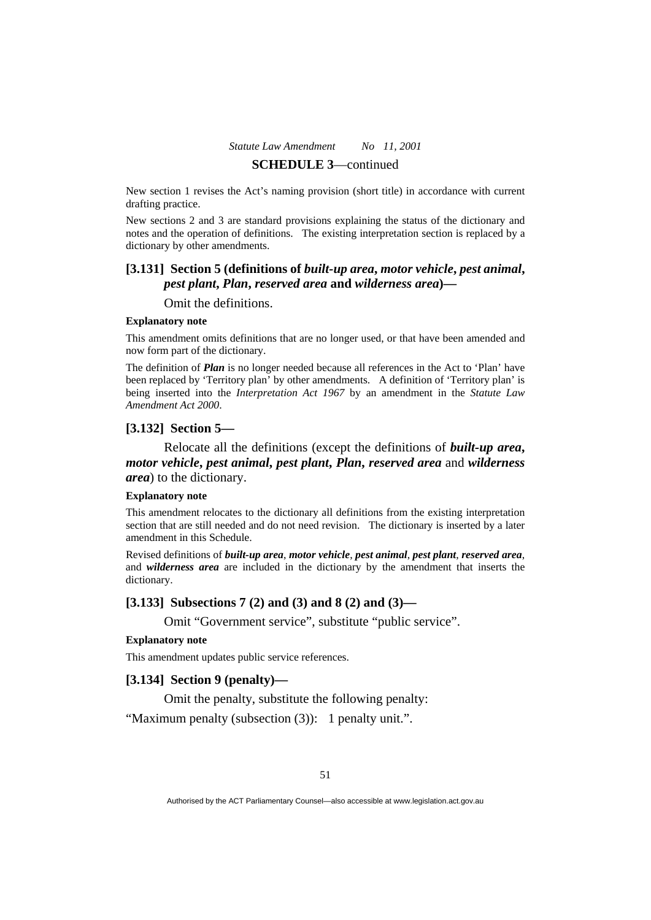New section 1 revises the Act's naming provision (short title) in accordance with current drafting practice.

New sections 2 and 3 are standard provisions explaining the status of the dictionary and notes and the operation of definitions. The existing interpretation section is replaced by a dictionary by other amendments.

### [3.131] Section 5 (definitions of *built-up area*, *motor vehicle*, *pest animal*, *pest plant*, *Plan*, *reserved area* and *wilderness area*)—

Omit the definitions.

**Explanatory note**

This amendment omits definitions that are no longer used, or that have been amended and now form part of the dictionary.

The definition of ***Plan*** is no longer needed because all references in the Act to 'Plan' have been replaced by 'Territory plan' by other amendments. A definition of 'Territory plan' is being inserted into the *Interpretation Act 1967* by an amendment in the *Statute Law Amendment Act 2000*.

### [3.132] Section 5—

Relocate all the definitions (except the definitions of ***built-up area***, ***motor vehicle***, ***pest animal***, ***pest plant***, ***Plan***, ***reserved area*** and ***wilderness area***) to the dictionary.

**Explanatory note**

This amendment relocates to the dictionary all definitions from the existing interpretation section that are still needed and do not need revision. The dictionary is inserted by a later amendment in this Schedule.

Revised definitions of ***built-up area***, ***motor vehicle***, ***pest animal***, ***pest plant***, ***reserved area***, and ***wilderness area*** are included in the dictionary by the amendment that inserts the dictionary.

### [3.133] Subsections 7 (2) and (3) and 8 (2) and (3)—

Omit "Government service", substitute "public service".

**Explanatory note**

This amendment updates public service references.

### [3.134] Section 9 (penalty)—

Omit the penalty, substitute the following penalty:

"Maximum penalty (subsection (3)): 1 penalty unit.".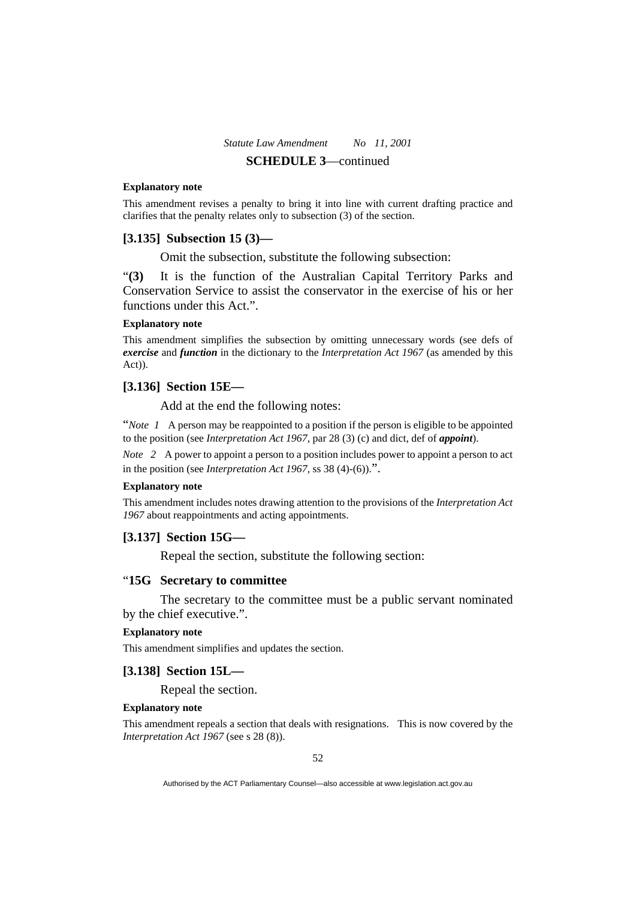**Explanatory note**

This amendment revises a penalty to bring it into line with current drafting practice and clarifies that the penalty relates only to subsection (3) of the section.

### [3.135] Subsection 15 (3)—

Omit the subsection, substitute the following subsection:

"**(3)** It is the function of the Australian Capital Territory Parks and Conservation Service to assist the conservator in the exercise of his or her functions under this Act.".

**Explanatory note**

This amendment simplifies the subsection by omitting unnecessary words (see defs of ***exercise*** and ***function*** in the dictionary to the *Interpretation Act 1967* (as amended by this Act)).

### [3.136] Section 15E—

Add at the end the following notes:

"*Note 1* A person may be reappointed to a position if the person is eligible to be appointed to the position (see *Interpretation Act 1967*, par 28 (3) (c) and dict, def of ***appoint***).

*Note 2* A power to appoint a person to a position includes power to appoint a person to act in the position (see *Interpretation Act 1967*, ss 38 (4)-(6)).".

**Explanatory note**

This amendment includes notes drawing attention to the provisions of the *Interpretation Act 1967* about reappointments and acting appointments.

### [3.137] Section 15G—

Repeal the section, substitute the following section:

"**15G Secretary to committee**

The secretary to the committee must be a public servant nominated by the chief executive.".

**Explanatory note**

This amendment simplifies and updates the section.

### [3.138] Section 15L—

Repeal the section.

**Explanatory note**

This amendment repeals a section that deals with resignations. This is now covered by the *Interpretation Act 1967* (see s 28 (8)).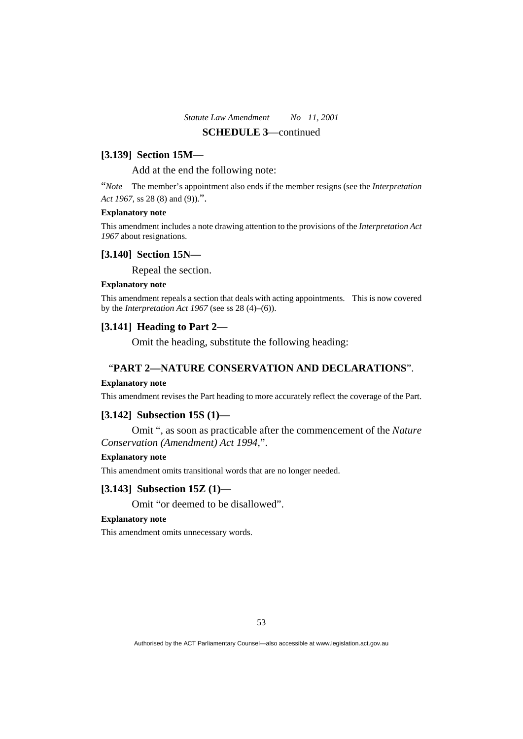**SCHEDULE 3**—continued

### [3.139] Section 15M—

Add at the end the following note:

"*Note* The member's appointment also ends if the member resigns (see the *Interpretation Act 1967*, ss 28 (8) and (9)).".

**Explanatory note**

This amendment includes a note drawing attention to the provisions of the *Interpretation Act 1967* about resignations.

### [3.140] Section 15N—

Repeal the section.

**Explanatory note**

This amendment repeals a section that deals with acting appointments. This is now covered by the *Interpretation Act 1967* (see ss 28 (4)–(6)).

### [3.141] Heading to Part 2—

Omit the heading, substitute the following heading:

"**PART 2—NATURE CONSERVATION AND DECLARATIONS**".

**Explanatory note**

This amendment revises the Part heading to more accurately reflect the coverage of the Part.

### [3.142] Subsection 15S (1)—

Omit ", as soon as practicable after the commencement of the *Nature Conservation (Amendment) Act 1994*,".

**Explanatory note**

This amendment omits transitional words that are no longer needed.

### [3.143] Subsection 15Z (1)—

Omit "or deemed to be disallowed".

**Explanatory note**

This amendment omits unnecessary words.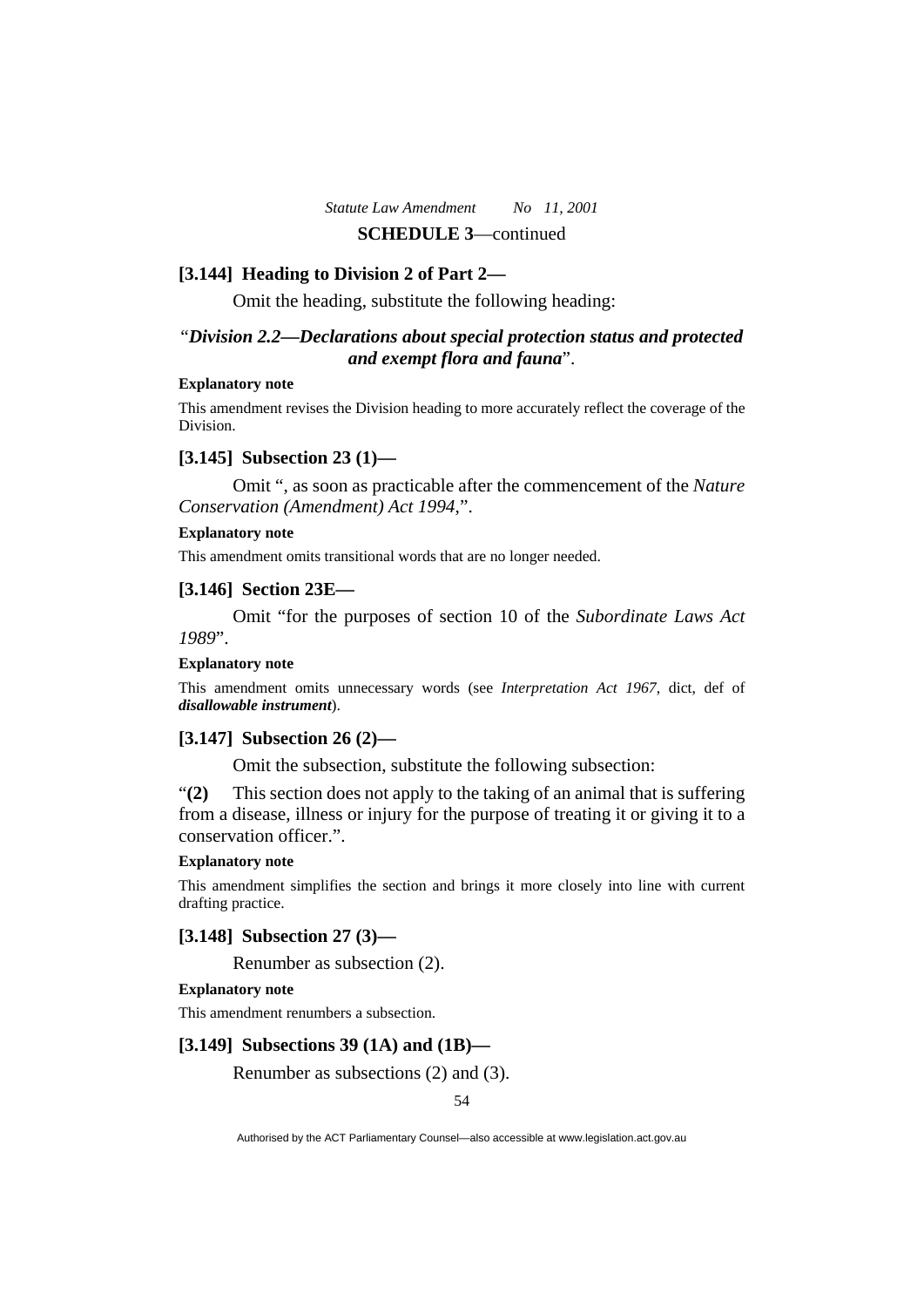**SCHEDULE 3**—continued

### [3.144] Heading to Division 2 of Part 2—

Omit the heading, substitute the following heading:

"***Division 2.2—Declarations about special protection status and protected and exempt flora and fauna***".

**Explanatory note**

This amendment revises the Division heading to more accurately reflect the coverage of the Division.

### [3.145] Subsection 23 (1)—

Omit ", as soon as practicable after the commencement of the *Nature Conservation (Amendment) Act 1994*,".

**Explanatory note**

This amendment omits transitional words that are no longer needed.

### [3.146] Section 23E—

Omit "for the purposes of section 10 of the *Subordinate Laws Act 1989*".

**Explanatory note**

This amendment omits unnecessary words (see *Interpretation Act 1967*, dict, def of ***disallowable instrument***).

### [3.147] Subsection 26 (2)—

Omit the subsection, substitute the following subsection:

"**(2)** This section does not apply to the taking of an animal that is suffering from a disease, illness or injury for the purpose of treating it or giving it to a conservation officer.".

**Explanatory note**

This amendment simplifies the section and brings it more closely into line with current drafting practice.

### [3.148] Subsection 27 (3)—

Renumber as subsection (2).

**Explanatory note**

This amendment renumbers a subsection.

### [3.149] Subsections 39 (1A) and (1B)—

Renumber as subsections (2) and (3).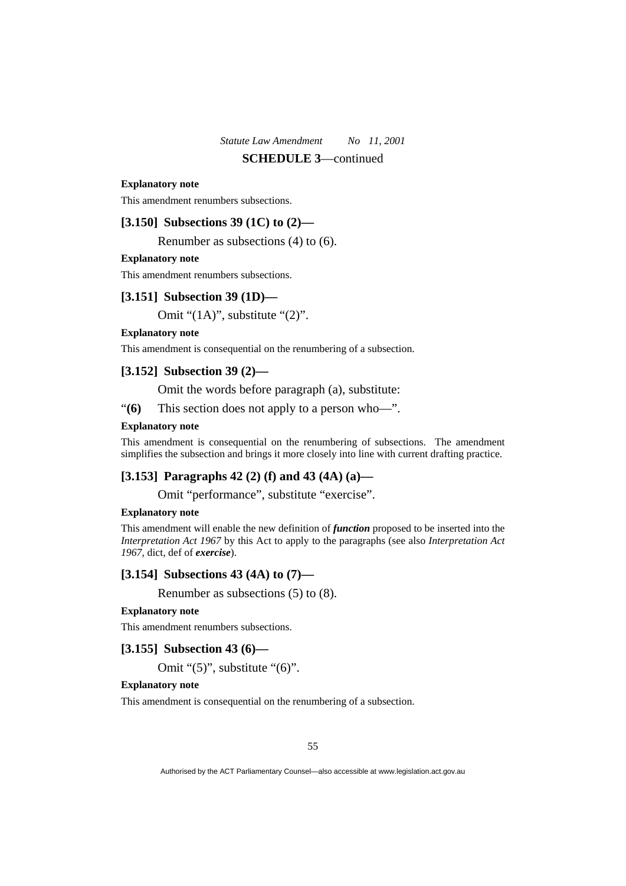**SCHEDULE 3**—continued

**Explanatory note**

This amendment renumbers subsections.

### [3.150] Subsections 39 (1C) to (2)—

Renumber as subsections (4) to (6).

**Explanatory note**

This amendment renumbers subsections.

### [3.151] Subsection 39 (1D)—

Omit "(1A)", substitute "(2)".

**Explanatory note**

This amendment is consequential on the renumbering of a subsection.

### [3.152] Subsection 39 (2)—

Omit the words before paragraph (a), substitute:

"**(6)** This section does not apply to a person who—".

**Explanatory note**

This amendment is consequential on the renumbering of subsections. The amendment simplifies the subsection and brings it more closely into line with current drafting practice.

### [3.153] Paragraphs 42 (2) (f) and 43 (4A) (a)—

Omit "performance", substitute "exercise".

**Explanatory note**

This amendment will enable the new definition of ***function*** proposed to be inserted into the *Interpretation Act 1967* by this Act to apply to the paragraphs (see also *Interpretation Act 1967*, dict, def of ***exercise***).

### [3.154] Subsections 43 (4A) to (7)—

Renumber as subsections (5) to (8).

**Explanatory note**

This amendment renumbers subsections.

### [3.155] Subsection 43 (6)—

Omit "(5)", substitute "(6)".

**Explanatory note**

This amendment is consequential on the renumbering of a subsection.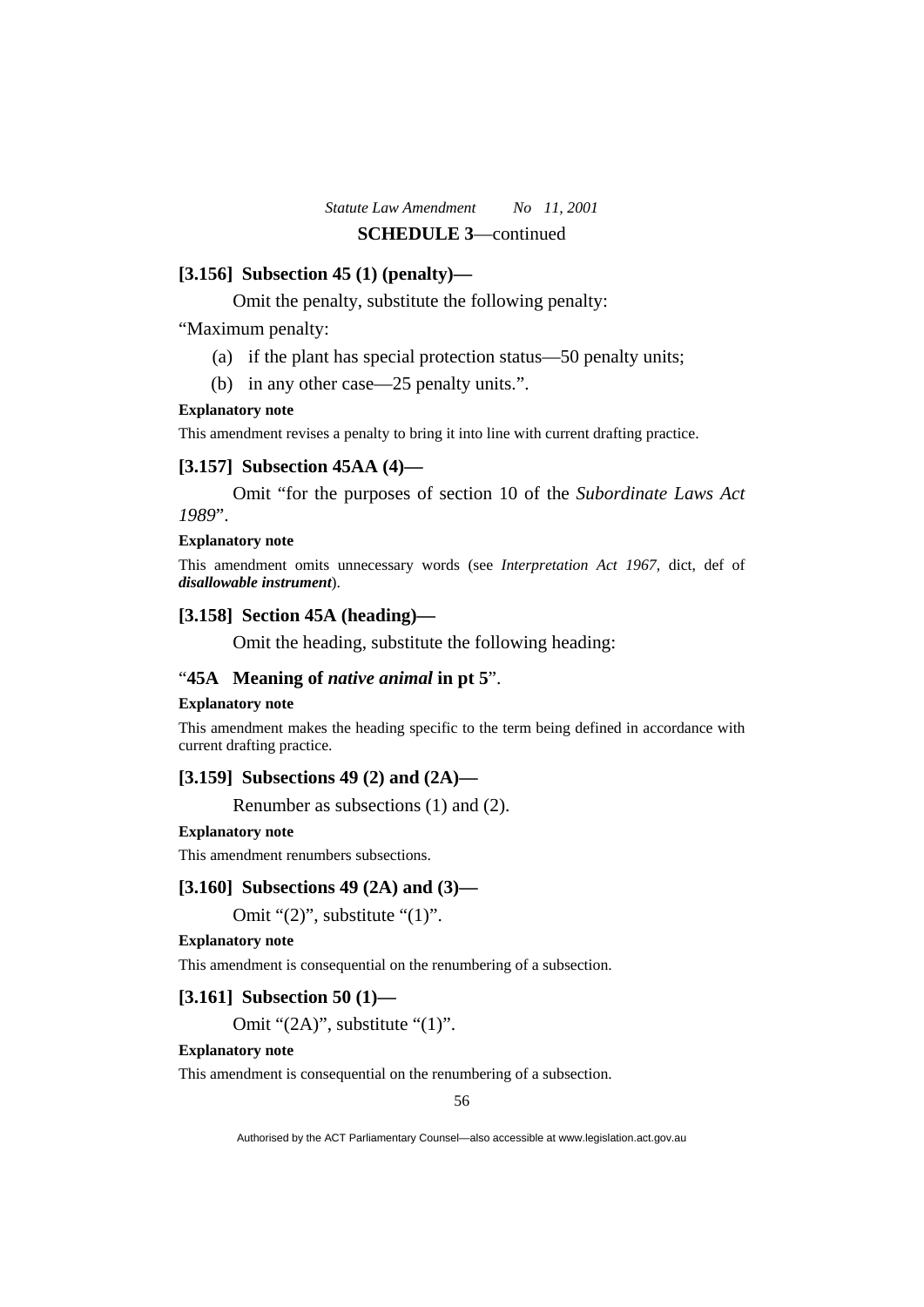### [3.156] Subsection 45 (1) (penalty)—

Omit the penalty, substitute the following penalty:

"Maximum penalty:

(a) if the plant has special protection status—50 penalty units;

(b) in any other case—25 penalty units.".

**Explanatory note**

This amendment revises a penalty to bring it into line with current drafting practice.

### [3.157] Subsection 45AA (4)—

Omit "for the purposes of section 10 of the *Subordinate Laws Act 1989*".

**Explanatory note**

This amendment omits unnecessary words (see *Interpretation Act 1967*, dict, def of ***disallowable instrument***).

### [3.158] Section 45A (heading)—

Omit the heading, substitute the following heading:

"**45A Meaning of *native animal* in pt 5**".

**Explanatory note**

This amendment makes the heading specific to the term being defined in accordance with current drafting practice.

### [3.159] Subsections 49 (2) and (2A)—

Renumber as subsections (1) and (2).

**Explanatory note**

This amendment renumbers subsections.

### [3.160] Subsections 49 (2A) and (3)—

Omit "(2)", substitute "(1)".

**Explanatory note**

This amendment is consequential on the renumbering of a subsection.

### [3.161] Subsection 50 (1)—

Omit "(2A)", substitute "(1)".

**Explanatory note**

This amendment is consequential on the renumbering of a subsection.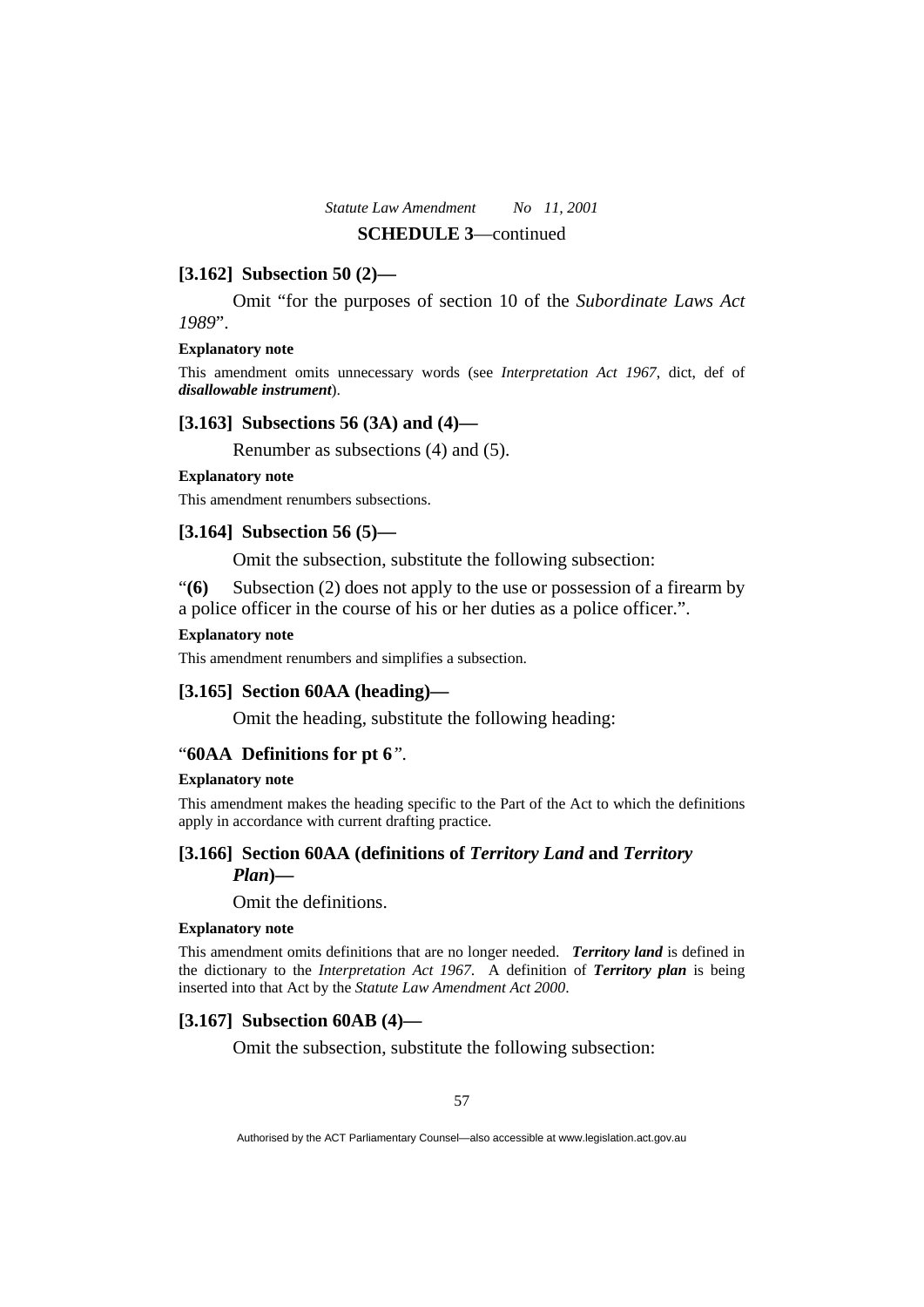**SCHEDULE 3**—continued

### [3.162] Subsection 50 (2)—

Omit "for the purposes of section 10 of the *Subordinate Laws Act 1989*".

**Explanatory note**

This amendment omits unnecessary words (see *Interpretation Act 1967*, dict, def of ***disallowable instrument***).

### [3.163] Subsections 56 (3A) and (4)—

Renumber as subsections (4) and (5).

**Explanatory note**

This amendment renumbers subsections.

### [3.164] Subsection 56 (5)—

Omit the subsection, substitute the following subsection:

"**(6)** Subsection (2) does not apply to the use or possession of a firearm by a police officer in the course of his or her duties as a police officer.".

**Explanatory note**

This amendment renumbers and simplifies a subsection.

### [3.165] Section 60AA (heading)—

Omit the heading, substitute the following heading:

"**60AA Definitions for pt 6**".

**Explanatory note**

This amendment makes the heading specific to the Part of the Act to which the definitions apply in accordance with current drafting practice.

### [3.166] Section 60AA (definitions of *Territory Land* and *Territory Plan*)—

Omit the definitions.

**Explanatory note**

This amendment omits definitions that are no longer needed. ***Territory land*** is defined in the dictionary to the *Interpretation Act 1967*. A definition of ***Territory plan*** is being inserted into that Act by the *Statute Law Amendment Act 2000*.

### [3.167] Subsection 60AB (4)—

Omit the subsection, substitute the following subsection: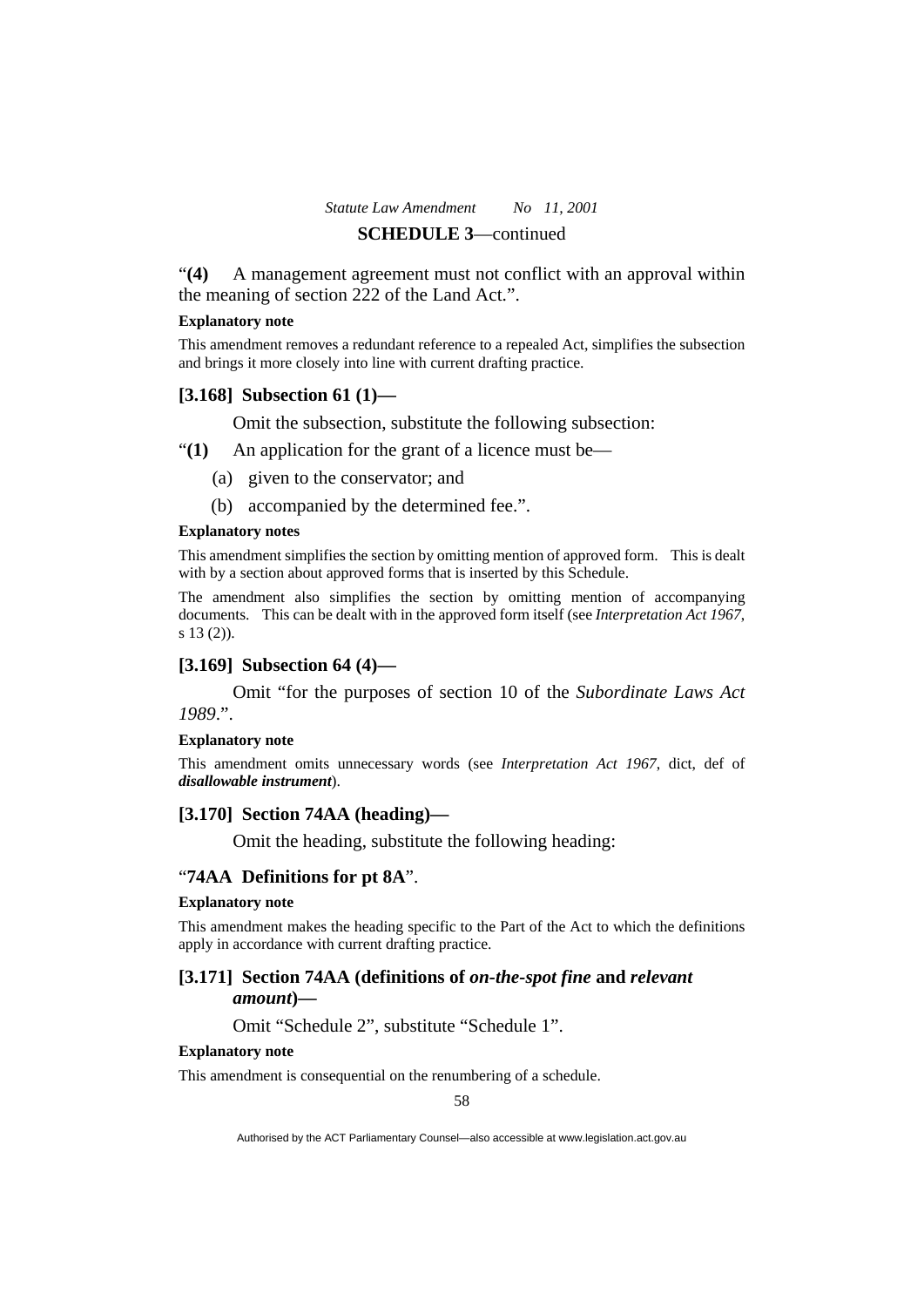**SCHEDULE 3**—continued

“**(4)** A management agreement must not conflict with an approval within the meaning of section 222 of the Land Act.”.

**Explanatory note**

This amendment removes a redundant reference to a repealed Act, simplifies the subsection and brings it more closely into line with current drafting practice.

### [3.168] Subsection 61 (1)—

Omit the subsection, substitute the following subsection:

“**(1)** An application for the grant of a licence must be—

(a) given to the conservator; and

(b) accompanied by the determined fee.”.

**Explanatory notes**

This amendment simplifies the section by omitting mention of approved form. This is dealt with by a section about approved forms that is inserted by this Schedule.

The amendment also simplifies the section by omitting mention of accompanying documents. This can be dealt with in the approved form itself (see *Interpretation Act 1967*, s 13 (2)).

### [3.169] Subsection 64 (4)—

Omit “for the purposes of section 10 of the *Subordinate Laws Act 1989*.”.

**Explanatory note**

This amendment omits unnecessary words (see *Interpretation Act 1967*, dict, def of ***disallowable instrument***).

### [3.170] Section 74AA (heading)—

Omit the heading, substitute the following heading:

“**74AA Definitions for pt 8A**”.

**Explanatory note**

This amendment makes the heading specific to the Part of the Act to which the definitions apply in accordance with current drafting practice.

### [3.171] Section 74AA (definitions of *on-the-spot fine* and *relevant amount*)—

Omit “Schedule 2”, substitute “Schedule 1”.

**Explanatory note**

This amendment is consequential on the renumbering of a schedule.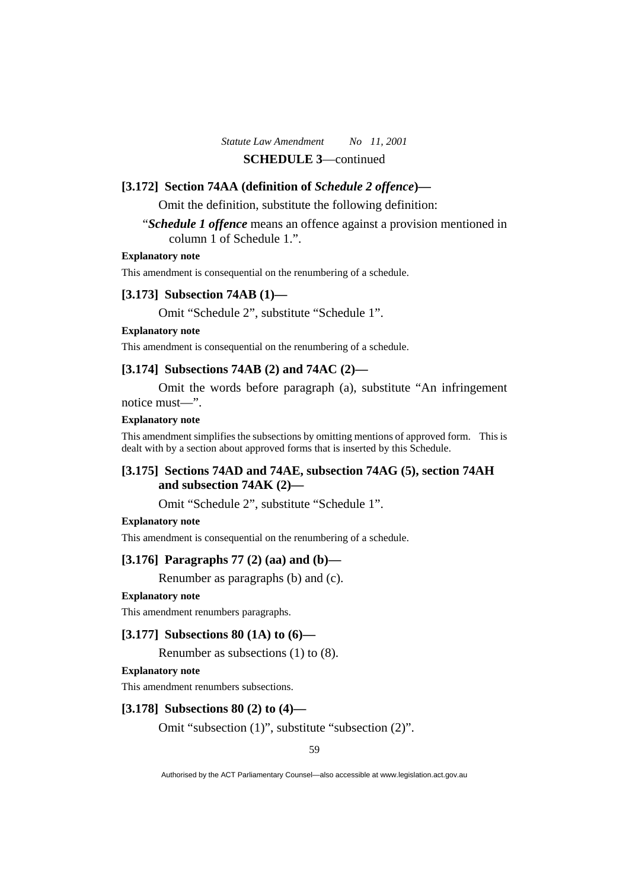**SCHEDULE 3**—continued

**[3.172] Section 74AA (definition of *Schedule 2 offence*)—**

Omit the definition, substitute the following definition:

"***Schedule 1 offence*** means an offence against a provision mentioned in column 1 of Schedule 1.".

**Explanatory note**

This amendment is consequential on the renumbering of a schedule.

**[3.173] Subsection 74AB (1)—**

Omit "Schedule 2", substitute "Schedule 1".

**Explanatory note**

This amendment is consequential on the renumbering of a schedule.

**[3.174] Subsections 74AB (2) and 74AC (2)—**

Omit the words before paragraph (a), substitute "An infringement notice must—".

**Explanatory note**

This amendment simplifies the subsections by omitting mentions of approved form. This is dealt with by a section about approved forms that is inserted by this Schedule.

**[3.175] Sections 74AD and 74AE, subsection 74AG (5), section 74AH and subsection 74AK (2)—**

Omit "Schedule 2", substitute "Schedule 1".

**Explanatory note**

This amendment is consequential on the renumbering of a schedule.

**[3.176] Paragraphs 77 (2) (aa) and (b)—**

Renumber as paragraphs (b) and (c).

**Explanatory note**

This amendment renumbers paragraphs.

**[3.177] Subsections 80 (1A) to (6)—**

Renumber as subsections (1) to (8).

**Explanatory note**

This amendment renumbers subsections.

**[3.178] Subsections 80 (2) to (4)—**

Omit "subsection (1)", substitute "subsection (2)".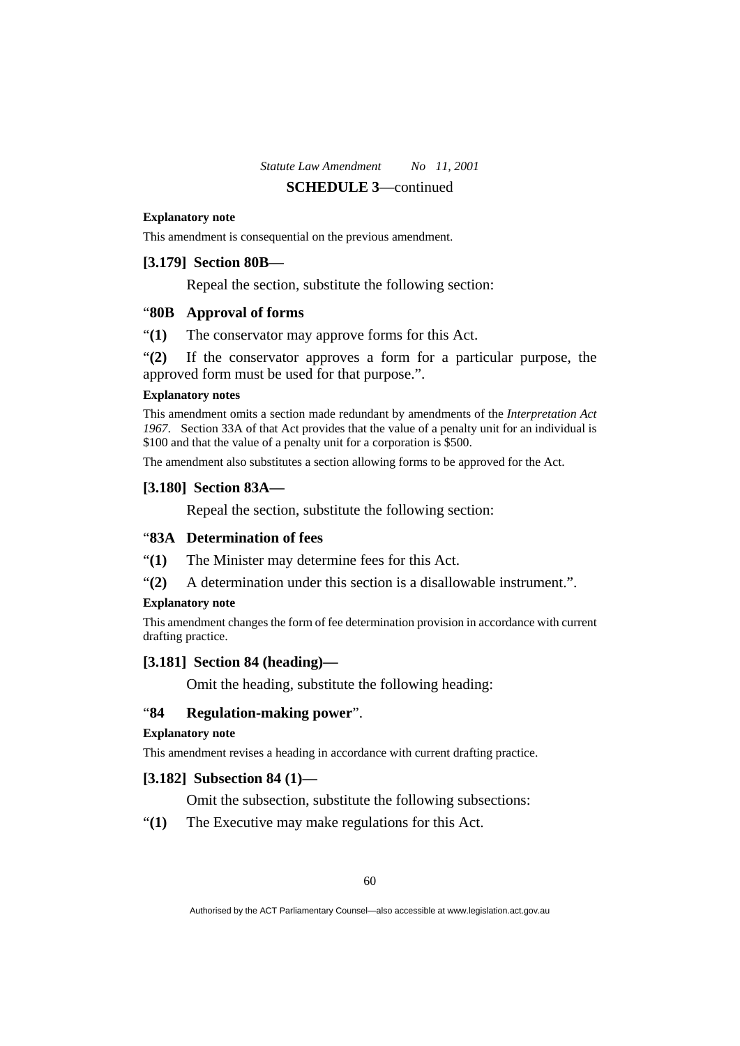**Explanatory note**

This amendment is consequential on the previous amendment.

### [3.179] Section 80B—

Repeal the section, substitute the following section:

### "80B Approval of forms

"**(1)** The conservator may approve forms for this Act.

"**(2)** If the conservator approves a form for a particular purpose, the approved form must be used for that purpose.".

**Explanatory notes**

This amendment omits a section made redundant by amendments of the *Interpretation Act 1967*. Section 33A of that Act provides that the value of a penalty unit for an individual is $100 and that the value of a penalty unit for a corporation is $500.

The amendment also substitutes a section allowing forms to be approved for the Act.

### [3.180] Section 83A—

Repeal the section, substitute the following section:

### "83A Determination of fees

"**(1)** The Minister may determine fees for this Act.

"**(2)** A determination under this section is a disallowable instrument.".

**Explanatory note**

This amendment changes the form of fee determination provision in accordance with current drafting practice.

### [3.181] Section 84 (heading)—

Omit the heading, substitute the following heading:

### "84 Regulation-making power".

**Explanatory note**

This amendment revises a heading in accordance with current drafting practice.

### [3.182] Subsection 84 (1)—

Omit the subsection, substitute the following subsections:

"**(1)** The Executive may make regulations for this Act.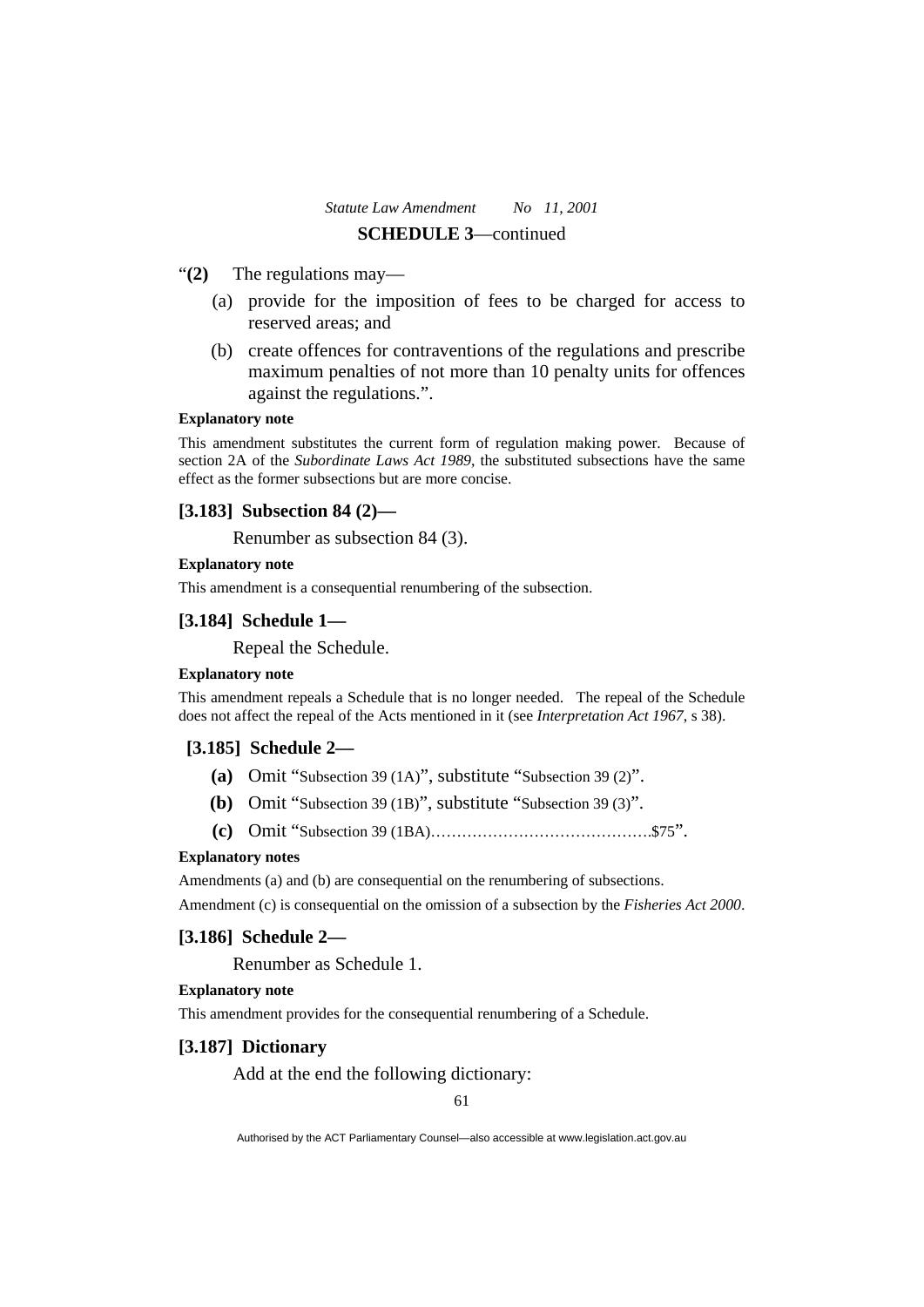**SCHEDULE 3**—continued

"**(2)** The regulations may—

(a) provide for the imposition of fees to be charged for access to reserved areas; and

(b) create offences for contraventions of the regulations and prescribe maximum penalties of not more than 10 penalty units for offences against the regulations.".

**Explanatory note**

This amendment substitutes the current form of regulation making power. Because of section 2A of the *Subordinate Laws Act 1989*, the substituted subsections have the same effect as the former subsections but are more concise.

### [3.183] Subsection 84 (2)—

Renumber as subsection 84 (3).

**Explanatory note**

This amendment is a consequential renumbering of the subsection.

### [3.184] Schedule 1—

Repeal the Schedule.

**Explanatory note**

This amendment repeals a Schedule that is no longer needed. The repeal of the Schedule does not affect the repeal of the Acts mentioned in it (see *Interpretation Act 1967*, s 38).

### [3.185] Schedule 2—

**(a)** Omit "Subsection 39 (1A)", substitute "Subsection 39 (2)".

**(b)** Omit "Subsection 39 (1B)", substitute "Subsection 39 (3)".

**(c)** Omit "Subsection 39 (1BA)…………………………………….$75".

**Explanatory notes**

Amendments (a) and (b) are consequential on the renumbering of subsections.

Amendment (c) is consequential on the omission of a subsection by the *Fisheries Act 2000*.

### [3.186] Schedule 2—

Renumber as Schedule 1.

**Explanatory note**

This amendment provides for the consequential renumbering of a Schedule.

### [3.187] Dictionary

Add at the end the following dictionary: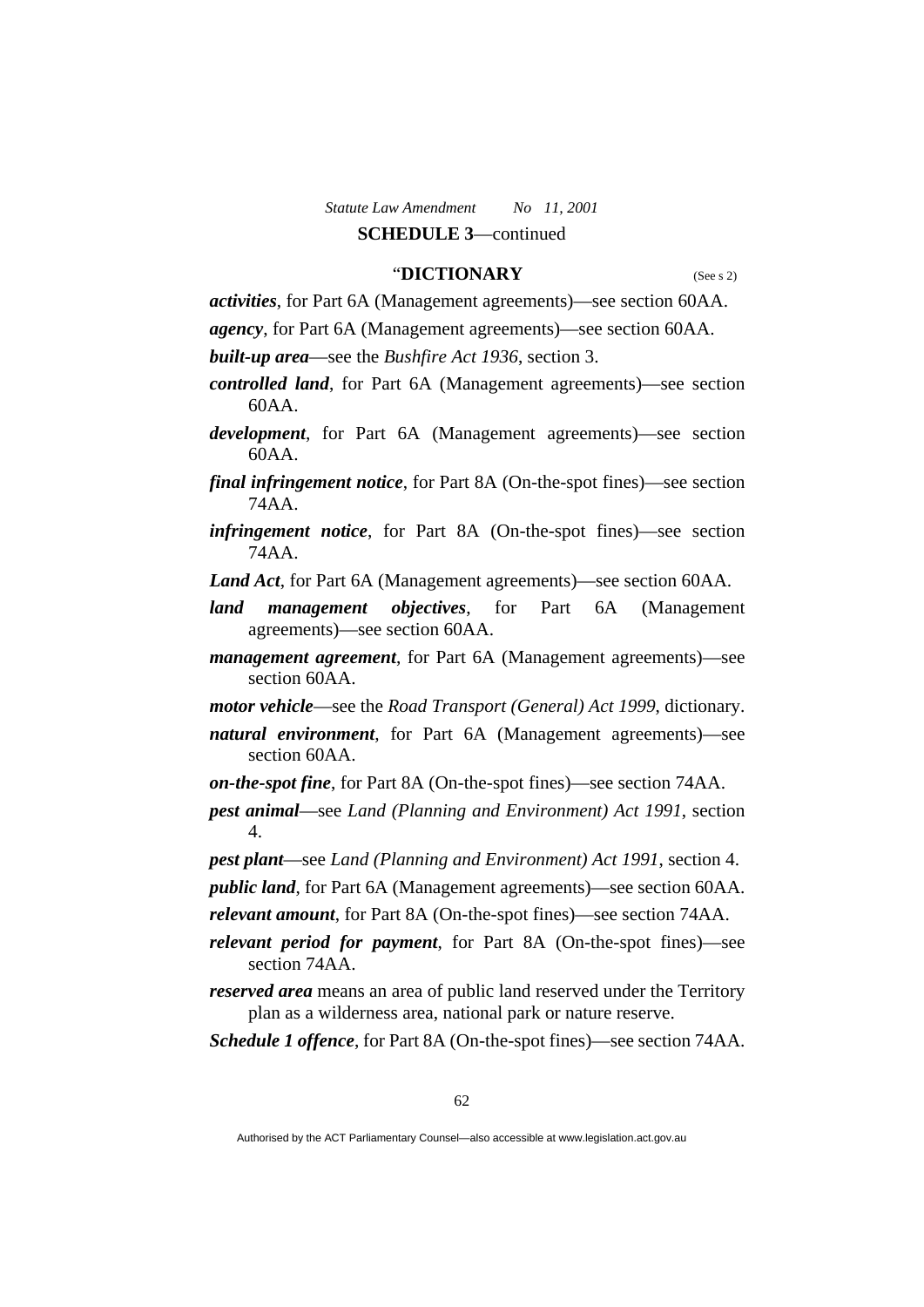**SCHEDULE 3**—continued

“**DICTIONARY** (See s 2)

***activities***, for Part 6A (Management agreements)—see section 60AA.

***agency***, for Part 6A (Management agreements)—see section 60AA.

***built-up area***—see the *Bushfire Act 1936*, section 3.

***controlled land***, for Part 6A (Management agreements)—see section 60AA.

***development***, for Part 6A (Management agreements)—see section 60AA.

***final infringement notice***, for Part 8A (On-the-spot fines)—see section 74AA.

***infringement notice***, for Part 8A (On-the-spot fines)—see section 74AA.

***Land Act***, for Part 6A (Management agreements)—see section 60AA.

***land management objectives***, for Part 6A (Management agreements)—see section 60AA.

***management agreement***, for Part 6A (Management agreements)—see section 60AA.

***motor vehicle***—see the *Road Transport (General) Act 1999*, dictionary.

***natural environment***, for Part 6A (Management agreements)—see section 60AA.

***on-the-spot fine***, for Part 8A (On-the-spot fines)—see section 74AA.

***pest animal***—see *Land (Planning and Environment) Act 1991*, section 4.

***pest plant***—see *Land (Planning and Environment) Act 1991*, section 4.

***public land***, for Part 6A (Management agreements)—see section 60AA.

***relevant amount***, for Part 8A (On-the-spot fines)—see section 74AA.

***relevant period for payment***, for Part 8A (On-the-spot fines)—see section 74AA.

***reserved area*** means an area of public land reserved under the Territory plan as a wilderness area, national park or nature reserve.

***Schedule 1 offence***, for Part 8A (On-the-spot fines)—see section 74AA.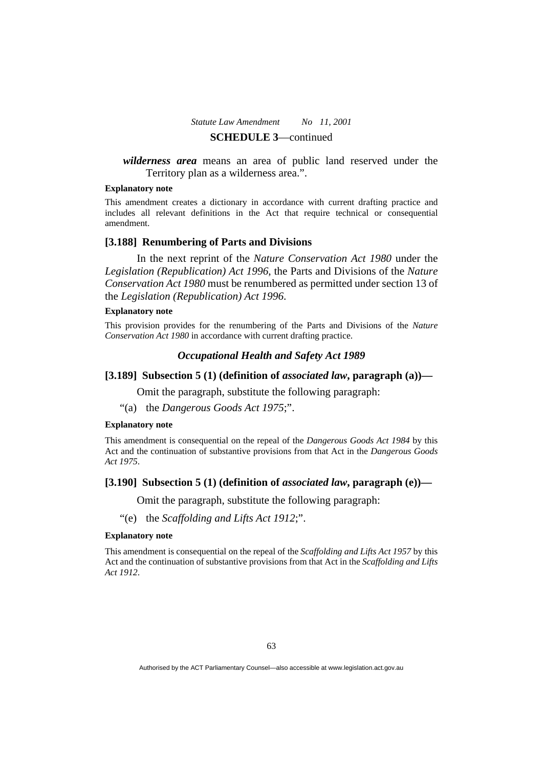***wilderness area*** means an area of public land reserved under the Territory plan as a wilderness area.".

**Explanatory note**

This amendment creates a dictionary in accordance with current drafting practice and includes all relevant definitions in the Act that require technical or consequential amendment.

### [3.188] Renumbering of Parts and Divisions

In the next reprint of the *Nature Conservation Act 1980* under the *Legislation (Republication) Act 1996*, the Parts and Divisions of the *Nature Conservation Act 1980* must be renumbered as permitted under section 13 of the *Legislation (Republication) Act 1996*.

**Explanatory note**

This provision provides for the renumbering of the Parts and Divisions of the *Nature Conservation Act 1980* in accordance with current drafting practice.

## *Occupational Health and Safety Act 1989*

### [3.189] Subsection 5 (1) (definition of *associated law*, paragraph (a))—

Omit the paragraph, substitute the following paragraph:

"(a) the *Dangerous Goods Act 1975*;".

**Explanatory note**

This amendment is consequential on the repeal of the *Dangerous Goods Act 1984* by this Act and the continuation of substantive provisions from that Act in the *Dangerous Goods Act 1975*.

### [3.190] Subsection 5 (1) (definition of *associated law*, paragraph (e))—

Omit the paragraph, substitute the following paragraph:

"(e) the *Scaffolding and Lifts Act 1912*;".

**Explanatory note**

This amendment is consequential on the repeal of the *Scaffolding and Lifts Act 1957* by this Act and the continuation of substantive provisions from that Act in the *Scaffolding and Lifts Act 1912*.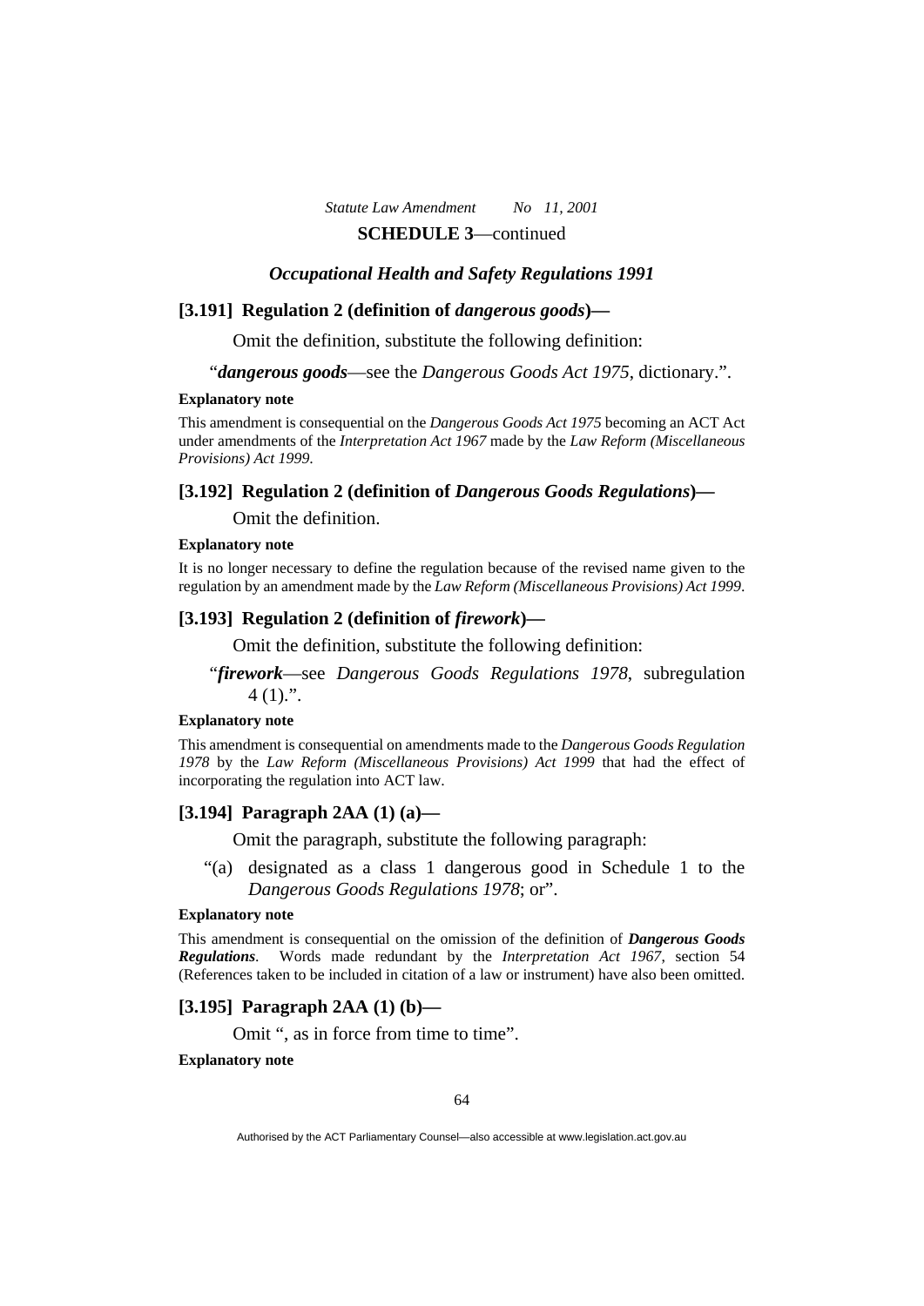**SCHEDULE 3**—continued

## *Occupational Health and Safety Regulations 1991*

### [3.191] Regulation 2 (definition of *dangerous goods*)—

Omit the definition, substitute the following definition:

"***dangerous goods***—see the *Dangerous Goods Act 1975*, dictionary.".

**Explanatory note**

This amendment is consequential on the *Dangerous Goods Act 1975* becoming an ACT Act under amendments of the *Interpretation Act 1967* made by the *Law Reform (Miscellaneous Provisions) Act 1999*.

### [3.192] Regulation 2 (definition of *Dangerous Goods Regulations*)—

Omit the definition.

**Explanatory note**

It is no longer necessary to define the regulation because of the revised name given to the regulation by an amendment made by the *Law Reform (Miscellaneous Provisions) Act 1999*.

### [3.193] Regulation 2 (definition of *firework*)—

Omit the definition, substitute the following definition:

"***firework***—see *Dangerous Goods Regulations 1978*, subregulation 4 (1).".

**Explanatory note**

This amendment is consequential on amendments made to the *Dangerous Goods Regulation 1978* by the *Law Reform (Miscellaneous Provisions) Act 1999* that had the effect of incorporating the regulation into ACT law.

### [3.194] Paragraph 2AA (1) (a)—

Omit the paragraph, substitute the following paragraph:

"(a) designated as a class 1 dangerous good in Schedule 1 to the *Dangerous Goods Regulations 1978*; or".

**Explanatory note**

This amendment is consequential on the omission of the definition of ***Dangerous Goods Regulations***. Words made redundant by the *Interpretation Act 1967*, section 54 (References taken to be included in citation of a law or instrument) have also been omitted.

### [3.195] Paragraph 2AA (1) (b)—

Omit ", as in force from time to time".

**Explanatory note**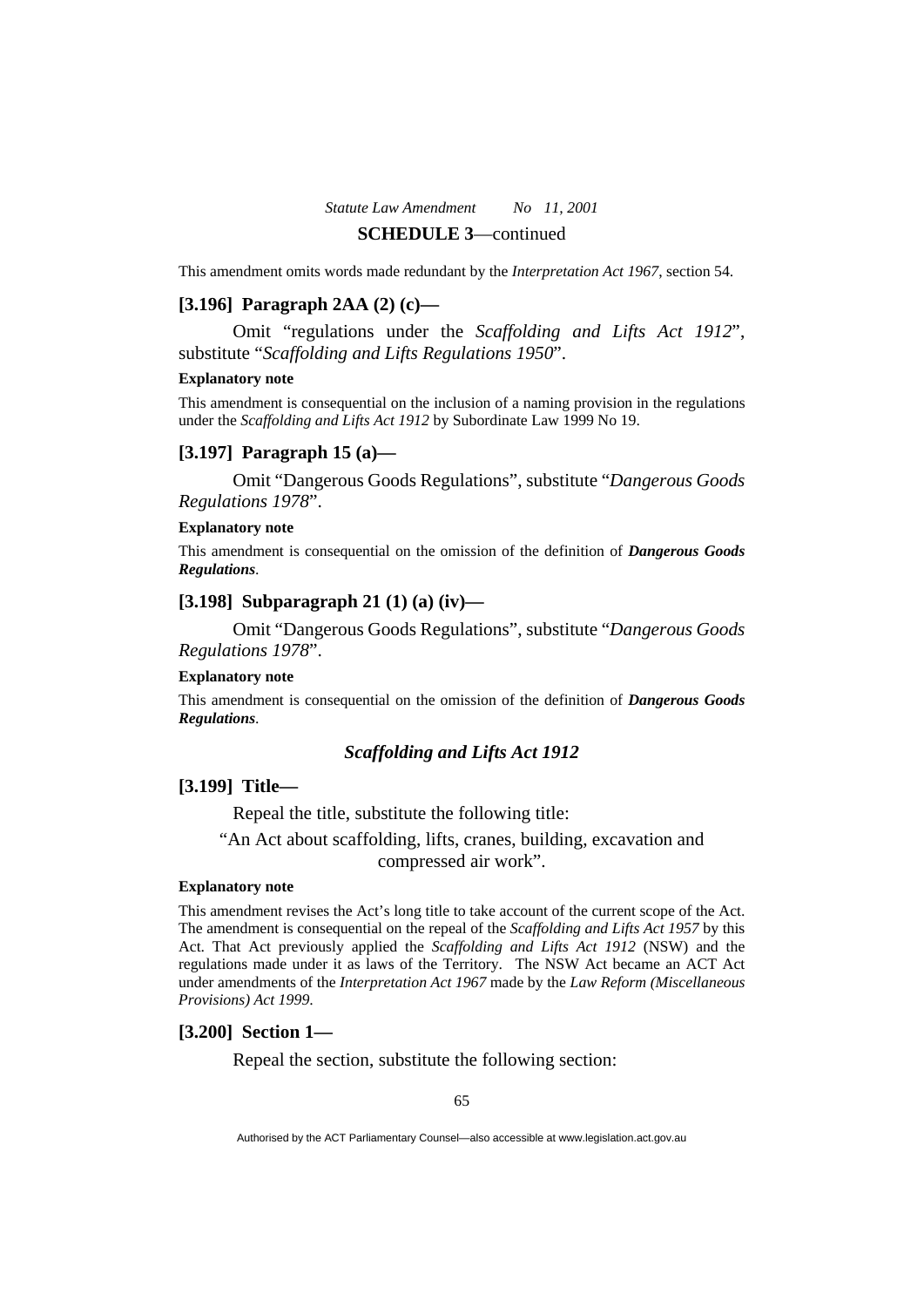This amendment omits words made redundant by the *Interpretation Act 1967*, section 54.

### [3.196] Paragraph 2AA (2) (c)—

Omit "regulations under the *Scaffolding and Lifts Act 1912*", substitute "*Scaffolding and Lifts Regulations 1950*".

**Explanatory note**

This amendment is consequential on the inclusion of a naming provision in the regulations under the *Scaffolding and Lifts Act 1912* by Subordinate Law 1999 No 19.

### [3.197] Paragraph 15 (a)—

Omit "Dangerous Goods Regulations", substitute "*Dangerous Goods Regulations 1978*".

**Explanatory note**

This amendment is consequential on the omission of the definition of ***Dangerous Goods Regulations***.

### [3.198] Subparagraph 21 (1) (a) (iv)—

Omit "Dangerous Goods Regulations", substitute "*Dangerous Goods Regulations 1978*".

**Explanatory note**

This amendment is consequential on the omission of the definition of ***Dangerous Goods Regulations***.

## *Scaffolding and Lifts Act 1912*

### [3.199] Title—

Repeal the title, substitute the following title:

"An Act about scaffolding, lifts, cranes, building, excavation and compressed air work".

**Explanatory note**

This amendment revises the Act's long title to take account of the current scope of the Act. The amendment is consequential on the repeal of the *Scaffolding and Lifts Act 1957* by this Act. That Act previously applied the *Scaffolding and Lifts Act 1912* (NSW) and the regulations made under it as laws of the Territory. The NSW Act became an ACT Act under amendments of the *Interpretation Act 1967* made by the *Law Reform (Miscellaneous Provisions) Act 1999*.

### [3.200] Section 1—

Repeal the section, substitute the following section: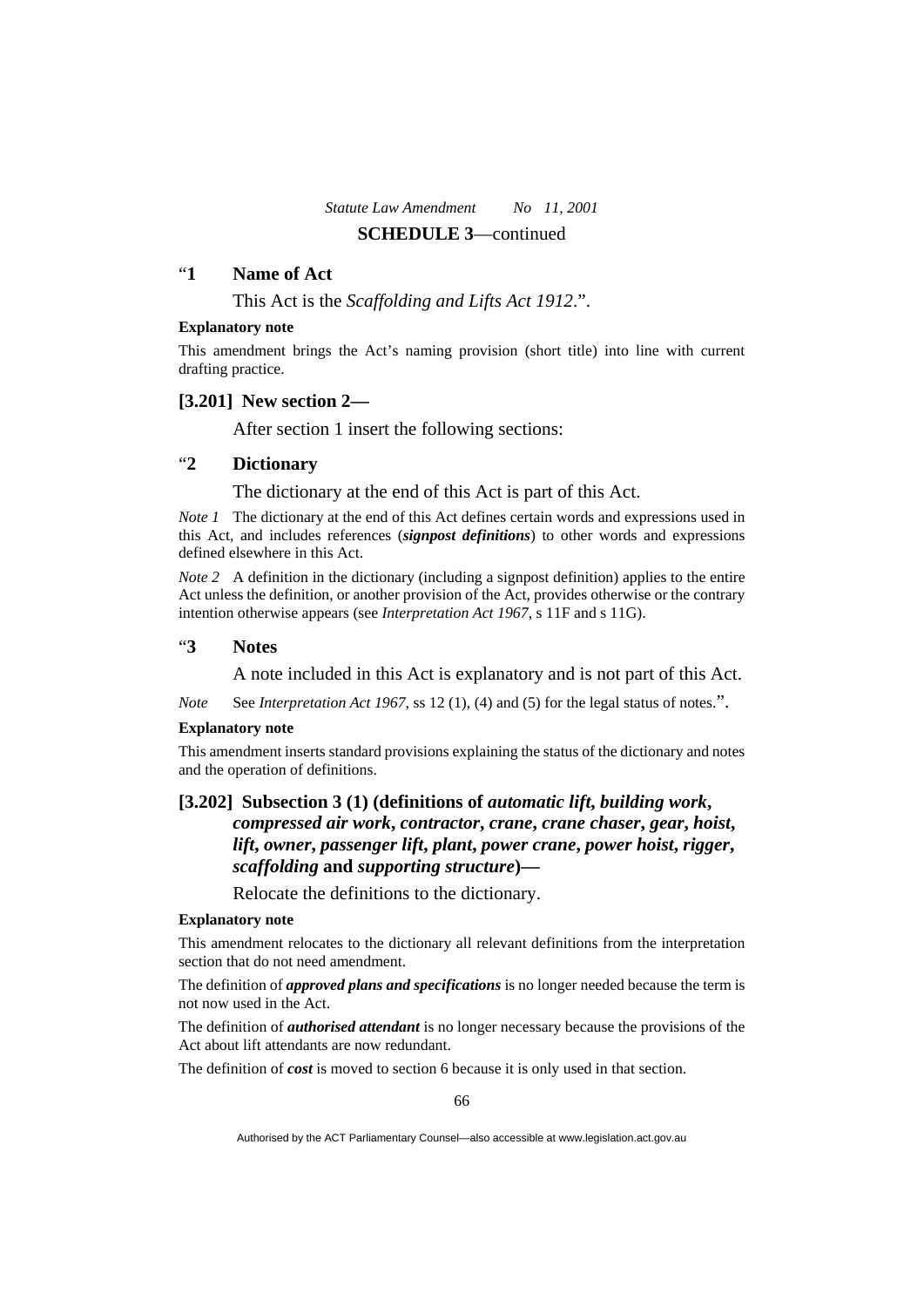"**1 Name of Act**

This Act is the *Scaffolding and Lifts Act 1912*.".

**Explanatory note**

This amendment brings the Act's naming provision (short title) into line with current drafting practice.

**[3.201] New section 2—**

After section 1 insert the following sections:

"**2 Dictionary**

The dictionary at the end of this Act is part of this Act.

*Note 1* The dictionary at the end of this Act defines certain words and expressions used in this Act, and includes references (***signpost definitions***) to other words and expressions defined elsewhere in this Act.

*Note 2* A definition in the dictionary (including a signpost definition) applies to the entire Act unless the definition, or another provision of the Act, provides otherwise or the contrary intention otherwise appears (see *Interpretation Act 1967*, s 11F and s 11G).

"**3 Notes**

A note included in this Act is explanatory and is not part of this Act.

*Note* See *Interpretation Act 1967*, ss 12 (1), (4) and (5) for the legal status of notes.".

**Explanatory note**

This amendment inserts standard provisions explaining the status of the dictionary and notes and the operation of definitions.

**[3.202] Subsection 3 (1) (definitions of *automatic lift*, *building work*, *compressed air work*, *contractor*, *crane*, *crane chaser*, *gear*, *hoist*, *lift*, *owner*, *passenger lift*, *plant*, *power crane*, *power hoist*, *rigger*, *scaffolding* and *supporting structure*)—**

Relocate the definitions to the dictionary.

**Explanatory note**

This amendment relocates to the dictionary all relevant definitions from the interpretation section that do not need amendment.

The definition of ***approved plans and specifications*** is no longer needed because the term is not now used in the Act.

The definition of ***authorised attendant*** is no longer necessary because the provisions of the Act about lift attendants are now redundant.

The definition of ***cost*** is moved to section 6 because it is only used in that section.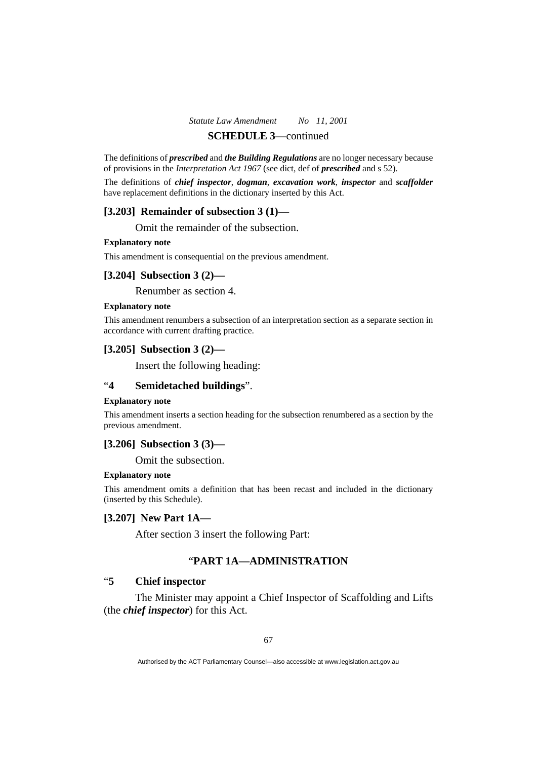The definitions of ***prescribed*** and ***the Building Regulations*** are no longer necessary because of provisions in the *Interpretation Act 1967* (see dict, def of ***prescribed*** and s 52).

The definitions of ***chief inspector***, ***dogman***, ***excavation work***, ***inspector*** and ***scaffolder*** have replacement definitions in the dictionary inserted by this Act.

### [3.203] Remainder of subsection 3 (1)—

Omit the remainder of the subsection.

**Explanatory note**

This amendment is consequential on the previous amendment.

### [3.204] Subsection 3 (2)—

Renumber as section 4.

**Explanatory note**

This amendment renumbers a subsection of an interpretation section as a separate section in accordance with current drafting practice.

### [3.205] Subsection 3 (2)—

Insert the following heading:

"**4 Semidetached buildings**".

**Explanatory note**

This amendment inserts a section heading for the subsection renumbered as a section by the previous amendment.

### [3.206] Subsection 3 (3)—

Omit the subsection.

**Explanatory note**

This amendment omits a definition that has been recast and included in the dictionary (inserted by this Schedule).

### [3.207] New Part 1A—

After section 3 insert the following Part:

"**PART 1A—ADMINISTRATION**

"**5 Chief inspector**

The Minister may appoint a Chief Inspector of Scaffolding and Lifts (the ***chief inspector***) for this Act.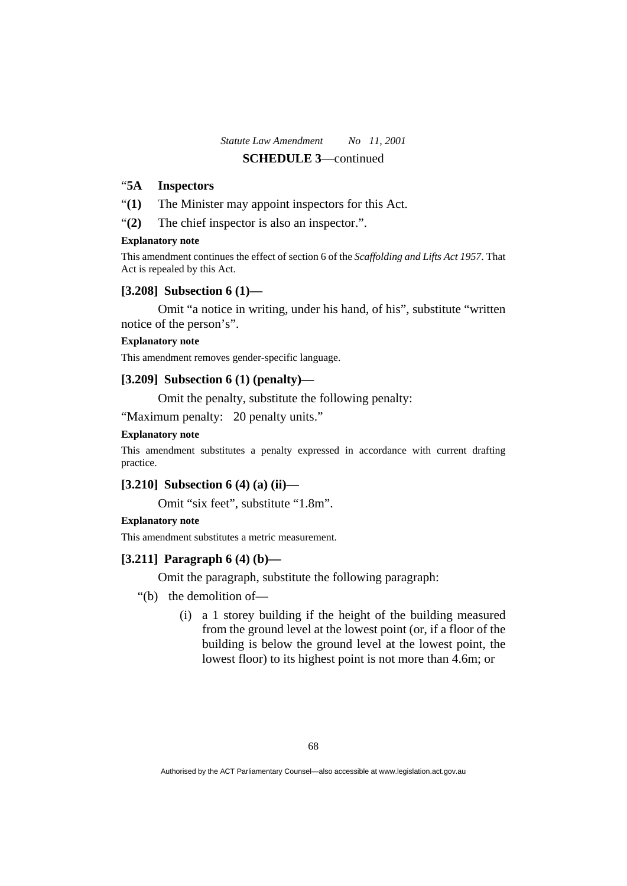"**5A Inspectors**

"**(1)** The Minister may appoint inspectors for this Act.

"**(2)** The chief inspector is also an inspector.".

**Explanatory note**

This amendment continues the effect of section 6 of the *Scaffolding and Lifts Act 1957*. That Act is repealed by this Act.

### [3.208] Subsection 6 (1)—

Omit "a notice in writing, under his hand, of his", substitute "written notice of the person's".

**Explanatory note**

This amendment removes gender-specific language.

### [3.209] Subsection 6 (1) (penalty)—

Omit the penalty, substitute the following penalty:

"Maximum penalty: 20 penalty units."

**Explanatory note**

This amendment substitutes a penalty expressed in accordance with current drafting practice.

### [3.210] Subsection 6 (4) (a) (ii)—

Omit "six feet", substitute "1.8m".

**Explanatory note**

This amendment substitutes a metric measurement.

### [3.211] Paragraph 6 (4) (b)—

Omit the paragraph, substitute the following paragraph:

"(b) the demolition of—

(i) a 1 storey building if the height of the building measured from the ground level at the lowest point (or, if a floor of the building is below the ground level at the lowest point, the lowest floor) to its highest point is not more than 4.6m; or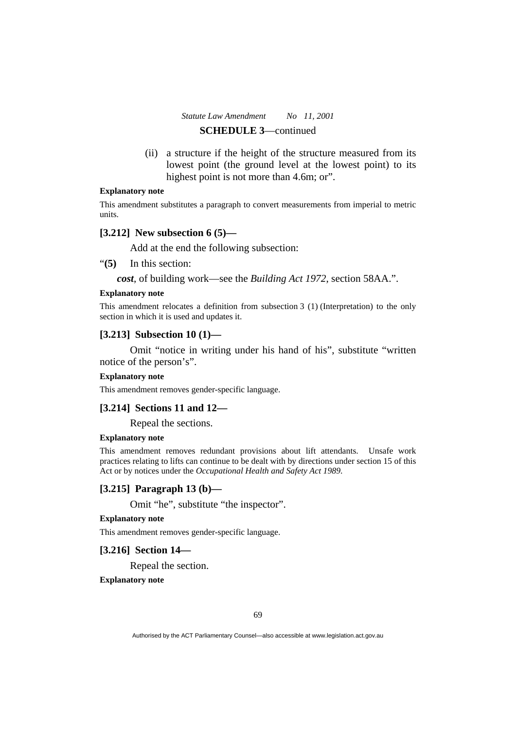**SCHEDULE 3**—continued

(ii) a structure if the height of the structure measured from its lowest point (the ground level at the lowest point) to its highest point is not more than 4.6m; or".

**Explanatory note**

This amendment substitutes a paragraph to convert measurements from imperial to metric units.

### [3.212] New subsection 6 (5)—

Add at the end of the following subsection:

"**(5)** In this section:

***cost***, of building work—see the *Building Act 1972*, section 58AA.".

**Explanatory note**

This amendment relocates a definition from subsection 3 (1) (Interpretation) to the only section in which it is used and updates it.

### [3.213] Subsection 10 (1)—

Omit "notice in writing under his hand of his", substitute "written notice of the person's".

**Explanatory note**

This amendment removes gender-specific language.

### [3.214] Sections 11 and 12—

Repeal the sections.

**Explanatory note**

This amendment removes redundant provisions about lift attendants. Unsafe work practices relating to lifts can continue to be dealt with by directions under section 15 of this Act or by notices under the *Occupational Health and Safety Act 1989*.

### [3.215] Paragraph 13 (b)—

Omit "he", substitute "the inspector".

**Explanatory note**

This amendment removes gender-specific language.

### [3.216] Section 14—

Repeal the section.

**Explanatory note**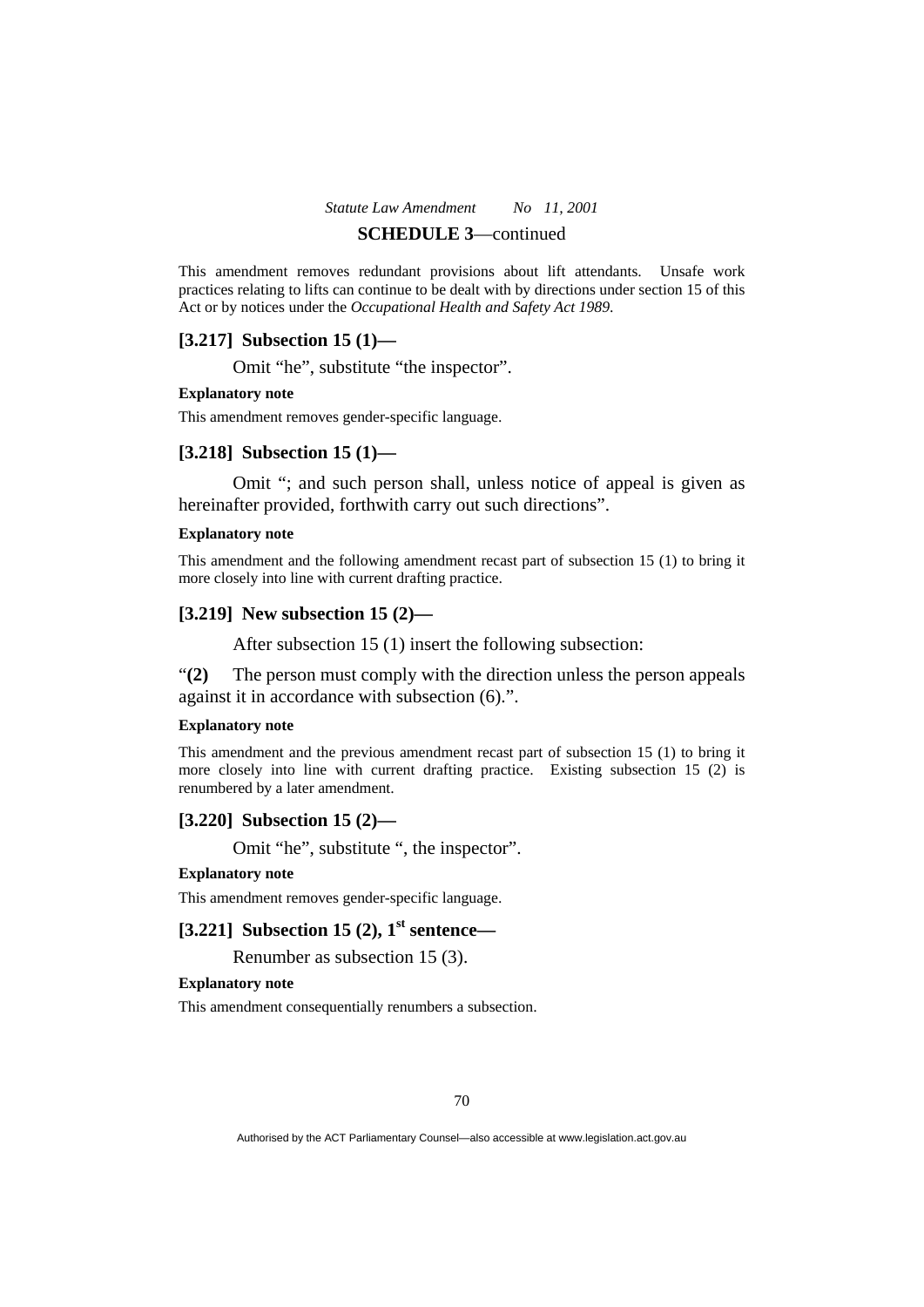This amendment removes redundant provisions about lift attendants. Unsafe work practices relating to lifts can continue to be dealt with by directions under section 15 of this Act or by notices under the *Occupational Health and Safety Act 1989*.

### [3.217] Subsection 15 (1)—

Omit "he", substitute "the inspector".

**Explanatory note**

This amendment removes gender-specific language.

### [3.218] Subsection 15 (1)—

Omit "; and such person shall, unless notice of appeal is given as hereinafter provided, forthwith carry out such directions".

**Explanatory note**

This amendment and the following amendment recast part of subsection 15 (1) to bring it more closely into line with current drafting practice.

### [3.219] New subsection 15 (2)—

After subsection 15 (1) insert the following subsection:

"**(2)** The person must comply with the direction unless the person appeals against it in accordance with subsection (6).".

**Explanatory note**

This amendment and the previous amendment recast part of subsection 15 (1) to bring it more closely into line with current drafting practice. Existing subsection 15 (2) is renumbered by a later amendment.

### [3.220] Subsection 15 (2)—

Omit "he", substitute ", the inspector".

**Explanatory note**

This amendment removes gender-specific language.

### [3.221] Subsection 15 (2), 1st sentence—

Renumber as subsection 15 (3).

**Explanatory note**

This amendment consequentially renumbers a subsection.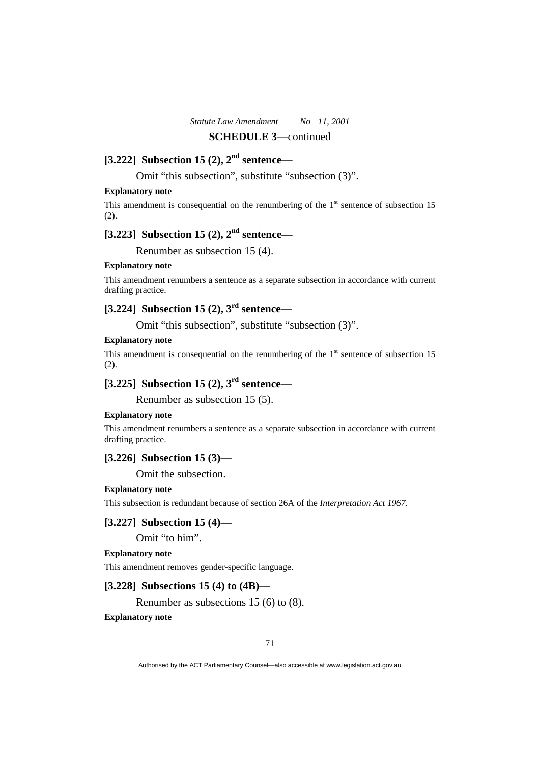**SCHEDULE 3**—continued

### [3.222] Subsection 15 (2), 2nd sentence—

Omit "this subsection", substitute "subsection (3)".

**Explanatory note**

This amendment is consequential on the renumbering of the 1st sentence of subsection 15 (2).

### [3.223] Subsection 15 (2), 2nd sentence—

Renumber as subsection 15 (4).

**Explanatory note**

This amendment renumbers a sentence as a separate subsection in accordance with current drafting practice.

### [3.224] Subsection 15 (2), 3rd sentence—

Omit "this subsection", substitute "subsection (3)".

**Explanatory note**

This amendment is consequential on the renumbering of the 1st sentence of subsection 15 (2).

### [3.225] Subsection 15 (2), 3rd sentence—

Renumber as subsection 15 (5).

**Explanatory note**

This amendment renumbers a sentence as a separate subsection in accordance with current drafting practice.

### [3.226] Subsection 15 (3)—

Omit the subsection.

**Explanatory note**

This subsection is redundant because of section 26A of the *Interpretation Act 1967*.

### [3.227] Subsection 15 (4)—

Omit "to him".

**Explanatory note**

This amendment removes gender-specific language.

### [3.228] Subsections 15 (4) to (4B)—

Renumber as subsections 15 (6) to (8).

**Explanatory note**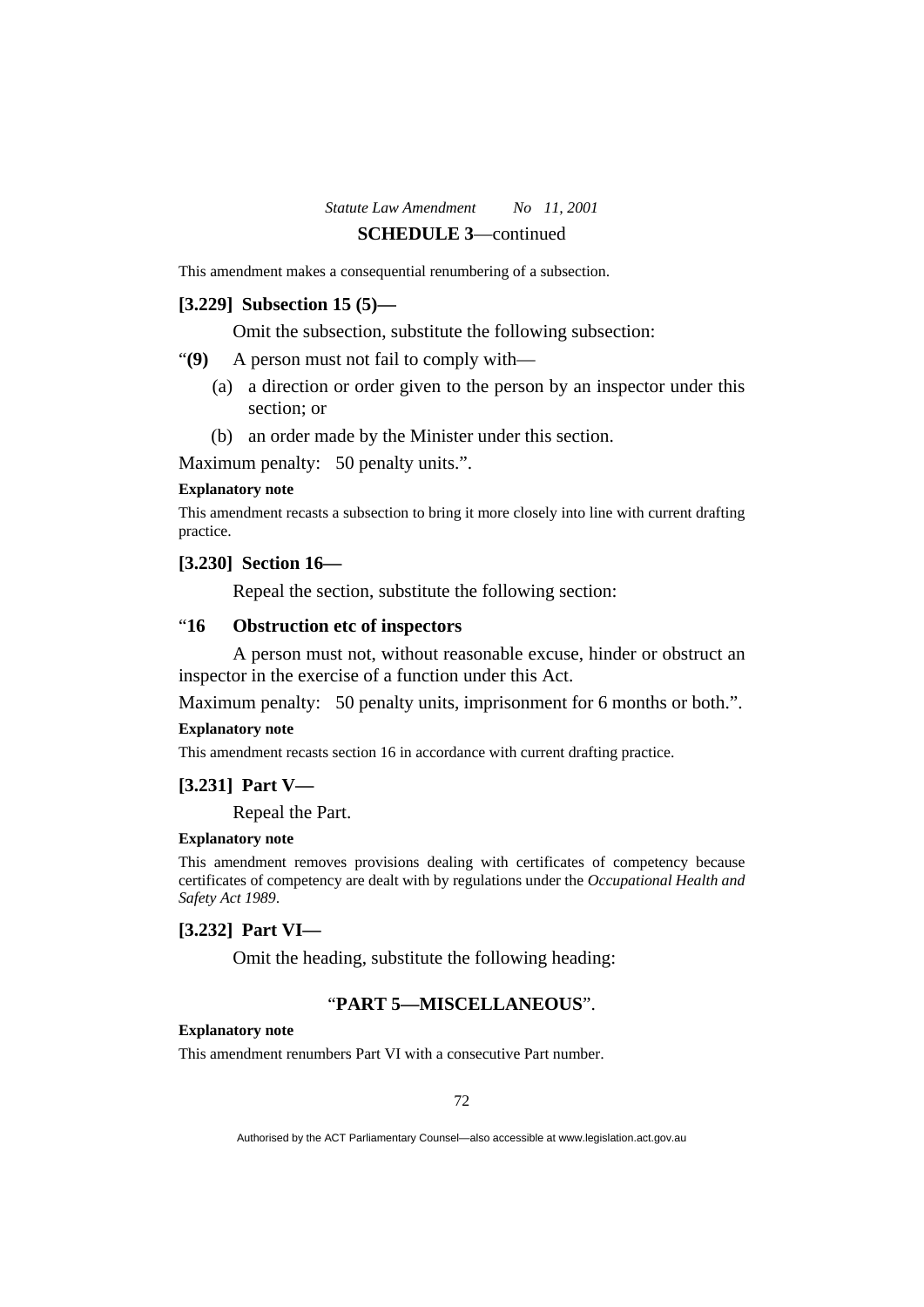This amendment makes a consequential renumbering of a subsection.

### [3.229] Subsection 15 (5)—

Omit the subsection, substitute the following subsection:

"**(9)** A person must not fail to comply with—

(a) a direction or order given to the person by an inspector under this section; or

(b) an order made by the Minister under this section.

Maximum penalty: 50 penalty units.".

**Explanatory note**

This amendment recasts a subsection to bring it more closely into line with current drafting practice.

### [3.230] Section 16—

Repeal the section, substitute the following section:

"**16 Obstruction etc of inspectors**

A person must not, without reasonable excuse, hinder or obstruct an inspector in the exercise of a function under this Act.

Maximum penalty: 50 penalty units, imprisonment for 6 months or both.".

**Explanatory note**

This amendment recasts section 16 in accordance with current drafting practice.

### [3.231] Part V—

Repeal the Part.

**Explanatory note**

This amendment removes provisions dealing with certificates of competency because certificates of competency are dealt with by regulations under the *Occupational Health and Safety Act 1989*.

### [3.232] Part VI—

Omit the heading, substitute the following heading:

"**PART 5—MISCELLANEOUS**".

**Explanatory note**

This amendment renumbers Part VI with a consecutive Part number.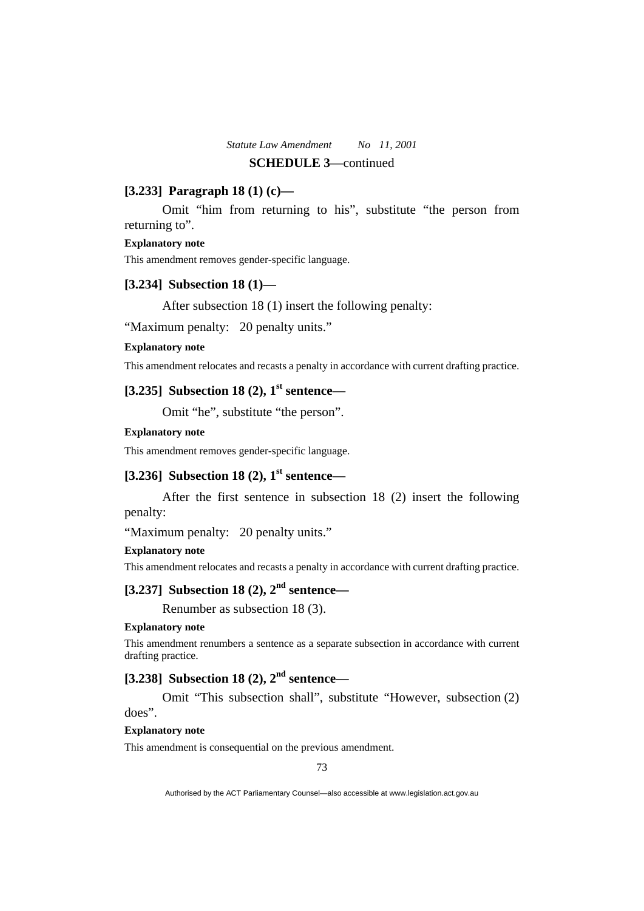**SCHEDULE 3**—continued

### [3.233] Paragraph 18 (1) (c)—

Omit "him from returning to his", substitute "the person from returning to".

**Explanatory note**

This amendment removes gender-specific language.

### [3.234] Subsection 18 (1)—

After subsection 18 (1) insert the following penalty:

"Maximum penalty: 20 penalty units."

**Explanatory note**

This amendment relocates and recasts a penalty in accordance with current drafting practice.

### [3.235] Subsection 18 (2), 1st sentence—

Omit "he", substitute "the person".

**Explanatory note**

This amendment removes gender-specific language.

### [3.236] Subsection 18 (2), 1st sentence—

After the first sentence in subsection 18 (2) insert the following penalty:

"Maximum penalty: 20 penalty units."

**Explanatory note**

This amendment relocates and recasts a penalty in accordance with current drafting practice.

### [3.237] Subsection 18 (2), 2nd sentence—

Renumber as subsection 18 (3).

**Explanatory note**

This amendment renumbers a sentence as a separate subsection in accordance with current drafting practice.

### [3.238] Subsection 18 (2), 2nd sentence—

Omit "This subsection shall", substitute "However, subsection (2) does".

**Explanatory note**

This amendment is consequential on the previous amendment.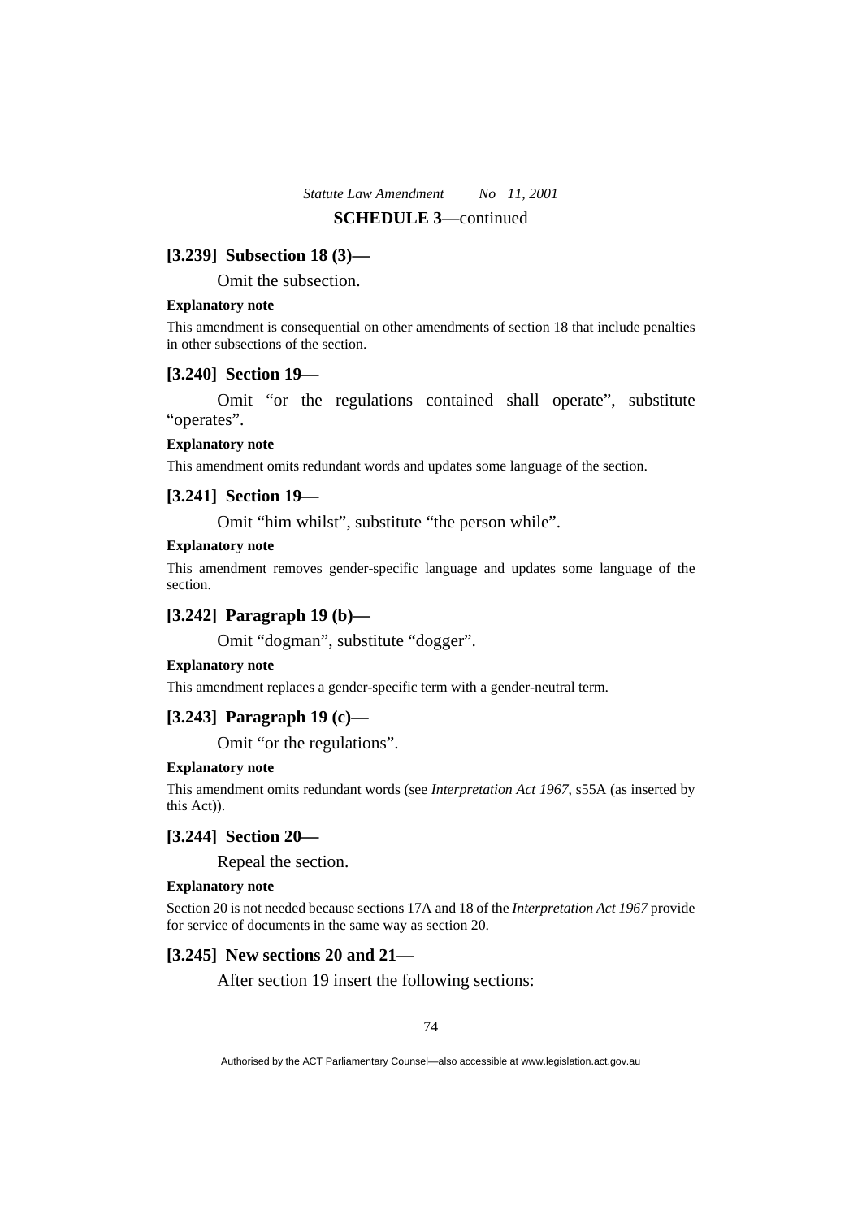**[3.239] Subsection 18 (3)—**

Omit the subsection.

**Explanatory note**

This amendment is consequential on other amendments of section 18 that include penalties in other subsections of the section.

**[3.240] Section 19—**

Omit "or the regulations contained shall operate", substitute "operates".

**Explanatory note**

This amendment omits redundant words and updates some language of the section.

**[3.241] Section 19—**

Omit "him whilst", substitute "the person while".

**Explanatory note**

This amendment removes gender-specific language and updates some language of the section.

**[3.242] Paragraph 19 (b)—**

Omit "dogman", substitute "dogger".

**Explanatory note**

This amendment replaces a gender-specific term with a gender-neutral term.

**[3.243] Paragraph 19 (c)—**

Omit "or the regulations".

**Explanatory note**

This amendment omits redundant words (see *Interpretation Act 1967*, s55A (as inserted by this Act)).

**[3.244] Section 20—**

Repeal the section.

**Explanatory note**

Section 20 is not needed because sections 17A and 18 of the *Interpretation Act 1967* provide for service of documents in the same way as section 20.

**[3.245] New sections 20 and 21—**

After section 19 insert the following sections: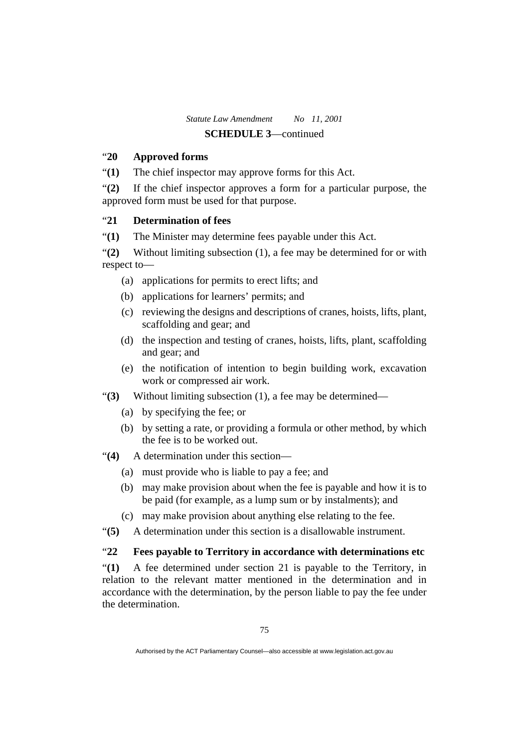**SCHEDULE 3**—continued

"**20 Approved forms**

"**(1)** The chief inspector may approve forms for this Act.

"**(2)** If the chief inspector approves a form for a particular purpose, the approved form must be used for that purpose.

"**21 Determination of fees**

"**(1)** The Minister may determine fees payable under this Act.

"**(2)** Without limiting subsection (1), a fee may be determined for or with respect to—

(a) applications for permits to erect lifts; and

(b) applications for learners' permits; and

(c) reviewing the designs and descriptions of cranes, hoists, lifts, plant, scaffolding and gear; and

(d) the inspection and testing of cranes, hoists, lifts, plant, scaffolding and gear; and

(e) the notification of intention to begin building work, excavation work or compressed air work.

"**(3)** Without limiting subsection (1), a fee may be determined—

(a) by specifying the fee; or

(b) by setting a rate, or providing a formula or other method, by which the fee is to be worked out.

"**(4)** A determination under this section—

(a) must provide who is liable to pay a fee; and

(b) may make provision about when the fee is payable and how it is to be paid (for example, as a lump sum or by instalments); and

(c) may make provision about anything else relating to the fee.

"**(5)** A determination under this section is a disallowable instrument.

"**22 Fees payable to Territory in accordance with determinations etc**

"**(1)** A fee determined under section 21 is payable to the Territory, in relation to the relevant matter mentioned in the determination and in accordance with the determination, by the person liable to pay the fee under the determination.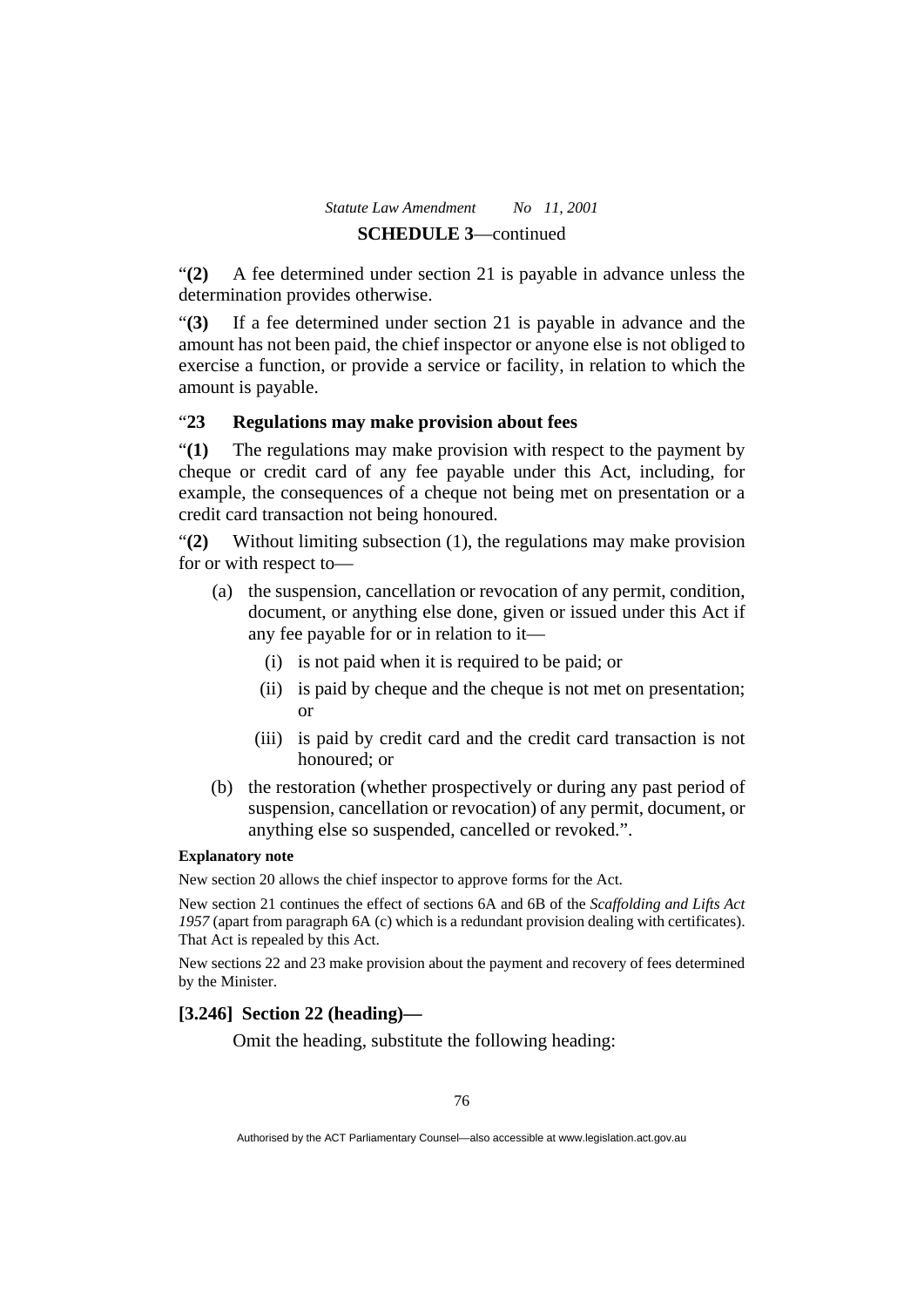"**(2)** A fee determined under section 21 is payable in advance unless the determination provides otherwise.

"**(3)** If a fee determined under section 21 is payable in advance and the amount has not been paid, the chief inspector or anyone else is not obliged to exercise a function, or provide a service or facility, in relation to which the amount is payable.

"**23 Regulations may make provision about fees**

"**(1)** The regulations may make provision with respect to the payment by cheque or credit card of any fee payable under this Act, including, for example, the consequences of a cheque not being met on presentation or a credit card transaction not being honoured.

"**(2)** Without limiting subsection (1), the regulations may make provision for or with respect to—

- (a) the suspension, cancellation or revocation of any permit, condition, document, or anything else done, given or issued under this Act if any fee payable for or in relation to it—
  - (i) is not paid when it is required to be paid; or
  - (ii) is paid by cheque and the cheque is not met on presentation; or
  - (iii) is paid by credit card and the credit card transaction is not honoured; or
- (b) the restoration (whether prospectively or during any past period of suspension, cancellation or revocation) of any permit, document, or anything else so suspended, cancelled or revoked.".

**Explanatory note**

New section 20 allows the chief inspector to approve forms for the Act.

New section 21 continues the effect of sections 6A and 6B of the *Scaffolding and Lifts Act 1957* (apart from paragraph 6A (c) which is a redundant provision dealing with certificates). That Act is repealed by this Act.

New sections 22 and 23 make provision about the payment and recovery of fees determined by the Minister.

**[3.246] Section 22 (heading)—**

Omit the heading, substitute the following heading: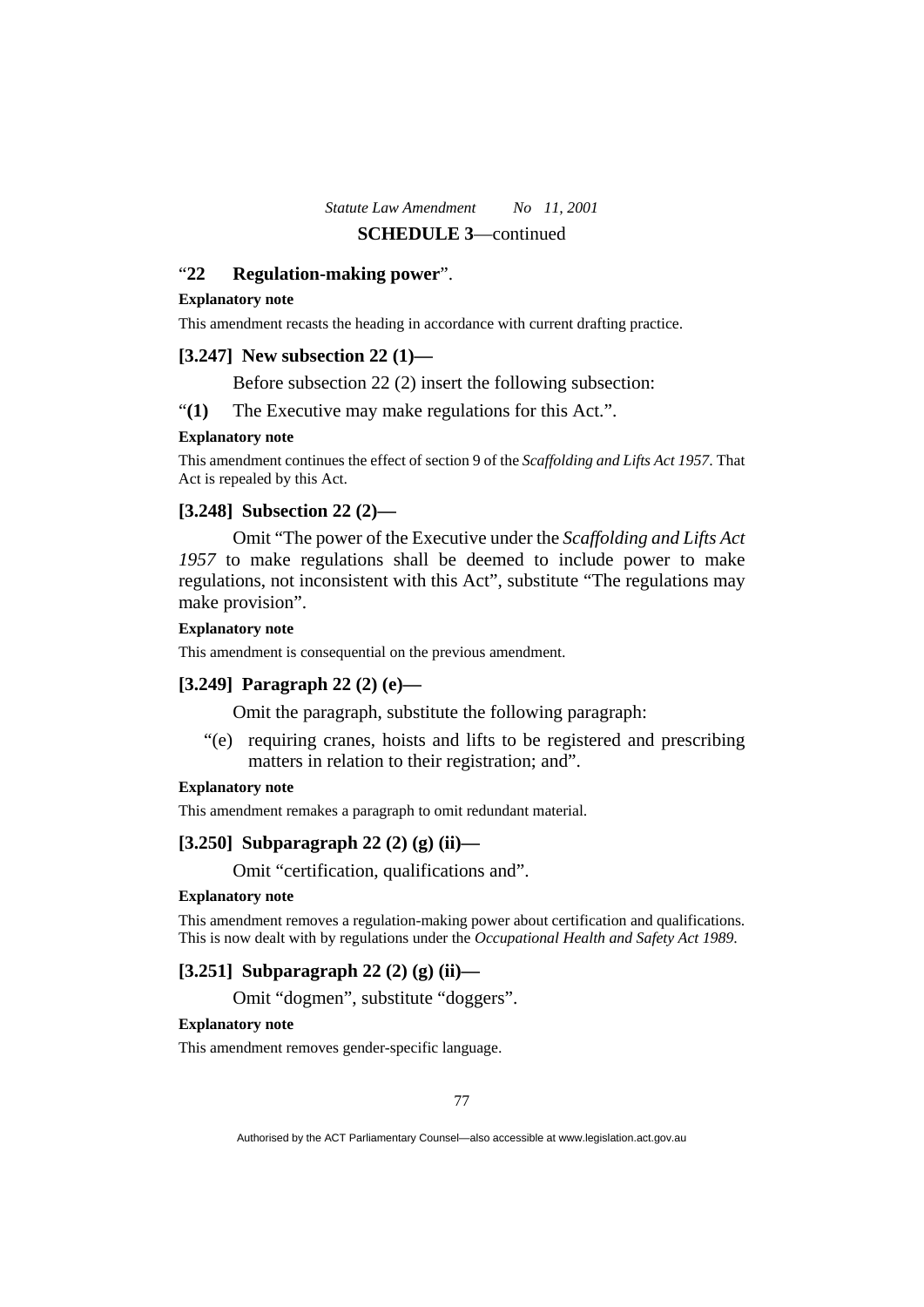"**22 Regulation-making power**".

**Explanatory note**

This amendment recasts the heading in accordance with current drafting practice.

### [3.247] New subsection 22 (1)—

Before subsection 22 (2) insert the following subsection:

"**(1)** The Executive may make regulations for this Act.".

**Explanatory note**

This amendment continues the effect of section 9 of the *Scaffolding and Lifts Act 1957*. That Act is repealed by this Act.

### [3.248] Subsection 22 (2)—

Omit "The power of the Executive under the *Scaffolding and Lifts Act 1957* to make regulations shall be deemed to include power to make regulations, not inconsistent with this Act", substitute "The regulations may make provision".

**Explanatory note**

This amendment is consequential on the previous amendment.

### [3.249] Paragraph 22 (2) (e)—

Omit the paragraph, substitute the following paragraph:

"(e) requiring cranes, hoists and lifts to be registered and prescribing matters in relation to their registration; and".

**Explanatory note**

This amendment remakes a paragraph to omit redundant material.

### [3.250] Subparagraph 22 (2) (g) (ii)—

Omit "certification, qualifications and".

**Explanatory note**

This amendment removes a regulation-making power about certification and qualifications. This is now dealt with by regulations under the *Occupational Health and Safety Act 1989*.

### [3.251] Subparagraph 22 (2) (g) (ii)—

Omit "dogmen", substitute "doggers".

**Explanatory note**

This amendment removes gender-specific language.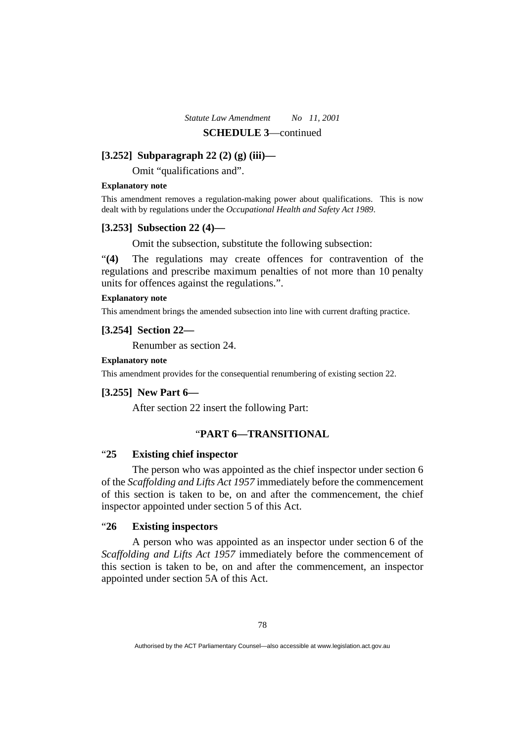**SCHEDULE 3**—continued

### [3.252] Subparagraph 22 (2) (g) (iii)—

Omit "qualifications and".

**Explanatory note**

This amendment removes a regulation-making power about qualifications. This is now dealt with by regulations under the *Occupational Health and Safety Act 1989*.

### [3.253] Subsection 22 (4)—

Omit the subsection, substitute the following subsection:

"**(4)** The regulations may create offences for contravention of the regulations and prescribe maximum penalties of not more than 10 penalty units for offences against the regulations.".

**Explanatory note**

This amendment brings the amended subsection into line with current drafting practice.

### [3.254] Section 22—

Renumber as section 24.

**Explanatory note**

This amendment provides for the consequential renumbering of existing section 22.

### [3.255] New Part 6—

After section 22 insert the following Part:

"**PART 6—TRANSITIONAL**

"**25 Existing chief inspector**

The person who was appointed as the chief inspector under section 6 of the *Scaffolding and Lifts Act 1957* immediately before the commencement of this section is taken to be, on and after the commencement, the chief inspector appointed under section 5 of this Act.

"**26 Existing inspectors**

A person who was appointed as an inspector under section 6 of the *Scaffolding and Lifts Act 1957* immediately before the commencement of this section is taken to be, on and after the commencement, an inspector appointed under section 5A of this Act.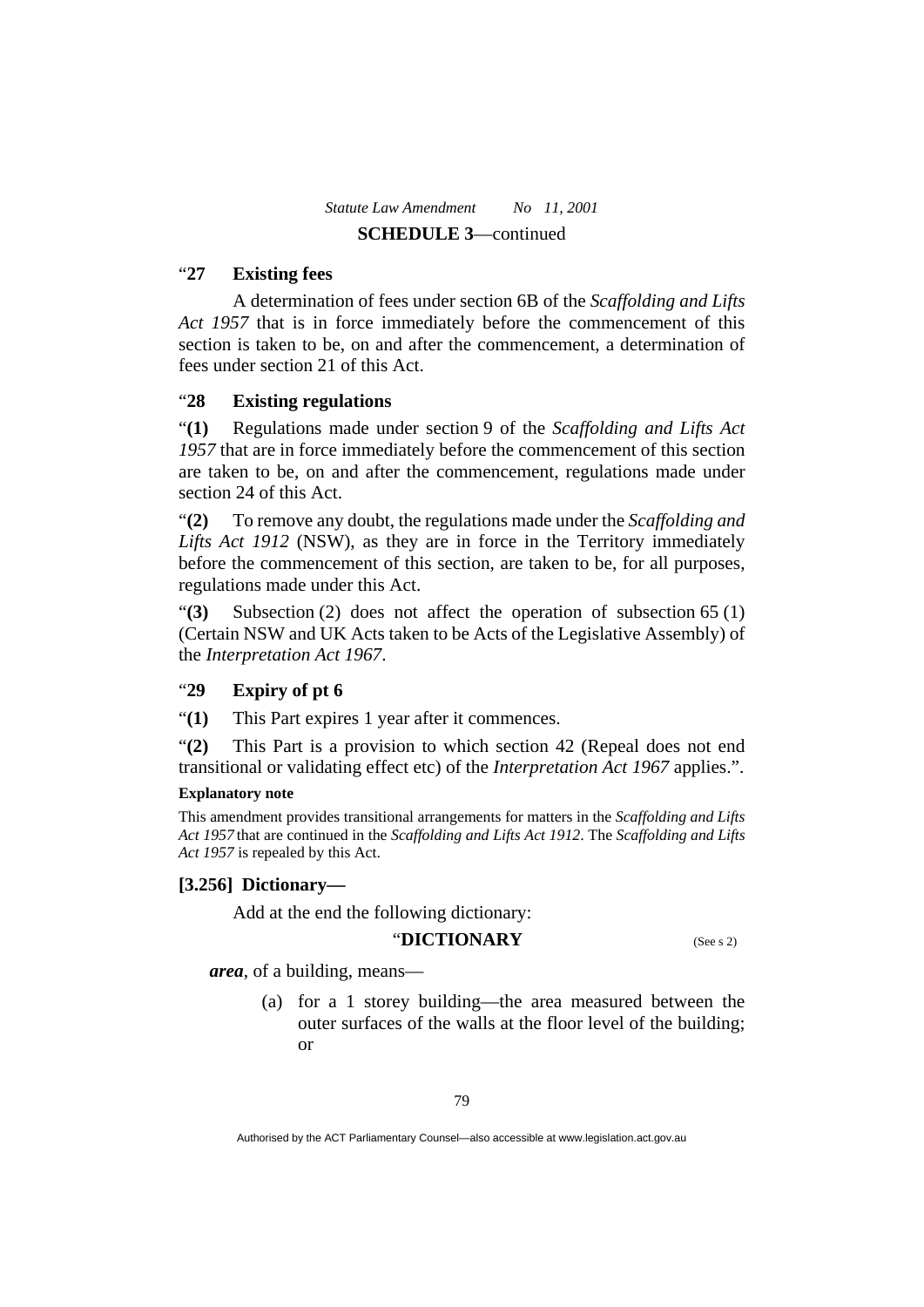“**27 Existing fees**

A determination of fees under section 6B of the *Scaffolding and Lifts Act 1957* that is in force immediately before the commencement of this section is taken to be, on and after the commencement, a determination of fees under section 21 of this Act.

“**28 Existing regulations**

“**(1)** Regulations made under section 9 of the *Scaffolding and Lifts Act 1957* that are in force immediately before the commencement of this section are taken to be, on and after the commencement, regulations made under section 24 of this Act.

“**(2)** To remove any doubt, the regulations made under the *Scaffolding and Lifts Act 1912* (NSW), as they are in force in the Territory immediately before the commencement of this section, are taken to be, for all purposes, regulations made under this Act.

“**(3)** Subsection (2) does not affect the operation of subsection 65 (1) (Certain NSW and UK Acts taken to be Acts of the Legislative Assembly) of the *Interpretation Act 1967*.

“**29 Expiry of pt 6**

“**(1)** This Part expires 1 year after it commences.

“**(2)** This Part is a provision to which section 42 (Repeal does not end transitional or validating effect etc) of the *Interpretation Act 1967* applies.”.

**Explanatory note**

This amendment provides transitional arrangements for matters in the *Scaffolding and Lifts Act 1957* that are continued in the *Scaffolding and Lifts Act 1912*. The *Scaffolding and Lifts Act 1957* is repealed by this Act.

**[3.256] Dictionary—**

Add at the end the following dictionary:

“**DICTIONARY** (See s 2)

***area***, of a building, means—

(a) for a 1 storey building—the area measured between the outer surfaces of the walls at the floor level of the building; or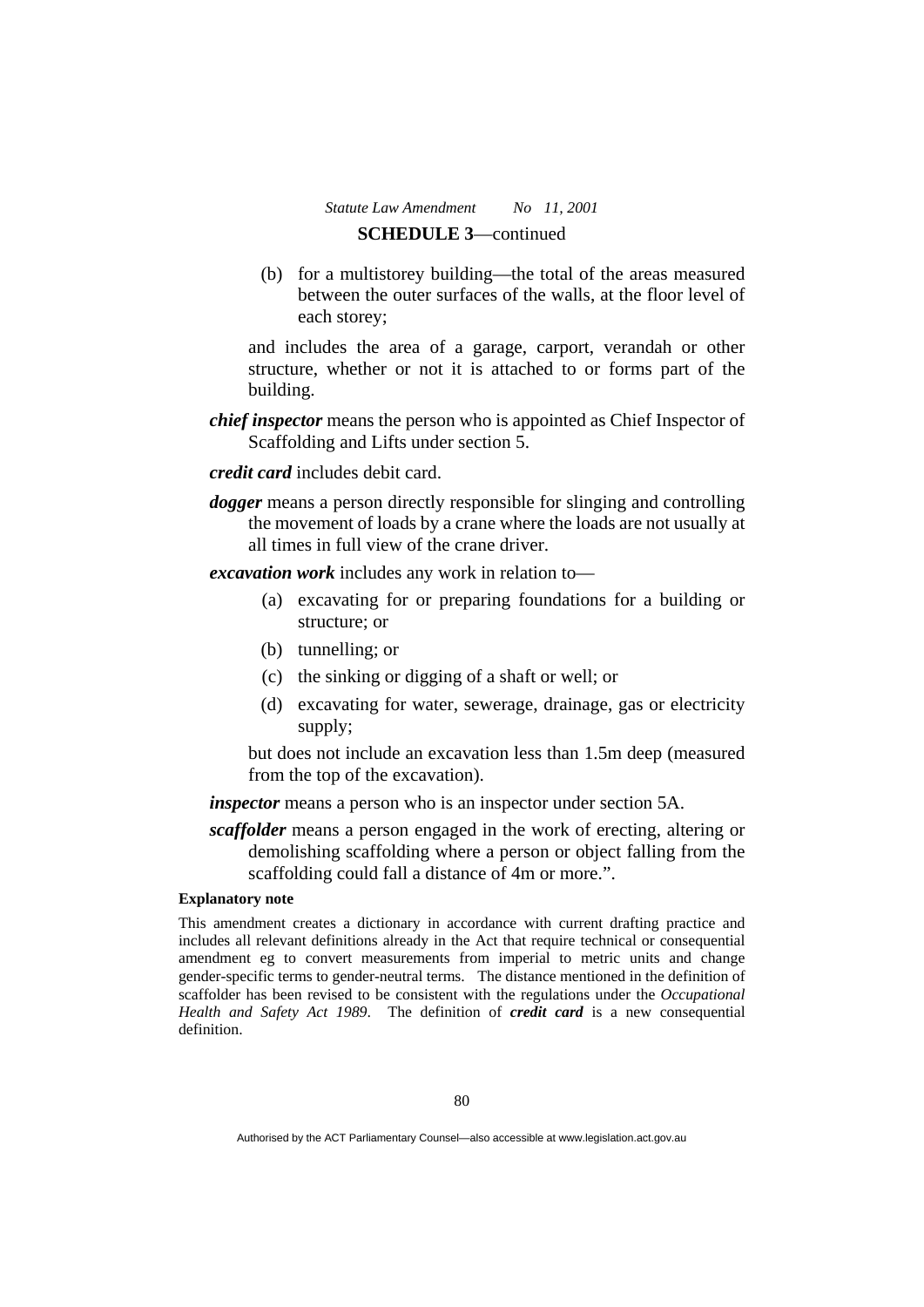**SCHEDULE 3**—continued

(b) for a multistorey building—the total of the areas measured between the outer surfaces of the walls, at the floor level of each storey;

and includes the area of a garage, carport, verandah or other structure, whether or not it is attached to or forms part of the building.

***chief inspector*** means the person who is appointed as Chief Inspector of Scaffolding and Lifts under section 5.

***credit card*** includes debit card.

***dogger*** means a person directly responsible for slinging and controlling the movement of loads by a crane where the loads are not usually at all times in full view of the crane driver.

***excavation work*** includes any work in relation to—

(a) excavating for or preparing foundations for a building or structure; or

(b) tunnelling; or

(c) the sinking or digging of a shaft or well; or

(d) excavating for water, sewerage, drainage, gas or electricity supply;

but does not include an excavation less than 1.5m deep (measured from the top of the excavation).

***inspector*** means a person who is an inspector under section 5A.

***scaffolder*** means a person engaged in the work of erecting, altering or demolishing scaffolding where a person or object falling from the scaffolding could fall a distance of 4m or more.".

**Explanatory note**

This amendment creates a dictionary in accordance with current drafting practice and includes all relevant definitions already in the Act that require technical or consequential amendment eg to convert measurements from imperial to metric units and change gender-specific terms to gender-neutral terms. The distance mentioned in the definition of scaffolder has been revised to be consistent with the regulations under the *Occupational Health and Safety Act 1989*. The definition of ***credit card*** is a new consequential definition.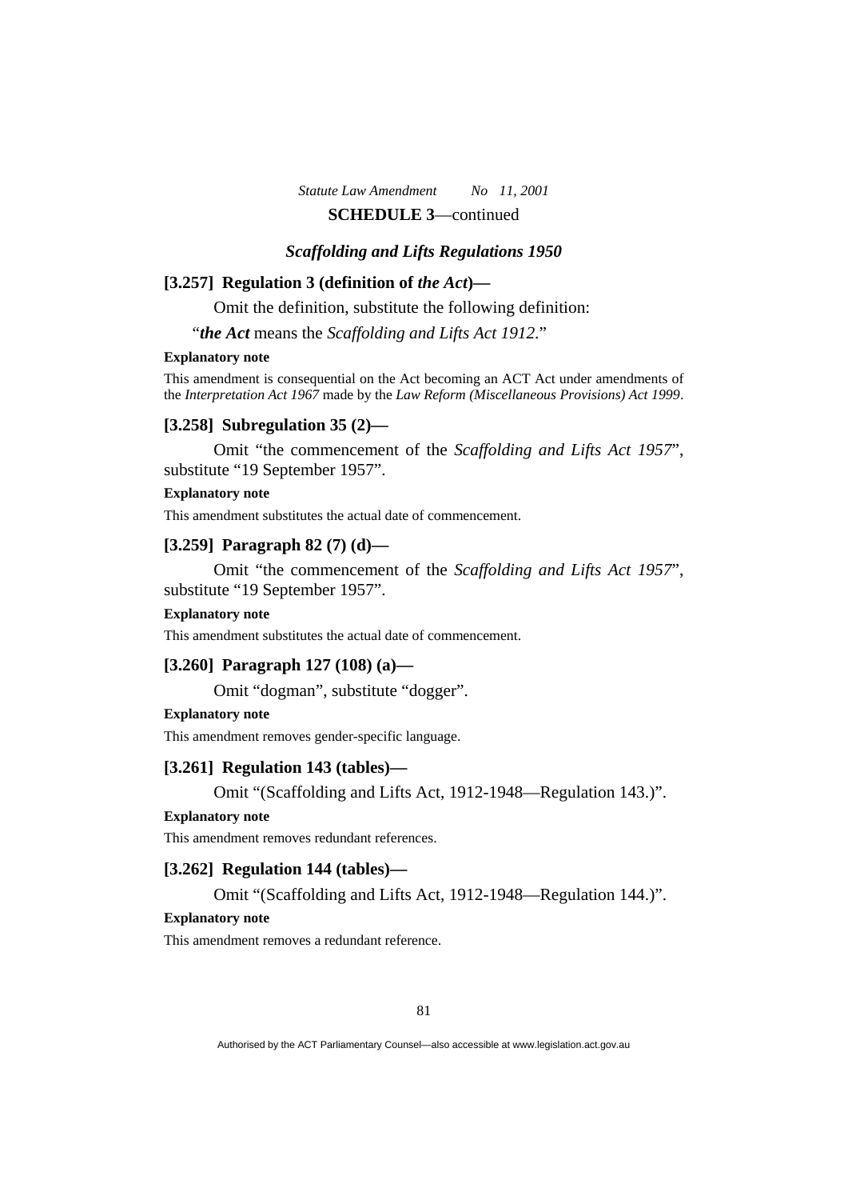**SCHEDULE 3**—continued

### *Scaffolding and Lifts Regulations 1950*

#### [3.257] Regulation 3 (definition of *the Act*)—

Omit the definition, substitute the following definition:

"***the Act*** means the *Scaffolding and Lifts Act 1912*."

**Explanatory note**

This amendment is consequential on the Act becoming an ACT Act under amendments of the *Interpretation Act 1967* made by the *Law Reform (Miscellaneous Provisions) Act 1999*.

#### [3.258] Subregulation 35 (2)—

Omit "the commencement of the *Scaffolding and Lifts Act 1957*", substitute "19 September 1957".

**Explanatory note**

This amendment substitutes the actual date of commencement.

#### [3.259] Paragraph 82 (7) (d)—

Omit "the commencement of the *Scaffolding and Lifts Act 1957*", substitute "19 September 1957".

**Explanatory note**

This amendment substitutes the actual date of commencement.

#### [3.260] Paragraph 127 (108) (a)—

Omit "dogman", substitute "dogger".

**Explanatory note**

This amendment removes gender-specific language.

#### [3.261] Regulation 143 (tables)—

Omit "(Scaffolding and Lifts Act, 1912-1948—Regulation 143.)".

**Explanatory note**

This amendment removes redundant references.

#### [3.262] Regulation 144 (tables)—

Omit "(Scaffolding and Lifts Act, 1912-1948—Regulation 144.)".

**Explanatory note**

This amendment removes a redundant reference.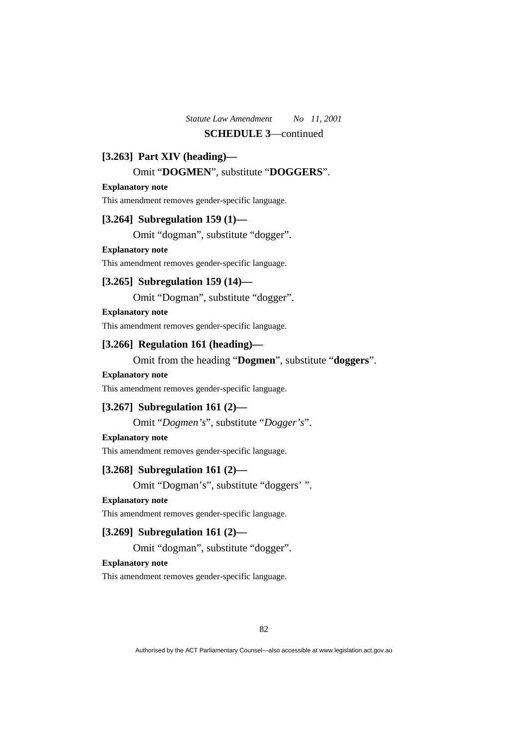**SCHEDULE 3**—continued

**[3.263] Part XIV (heading)—**

Omit "**DOGMEN**", substitute "**DOGGERS**".

**Explanatory note**

This amendment removes gender-specific language.

**[3.264] Subregulation 159 (1)—**

Omit "dogman", substitute "dogger".

**Explanatory note**

This amendment removes gender-specific language.

**[3.265] Subregulation 159 (14)—**

Omit "Dogman", substitute "dogger".

**Explanatory note**

This amendment removes gender-specific language.

**[3.266] Regulation 161 (heading)—**

Omit from the heading "**Dogmen**", substitute "**doggers**".

**Explanatory note**

This amendment removes gender-specific language.

**[3.267] Subregulation 161 (2)—**

Omit "*Dogmen's*", substitute "*Dogger's*".

**Explanatory note**

This amendment removes gender-specific language.

**[3.268] Subregulation 161 (2)—**

Omit "Dogman's", substitute "doggers' ".

**Explanatory note**

This amendment removes gender-specific language.

**[3.269] Subregulation 161 (2)—**

Omit "dogman", substitute "dogger".

**Explanatory note**

This amendment removes gender-specific language.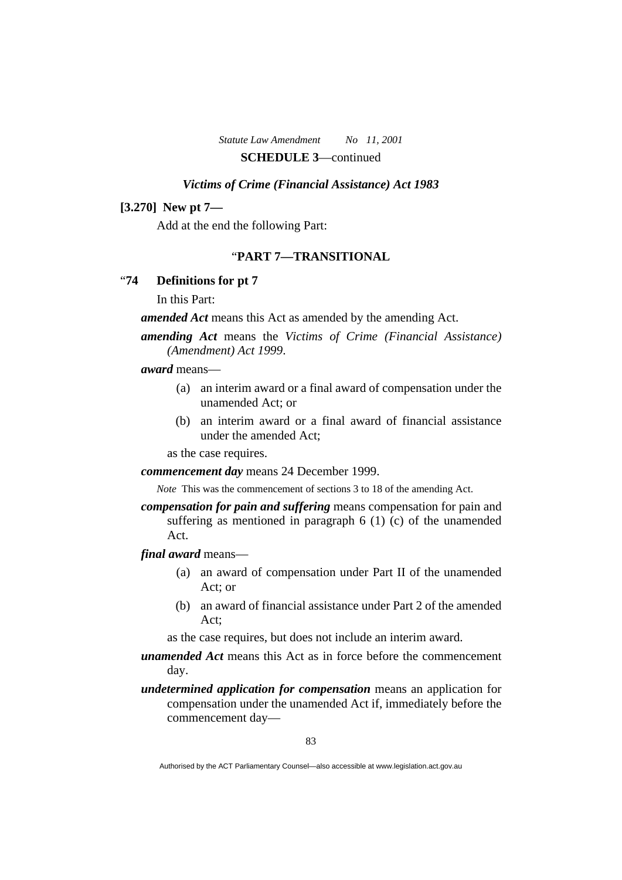**SCHEDULE 3**—continued

### *Victims of Crime (Financial Assistance) Act 1983*

**[3.270] New pt 7—**

Add at the end the following Part:

"**PART 7—TRANSITIONAL**

"**74 Definitions for pt 7**

In this Part:

***amended Act*** means this Act as amended by the amending Act.

***amending Act*** means the *Victims of Crime (Financial Assistance) (Amendment) Act 1999*.

***award*** means—

(a) an interim award or a final award of compensation under the unamended Act; or

(b) an interim award or a final award of financial assistance under the amended Act;

as the case requires.

***commencement day*** means 24 December 1999.

*Note* This was the commencement of sections 3 to 18 of the amending Act.

***compensation for pain and suffering*** means compensation for pain and suffering as mentioned in paragraph 6 (1) (c) of the unamended Act.

***final award*** means—

(a) an award of compensation under Part II of the unamended Act; or

(b) an award of financial assistance under Part 2 of the amended Act;

as the case requires, but does not include an interim award.

***unamended Act*** means this Act as in force before the commencement day.

***undetermined application for compensation*** means an application for compensation under the unamended Act if, immediately before the commencement day—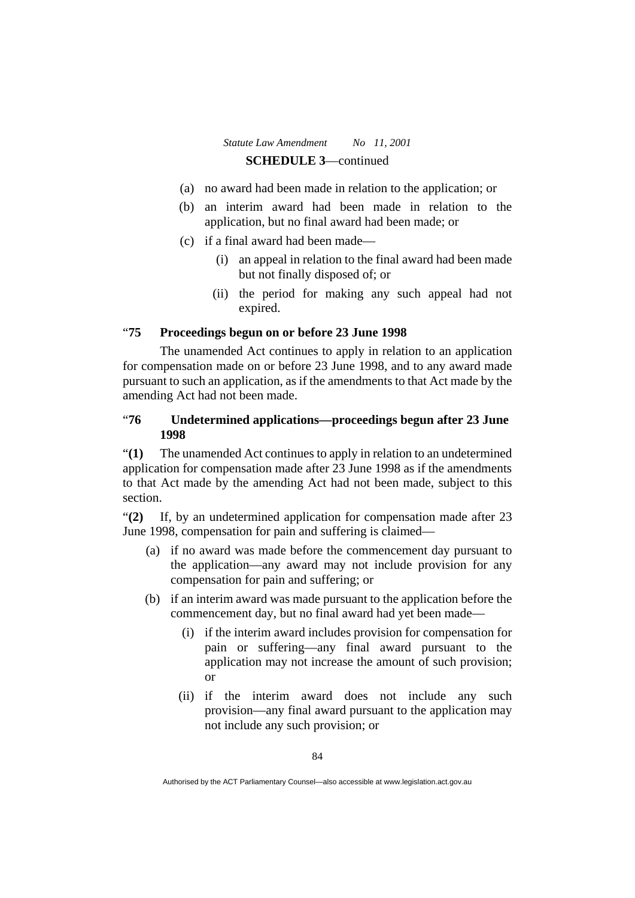(a) no award had been made in relation to the application; or

(b) an interim award had been made in relation to the application, but no final award had been made; or

(c) if a final award had been made—

(i) an appeal in relation to the final award had been made but not finally disposed of; or

(ii) the period for making any such appeal had not expired.

### "75 Proceedings begun on or before 23 June 1998

The unamended Act continues to apply in relation to an application for compensation made on or before 23 June 1998, and to any award made pursuant to such an application, as if the amendments to that Act made by the amending Act had not been made.

### "76 Undetermined applications—proceedings begun after 23 June 1998

"**(1)** The unamended Act continues to apply in relation to an undetermined application for compensation made after 23 June 1998 as if the amendments to that Act made by the amending Act had not been made, subject to this section.

"**(2)** If, by an undetermined application for compensation made after 23 June 1998, compensation for pain and suffering is claimed—

(a) if no award was made before the commencement day pursuant to the application—any award may not include provision for any compensation for pain and suffering; or

(b) if an interim award was made pursuant to the application before the commencement day, but no final award had yet been made—

(i) if the interim award includes provision for compensation for pain or suffering—any final award pursuant to the application may not increase the amount of such provision; or

(ii) if the interim award does not include any such provision—any final award pursuant to the application may not include any such provision; or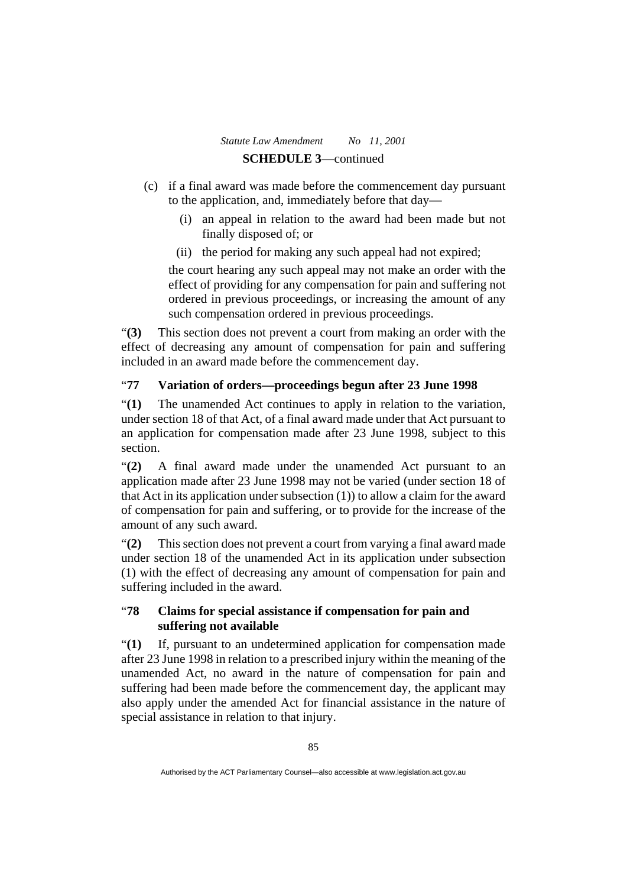(c) if a final award was made before the commencement day pursuant to the application, and, immediately before that day—

  (i) an appeal in relation to the award had been made but not finally disposed of; or

  (ii) the period for making any such appeal had not expired;

the court hearing any such appeal may not make an order with the effect of providing for any compensation for pain and suffering not ordered in previous proceedings, or increasing the amount of any such compensation ordered in previous proceedings.

"**(3)** This section does not prevent a court from making an order with the effect of decreasing any amount of compensation for pain and suffering included in an award made before the commencement day.

### "77 Variation of orders—proceedings begun after 23 June 1998

"**(1)** The unamended Act continues to apply in relation to the variation, under section 18 of that Act, of a final award made under that Act pursuant to an application for compensation made after 23 June 1998, subject to this section.

"**(2)** A final award made under the unamended Act pursuant to an application made after 23 June 1998 may not be varied (under section 18 of that Act in its application under subsection (1)) to allow a claim for the award of compensation for pain and suffering, or to provide for the increase of the amount of any such award.

"**(2)** This section does not prevent a court from varying a final award made under section 18 of the unamended Act in its application under subsection (1) with the effect of decreasing any amount of compensation for pain and suffering included in the award.

### "78 Claims for special assistance if compensation for pain and suffering not available

"**(1)** If, pursuant to an undetermined application for compensation made after 23 June 1998 in relation to a prescribed injury within the meaning of the unamended Act, no award in the nature of compensation for pain and suffering had been made before the commencement day, the applicant may also apply under the amended Act for financial assistance in the nature of special assistance in relation to that injury.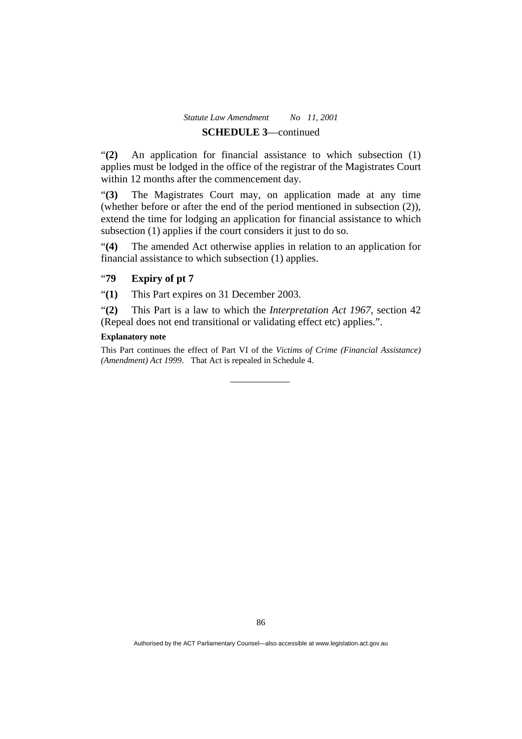“**(2)** An application for financial assistance to which subsection (1) applies must be lodged in the office of the registrar of the Magistrates Court within 12 months after the commencement day.

“**(3)** The Magistrates Court may, on application made at any time (whether before or after the end of the period mentioned in subsection (2)), extend the time for lodging an application for financial assistance to which subsection (1) applies if the court considers it just to do so.

“**(4)** The amended Act otherwise applies in relation to an application for financial assistance to which subsection (1) applies.

### “**79 Expiry of pt 7**

“**(1)** This Part expires on 31 December 2003.

“**(2)** This Part is a law to which the *Interpretation Act 1967*, section 42 (Repeal does not end transitional or validating effect etc) applies.”.

**Explanatory note**

This Part continues the effect of Part VI of the *Victims of Crime (Financial Assistance) (Amendment) Act 1999*. That Act is repealed in Schedule 4.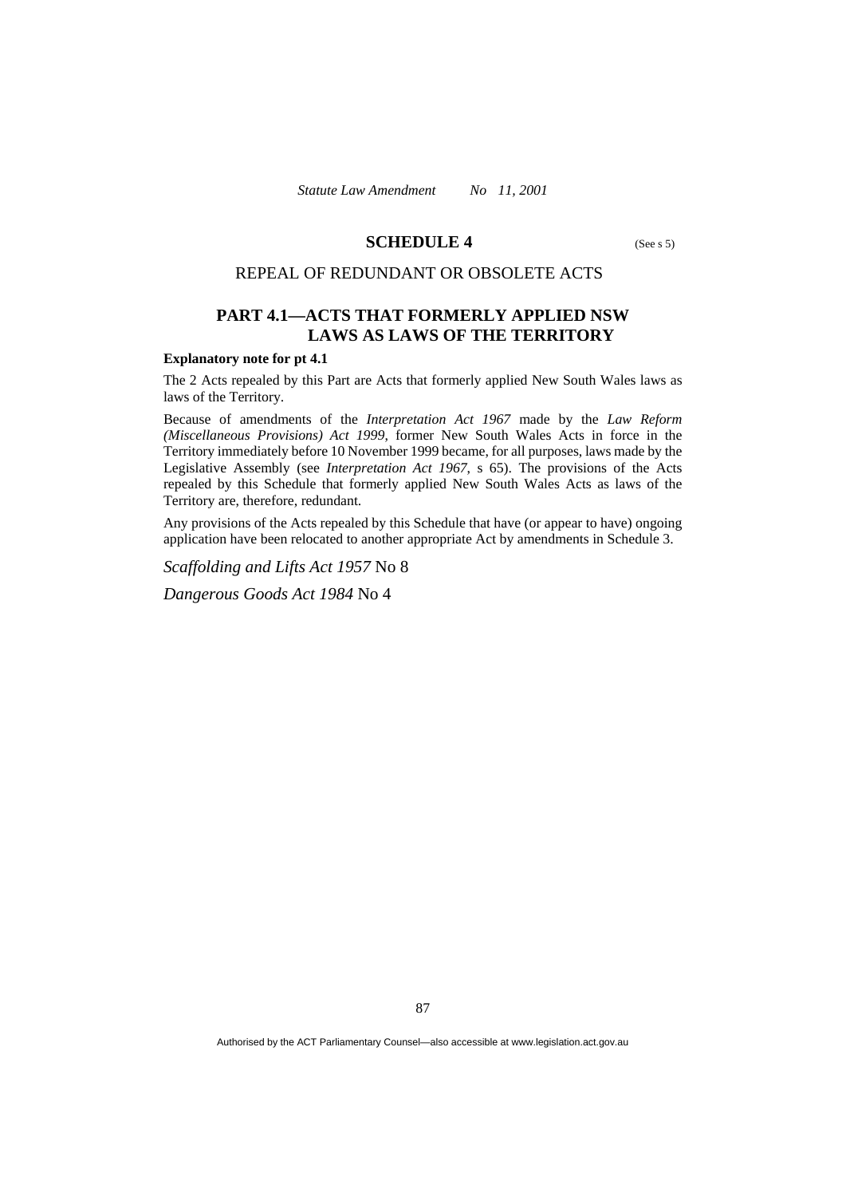## SCHEDULE 4 (See s 5)

### REPEAL OF REDUNDANT OR OBSOLETE ACTS

### PART 4.1—ACTS THAT FORMERLY APPLIED NSW LAWS AS LAWS OF THE TERRITORY

**Explanatory note for pt 4.1**

The 2 Acts repealed by this Part are Acts that formerly applied New South Wales laws as laws of the Territory.

Because of amendments of the *Interpretation Act 1967* made by the *Law Reform (Miscellaneous Provisions) Act 1999*, former New South Wales Acts in force in the Territory immediately before 10 November 1999 became, for all purposes, laws made by the Legislative Assembly (see *Interpretation Act 1967*, s 65). The provisions of the Acts repealed by this Schedule that formerly applied New South Wales Acts as laws of the Territory are, therefore, redundant.

Any provisions of the Acts repealed by this Schedule that have (or appear to have) ongoing application have been relocated to another appropriate Act by amendments in Schedule 3.

*Scaffolding and Lifts Act 1957* No 8

*Dangerous Goods Act 1984* No 4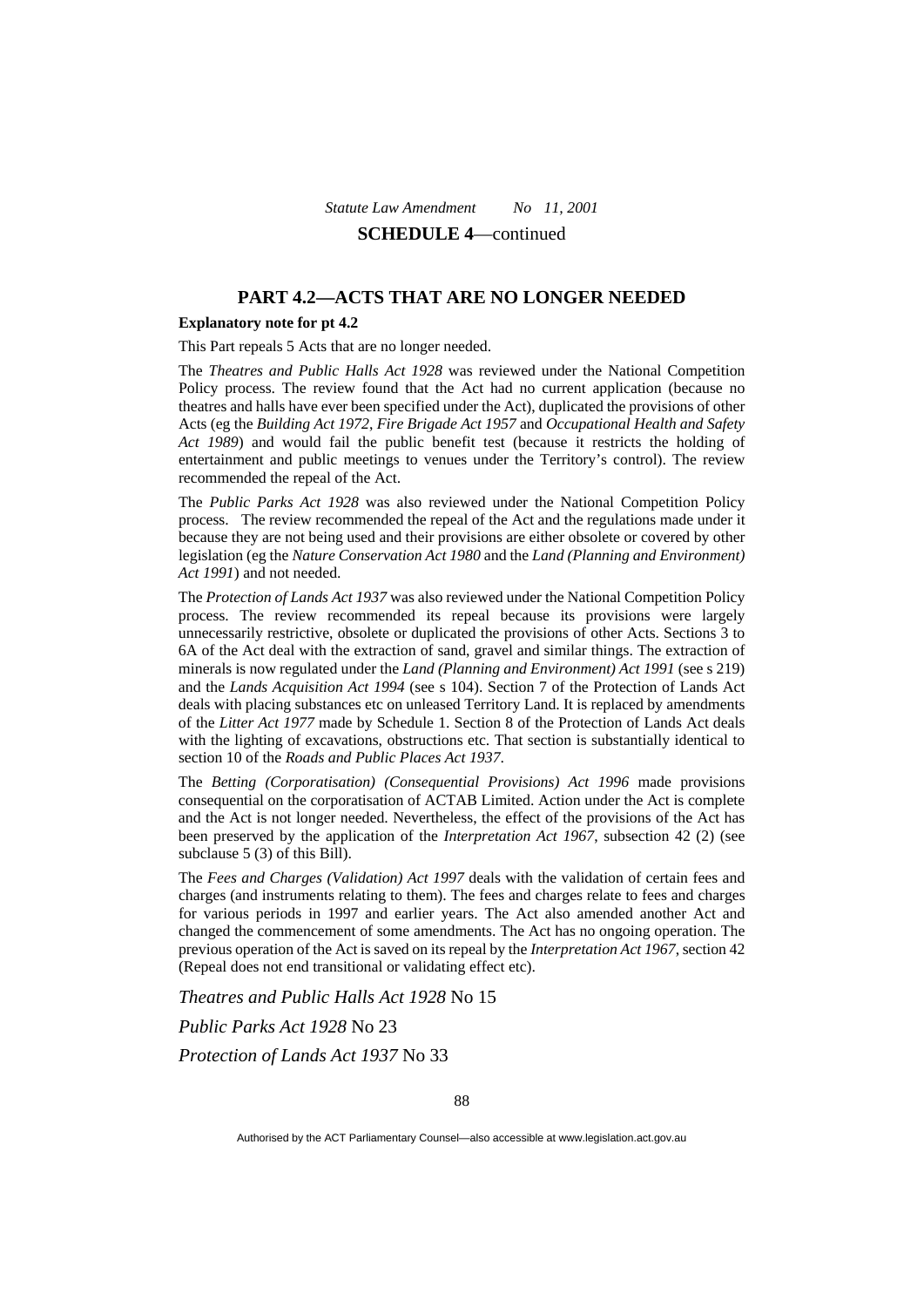**SCHEDULE 4**—continued

## PART 4.2—ACTS THAT ARE NO LONGER NEEDED

**Explanatory note for pt 4.2**

This Part repeals 5 Acts that are no longer needed.

The *Theatres and Public Halls Act 1928* was reviewed under the National Competition Policy process. The review found that the Act had no current application (because no theatres and halls have ever been specified under the Act), duplicated the provisions of other Acts (eg the *Building Act 1972*, *Fire Brigade Act 1957* and *Occupational Health and Safety Act 1989*) and would fail the public benefit test (because it restricts the holding of entertainment and public meetings to venues under the Territory's control). The review recommended the repeal of the Act.

The *Public Parks Act 1928* was also reviewed under the National Competition Policy process. The review recommended the repeal of the Act and the regulations made under it because they are not being used and their provisions are either obsolete or covered by other legislation (eg the *Nature Conservation Act 1980* and the *Land (Planning and Environment) Act 1991*) and not needed.

The *Protection of Lands Act 1937* was also reviewed under the National Competition Policy process. The review recommended its repeal because its provisions were largely unnecessarily restrictive, obsolete or duplicated the provisions of other Acts. Sections 3 to 6A of the Act deal with the extraction of sand, gravel and similar things. The extraction of minerals is now regulated under the *Land (Planning and Environment) Act 1991* (see s 219) and the *Lands Acquisition Act 1994* (see s 104). Section 7 of the Protection of Lands Act deals with placing substances etc on unleased Territory Land. It is replaced by amendments of the *Litter Act 1977* made by Schedule 1. Section 8 of the Protection of Lands Act deals with the lighting of excavations, obstructions etc. That section is substantially identical to section 10 of the *Roads and Public Places Act 1937*.

The *Betting (Corporatisation) (Consequential Provisions) Act 1996* made provisions consequential on the corporatisation of ACTAB Limited. Action under the Act is complete and the Act is not longer needed. Nevertheless, the effect of the provisions of the Act has been preserved by the application of the *Interpretation Act 1967*, subsection 42 (2) (see subclause 5 (3) of this Bill).

The *Fees and Charges (Validation) Act 1997* deals with the validation of certain fees and charges (and instruments relating to them). The fees and charges relate to fees and charges for various periods in 1997 and earlier years. The Act also amended another Act and changed the commencement of some amendments. The Act has no ongoing operation. The previous operation of the Act is saved on its repeal by the *Interpretation Act 1967*, section 42 (Repeal does not end transitional or validating effect etc).

*Theatres and Public Halls Act 1928* No 15

*Public Parks Act 1928* No 23

*Protection of Lands Act 1937* No 33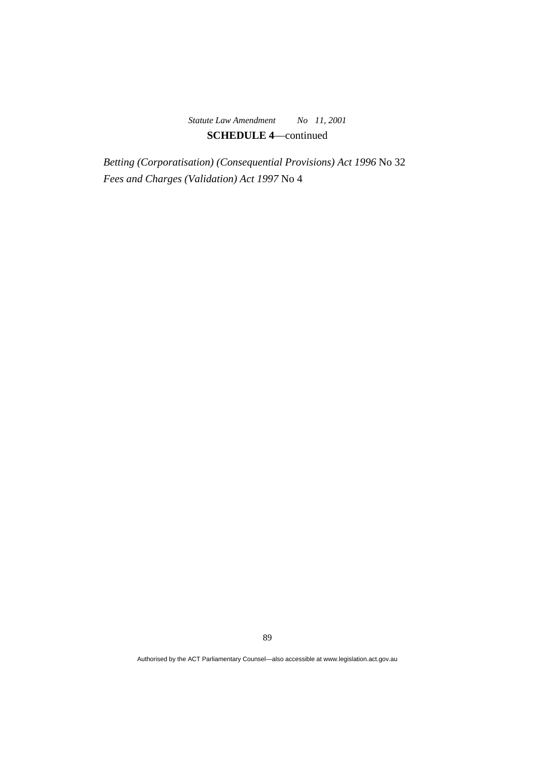**SCHEDULE 4**—continued

*Betting (Corporatisation) (Consequential Provisions) Act 1996* No 32

*Fees and Charges (Validation) Act 1997* No 4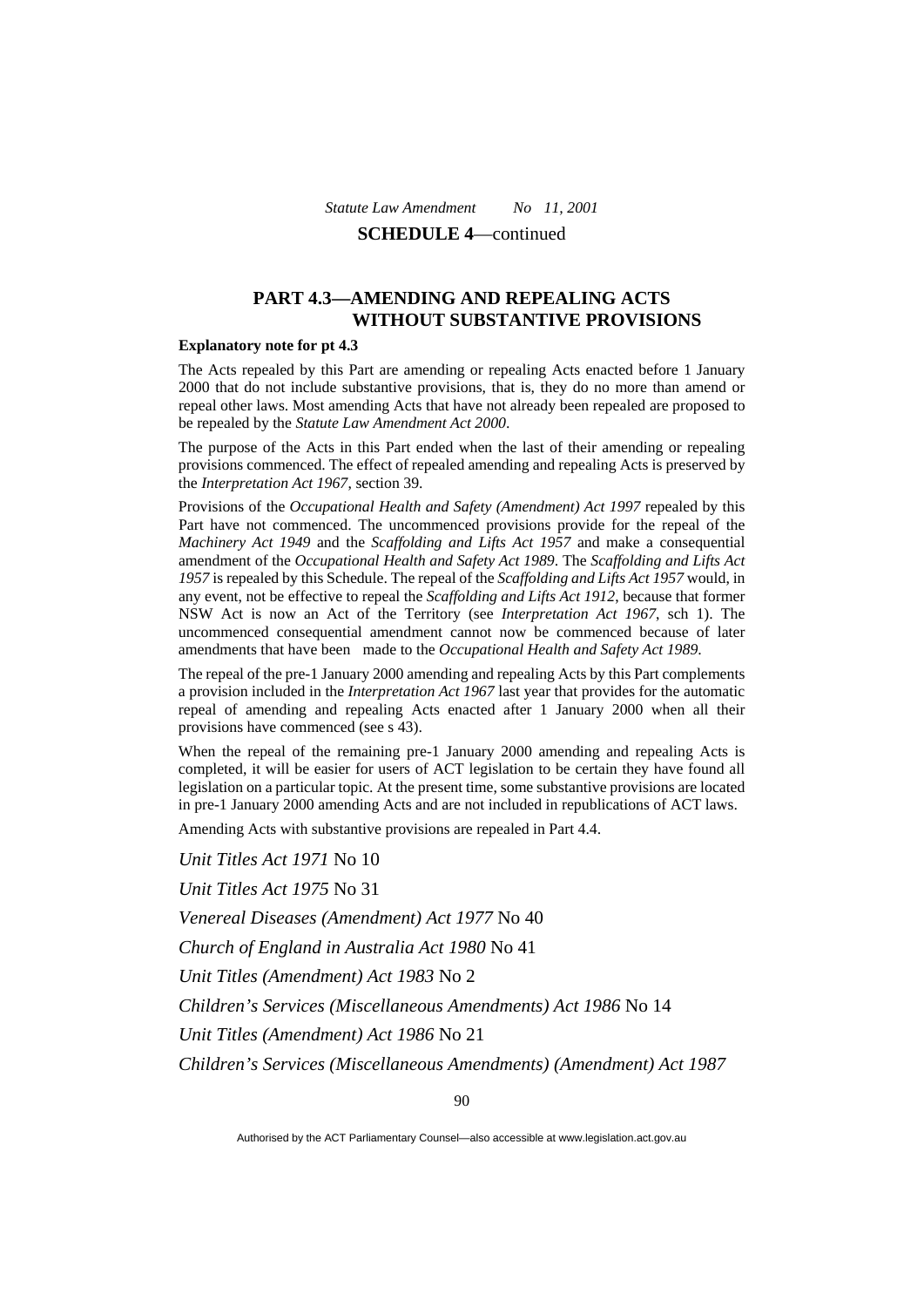**SCHEDULE 4**—continued

## PART 4.3—AMENDING AND REPEALING ACTS WITHOUT SUBSTANTIVE PROVISIONS

**Explanatory note for pt 4.3**

The Acts repealed by this Part are amending or repealing Acts enacted before 1 January 2000 that do not include substantive provisions, that is, they do no more than amend or repeal other laws. Most amending Acts that have not already been repealed are proposed to be repealed by the *Statute Law Amendment Act 2000*.

The purpose of the Acts in this Part ended when the last of their amending or repealing provisions commenced. The effect of repealed amending and repealing Acts is preserved by the *Interpretation Act 1967*, section 39.

Provisions of the *Occupational Health and Safety (Amendment) Act 1997* repealed by this Part have not commenced. The uncommenced provisions provide for the repeal of the *Machinery Act 1949* and the *Scaffolding and Lifts Act 1957* and make a consequential amendment of the *Occupational Health and Safety Act 1989*. The *Scaffolding and Lifts Act 1957* is repealed by this Schedule. The repeal of the *Scaffolding and Lifts Act 1957* would, in any event, not be effective to repeal the *Scaffolding and Lifts Act 1912*, because that former NSW Act is now an Act of the Territory (see *Interpretation Act 1967*, sch 1). The uncommenced consequential amendment cannot now be commenced because of later amendments that have been made to the *Occupational Health and Safety Act 1989*.

The repeal of the pre-1 January 2000 amending and repealing Acts by this Part complements a provision included in the *Interpretation Act 1967* last year that provides for the automatic repeal of amending and repealing Acts enacted after 1 January 2000 when all their provisions have commenced (see s 43).

When the repeal of the remaining pre-1 January 2000 amending and repealing Acts is completed, it will be easier for users of ACT legislation to be certain they have found all legislation on a particular topic. At the present time, some substantive provisions are located in pre-1 January 2000 amending Acts and are not included in republications of ACT laws.

Amending Acts with substantive provisions are repealed in Part 4.4.

*Unit Titles Act 1971* No 10

*Unit Titles Act 1975* No 31

*Venereal Diseases (Amendment) Act 1977* No 40

*Church of England in Australia Act 1980* No 41

*Unit Titles (Amendment) Act 1983* No 2

*Children's Services (Miscellaneous Amendments) Act 1986* No 14

*Unit Titles (Amendment) Act 1986* No 21

*Children's Services (Miscellaneous Amendments) (Amendment) Act 1987*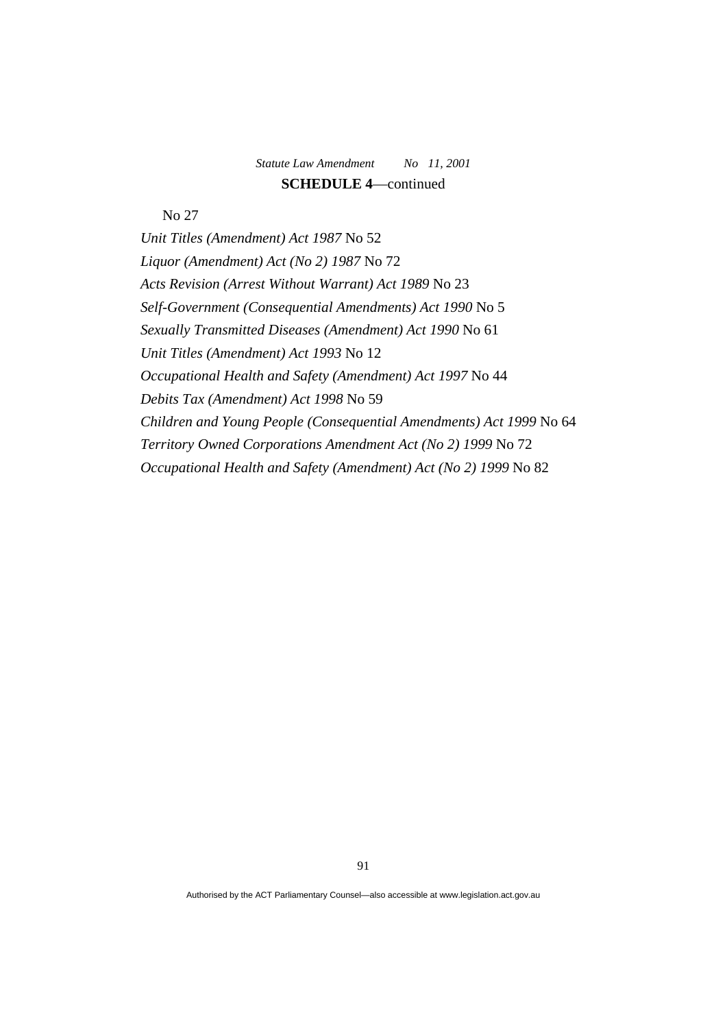**SCHEDULE 4**—continued

No 27

*Unit Titles (Amendment) Act 1987* No 52

*Liquor (Amendment) Act (No 2) 1987* No 72

*Acts Revision (Arrest Without Warrant) Act 1989* No 23

*Self-Government (Consequential Amendments) Act 1990* No 5

*Sexually Transmitted Diseases (Amendment) Act 1990* No 61

*Unit Titles (Amendment) Act 1993* No 12

*Occupational Health and Safety (Amendment) Act 1997* No 44

*Debits Tax (Amendment) Act 1998* No 59

*Children and Young People (Consequential Amendments) Act 1999* No 64

*Territory Owned Corporations Amendment Act (No 2) 1999* No 72

*Occupational Health and Safety (Amendment) Act (No 2) 1999* No 82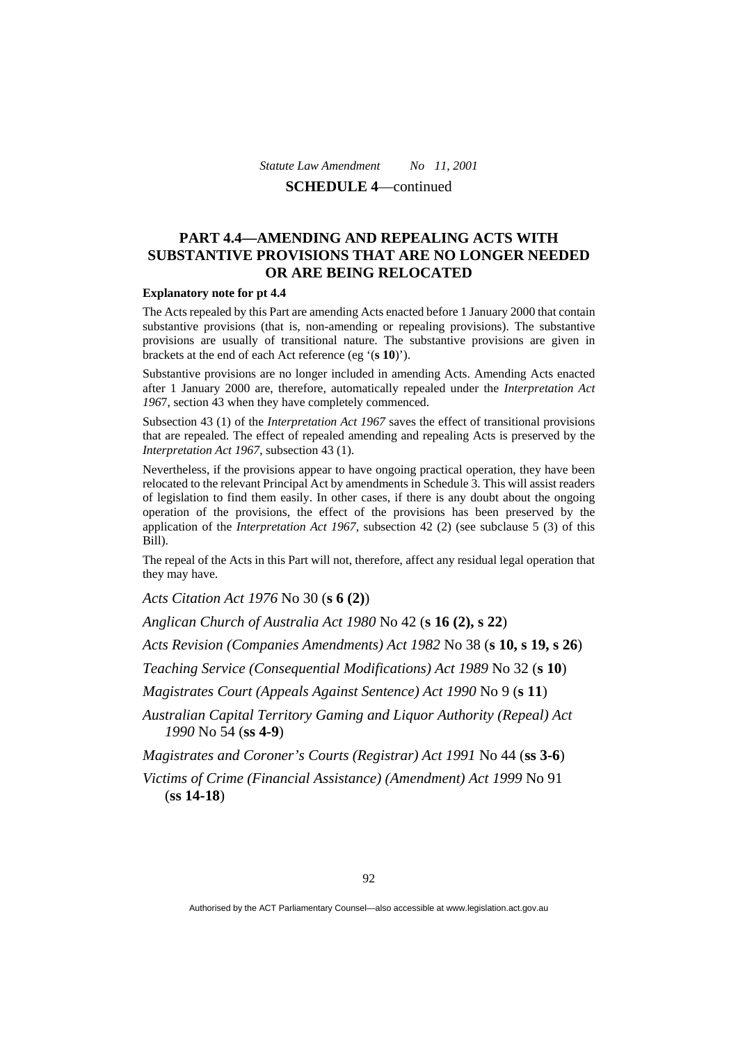**SCHEDULE 4**—continued

## PART 4.4—AMENDING AND REPEALING ACTS WITH SUBSTANTIVE PROVISIONS THAT ARE NO LONGER NEEDED OR ARE BEING RELOCATED

**Explanatory note for pt 4.4**

The Acts repealed by this Part are amending Acts enacted before 1 January 2000 that contain substantive provisions (that is, non-amending or repealing provisions). The substantive provisions are usually of transitional nature. The substantive provisions are given in brackets at the end of each Act reference (eg '(**s 10**)').

Substantive provisions are no longer included in amending Acts. Amending Acts enacted after 1 January 2000 are, therefore, automatically repealed under the *Interpretation Act 1967*, section 43 when they have completely commenced.

Subsection 43 (1) of the *Interpretation Act 1967* saves the effect of transitional provisions that are repealed. The effect of repealed amending and repealing Acts is preserved by the *Interpretation Act 1967*, subsection 43 (1).

Nevertheless, if the provisions appear to have ongoing practical operation, they have been relocated to the relevant Principal Act by amendments in Schedule 3. This will assist readers of legislation to find them easily. In other cases, if there is any doubt about the ongoing operation of the provisions, the effect of the provisions has been preserved by the application of the *Interpretation Act 1967*, subsection 42 (2) (see subclause 5 (3) of this Bill).

The repeal of the Acts in this Part will not, therefore, affect any residual legal operation that they may have.

*Acts Citation Act 1976* No 30 (**s 6 (2)**)

*Anglican Church of Australia Act 1980* No 42 (**s 16 (2), s 22**)

*Acts Revision (Companies Amendments) Act 1982* No 38 (**s 10, s 19, s 26**)

*Teaching Service (Consequential Modifications) Act 1989* No 32 (**s 10**)

*Magistrates Court (Appeals Against Sentence) Act 1990* No 9 (**s 11**)

*Australian Capital Territory Gaming and Liquor Authority (Repeal) Act 1990* No 54 (**ss 4-9**)

*Magistrates and Coroner's Courts (Registrar) Act 1991* No 44 (**ss 3-6**)

*Victims of Crime (Financial Assistance) (Amendment) Act 1999* No 91 (**ss 14-18**)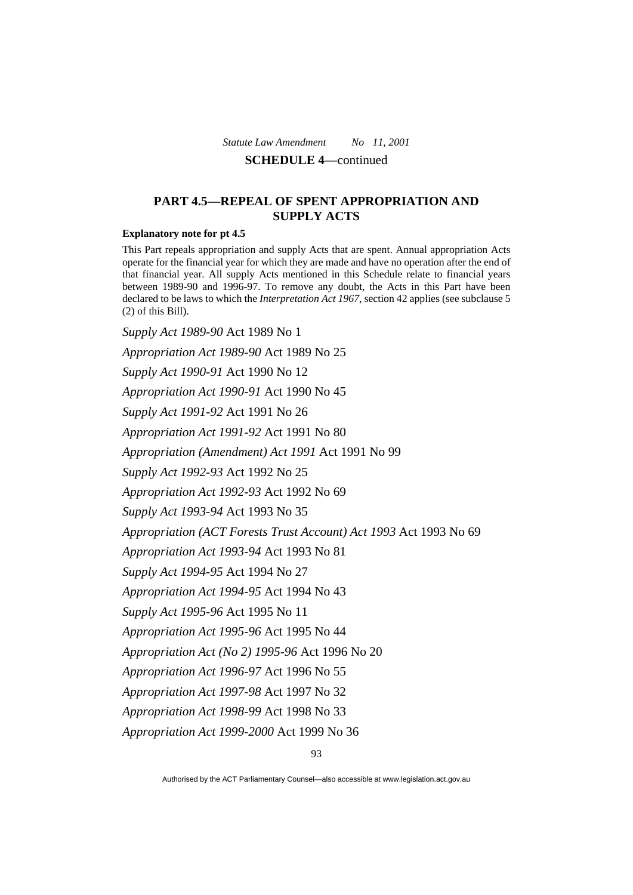## PART 4.5—REPEAL OF SPENT APPROPRIATION AND SUPPLY ACTS

**Explanatory note for pt 4.5**

This Part repeals appropriation and supply Acts that are spent. Annual appropriation Acts operate for the financial year for which they are made and have no operation after the end of that financial year. All supply Acts mentioned in this Schedule relate to financial years between 1989-90 and 1996-97. To remove any doubt, the Acts in this Part have been declared to be laws to which the *Interpretation Act 1967*, section 42 applies (see subclause 5 (2) of this Bill).

*Supply Act 1989-90* Act 1989 No 1

*Appropriation Act 1989-90* Act 1989 No 25

*Supply Act 1990-91* Act 1990 No 12

*Appropriation Act 1990-91* Act 1990 No 45

*Supply Act 1991-92* Act 1991 No 26

*Appropriation Act 1991-92* Act 1991 No 80

*Appropriation (Amendment) Act 1991* Act 1991 No 99

*Supply Act 1992-93* Act 1992 No 25

*Appropriation Act 1992-93* Act 1992 No 69

*Supply Act 1993-94* Act 1993 No 35

*Appropriation (ACT Forests Trust Account) Act 1993* Act 1993 No 69

*Appropriation Act 1993-94* Act 1993 No 81

*Supply Act 1994-95* Act 1994 No 27

*Appropriation Act 1994-95* Act 1994 No 43

*Supply Act 1995-96* Act 1995 No 11

*Appropriation Act 1995-96* Act 1995 No 44

*Appropriation Act (No 2) 1995-96* Act 1996 No 20

*Appropriation Act 1996-97* Act 1996 No 55

*Appropriation Act 1997-98* Act 1997 No 32

*Appropriation Act 1998-99* Act 1998 No 33

*Appropriation Act 1999-2000* Act 1999 No 36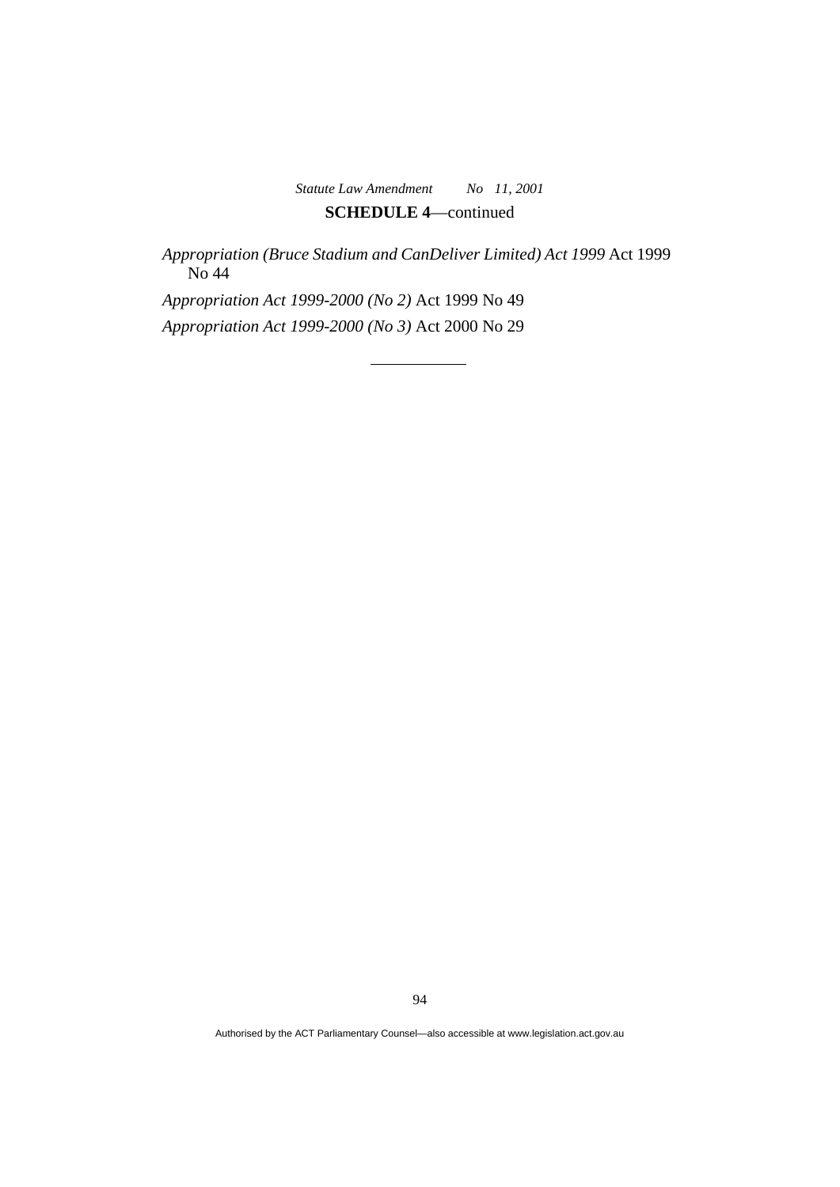**SCHEDULE 4**—continued

*Appropriation (Bruce Stadium and CanDeliver Limited) Act 1999* Act 1999 No 44

*Appropriation Act 1999-2000 (No 2)* Act 1999 No 49

*Appropriation Act 1999-2000 (No 3)* Act 2000 No 29

---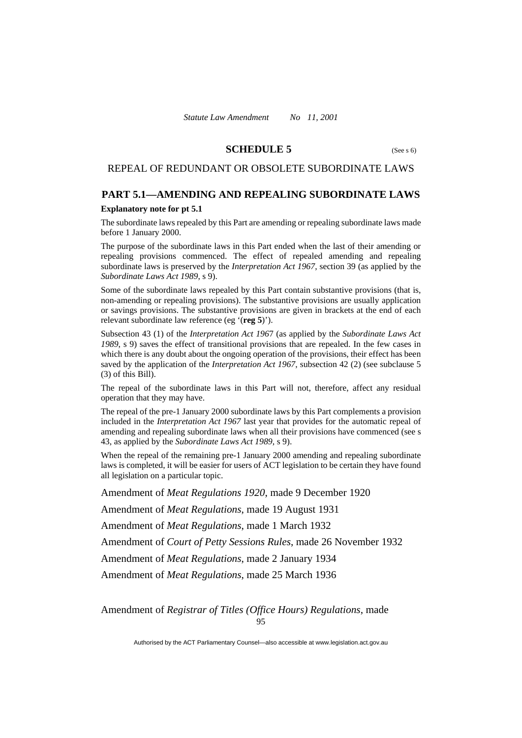## SCHEDULE 5

(See s 6)

## REPEAL OF REDUNDANT OR OBSOLETE SUBORDINATE LAWS

### PART 5.1—AMENDING AND REPEALING SUBORDINATE LAWS

**Explanatory note for pt 5.1**

The subordinate laws repealed by this Part are amending or repealing subordinate laws made before 1 January 2000.

The purpose of the subordinate laws in this Part ended when the last of their amending or repealing provisions commenced. The effect of repealed amending and repealing subordinate laws is preserved by the *Interpretation Act 1967*, section 39 (as applied by the *Subordinate Laws Act 1989*, s 9).

Some of the subordinate laws repealed by this Part contain substantive provisions (that is, non-amending or repealing provisions). The substantive provisions are usually application or savings provisions. The substantive provisions are given in brackets at the end of each relevant subordinate law reference (eg '(**reg 5**)').

Subsection 43 (1) of the *Interpretation Act 1967* (as applied by the *Subordinate Laws Act 1989*, s 9) saves the effect of transitional provisions that are repealed. In the few cases in which there is any doubt about the ongoing operation of the provisions, their effect has been saved by the application of the *Interpretation Act 1967*, subsection 42 (2) (see subclause 5 (3) of this Bill).

The repeal of the subordinate laws in this Part will not, therefore, affect any residual operation that they may have.

The repeal of the pre-1 January 2000 subordinate laws by this Part complements a provision included in the *Interpretation Act 1967* last year that provides for the automatic repeal of amending and repealing subordinate laws when all their provisions have commenced (see s 43, as applied by the *Subordinate Laws Act 1989*, s 9).

When the repeal of the remaining pre-1 January 2000 amending and repealing subordinate laws is completed, it will be easier for users of ACT legislation to be certain they have found all legislation on a particular topic.

Amendment of *Meat Regulations 1920*, made 9 December 1920

Amendment of *Meat Regulations*, made 19 August 1931

Amendment of *Meat Regulations*, made 1 March 1932

Amendment of *Court of Petty Sessions Rules*, made 26 November 1932

Amendment of *Meat Regulations*, made 2 January 1934

Amendment of *Meat Regulations*, made 25 March 1936

Amendment of *Registrar of Titles (Office Hours) Regulations*, made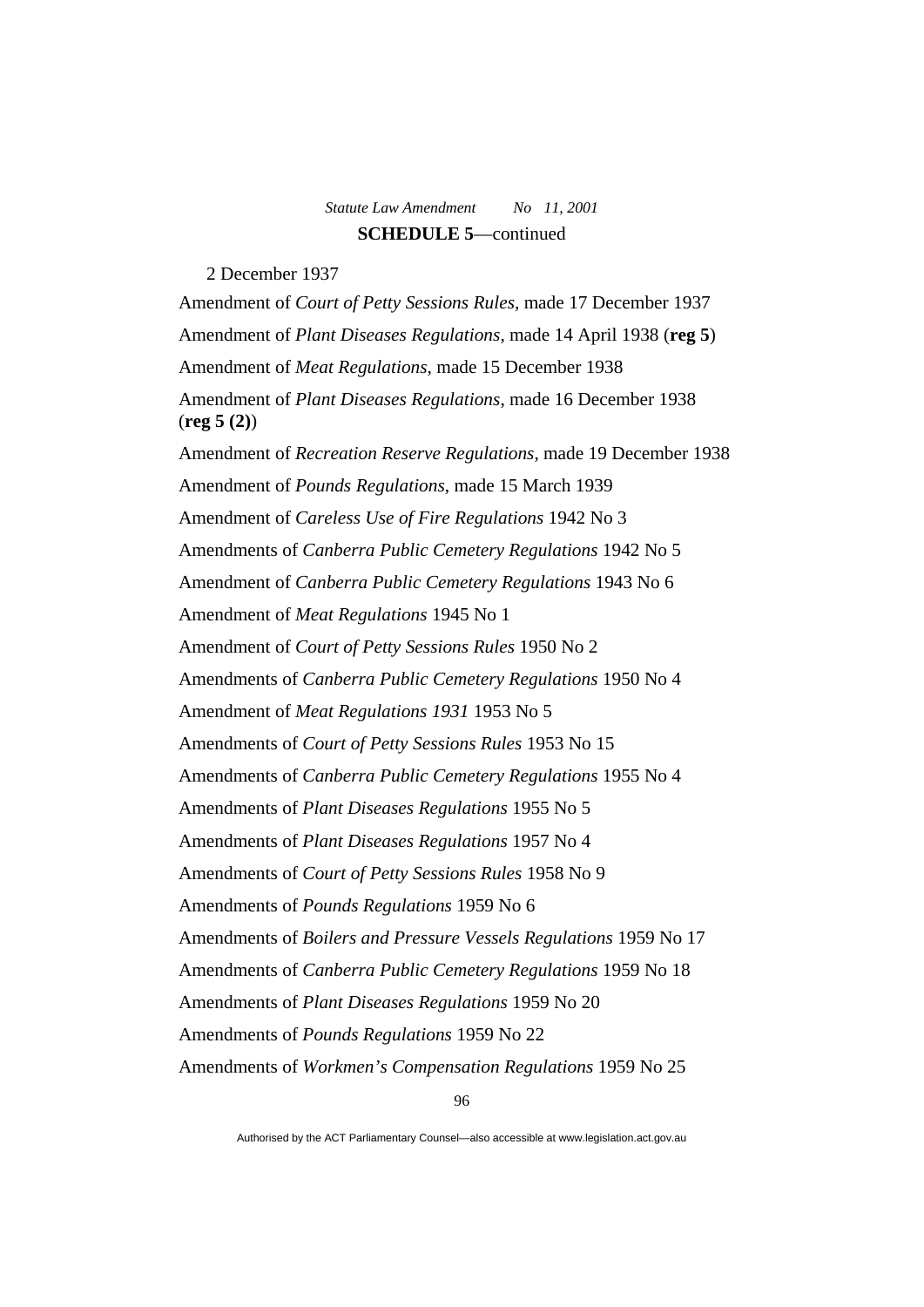**SCHEDULE 5**—continued

2 December 1937

Amendment of *Court of Petty Sessions Rules*, made 17 December 1937

Amendment of *Plant Diseases Regulations*, made 14 April 1938 (**reg 5**)

Amendment of *Meat Regulations*, made 15 December 1938

Amendment of *Plant Diseases Regulations*, made 16 December 1938 (**reg 5 (2)**)

Amendment of *Recreation Reserve Regulations*, made 19 December 1938

Amendment of *Pounds Regulations*, made 15 March 1939

Amendment of *Careless Use of Fire Regulations* 1942 No 3

Amendments of *Canberra Public Cemetery Regulations* 1942 No 5

Amendment of *Canberra Public Cemetery Regulations* 1943 No 6

Amendment of *Meat Regulations* 1945 No 1

Amendment of *Court of Petty Sessions Rules* 1950 No 2

Amendments of *Canberra Public Cemetery Regulations* 1950 No 4

Amendment of *Meat Regulations 1931* 1953 No 5

Amendments of *Court of Petty Sessions Rules* 1953 No 15

Amendments of *Canberra Public Cemetery Regulations* 1955 No 4

Amendments of *Plant Diseases Regulations* 1955 No 5

Amendments of *Plant Diseases Regulations* 1957 No 4

Amendments of *Court of Petty Sessions Rules* 1958 No 9

Amendments of *Pounds Regulations* 1959 No 6

Amendments of *Boilers and Pressure Vessels Regulations* 1959 No 17

Amendments of *Canberra Public Cemetery Regulations* 1959 No 18

Amendments of *Plant Diseases Regulations* 1959 No 20

Amendments of *Pounds Regulations* 1959 No 22

Amendments of *Workmen's Compensation Regulations* 1959 No 25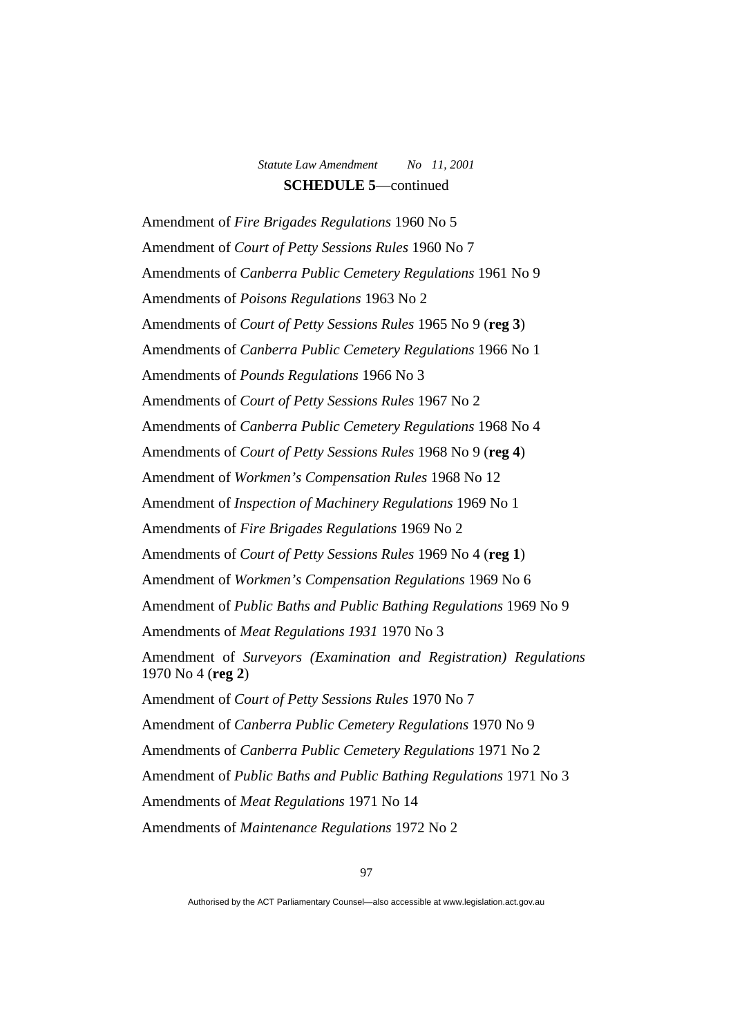**SCHEDULE 5**—continued

Amendment of *Fire Brigades Regulations* 1960 No 5

Amendment of *Court of Petty Sessions Rules* 1960 No 7

Amendments of *Canberra Public Cemetery Regulations* 1961 No 9

Amendments of *Poisons Regulations* 1963 No 2

Amendments of *Court of Petty Sessions Rules* 1965 No 9 (**reg 3**)

Amendments of *Canberra Public Cemetery Regulations* 1966 No 1

Amendments of *Pounds Regulations* 1966 No 3

Amendments of *Court of Petty Sessions Rules* 1967 No 2

Amendments of *Canberra Public Cemetery Regulations* 1968 No 4

Amendments of *Court of Petty Sessions Rules* 1968 No 9 (**reg 4**)

Amendment of *Workmen's Compensation Rules* 1968 No 12

Amendment of *Inspection of Machinery Regulations* 1969 No 1

Amendments of *Fire Brigades Regulations* 1969 No 2

Amendments of *Court of Petty Sessions Rules* 1969 No 4 (**reg 1**)

Amendment of *Workmen's Compensation Regulations* 1969 No 6

Amendment of *Public Baths and Public Bathing Regulations* 1969 No 9

Amendments of *Meat Regulations 1931* 1970 No 3

Amendment of *Surveyors (Examination and Registration) Regulations* 1970 No 4 (**reg 2**)

Amendment of *Court of Petty Sessions Rules* 1970 No 7

Amendment of *Canberra Public Cemetery Regulations* 1970 No 9

Amendments of *Canberra Public Cemetery Regulations* 1971 No 2

Amendment of *Public Baths and Public Bathing Regulations* 1971 No 3

Amendments of *Meat Regulations* 1971 No 14

Amendments of *Maintenance Regulations* 1972 No 2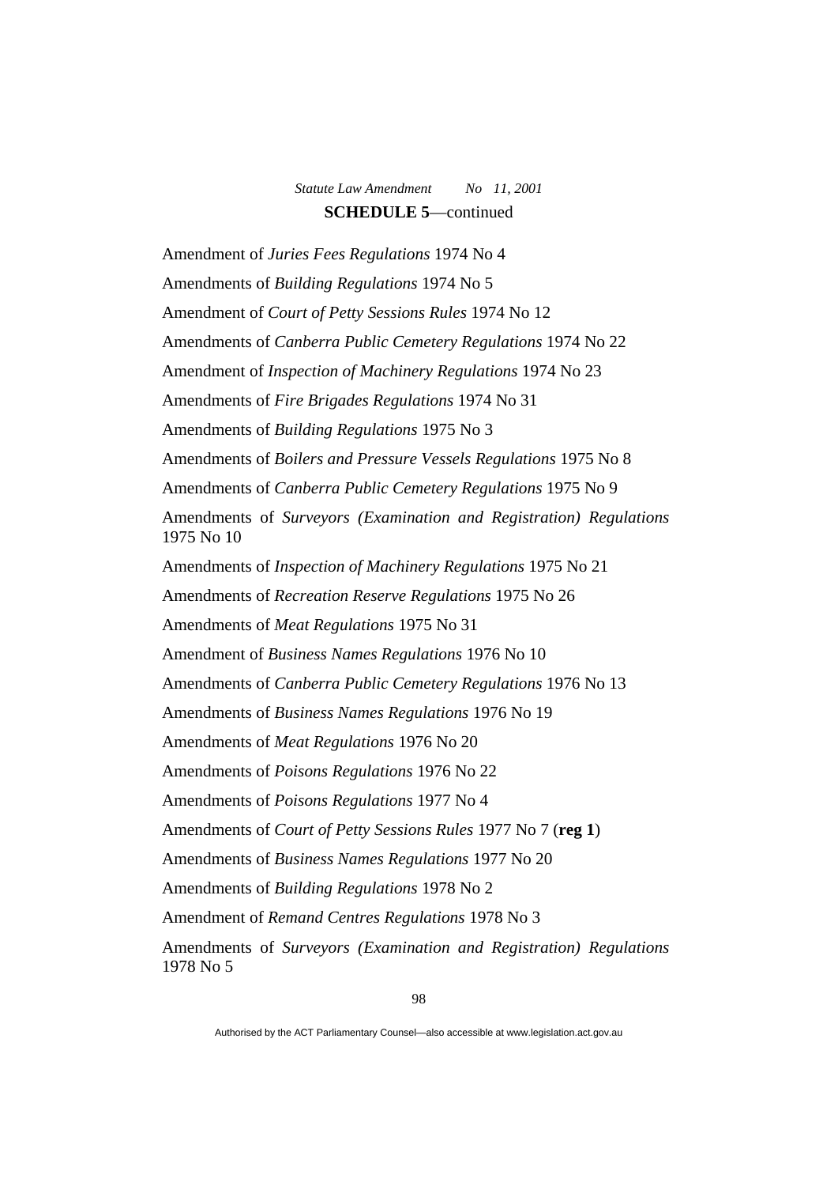**SCHEDULE 5**—continued

Amendment of *Juries Fees Regulations* 1974 No 4

Amendments of *Building Regulations* 1974 No 5

Amendment of *Court of Petty Sessions Rules* 1974 No 12

Amendments of *Canberra Public Cemetery Regulations* 1974 No 22

Amendment of *Inspection of Machinery Regulations* 1974 No 23

Amendments of *Fire Brigades Regulations* 1974 No 31

Amendments of *Building Regulations* 1975 No 3

Amendments of *Boilers and Pressure Vessels Regulations* 1975 No 8

Amendments of *Canberra Public Cemetery Regulations* 1975 No 9

Amendments of *Surveyors (Examination and Registration) Regulations* 1975 No 10

Amendments of *Inspection of Machinery Regulations* 1975 No 21

Amendments of *Recreation Reserve Regulations* 1975 No 26

Amendments of *Meat Regulations* 1975 No 31

Amendment of *Business Names Regulations* 1976 No 10

Amendments of *Canberra Public Cemetery Regulations* 1976 No 13

Amendments of *Business Names Regulations* 1976 No 19

Amendments of *Meat Regulations* 1976 No 20

Amendments of *Poisons Regulations* 1976 No 22

Amendments of *Poisons Regulations* 1977 No 4

Amendments of *Court of Petty Sessions Rules* 1977 No 7 (**reg 1**)

Amendments of *Business Names Regulations* 1977 No 20

Amendments of *Building Regulations* 1978 No 2

Amendment of *Remand Centres Regulations* 1978 No 3

Amendments of *Surveyors (Examination and Registration) Regulations* 1978 No 5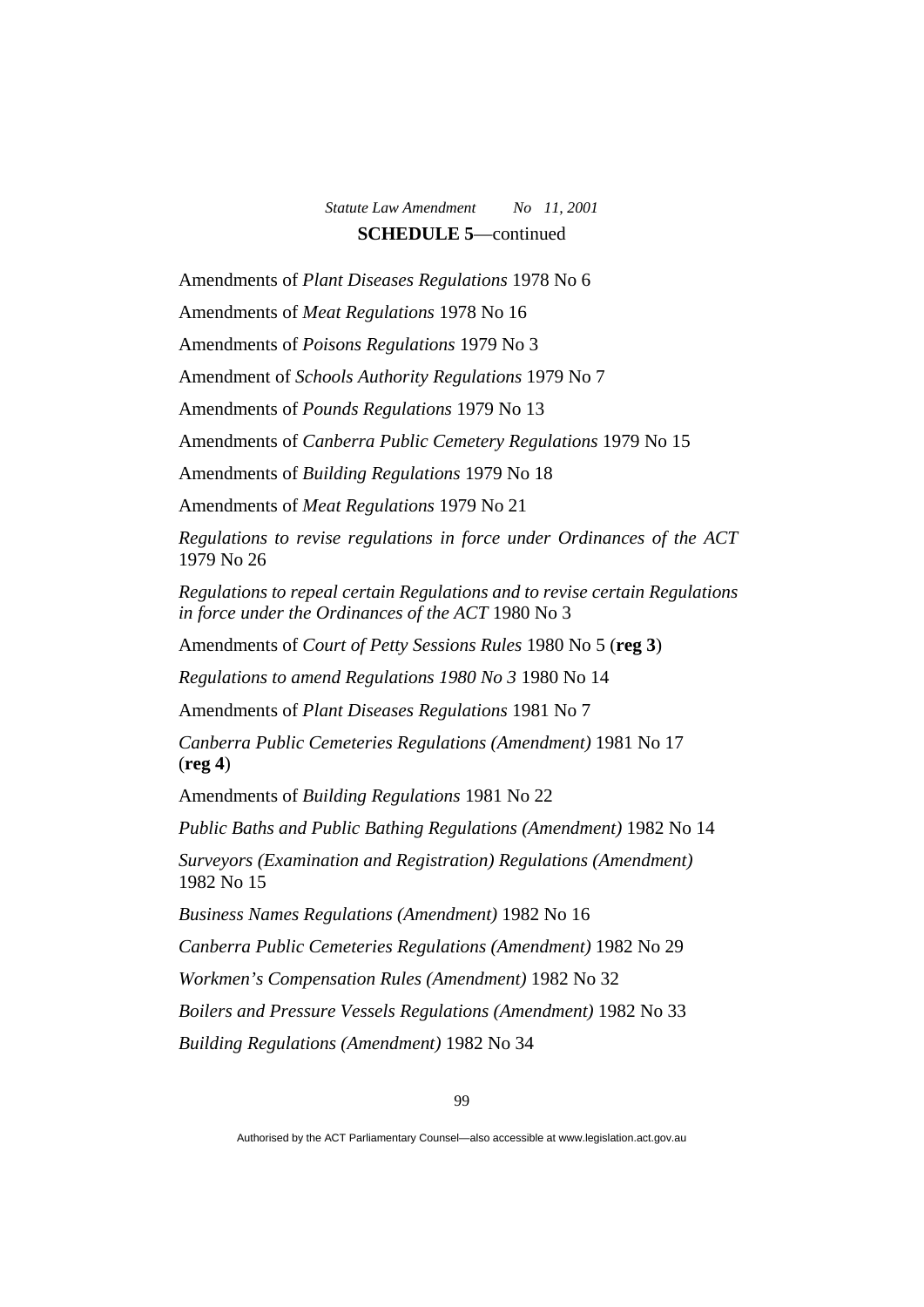**SCHEDULE 5**—continued

Amendments of *Plant Diseases Regulations* 1978 No 6

Amendments of *Meat Regulations* 1978 No 16

Amendments of *Poisons Regulations* 1979 No 3

Amendment of *Schools Authority Regulations* 1979 No 7

Amendments of *Pounds Regulations* 1979 No 13

Amendments of *Canberra Public Cemetery Regulations* 1979 No 15

Amendments of *Building Regulations* 1979 No 18

Amendments of *Meat Regulations* 1979 No 21

*Regulations to revise regulations in force under Ordinances of the ACT* 1979 No 26

*Regulations to repeal certain Regulations and to revise certain Regulations in force under the Ordinances of the ACT* 1980 No 3

Amendments of *Court of Petty Sessions Rules* 1980 No 5 (**reg 3**)

*Regulations to amend Regulations 1980 No 3* 1980 No 14

Amendments of *Plant Diseases Regulations* 1981 No 7

*Canberra Public Cemeteries Regulations (Amendment)* 1981 No 17 (**reg 4**)

Amendments of *Building Regulations* 1981 No 22

*Public Baths and Public Bathing Regulations (Amendment)* 1982 No 14

*Surveyors (Examination and Registration) Regulations (Amendment)* 1982 No 15

*Business Names Regulations (Amendment)* 1982 No 16

*Canberra Public Cemeteries Regulations (Amendment)* 1982 No 29

*Workmen's Compensation Rules (Amendment)* 1982 No 32

*Boilers and Pressure Vessels Regulations (Amendment)* 1982 No 33

*Building Regulations (Amendment)* 1982 No 34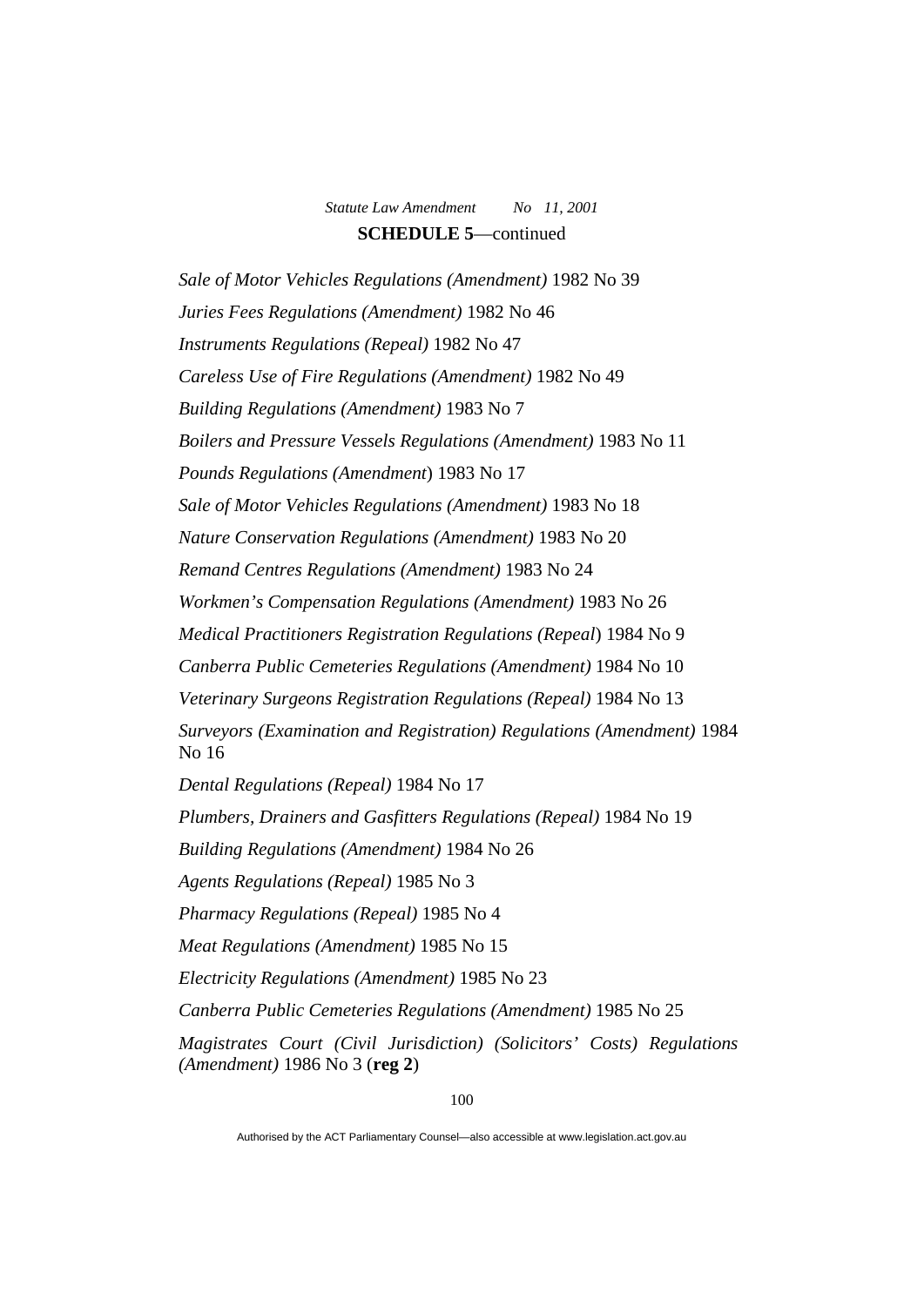**SCHEDULE 5**—continued

*Sale of Motor Vehicles Regulations (Amendment)* 1982 No 39

*Juries Fees Regulations (Amendment)* 1982 No 46

*Instruments Regulations (Repeal)* 1982 No 47

*Careless Use of Fire Regulations (Amendment)* 1982 No 49

*Building Regulations (Amendment)* 1983 No 7

*Boilers and Pressure Vessels Regulations (Amendment)* 1983 No 11

*Pounds Regulations (Amendment*) 1983 No 17

*Sale of Motor Vehicles Regulations (Amendment)* 1983 No 18

*Nature Conservation Regulations (Amendment)* 1983 No 20

*Remand Centres Regulations (Amendment)* 1983 No 24

*Workmen's Compensation Regulations (Amendment)* 1983 No 26

*Medical Practitioners Registration Regulations (Repeal*) 1984 No 9

*Canberra Public Cemeteries Regulations (Amendment)* 1984 No 10

*Veterinary Surgeons Registration Regulations (Repeal)* 1984 No 13

*Surveyors (Examination and Registration) Regulations (Amendment)* 1984 No 16

*Dental Regulations (Repeal)* 1984 No 17

*Plumbers, Drainers and Gasfitters Regulations (Repeal)* 1984 No 19

*Building Regulations (Amendment)* 1984 No 26

*Agents Regulations (Repeal)* 1985 No 3

*Pharmacy Regulations (Repeal)* 1985 No 4

*Meat Regulations (Amendment)* 1985 No 15

*Electricity Regulations (Amendment)* 1985 No 23

*Canberra Public Cemeteries Regulations (Amendment)* 1985 No 25

*Magistrates Court (Civil Jurisdiction) (Solicitors' Costs) Regulations (Amendment)* 1986 No 3 (**reg 2**)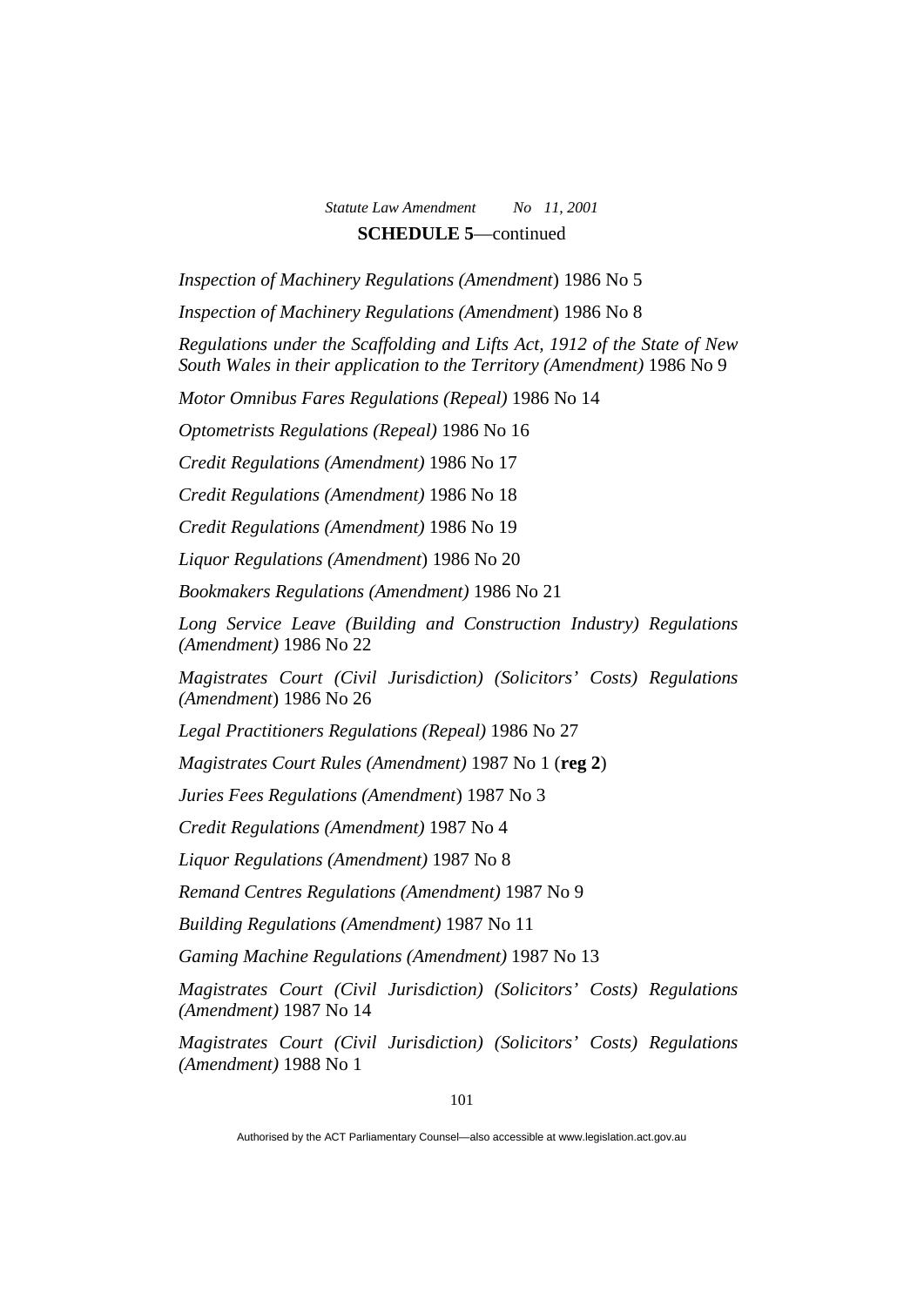**SCHEDULE 5**—continued

*Inspection of Machinery Regulations (Amendment*) 1986 No 5

*Inspection of Machinery Regulations (Amendment*) 1986 No 8

*Regulations under the Scaffolding and Lifts Act, 1912 of the State of New South Wales in their application to the Territory (Amendment)* 1986 No 9

*Motor Omnibus Fares Regulations (Repeal)* 1986 No 14

*Optometrists Regulations (Repeal)* 1986 No 16

*Credit Regulations (Amendment)* 1986 No 17

*Credit Regulations (Amendment)* 1986 No 18

*Credit Regulations (Amendment)* 1986 No 19

*Liquor Regulations (Amendment*) 1986 No 20

*Bookmakers Regulations (Amendment)* 1986 No 21

*Long Service Leave (Building and Construction Industry) Regulations (Amendment)* 1986 No 22

*Magistrates Court (Civil Jurisdiction) (Solicitors' Costs) Regulations (Amendment*) 1986 No 26

*Legal Practitioners Regulations (Repeal)* 1986 No 27

*Magistrates Court Rules (Amendment)* 1987 No 1 (**reg 2**)

*Juries Fees Regulations (Amendment*) 1987 No 3

*Credit Regulations (Amendment)* 1987 No 4

*Liquor Regulations (Amendment)* 1987 No 8

*Remand Centres Regulations (Amendment)* 1987 No 9

*Building Regulations (Amendment)* 1987 No 11

*Gaming Machine Regulations (Amendment)* 1987 No 13

*Magistrates Court (Civil Jurisdiction) (Solicitors' Costs) Regulations (Amendment)* 1987 No 14

*Magistrates Court (Civil Jurisdiction) (Solicitors' Costs) Regulations (Amendment)* 1988 No 1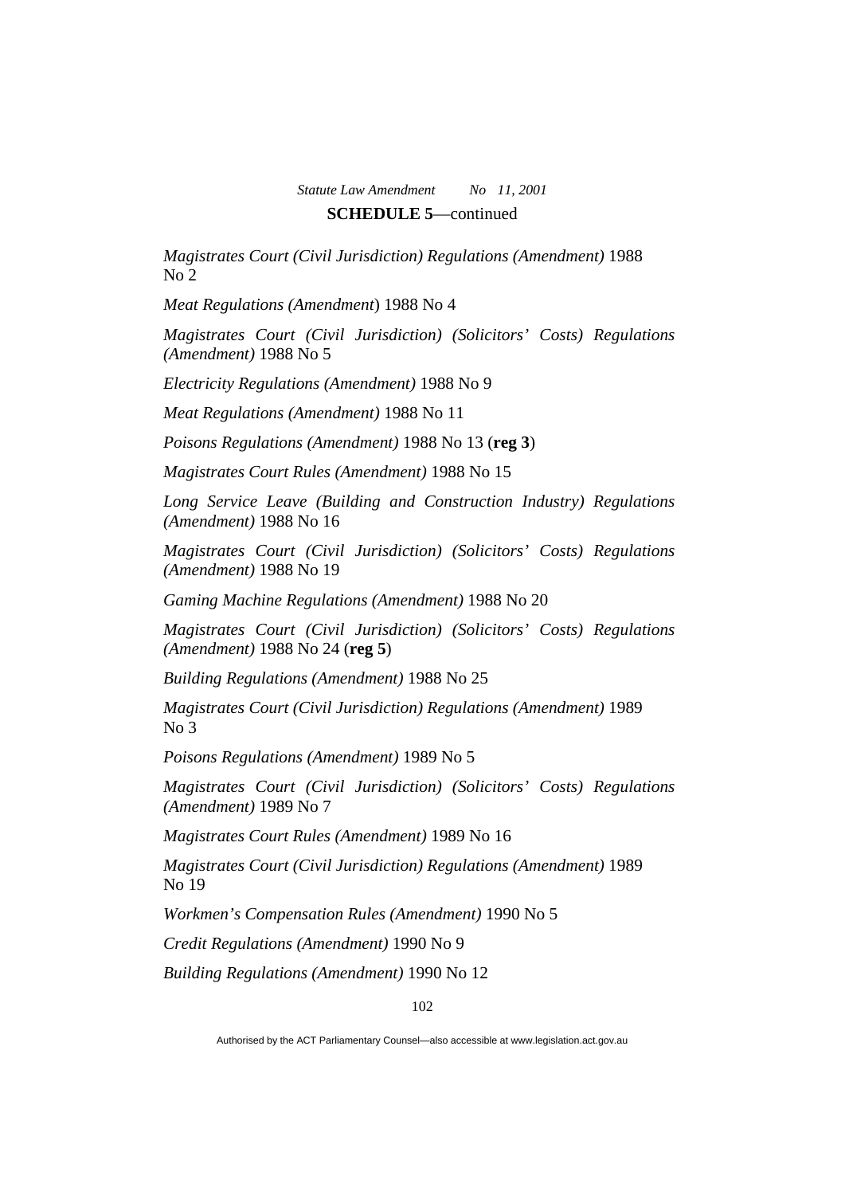**SCHEDULE 5**—continued

*Magistrates Court (Civil Jurisdiction) Regulations (Amendment)* 1988 No 2

*Meat Regulations (Amendment*) 1988 No 4

*Magistrates Court (Civil Jurisdiction) (Solicitors' Costs) Regulations (Amendment)* 1988 No 5

*Electricity Regulations (Amendment)* 1988 No 9

*Meat Regulations (Amendment)* 1988 No 11

*Poisons Regulations (Amendment)* 1988 No 13 (**reg 3**)

*Magistrates Court Rules (Amendment)* 1988 No 15

*Long Service Leave (Building and Construction Industry) Regulations (Amendment)* 1988 No 16

*Magistrates Court (Civil Jurisdiction) (Solicitors' Costs) Regulations (Amendment)* 1988 No 19

*Gaming Machine Regulations (Amendment)* 1988 No 20

*Magistrates Court (Civil Jurisdiction) (Solicitors' Costs) Regulations (Amendment)* 1988 No 24 (**reg 5**)

*Building Regulations (Amendment)* 1988 No 25

*Magistrates Court (Civil Jurisdiction) Regulations (Amendment)* 1989 No 3

*Poisons Regulations (Amendment)* 1989 No 5

*Magistrates Court (Civil Jurisdiction) (Solicitors' Costs) Regulations (Amendment)* 1989 No 7

*Magistrates Court Rules (Amendment)* 1989 No 16

*Magistrates Court (Civil Jurisdiction) Regulations (Amendment)* 1989 No 19

*Workmen's Compensation Rules (Amendment)* 1990 No 5

*Credit Regulations (Amendment)* 1990 No 9

*Building Regulations (Amendment)* 1990 No 12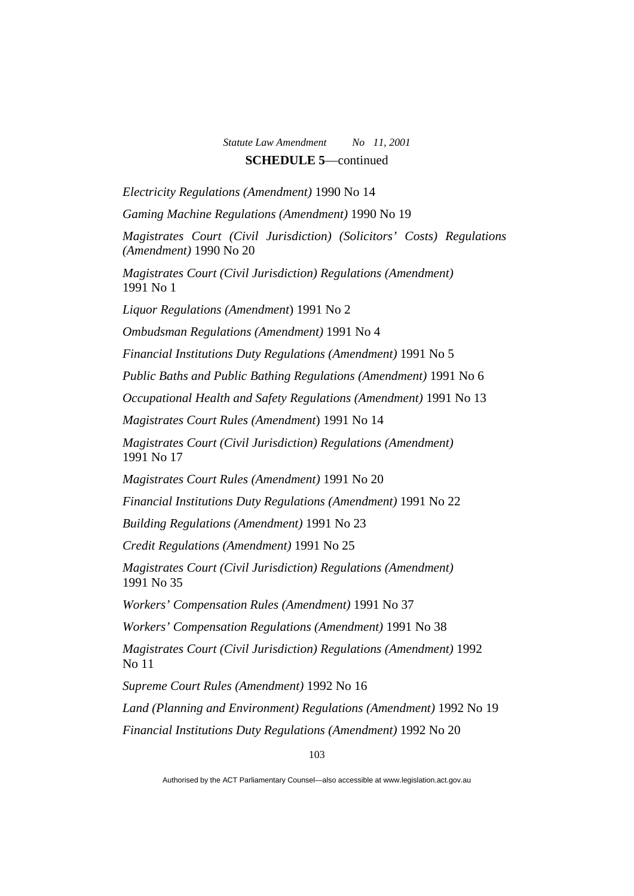**SCHEDULE 5**—continued

*Electricity Regulations (Amendment)* 1990 No 14

*Gaming Machine Regulations (Amendment)* 1990 No 19

*Magistrates Court (Civil Jurisdiction) (Solicitors' Costs) Regulations (Amendment)* 1990 No 20

*Magistrates Court (Civil Jurisdiction) Regulations (Amendment)* 1991 No 1

*Liquor Regulations (Amendment*) 1991 No 2

*Ombudsman Regulations (Amendment)* 1991 No 4

*Financial Institutions Duty Regulations (Amendment)* 1991 No 5

*Public Baths and Public Bathing Regulations (Amendment)* 1991 No 6

*Occupational Health and Safety Regulations (Amendment)* 1991 No 13

*Magistrates Court Rules (Amendment*) 1991 No 14

*Magistrates Court (Civil Jurisdiction) Regulations (Amendment)* 1991 No 17

*Magistrates Court Rules (Amendment)* 1991 No 20

*Financial Institutions Duty Regulations (Amendment)* 1991 No 22

*Building Regulations (Amendment)* 1991 No 23

*Credit Regulations (Amendment)* 1991 No 25

*Magistrates Court (Civil Jurisdiction) Regulations (Amendment)* 1991 No 35

*Workers' Compensation Rules (Amendment)* 1991 No 37

*Workers' Compensation Regulations (Amendment)* 1991 No 38

*Magistrates Court (Civil Jurisdiction) Regulations (Amendment)* 1992 No 11

*Supreme Court Rules (Amendment)* 1992 No 16

*Land (Planning and Environment) Regulations (Amendment)* 1992 No 19

*Financial Institutions Duty Regulations (Amendment)* 1992 No 20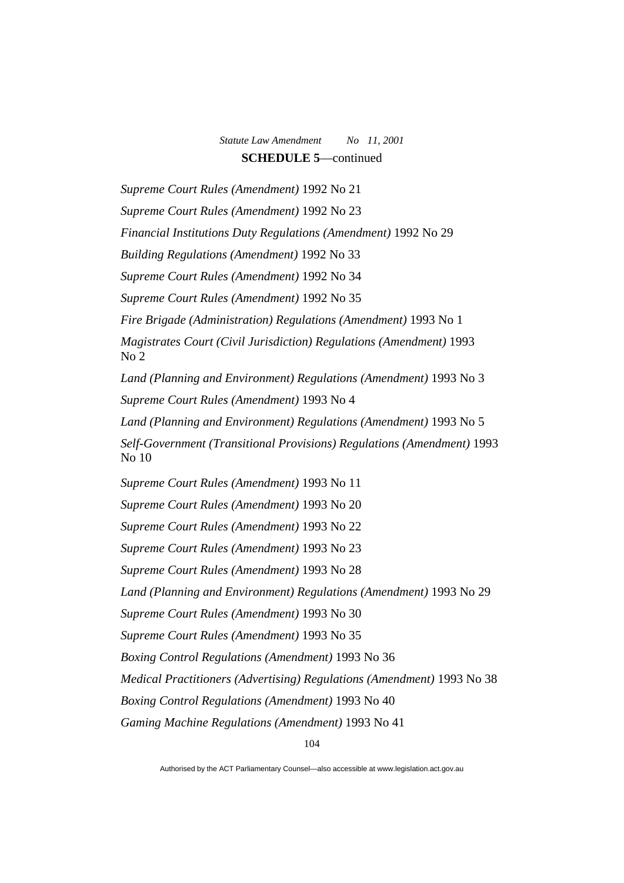**SCHEDULE 5**—continued

*Supreme Court Rules (Amendment)* 1992 No 21

*Supreme Court Rules (Amendment)* 1992 No 23

*Financial Institutions Duty Regulations (Amendment)* 1992 No 29

*Building Regulations (Amendment)* 1992 No 33

*Supreme Court Rules (Amendment)* 1992 No 34

*Supreme Court Rules (Amendment)* 1992 No 35

*Fire Brigade (Administration) Regulations (Amendment)* 1993 No 1

*Magistrates Court (Civil Jurisdiction) Regulations (Amendment)* 1993 No 2

*Land (Planning and Environment) Regulations (Amendment)* 1993 No 3

*Supreme Court Rules (Amendment)* 1993 No 4

*Land (Planning and Environment) Regulations (Amendment)* 1993 No 5

*Self-Government (Transitional Provisions) Regulations (Amendment)* 1993 No 10

*Supreme Court Rules (Amendment)* 1993 No 11

*Supreme Court Rules (Amendment)* 1993 No 20

*Supreme Court Rules (Amendment)* 1993 No 22

*Supreme Court Rules (Amendment)* 1993 No 23

*Supreme Court Rules (Amendment)* 1993 No 28

*Land (Planning and Environment) Regulations (Amendment)* 1993 No 29

*Supreme Court Rules (Amendment)* 1993 No 30

*Supreme Court Rules (Amendment)* 1993 No 35

*Boxing Control Regulations (Amendment)* 1993 No 36

*Medical Practitioners (Advertising) Regulations (Amendment)* 1993 No 38

*Boxing Control Regulations (Amendment)* 1993 No 40

*Gaming Machine Regulations (Amendment)* 1993 No 41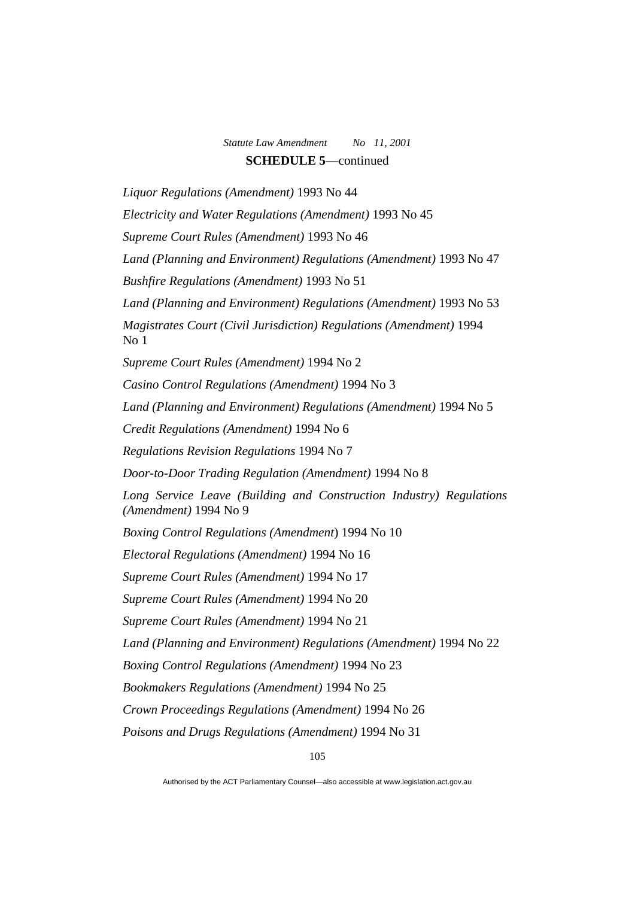**SCHEDULE 5**—continued

*Liquor Regulations (Amendment)* 1993 No 44

*Electricity and Water Regulations (Amendment)* 1993 No 45

*Supreme Court Rules (Amendment)* 1993 No 46

*Land (Planning and Environment) Regulations (Amendment)* 1993 No 47

*Bushfire Regulations (Amendment)* 1993 No 51

*Land (Planning and Environment) Regulations (Amendment)* 1993 No 53

*Magistrates Court (Civil Jurisdiction) Regulations (Amendment)* 1994 No 1

*Supreme Court Rules (Amendment)* 1994 No 2

*Casino Control Regulations (Amendment)* 1994 No 3

*Land (Planning and Environment) Regulations (Amendment)* 1994 No 5

*Credit Regulations (Amendment)* 1994 No 6

*Regulations Revision Regulations* 1994 No 7

*Door-to-Door Trading Regulation (Amendment)* 1994 No 8

*Long Service Leave (Building and Construction Industry) Regulations (Amendment)* 1994 No 9

*Boxing Control Regulations (Amendment*) 1994 No 10

*Electoral Regulations (Amendment)* 1994 No 16

*Supreme Court Rules (Amendment)* 1994 No 17

*Supreme Court Rules (Amendment)* 1994 No 20

*Supreme Court Rules (Amendment)* 1994 No 21

*Land (Planning and Environment) Regulations (Amendment)* 1994 No 22

*Boxing Control Regulations (Amendment)* 1994 No 23

*Bookmakers Regulations (Amendment)* 1994 No 25

*Crown Proceedings Regulations (Amendment)* 1994 No 26

*Poisons and Drugs Regulations (Amendment)* 1994 No 31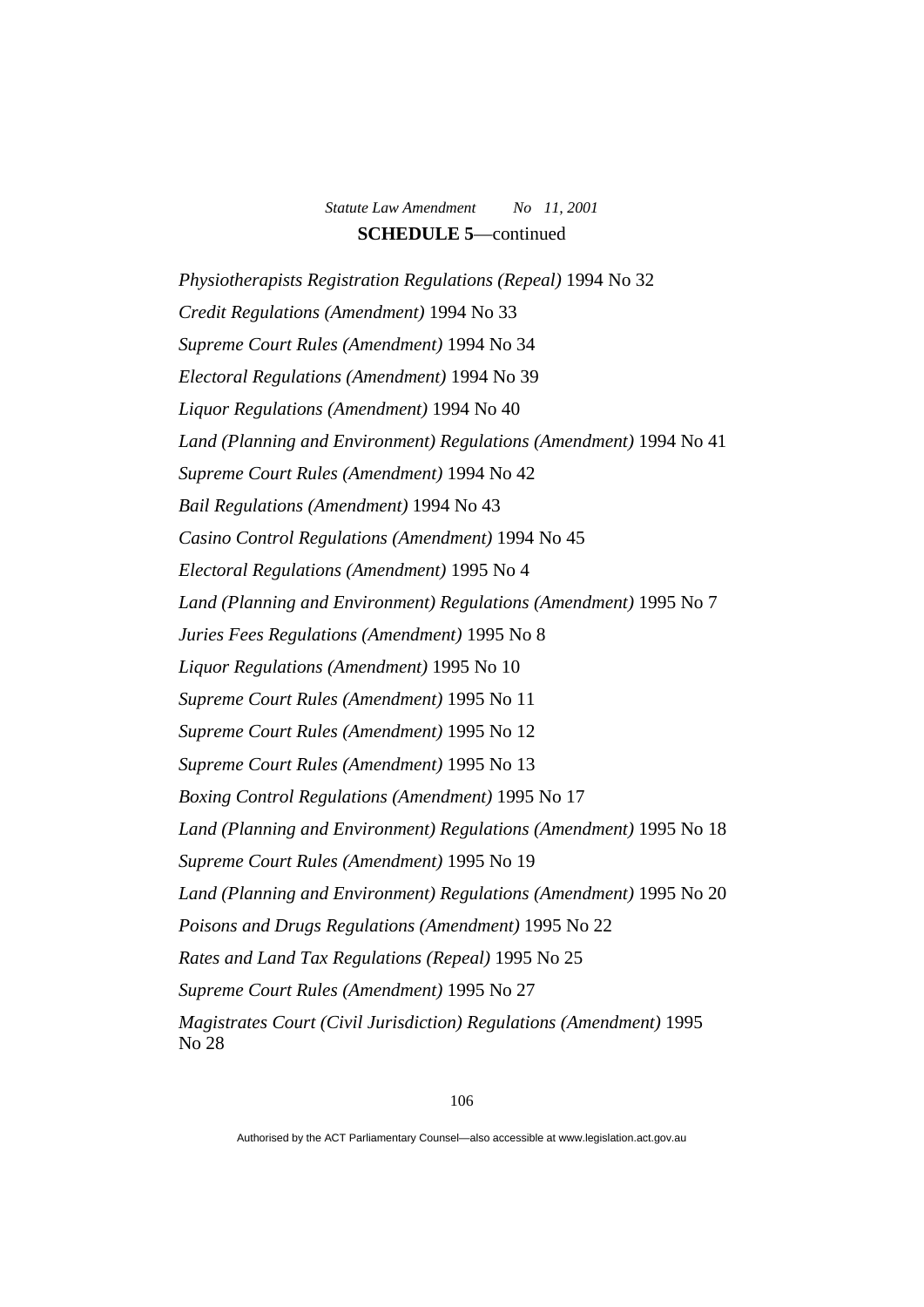**SCHEDULE 5**—continued

*Physiotherapists Registration Regulations (Repeal)* 1994 No 32

*Credit Regulations (Amendment)* 1994 No 33

*Supreme Court Rules (Amendment)* 1994 No 34

*Electoral Regulations (Amendment)* 1994 No 39

*Liquor Regulations (Amendment)* 1994 No 40

*Land (Planning and Environment) Regulations (Amendment)* 1994 No 41

*Supreme Court Rules (Amendment)* 1994 No 42

*Bail Regulations (Amendment)* 1994 No 43

*Casino Control Regulations (Amendment)* 1994 No 45

*Electoral Regulations (Amendment)* 1995 No 4

*Land (Planning and Environment) Regulations (Amendment)* 1995 No 7

*Juries Fees Regulations (Amendment)* 1995 No 8

*Liquor Regulations (Amendment)* 1995 No 10

*Supreme Court Rules (Amendment)* 1995 No 11

*Supreme Court Rules (Amendment)* 1995 No 12

*Supreme Court Rules (Amendment)* 1995 No 13

*Boxing Control Regulations (Amendment)* 1995 No 17

*Land (Planning and Environment) Regulations (Amendment)* 1995 No 18

*Supreme Court Rules (Amendment)* 1995 No 19

*Land (Planning and Environment) Regulations (Amendment)* 1995 No 20

*Poisons and Drugs Regulations (Amendment)* 1995 No 22

*Rates and Land Tax Regulations (Repeal)* 1995 No 25

*Supreme Court Rules (Amendment)* 1995 No 27

*Magistrates Court (Civil Jurisdiction) Regulations (Amendment)* 1995 No 28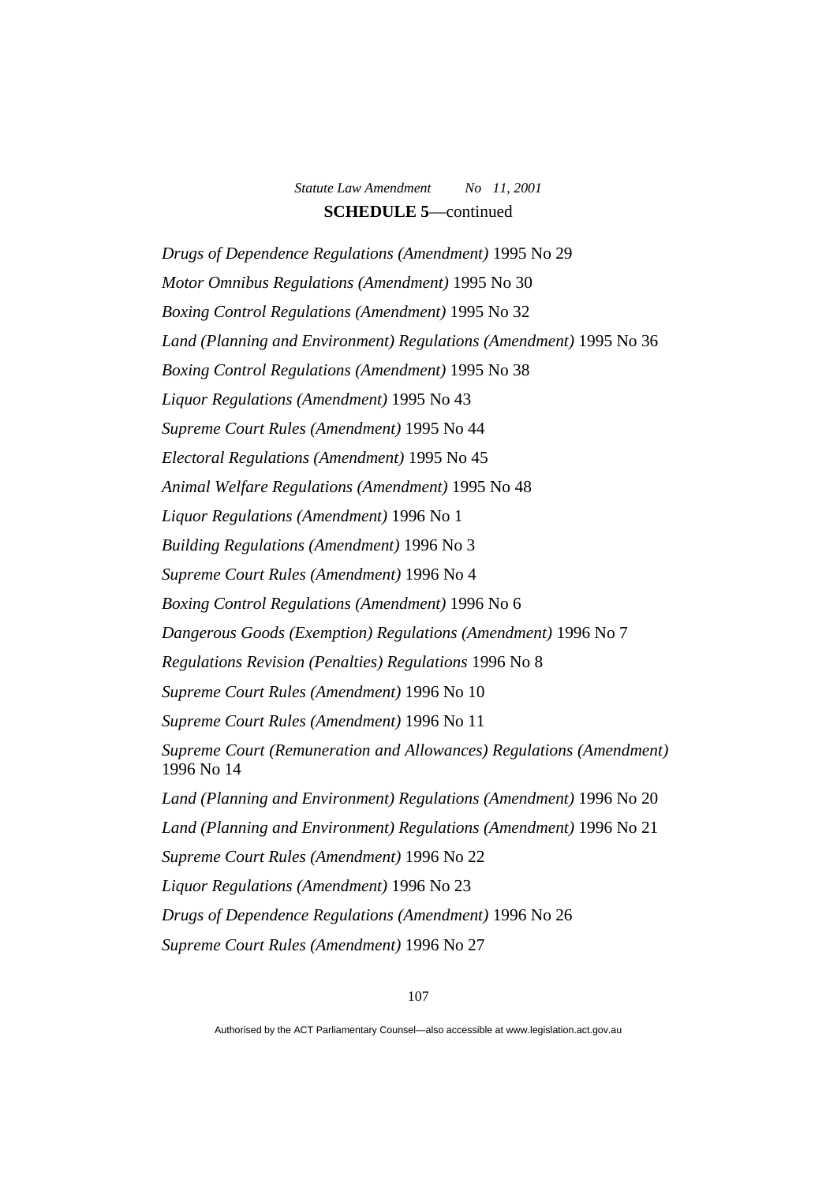**SCHEDULE 5**—continued

*Drugs of Dependence Regulations (Amendment)* 1995 No 29

*Motor Omnibus Regulations (Amendment)* 1995 No 30

*Boxing Control Regulations (Amendment)* 1995 No 32

*Land (Planning and Environment) Regulations (Amendment)* 1995 No 36

*Boxing Control Regulations (Amendment)* 1995 No 38

*Liquor Regulations (Amendment)* 1995 No 43

*Supreme Court Rules (Amendment)* 1995 No 44

*Electoral Regulations (Amendment)* 1995 No 45

*Animal Welfare Regulations (Amendment)* 1995 No 48

*Liquor Regulations (Amendment)* 1996 No 1

*Building Regulations (Amendment)* 1996 No 3

*Supreme Court Rules (Amendment)* 1996 No 4

*Boxing Control Regulations (Amendment)* 1996 No 6

*Dangerous Goods (Exemption) Regulations (Amendment)* 1996 No 7

*Regulations Revision (Penalties) Regulations* 1996 No 8

*Supreme Court Rules (Amendment)* 1996 No 10

*Supreme Court Rules (Amendment)* 1996 No 11

*Supreme Court (Remuneration and Allowances) Regulations (Amendment)* 1996 No 14

*Land (Planning and Environment) Regulations (Amendment)* 1996 No 20

*Land (Planning and Environment) Regulations (Amendment)* 1996 No 21

*Supreme Court Rules (Amendment)* 1996 No 22

*Liquor Regulations (Amendment)* 1996 No 23

*Drugs of Dependence Regulations (Amendment)* 1996 No 26

*Supreme Court Rules (Amendment)* 1996 No 27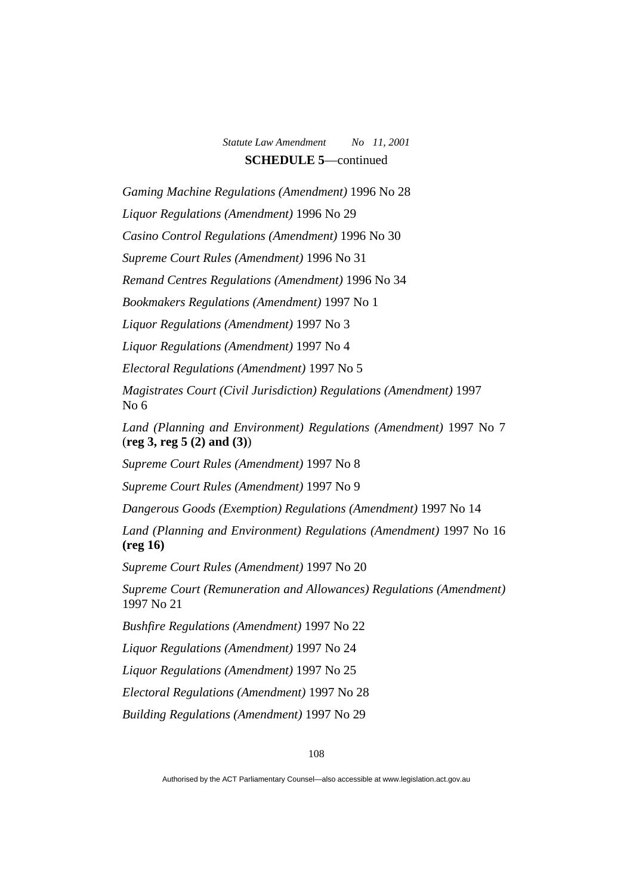**SCHEDULE 5**—continued

*Gaming Machine Regulations (Amendment)* 1996 No 28

*Liquor Regulations (Amendment)* 1996 No 29

*Casino Control Regulations (Amendment)* 1996 No 30

*Supreme Court Rules (Amendment)* 1996 No 31

*Remand Centres Regulations (Amendment)* 1996 No 34

*Bookmakers Regulations (Amendment)* 1997 No 1

*Liquor Regulations (Amendment)* 1997 No 3

*Liquor Regulations (Amendment)* 1997 No 4

*Electoral Regulations (Amendment)* 1997 No 5

*Magistrates Court (Civil Jurisdiction) Regulations (Amendment)* 1997 No 6

*Land (Planning and Environment) Regulations (Amendment)* 1997 No 7 (**reg 3, reg 5 (2) and (3)**)

*Supreme Court Rules (Amendment)* 1997 No 8

*Supreme Court Rules (Amendment)* 1997 No 9

*Dangerous Goods (Exemption) Regulations (Amendment)* 1997 No 14

*Land (Planning and Environment) Regulations (Amendment)* 1997 No 16 **(reg 16)**

*Supreme Court Rules (Amendment)* 1997 No 20

*Supreme Court (Remuneration and Allowances) Regulations (Amendment)* 1997 No 21

*Bushfire Regulations (Amendment)* 1997 No 22

*Liquor Regulations (Amendment)* 1997 No 24

*Liquor Regulations (Amendment)* 1997 No 25

*Electoral Regulations (Amendment)* 1997 No 28

*Building Regulations (Amendment)* 1997 No 29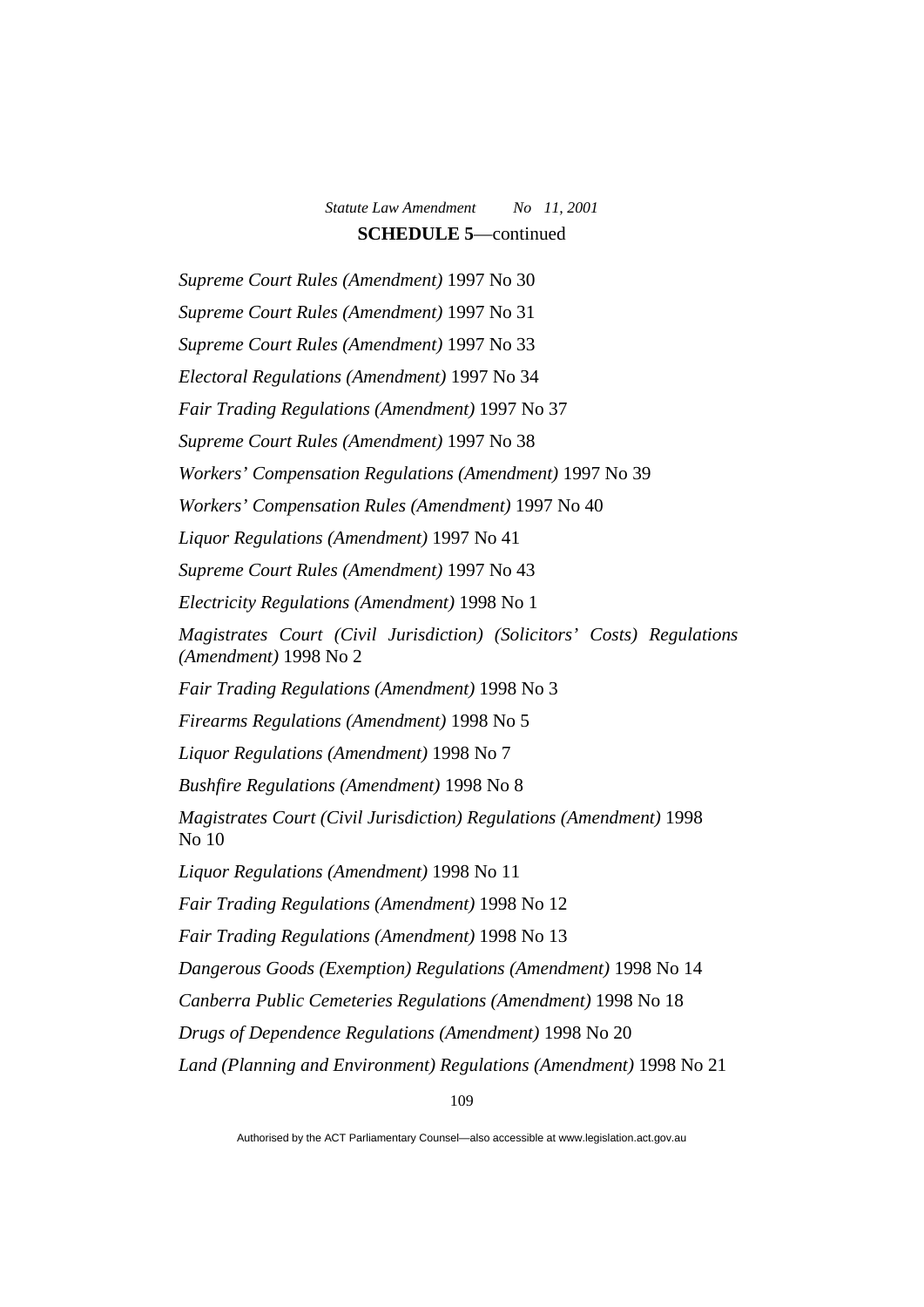**SCHEDULE 5**—continued

*Supreme Court Rules (Amendment)* 1997 No 30

*Supreme Court Rules (Amendment)* 1997 No 31

*Supreme Court Rules (Amendment)* 1997 No 33

*Electoral Regulations (Amendment)* 1997 No 34

*Fair Trading Regulations (Amendment)* 1997 No 37

*Supreme Court Rules (Amendment)* 1997 No 38

*Workers' Compensation Regulations (Amendment)* 1997 No 39

*Workers' Compensation Rules (Amendment)* 1997 No 40

*Liquor Regulations (Amendment)* 1997 No 41

*Supreme Court Rules (Amendment)* 1997 No 43

*Electricity Regulations (Amendment)* 1998 No 1

*Magistrates Court (Civil Jurisdiction) (Solicitors' Costs) Regulations (Amendment)* 1998 No 2

*Fair Trading Regulations (Amendment)* 1998 No 3

*Firearms Regulations (Amendment)* 1998 No 5

*Liquor Regulations (Amendment)* 1998 No 7

*Bushfire Regulations (Amendment)* 1998 No 8

*Magistrates Court (Civil Jurisdiction) Regulations (Amendment)* 1998 No 10

*Liquor Regulations (Amendment)* 1998 No 11

*Fair Trading Regulations (Amendment)* 1998 No 12

*Fair Trading Regulations (Amendment)* 1998 No 13

*Dangerous Goods (Exemption) Regulations (Amendment)* 1998 No 14

*Canberra Public Cemeteries Regulations (Amendment)* 1998 No 18

*Drugs of Dependence Regulations (Amendment)* 1998 No 20

*Land (Planning and Environment) Regulations (Amendment)* 1998 No 21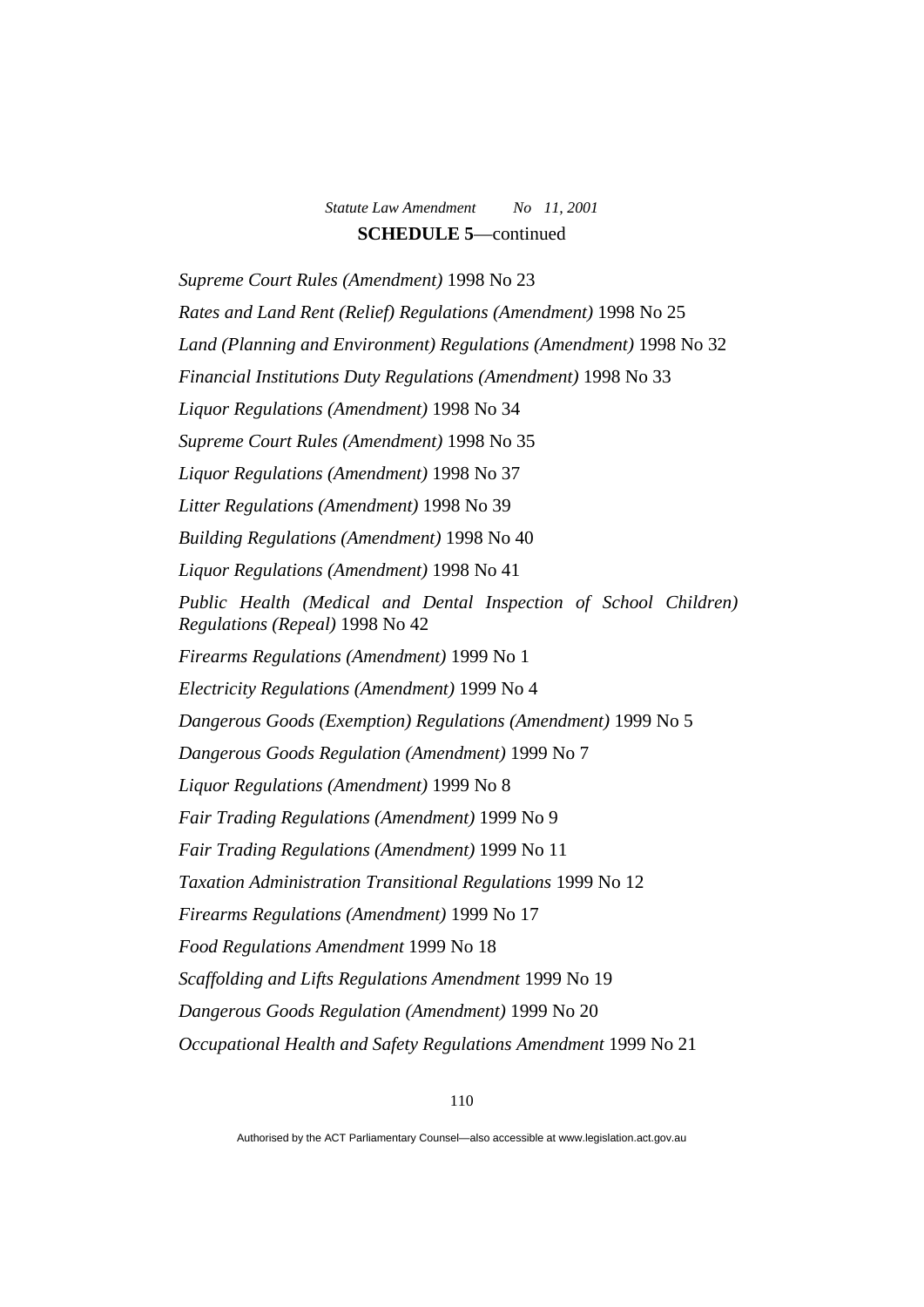**SCHEDULE 5**—continued

*Supreme Court Rules (Amendment)* 1998 No 23

*Rates and Land Rent (Relief) Regulations (Amendment)* 1998 No 25

*Land (Planning and Environment) Regulations (Amendment)* 1998 No 32

*Financial Institutions Duty Regulations (Amendment)* 1998 No 33

*Liquor Regulations (Amendment)* 1998 No 34

*Supreme Court Rules (Amendment)* 1998 No 35

*Liquor Regulations (Amendment)* 1998 No 37

*Litter Regulations (Amendment)* 1998 No 39

*Building Regulations (Amendment)* 1998 No 40

*Liquor Regulations (Amendment)* 1998 No 41

*Public Health (Medical and Dental Inspection of School Children) Regulations (Repeal)* 1998 No 42

*Firearms Regulations (Amendment)* 1999 No 1

*Electricity Regulations (Amendment)* 1999 No 4

*Dangerous Goods (Exemption) Regulations (Amendment)* 1999 No 5

*Dangerous Goods Regulation (Amendment)* 1999 No 7

*Liquor Regulations (Amendment)* 1999 No 8

*Fair Trading Regulations (Amendment)* 1999 No 9

*Fair Trading Regulations (Amendment)* 1999 No 11

*Taxation Administration Transitional Regulations* 1999 No 12

*Firearms Regulations (Amendment)* 1999 No 17

*Food Regulations Amendment* 1999 No 18

*Scaffolding and Lifts Regulations Amendment* 1999 No 19

*Dangerous Goods Regulation (Amendment)* 1999 No 20

*Occupational Health and Safety Regulations Amendment* 1999 No 21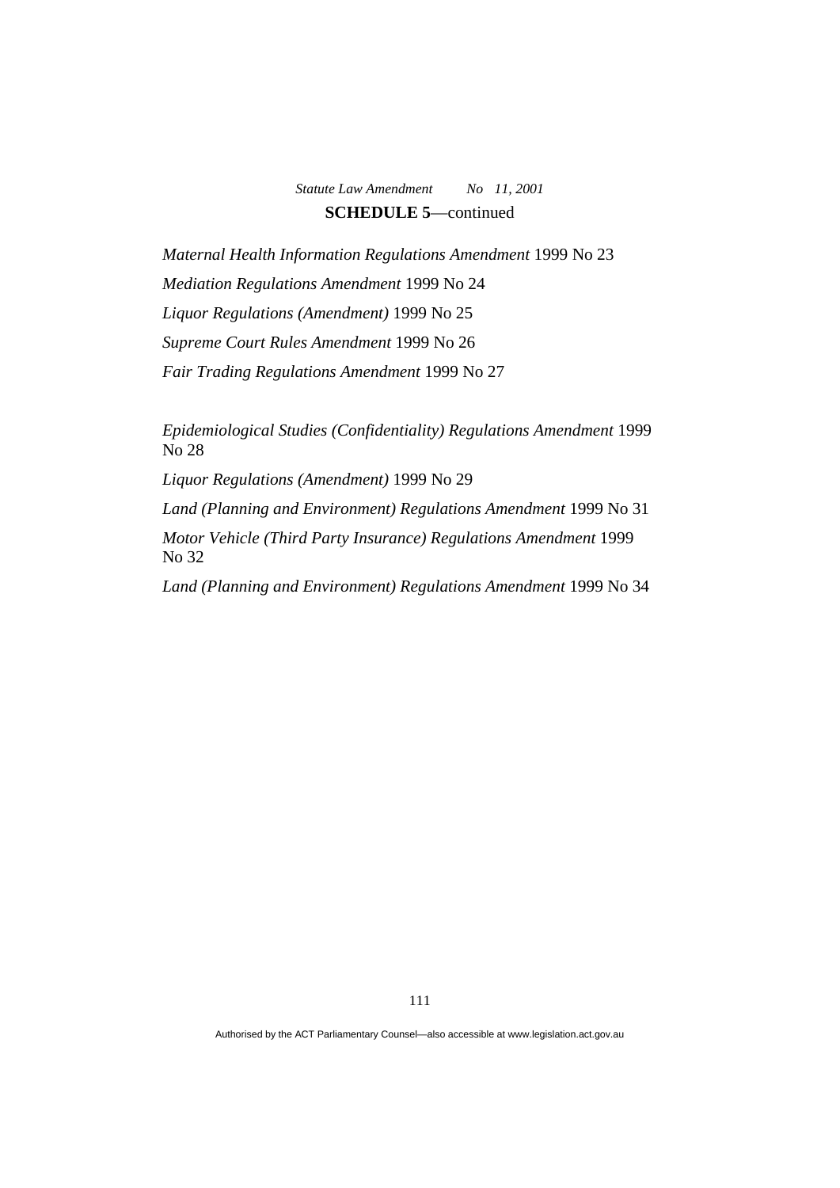**SCHEDULE 5**—continued

*Maternal Health Information Regulations Amendment* 1999 No 23

*Mediation Regulations Amendment* 1999 No 24

*Liquor Regulations (Amendment)* 1999 No 25

*Supreme Court Rules Amendment* 1999 No 26

*Fair Trading Regulations Amendment* 1999 No 27

*Epidemiological Studies (Confidentiality) Regulations Amendment* 1999 No 28

*Liquor Regulations (Amendment)* 1999 No 29

*Land (Planning and Environment) Regulations Amendment* 1999 No 31

*Motor Vehicle (Third Party Insurance) Regulations Amendment* 1999 No 32

*Land (Planning and Environment) Regulations Amendment* 1999 No 34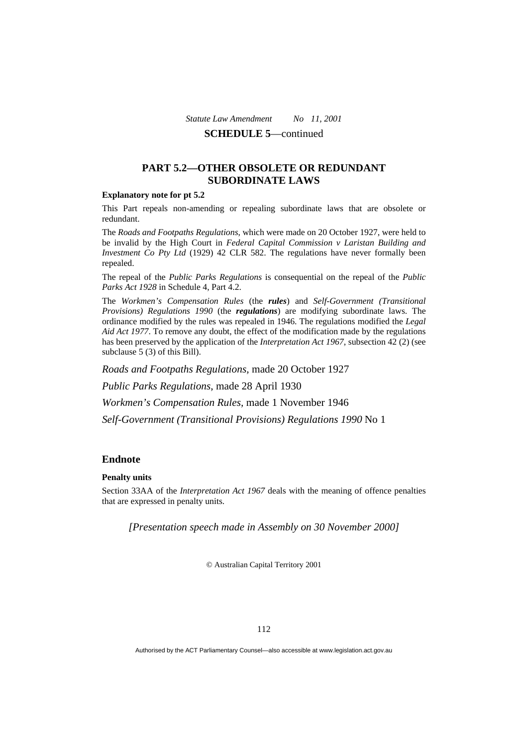## PART 5.2—OTHER OBSOLETE OR REDUNDANT SUBORDINATE LAWS

**Explanatory note for pt 5.2**

This Part repeals non-amending or repealing subordinate laws that are obsolete or redundant.

The *Roads and Footpaths Regulations*, which were made on 20 October 1927, were held to be invalid by the High Court in *Federal Capital Commission v Laristan Building and Investment Co Pty Ltd* (1929) 42 CLR 582. The regulations have never formally been repealed.

The repeal of the *Public Parks Regulations* is consequential on the repeal of the *Public Parks Act 1928* in Schedule 4, Part 4.2.

The *Workmen's Compensation Rules* (the ***rules***) and *Self-Government (Transitional Provisions) Regulations 1990* (the ***regulations***) are modifying subordinate laws. The ordinance modified by the rules was repealed in 1946. The regulations modified the *Legal Aid Act 1977*. To remove any doubt, the effect of the modification made by the regulations has been preserved by the application of the *Interpretation Act 1967*, subsection 42 (2) (see subclause 5 (3) of this Bill).

*Roads and Footpaths Regulations*, made 20 October 1927

*Public Parks Regulations*, made 28 April 1930

*Workmen's Compensation Rules*, made 1 November 1946

*Self-Government (Transitional Provisions) Regulations 1990* No 1

## Endnote

**Penalty units**

Section 33AA of the *Interpretation Act 1967* deals with the meaning of offence penalties that are expressed in penalty units.

*[Presentation speech made in Assembly on 30 November 2000]*

© Australian Capital Territory 2001